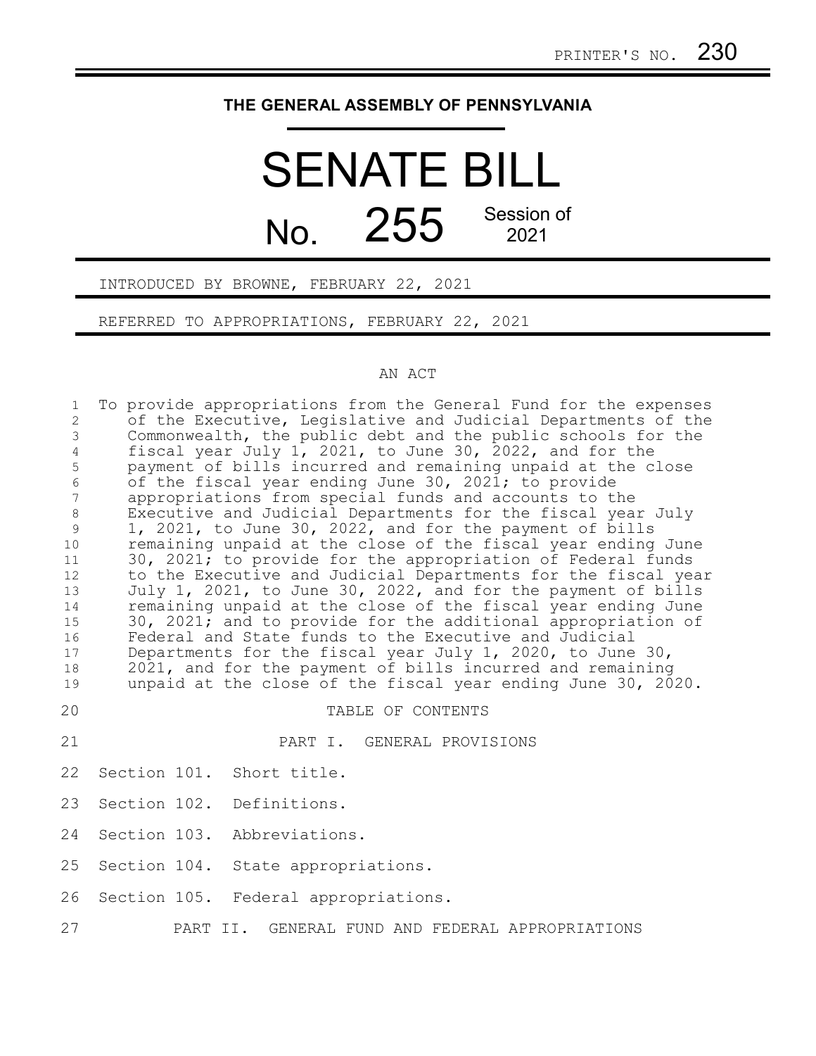PRINTER'S NO. 230

# THE GENERAL ASSEMBLY OF PENNSYLVANIA

# SENATE BILL

## No. 255 Session of 2021

INTRODUCED BY BROWNE, FEBRUARY 22, 2021

REFERRED TO APPROPRIATIONS, FEBRUARY 22, 2021

AN ACT

To provide appropriations from the General Fund for the expenses of the Executive, Legislative and Judicial Departments of the Commonwealth, the public debt and the public schools for the fiscal year July 1, 2021, to June 30, 2022, and for the payment of bills incurred and remaining unpaid at the close of the fiscal year ending June 30, 2021; to provide appropriations from special funds and accounts to the Executive and Judicial Departments for the fiscal year July 1, 2021, to June 30, 2022, and for the payment of bills remaining unpaid at the close of the fiscal year ending June 30, 2021; to provide for the appropriation of Federal funds to the Executive and Judicial Departments for the fiscal year July 1, 2021, to June 30, 2022, and for the payment of bills remaining unpaid at the close of the fiscal year ending June 30, 2021; and to provide for the additional appropriation of Federal and State funds to the Executive and Judicial Departments for the fiscal year July 1, 2020, to June 30, 2021, and for the payment of bills incurred and remaining unpaid at the close of the fiscal year ending June 30, 2020.

TABLE OF CONTENTS

PART I. GENERAL PROVISIONS

Section 101. Short title.

Section 102. Definitions.

Section 103. Abbreviations.

Section 104. State appropriations.

Section 105. Federal appropriations.

PART II. GENERAL FUND AND FEDERAL APPROPRIATIONS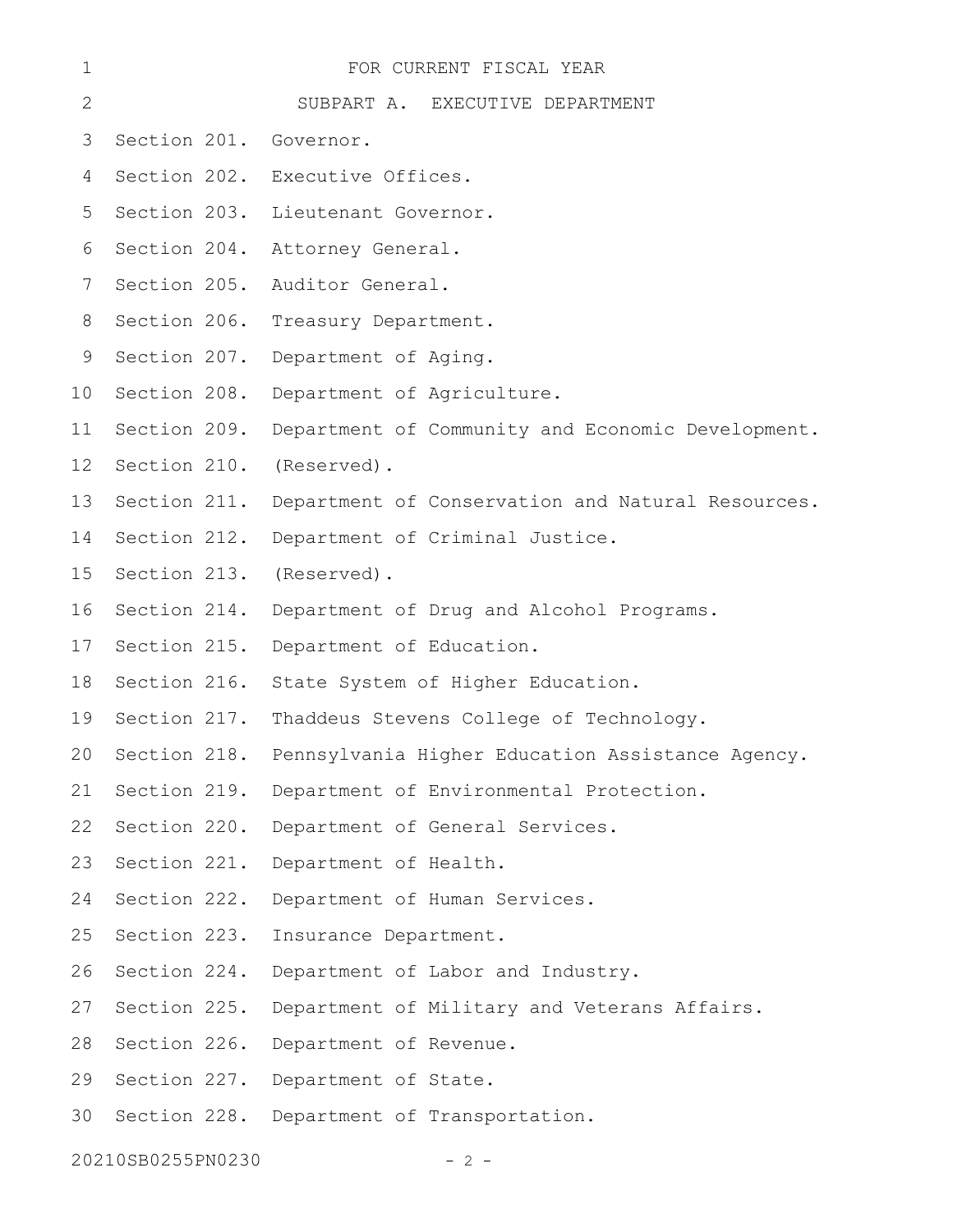FOR CURRENT FISCAL YEAR

SUBPART A. EXECUTIVE DEPARTMENT

Section 201. Governor.

Section 202. Executive Offices.

Section 203. Lieutenant Governor.

Section 204. Attorney General.

Section 205. Auditor General.

Section 206. Treasury Department.

Section 207. Department of Aging.

Section 208. Department of Agriculture.

Section 209. Department of Community and Economic Development.

Section 210. (Reserved).

Section 211. Department of Conservation and Natural Resources.

Section 212. Department of Criminal Justice.

Section 213. (Reserved).

Section 214. Department of Drug and Alcohol Programs.

Section 215. Department of Education.

Section 216. State System of Higher Education.

Section 217. Thaddeus Stevens College of Technology.

Section 218. Pennsylvania Higher Education Assistance Agency.

Section 219. Department of Environmental Protection.

Section 220. Department of General Services.

Section 221. Department of Health.

Section 222. Department of Human Services.

Section 223. Insurance Department.

Section 224. Department of Labor and Industry.

Section 225. Department of Military and Veterans Affairs.

Section 226. Department of Revenue.

Section 227. Department of State.

Section 228. Department of Transportation.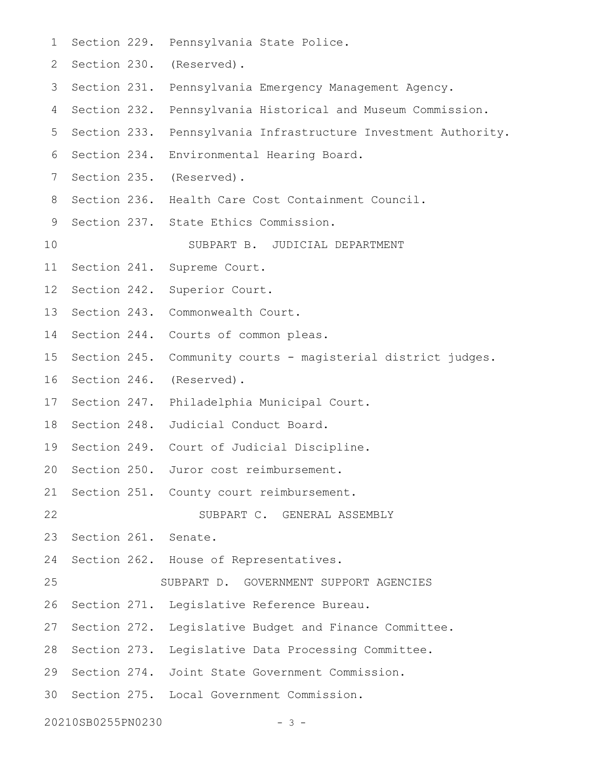Section 229. Pennsylvania State Police.
Section 230. (Reserved).
Section 231. Pennsylvania Emergency Management Agency.
Section 232. Pennsylvania Historical and Museum Commission.
Section 233. Pennsylvania Infrastructure Investment Authority.
Section 234. Environmental Hearing Board.
Section 235. (Reserved).
Section 236. Health Care Cost Containment Council.
Section 237. State Ethics Commission.

SUBPART B. JUDICIAL DEPARTMENT

Section 241. Supreme Court.
Section 242. Superior Court.
Section 243. Commonwealth Court.
Section 244. Courts of common pleas.
Section 245. Community courts - magisterial district judges.
Section 246. (Reserved).
Section 247. Philadelphia Municipal Court.
Section 248. Judicial Conduct Board.
Section 249. Court of Judicial Discipline.
Section 250. Juror cost reimbursement.
Section 251. County court reimbursement.

SUBPART C. GENERAL ASSEMBLY

Section 261. Senate.
Section 262. House of Representatives.

SUBPART D. GOVERNMENT SUPPORT AGENCIES

Section 271. Legislative Reference Bureau.
Section 272. Legislative Budget and Finance Committee.
Section 273. Legislative Data Processing Committee.
Section 274. Joint State Government Commission.
Section 275. Local Government Commission.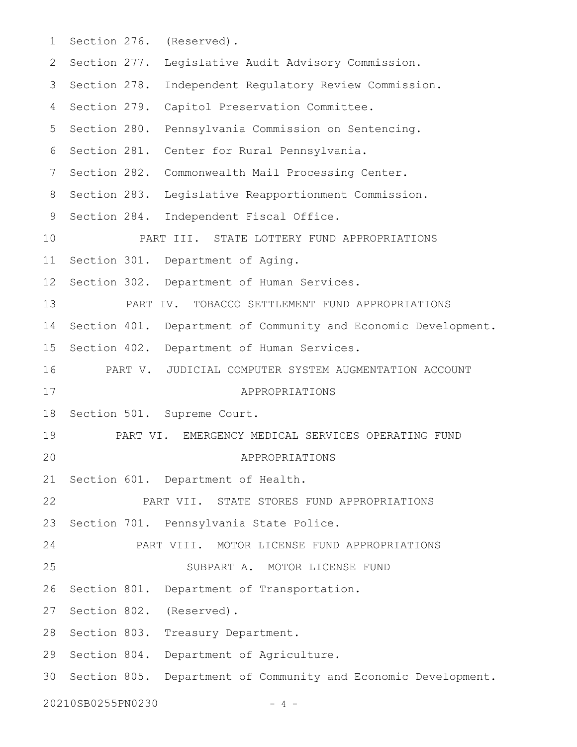Section 276. (Reserved).

Section 277. Legislative Audit Advisory Commission.

Section 278. Independent Regulatory Review Commission.

Section 279. Capitol Preservation Committee.

Section 280. Pennsylvania Commission on Sentencing.

Section 281. Center for Rural Pennsylvania.

Section 282. Commonwealth Mail Processing Center.

Section 283. Legislative Reapportionment Commission.

Section 284. Independent Fiscal Office.

PART III. STATE LOTTERY FUND APPROPRIATIONS

Section 301. Department of Aging.

Section 302. Department of Human Services.

PART IV. TOBACCO SETTLEMENT FUND APPROPRIATIONS

Section 401. Department of Community and Economic Development.

Section 402. Department of Human Services.

PART V. JUDICIAL COMPUTER SYSTEM AUGMENTATION ACCOUNT APPROPRIATIONS

Section 501. Supreme Court.

PART VI. EMERGENCY MEDICAL SERVICES OPERATING FUND APPROPRIATIONS

Section 601. Department of Health.

PART VII. STATE STORES FUND APPROPRIATIONS

Section 701. Pennsylvania State Police.

PART VIII. MOTOR LICENSE FUND APPROPRIATIONS

SUBPART A. MOTOR LICENSE FUND

Section 801. Department of Transportation.

Section 802. (Reserved).

Section 803. Treasury Department.

Section 804. Department of Agriculture.

Section 805. Department of Community and Economic Development.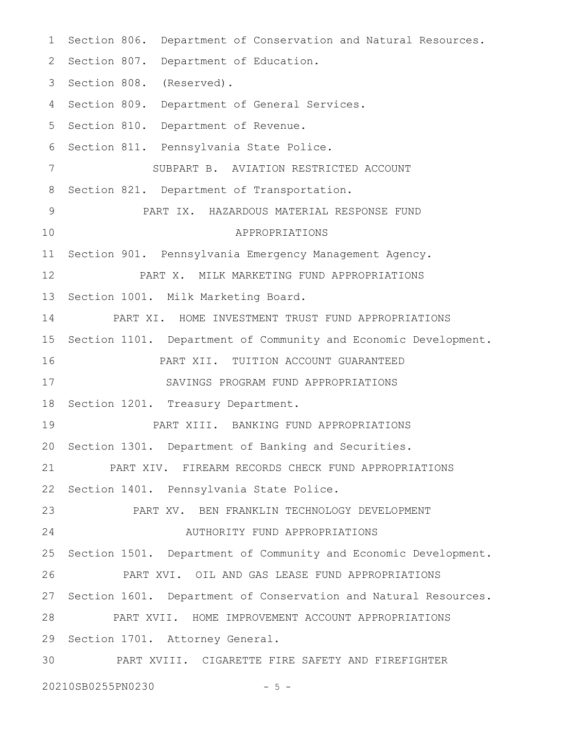Section 806. Department of Conservation and Natural Resources.

Section 807. Department of Education.

Section 808. (Reserved).

Section 809. Department of General Services.

Section 810. Department of Revenue.

Section 811. Pennsylvania State Police.

SUBPART B. AVIATION RESTRICTED ACCOUNT

Section 821. Department of Transportation.

PART IX. HAZARDOUS MATERIAL RESPONSE FUND APPROPRIATIONS

Section 901. Pennsylvania Emergency Management Agency.

PART X. MILK MARKETING FUND APPROPRIATIONS

Section 1001. Milk Marketing Board.

PART XI. HOME INVESTMENT TRUST FUND APPROPRIATIONS

Section 1101. Department of Community and Economic Development.

PART XII. TUITION ACCOUNT GUARANTEED SAVINGS PROGRAM FUND APPROPRIATIONS

Section 1201. Treasury Department.

PART XIII. BANKING FUND APPROPRIATIONS

Section 1301. Department of Banking and Securities.

PART XIV. FIREARM RECORDS CHECK FUND APPROPRIATIONS

Section 1401. Pennsylvania State Police.

PART XV. BEN FRANKLIN TECHNOLOGY DEVELOPMENT AUTHORITY FUND APPROPRIATIONS

Section 1501. Department of Community and Economic Development.

PART XVI. OIL AND GAS LEASE FUND APPROPRIATIONS

Section 1601. Department of Conservation and Natural Resources.

PART XVII. HOME IMPROVEMENT ACCOUNT APPROPRIATIONS

Section 1701. Attorney General.

PART XVIII. CIGARETTE FIRE SAFETY AND FIREFIGHTER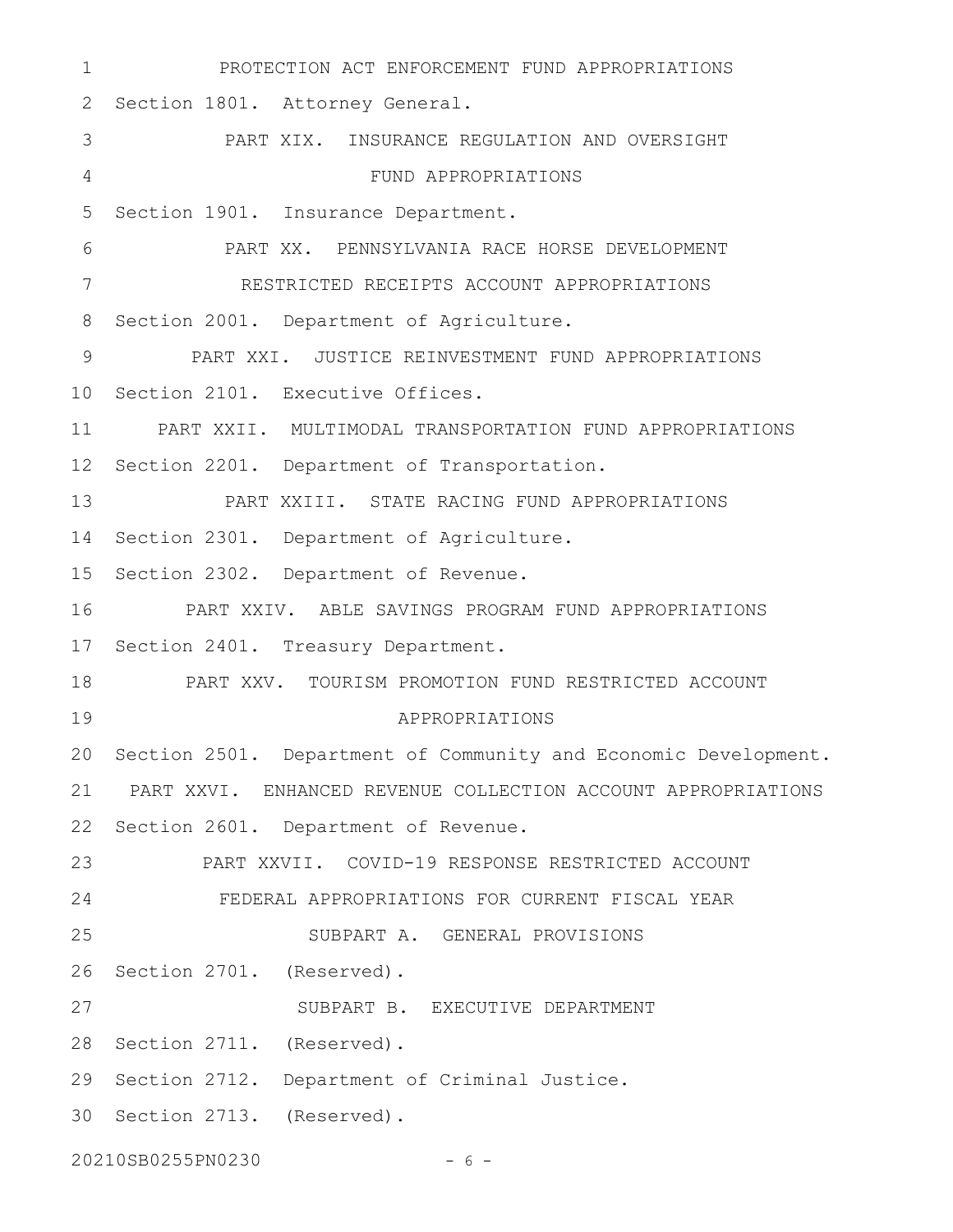PROTECTION ACT ENFORCEMENT FUND APPROPRIATIONS

Section 1801. Attorney General.

PART XIX. INSURANCE REGULATION AND OVERSIGHT
FUND APPROPRIATIONS

Section 1901. Insurance Department.

PART XX. PENNSYLVANIA RACE HORSE DEVELOPMENT
RESTRICTED RECEIPTS ACCOUNT APPROPRIATIONS

Section 2001. Department of Agriculture.

PART XXI. JUSTICE REINVESTMENT FUND APPROPRIATIONS

Section 2101. Executive Offices.

PART XXII. MULTIMODAL TRANSPORTATION FUND APPROPRIATIONS

Section 2201. Department of Transportation.

PART XXIII. STATE RACING FUND APPROPRIATIONS

Section 2301. Department of Agriculture.

Section 2302. Department of Revenue.

PART XXIV. ABLE SAVINGS PROGRAM FUND APPROPRIATIONS

Section 2401. Treasury Department.

PART XXV. TOURISM PROMOTION FUND RESTRICTED ACCOUNT
APPROPRIATIONS

Section 2501. Department of Community and Economic Development.

PART XXVI. ENHANCED REVENUE COLLECTION ACCOUNT APPROPRIATIONS

Section 2601. Department of Revenue.

PART XXVII. COVID-19 RESPONSE RESTRICTED ACCOUNT
FEDERAL APPROPRIATIONS FOR CURRENT FISCAL YEAR

SUBPART A. GENERAL PROVISIONS

Section 2701. (Reserved).

SUBPART B. EXECUTIVE DEPARTMENT

Section 2711. (Reserved).

Section 2712. Department of Criminal Justice.

Section 2713. (Reserved).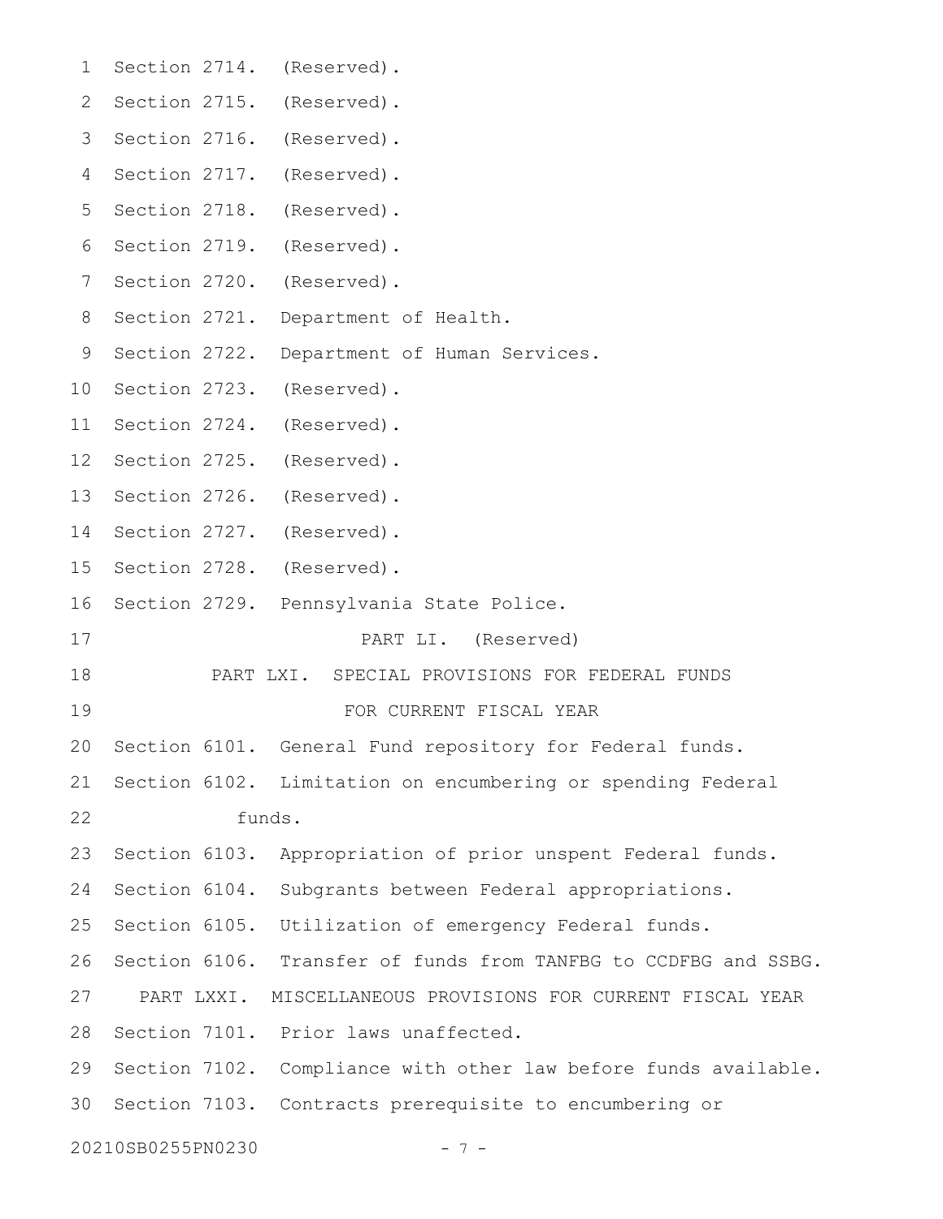Section 2714. (Reserved).

Section 2715. (Reserved).

Section 2716. (Reserved).

Section 2717. (Reserved).

Section 2718. (Reserved).

Section 2719. (Reserved).

Section 2720. (Reserved).

Section 2721. Department of Health.

Section 2722. Department of Human Services.

Section 2723. (Reserved).

Section 2724. (Reserved).

Section 2725. (Reserved).

Section 2726. (Reserved).

Section 2727. (Reserved).

Section 2728. (Reserved).

Section 2729. Pennsylvania State Police.

PART LI. (Reserved)

PART LXI. SPECIAL PROVISIONS FOR FEDERAL FUNDS FOR CURRENT FISCAL YEAR

Section 6101. General Fund repository for Federal funds.

Section 6102. Limitation on encumbering or spending Federal funds.

Section 6103. Appropriation of prior unspent Federal funds.

Section 6104. Subgrants between Federal appropriations.

Section 6105. Utilization of emergency Federal funds.

Section 6106. Transfer of funds from TANFBG to CCDFBG and SSBG.

PART LXXI. MISCELLANEOUS PROVISIONS FOR CURRENT FISCAL YEAR

Section 7101. Prior laws unaffected.

Section 7102. Compliance with other law before funds available.

Section 7103. Contracts prerequisite to encumbering or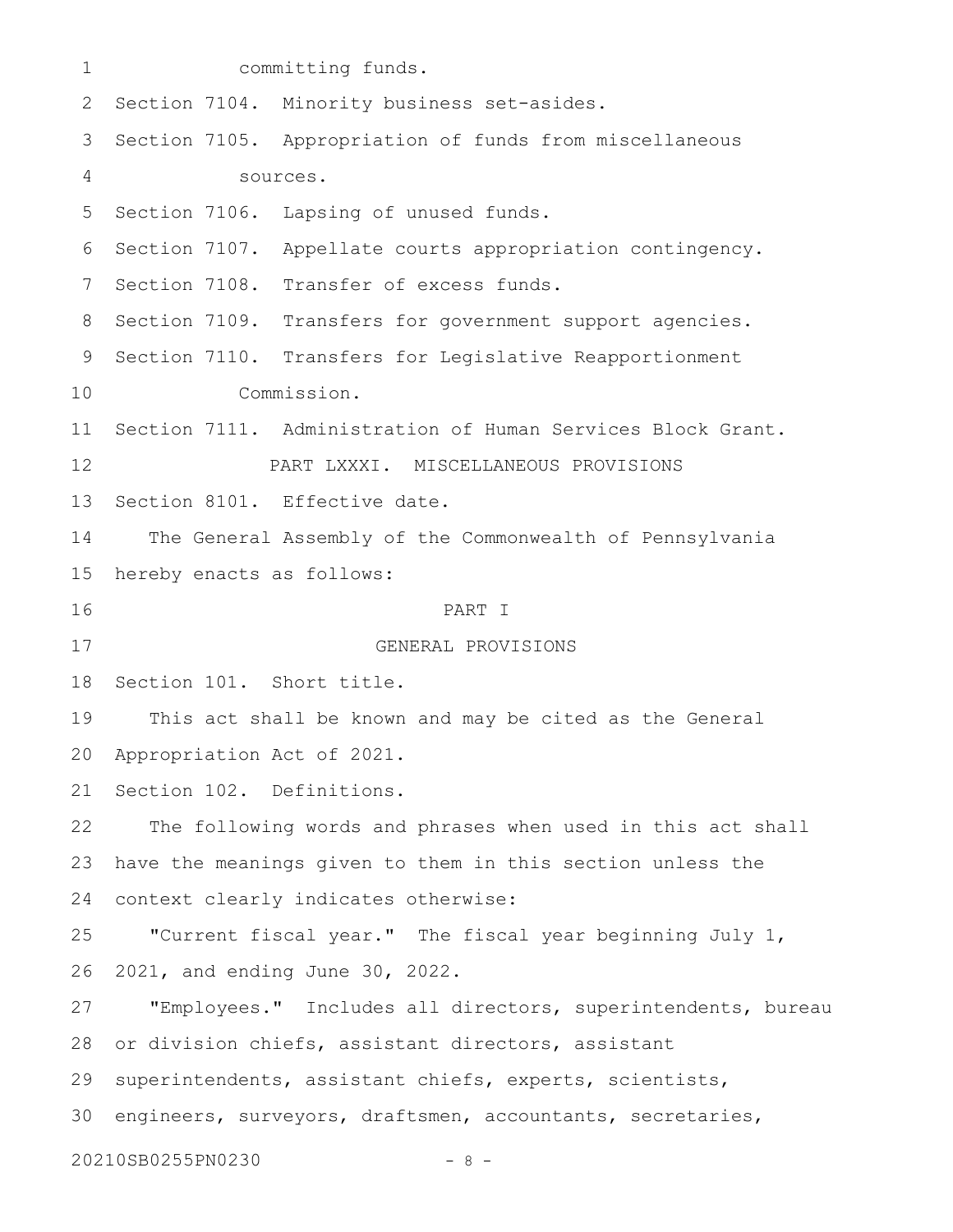committing funds.

Section 7104. Minority business set-asides.

Section 7105. Appropriation of funds from miscellaneous sources.

Section 7106. Lapsing of unused funds.

Section 7107. Appellate courts appropriation contingency.

Section 7108. Transfer of excess funds.

Section 7109. Transfers for government support agencies.

Section 7110. Transfers for Legislative Reapportionment Commission.

Section 7111. Administration of Human Services Block Grant.

PART LXXXI. MISCELLANEOUS PROVISIONS

Section 8101. Effective date.

The General Assembly of the Commonwealth of Pennsylvania hereby enacts as follows:

# PART I

# GENERAL PROVISIONS

Section 101. Short title.

This act shall be known and may be cited as the General Appropriation Act of 2021.

Section 102. Definitions.

The following words and phrases when used in this act shall have the meanings given to them in this section unless the context clearly indicates otherwise:

"Current fiscal year." The fiscal year beginning July 1, 2021, and ending June 30, 2022.

"Employees." Includes all directors, superintendents, bureau or division chiefs, assistant directors, assistant superintendents, assistant chiefs, experts, scientists, engineers, surveyors, draftsmen, accountants, secretaries,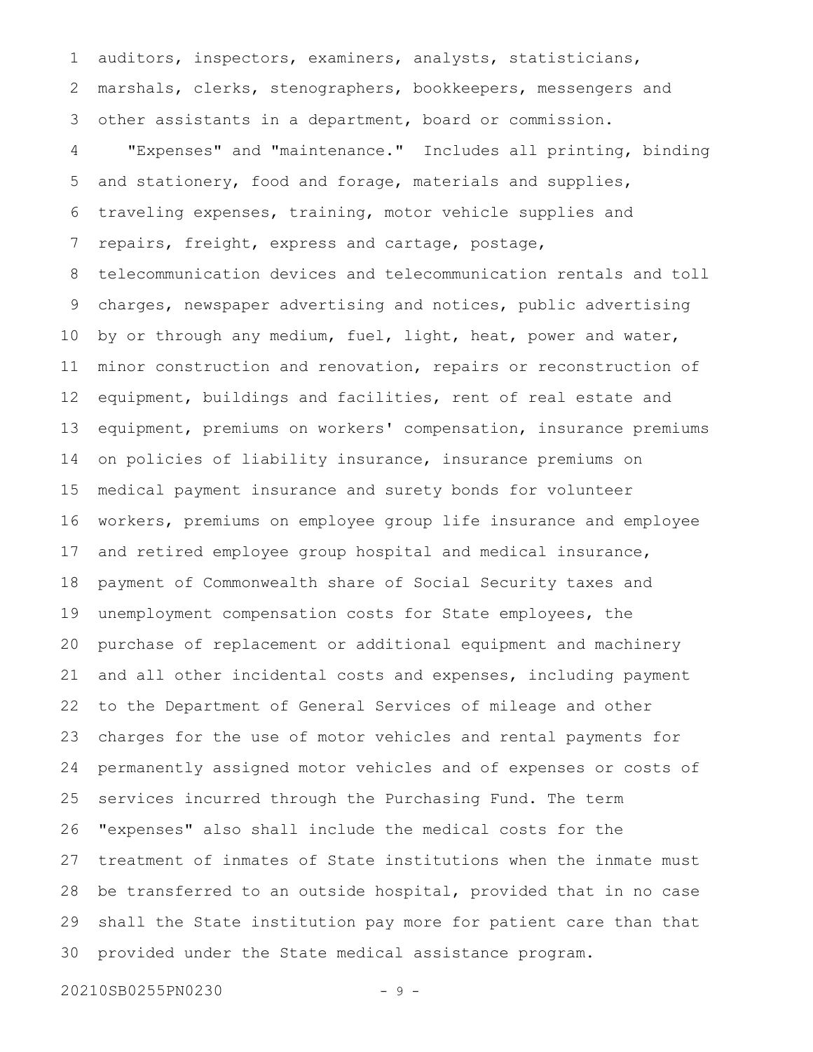auditors, inspectors, examiners, analysts, statisticians, marshals, clerks, stenographers, bookkeepers, messengers and other assistants in a department, board or commission.

"Expenses" and "maintenance." Includes all printing, binding and stationery, food and forage, materials and supplies, traveling expenses, training, motor vehicle supplies and repairs, freight, express and cartage, postage, telecommunication devices and telecommunication rentals and toll charges, newspaper advertising and notices, public advertising by or through any medium, fuel, light, heat, power and water, minor construction and renovation, repairs or reconstruction of equipment, buildings and facilities, rent of real estate and equipment, premiums on workers' compensation, insurance premiums on policies of liability insurance, insurance premiums on medical payment insurance and surety bonds for volunteer workers, premiums on employee group life insurance and employee and retired employee group hospital and medical insurance, payment of Commonwealth share of Social Security taxes and unemployment compensation costs for State employees, the purchase of replacement or additional equipment and machinery and all other incidental costs and expenses, including payment to the Department of General Services of mileage and other charges for the use of motor vehicles and rental payments for permanently assigned motor vehicles and of expenses or costs of services incurred through the Purchasing Fund. The term "expenses" also shall include the medical costs for the treatment of inmates of State institutions when the inmate must be transferred to an outside hospital, provided that in no case shall the State institution pay more for patient care than that provided under the State medical assistance program.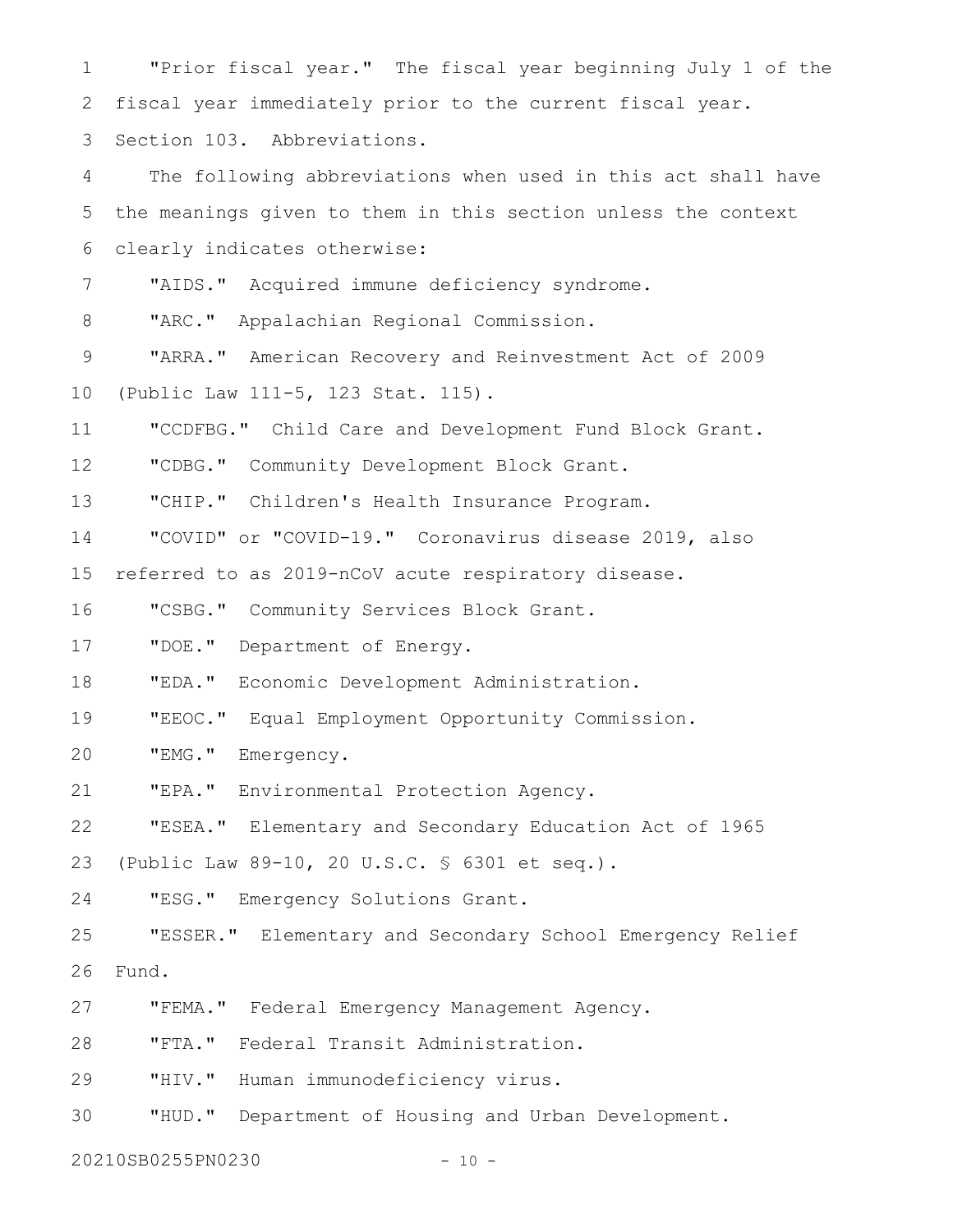"Prior fiscal year." The fiscal year beginning July 1 of the fiscal year immediately prior to the current fiscal year.

Section 103. Abbreviations.

The following abbreviations when used in this act shall have the meanings given to them in this section unless the context clearly indicates otherwise:

"AIDS." Acquired immune deficiency syndrome.

"ARC." Appalachian Regional Commission.

"ARRA." American Recovery and Reinvestment Act of 2009 (Public Law 111-5, 123 Stat. 115).

"CCDFBG." Child Care and Development Fund Block Grant.

"CDBG." Community Development Block Grant.

"CHIP." Children's Health Insurance Program.

"COVID" or "COVID-19." Coronavirus disease 2019, also referred to as 2019-nCoV acute respiratory disease.

"CSBG." Community Services Block Grant.

"DOE." Department of Energy.

"EDA." Economic Development Administration.

"EEOC." Equal Employment Opportunity Commission.

"EMG." Emergency.

"EPA." Environmental Protection Agency.

"ESEA." Elementary and Secondary Education Act of 1965 (Public Law 89-10, 20 U.S.C. § 6301 et seq.).

"ESG." Emergency Solutions Grant.

"ESSER." Elementary and Secondary School Emergency Relief Fund.

"FEMA." Federal Emergency Management Agency.

"FTA." Federal Transit Administration.

"HIV." Human immunodeficiency virus.

"HUD." Department of Housing and Urban Development.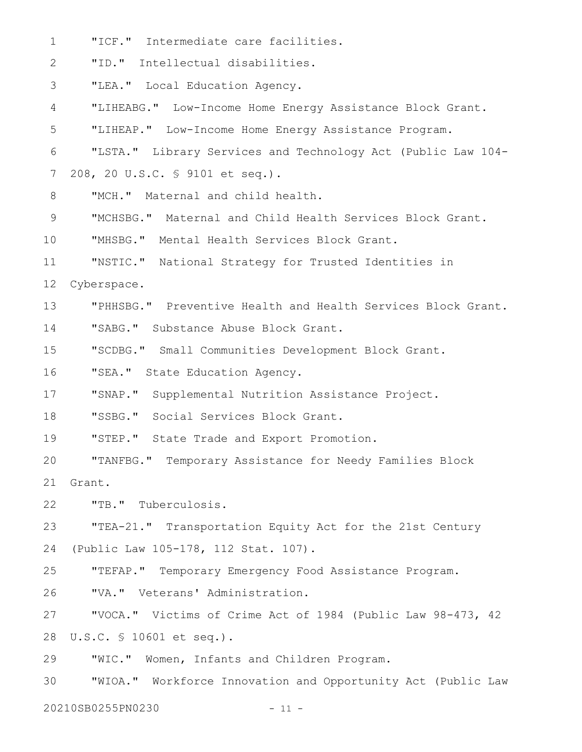"ICF." Intermediate care facilities.

"ID." Intellectual disabilities.

"LEA." Local Education Agency.

"LIHEABG." Low-Income Home Energy Assistance Block Grant.

"LIHEAP." Low-Income Home Energy Assistance Program.

"LSTA." Library Services and Technology Act (Public Law 104-208, 20 U.S.C. § 9101 et seq.).

"MCH." Maternal and child health.

"MCHSBG." Maternal and Child Health Services Block Grant.

"MHSBG." Mental Health Services Block Grant.

"NSTIC." National Strategy for Trusted Identities in Cyberspace.

"PHHSBG." Preventive Health and Health Services Block Grant.

"SABG." Substance Abuse Block Grant.

"SCDBG." Small Communities Development Block Grant.

"SEA." State Education Agency.

"SNAP." Supplemental Nutrition Assistance Project.

"SSBG." Social Services Block Grant.

"STEP." State Trade and Export Promotion.

"TANFBG." Temporary Assistance for Needy Families Block Grant.

"TB." Tuberculosis.

"TEA-21." Transportation Equity Act for the 21st Century (Public Law 105-178, 112 Stat. 107).

"TEFAP." Temporary Emergency Food Assistance Program.

"VA." Veterans' Administration.

"VOCA." Victims of Crime Act of 1984 (Public Law 98-473, 42 U.S.C. § 10601 et seq.).

"WIC." Women, Infants and Children Program.

"WIOA." Workforce Innovation and Opportunity Act (Public Law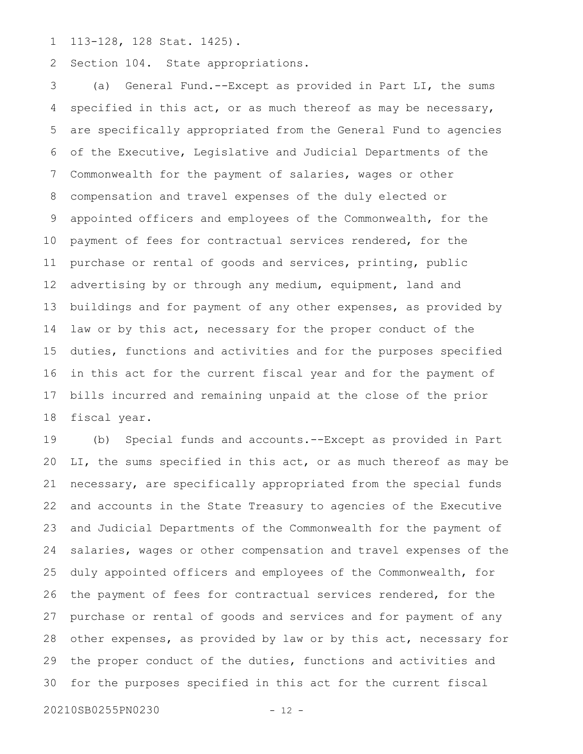113-128, 128 Stat. 1425).

Section 104. State appropriations.

(a) General Fund.--Except as provided in Part LI, the sums specified in this act, or as much thereof as may be necessary, are specifically appropriated from the General Fund to agencies of the Executive, Legislative and Judicial Departments of the Commonwealth for the payment of salaries, wages or other compensation and travel expenses of the duly elected or appointed officers and employees of the Commonwealth, for the payment of fees for contractual services rendered, for the purchase or rental of goods and services, printing, public advertising by or through any medium, equipment, land and buildings and for payment of any other expenses, as provided by law or by this act, necessary for the proper conduct of the duties, functions and activities and for the purposes specified in this act for the current fiscal year and for the payment of bills incurred and remaining unpaid at the close of the prior fiscal year.

(b) Special funds and accounts.--Except as provided in Part LI, the sums specified in this act, or as much thereof as may be necessary, are specifically appropriated from the special funds and accounts in the State Treasury to agencies of the Executive and Judicial Departments of the Commonwealth for the payment of salaries, wages or other compensation and travel expenses of the duly appointed officers and employees of the Commonwealth, for the payment of fees for contractual services rendered, for the purchase or rental of goods and services and for payment of any other expenses, as provided by law or by this act, necessary for the proper conduct of the duties, functions and activities and for the purposes specified in this act for the current fiscal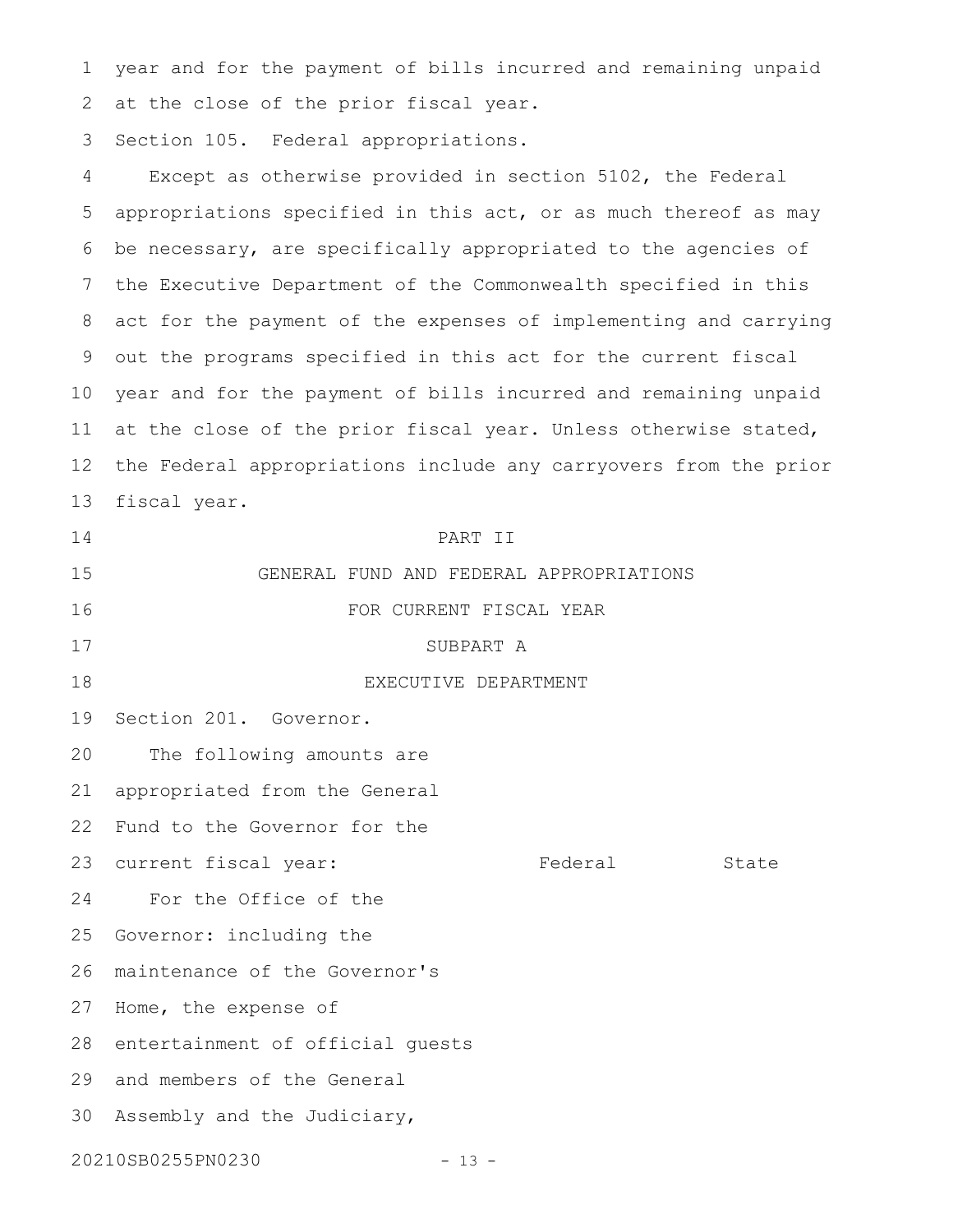year and for the payment of bills incurred and remaining unpaid at the close of the prior fiscal year.

Section 105. Federal appropriations.

Except as otherwise provided in section 5102, the Federal appropriations specified in this act, or as much thereof as may be necessary, are specifically appropriated to the agencies of the Executive Department of the Commonwealth specified in this act for the payment of the expenses of implementing and carrying out the programs specified in this act for the current fiscal year and for the payment of bills incurred and remaining unpaid at the close of the prior fiscal year. Unless otherwise stated, the Federal appropriations include any carryovers from the prior fiscal year.

# PART II

# GENERAL FUND AND FEDERAL APPROPRIATIONS FOR CURRENT FISCAL YEAR

## SUBPART A

## EXECUTIVE DEPARTMENT

Section 201. Governor.

| The following amounts are appropriated from the General Fund to the Governor for the current fiscal year: | Federal | State |
|---|---|---|
| For the Office of the Governor: including the maintenance of the Governor's Home, the expense of entertainment of official guests and members of the General Assembly and the Judiciary, | | |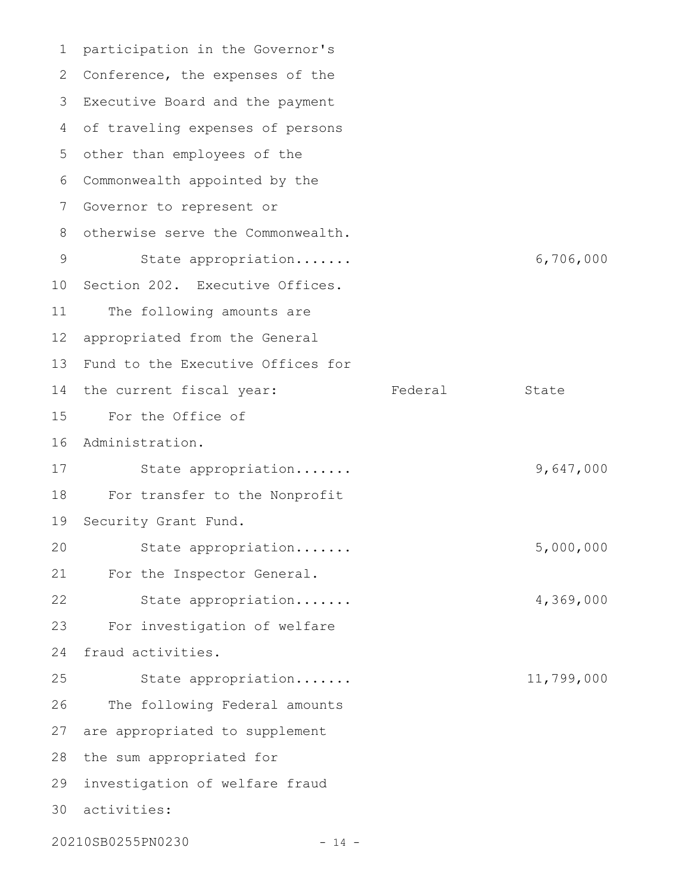participation in the Governor's Conference, the expenses of the Executive Board and the payment of traveling expenses of persons other than employees of the Commonwealth appointed by the Governor to represent or otherwise serve the Commonwealth.

| | Federal | State |
|---|---|---|
| State appropriation....... | | 6,706,000 |

Section 202. Executive Offices.

The following amounts are appropriated from the General Fund to the Executive Offices for the current fiscal year:

| | Federal | State |
|---|---|---|
| For the Office of Administration. | | |
| State appropriation....... | | 9,647,000 |
| For transfer to the Nonprofit Security Grant Fund. | | |
| State appropriation....... | | 5,000,000 |
| For the Inspector General. | | |
| State appropriation....... | | 4,369,000 |
| For investigation of welfare fraud activities. | | |
| State appropriation....... | | 11,799,000 |

The following Federal amounts are appropriated to supplement the sum appropriated for investigation of welfare fraud activities: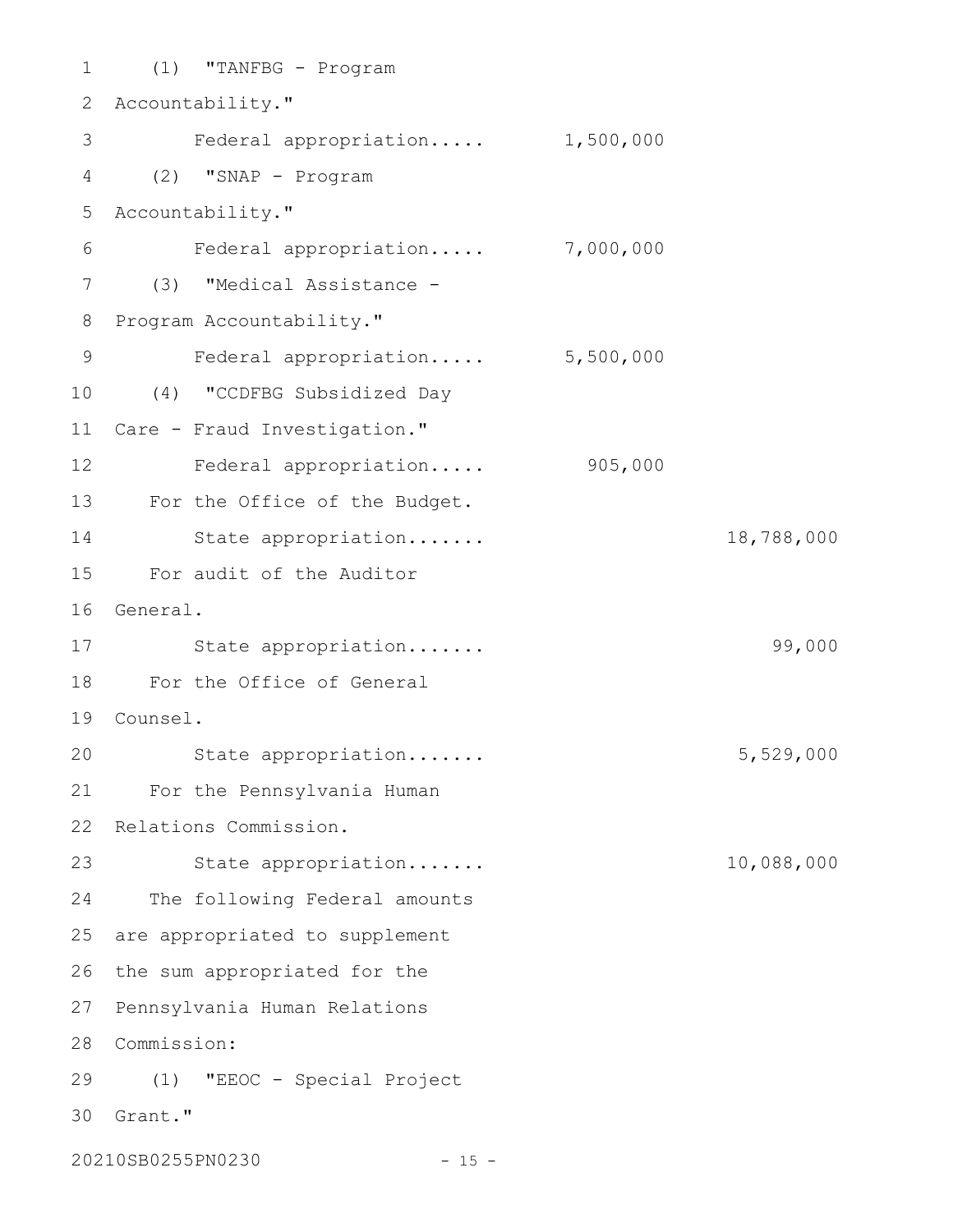(1) "TANFBG - Program Accountability."

Federal appropriation..... 1,500,000

(2) "SNAP - Program Accountability."

Federal appropriation..... 7,000,000

(3) "Medical Assistance - Program Accountability."

Federal appropriation..... 5,500,000

(4) "CCDFBG Subsidized Day Care - Fraud Investigation."

Federal appropriation..... 905,000

For the Office of the Budget.

State appropriation....... 18,788,000

For audit of the Auditor General.

State appropriation....... 99,000

For the Office of General Counsel.

State appropriation....... 5,529,000

For the Pennsylvania Human Relations Commission.

State appropriation....... 10,088,000

The following Federal amounts are appropriated to supplement the sum appropriated for the Pennsylvania Human Relations Commission:

(1) "EEOC - Special Project Grant."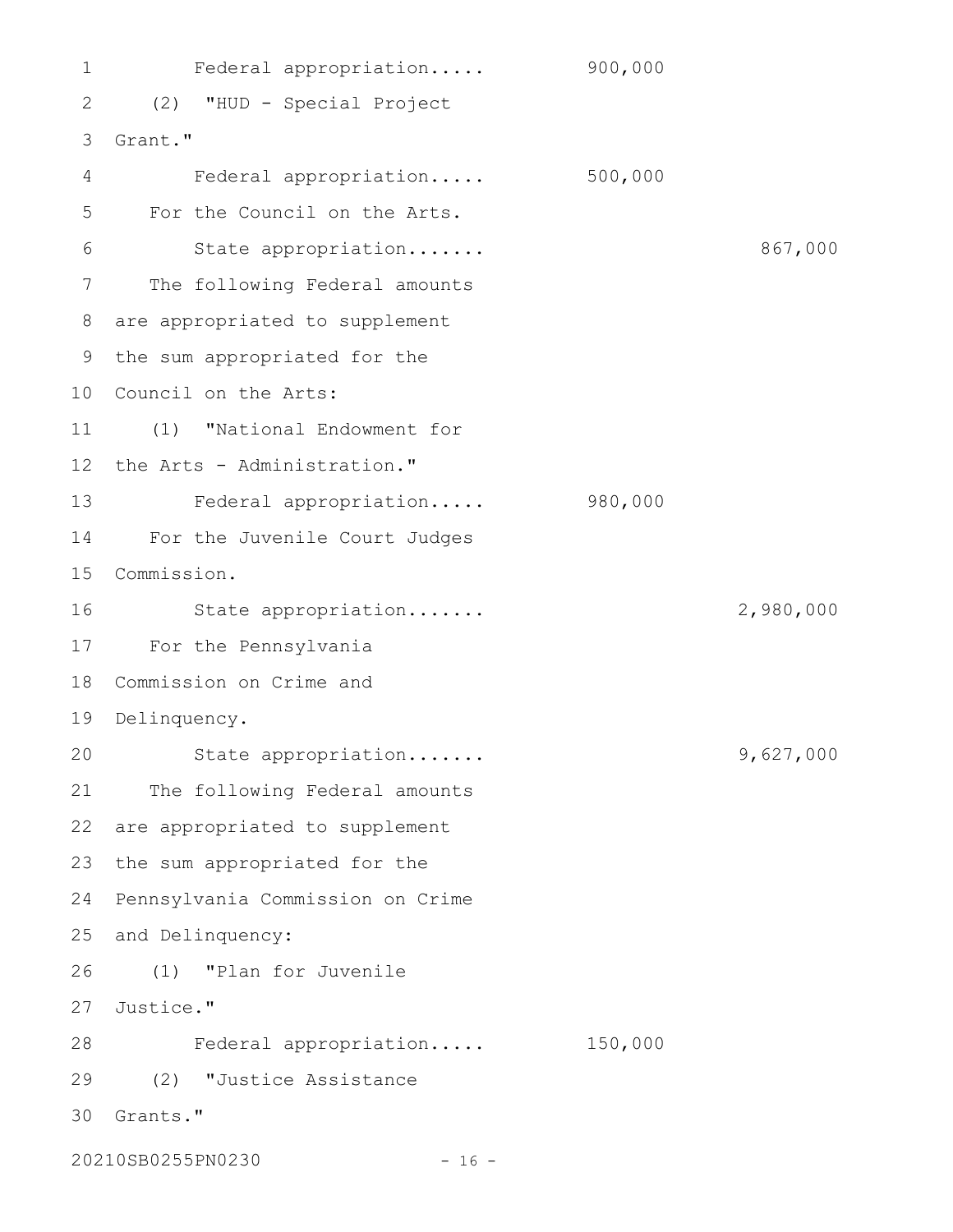Federal appropriation..... 900,000

(2) "HUD - Special Project Grant."

Federal appropriation..... 500,000

For the Council on the Arts.

State appropriation....... 867,000

The following Federal amounts are appropriated to supplement the sum appropriated for the Council on the Arts:

(1) "National Endowment for the Arts - Administration."

Federal appropriation..... 980,000

For the Juvenile Court Judges Commission.

State appropriation....... 2,980,000

For the Pennsylvania Commission on Crime and Delinquency.

State appropriation....... 9,627,000

The following Federal amounts are appropriated to supplement the sum appropriated for the Pennsylvania Commission on Crime and Delinquency:

(1) "Plan for Juvenile Justice."

Federal appropriation..... 150,000

(2) "Justice Assistance Grants."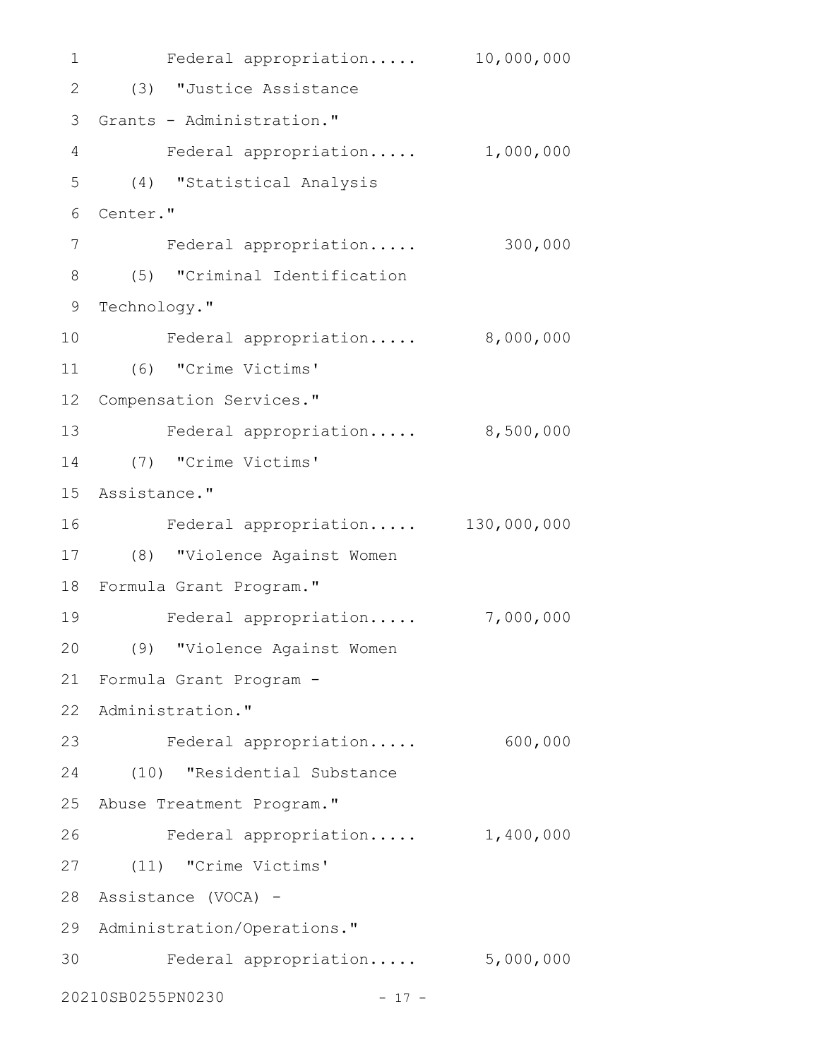Federal appropriation..... 10,000,000

(3) "Justice Assistance Grants - Administration."

Federal appropriation..... 1,000,000

(4) "Statistical Analysis Center."

Federal appropriation..... 300,000

(5) "Criminal Identification Technology."

Federal appropriation..... 8,000,000

(6) "Crime Victims' Compensation Services."

Federal appropriation..... 8,500,000

(7) "Crime Victims' Assistance."

Federal appropriation..... 130,000,000

(8) "Violence Against Women Formula Grant Program."

Federal appropriation..... 7,000,000

(9) "Violence Against Women Formula Grant Program - Administration."

Federal appropriation..... 600,000

(10) "Residential Substance Abuse Treatment Program."

Federal appropriation..... 1,400,000

(11) "Crime Victims' Assistance (VOCA) - Administration/Operations."

Federal appropriation..... 5,000,000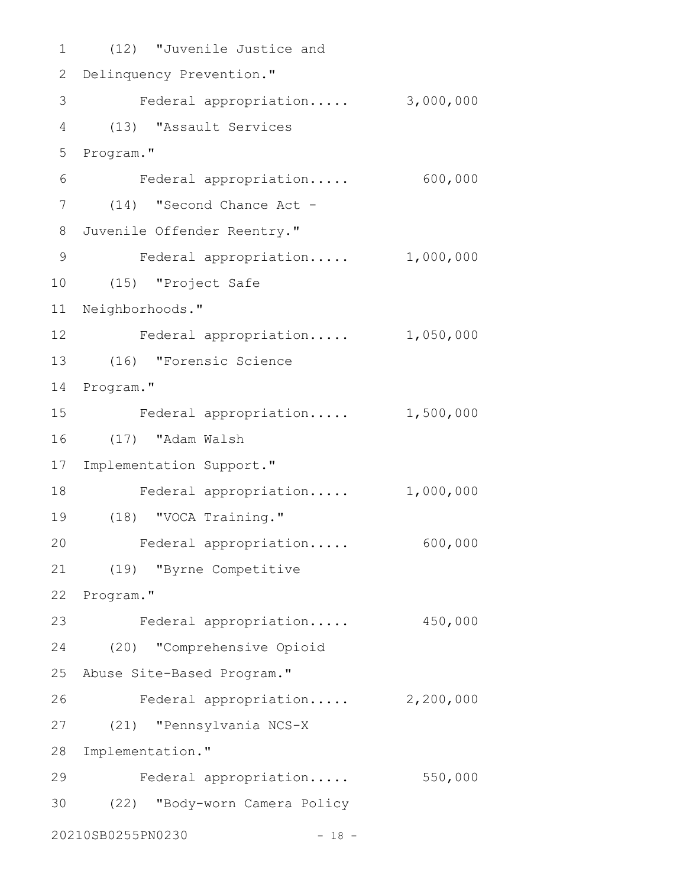(12) "Juvenile Justice and Delinquency Prevention."

Federal appropriation..... 3,000,000

(13) "Assault Services Program."

Federal appropriation..... 600,000

(14) "Second Chance Act - Juvenile Offender Reentry."

Federal appropriation..... 1,000,000

(15) "Project Safe Neighborhoods."

Federal appropriation..... 1,050,000

(16) "Forensic Science Program."

Federal appropriation..... 1,500,000

(17) "Adam Walsh Implementation Support."

Federal appropriation..... 1,000,000

(18) "VOCA Training."

Federal appropriation..... 600,000

(19) "Byrne Competitive Program."

Federal appropriation..... 450,000

(20) "Comprehensive Opioid Abuse Site-Based Program."

Federal appropriation..... 2,200,000

(21) "Pennsylvania NCS-X Implementation."

Federal appropriation..... 550,000

(22) "Body-worn Camera Policy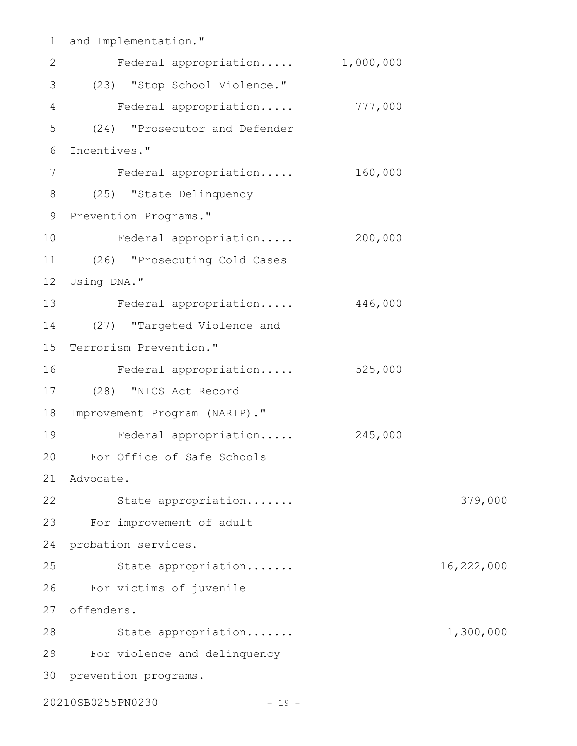and Implementation."

Federal appropriation..... 1,000,000

(23) "Stop School Violence."

Federal appropriation..... 777,000

(24) "Prosecutor and Defender Incentives."

Federal appropriation..... 160,000

(25) "State Delinquency Prevention Programs."

Federal appropriation..... 200,000

(26) "Prosecuting Cold Cases Using DNA."

Federal appropriation..... 446,000

(27) "Targeted Violence and Terrorism Prevention."

Federal appropriation..... 525,000

(28) "NICS Act Record Improvement Program (NARIP)."

Federal appropriation..... 245,000

For Office of Safe Schools Advocate.

State appropriation....... 379,000

For improvement of adult probation services.

State appropriation....... 16,222,000

For victims of juvenile offenders.

State appropriation....... 1,300,000

For violence and delinquency prevention programs.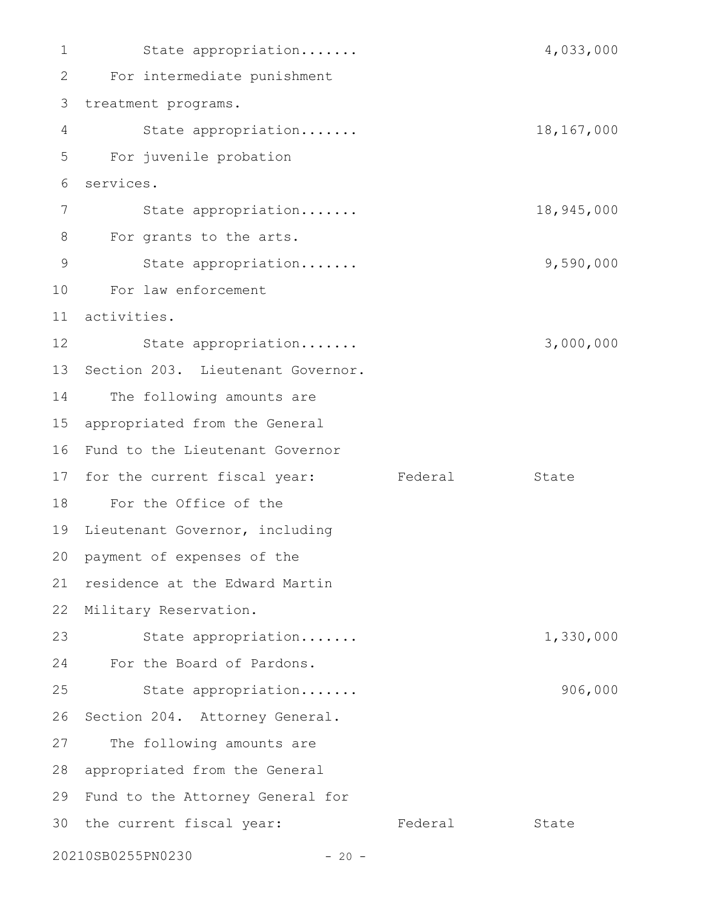State appropriation....... 4,033,000

For intermediate punishment treatment programs.

State appropriation....... 18,167,000

For juvenile probation services.

State appropriation....... 18,945,000

For grants to the arts.

State appropriation....... 9,590,000

For law enforcement activities.

State appropriation....... 3,000,000

Section 203. Lieutenant Governor.

The following amounts are appropriated from the General Fund to the Lieutenant Governor for the current fiscal year:

| | Federal | State |
|---|---|---|
| For the Office of the Lieutenant Governor, including payment of expenses of the residence at the Edward Martin Military Reservation. | | |
| State appropriation....... | | 1,330,000 |
| For the Board of Pardons. | | |
| State appropriation....... | | 906,000 |

Section 204. Attorney General.

The following amounts are appropriated from the General Fund to the Attorney General for the current fiscal year:

| | Federal | State |
|---|---|---|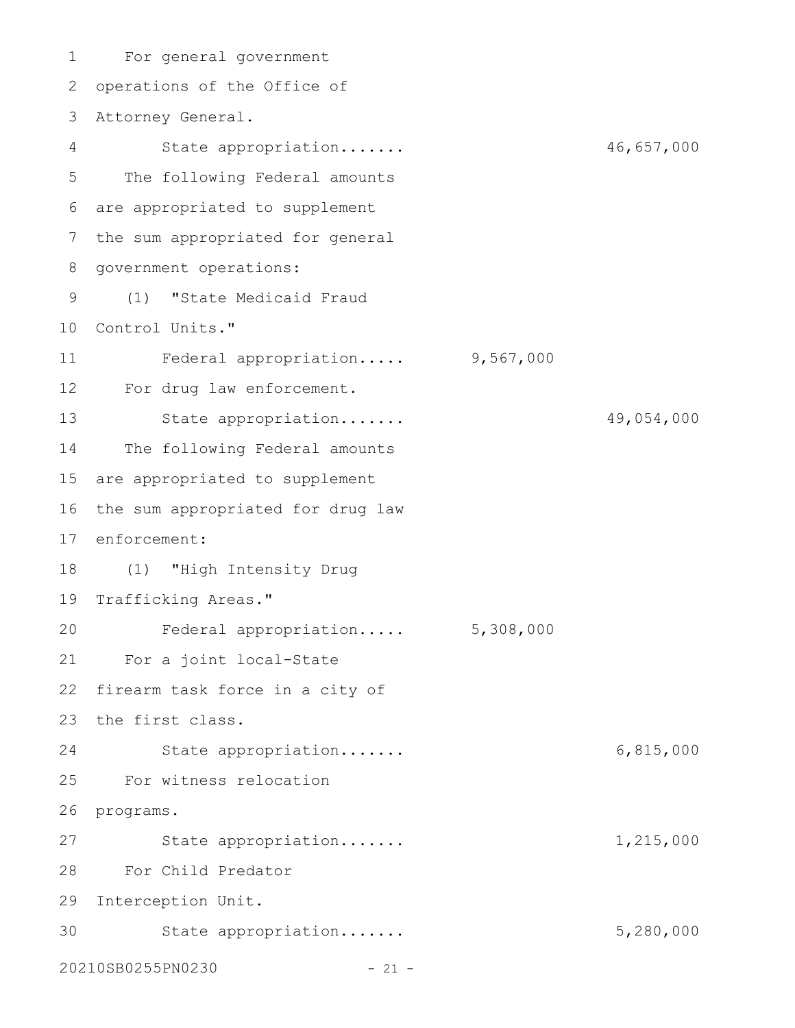For general government operations of the Office of Attorney General.

State appropriation....... 46,657,000

The following Federal amounts are appropriated to supplement the sum appropriated for general government operations:

(1) "State Medicaid Fraud Control Units."

Federal appropriation..... 9,567,000

For drug law enforcement.

State appropriation....... 49,054,000

The following Federal amounts are appropriated to supplement the sum appropriated for drug law enforcement:

(1) "High Intensity Drug Trafficking Areas."

Federal appropriation..... 5,308,000

For a joint local-State firearm task force in a city of the first class.

State appropriation....... 6,815,000

For witness relocation programs.

State appropriation....... 1,215,000

For Child Predator Interception Unit.

State appropriation....... 5,280,000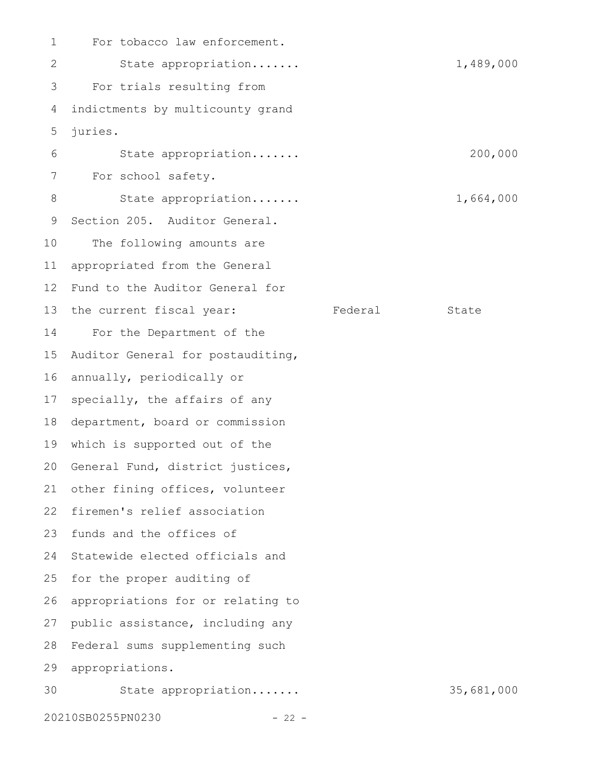For tobacco law enforcement.

State appropriation....... 1,489,000

For trials resulting from indictments by multicounty grand juries.

State appropriation....... 200,000

For school safety.

State appropriation....... 1,664,000

Section 205. Auditor General.

| The following amounts are appropriated from the General Fund to the Auditor General for the current fiscal year: | Federal | State |
|---|---|---|
| For the Department of the Auditor General for postauditing, annually, periodically or specially, the affairs of any department, board or commission which is supported out of the General Fund, district justices, other fining offices, volunteer firemen's relief association funds and the offices of Statewide elected officials and for the proper auditing of appropriations for or relating to public assistance, including any Federal sums supplementing such appropriations. | | |
| State appropriation....... | | 35,681,000 |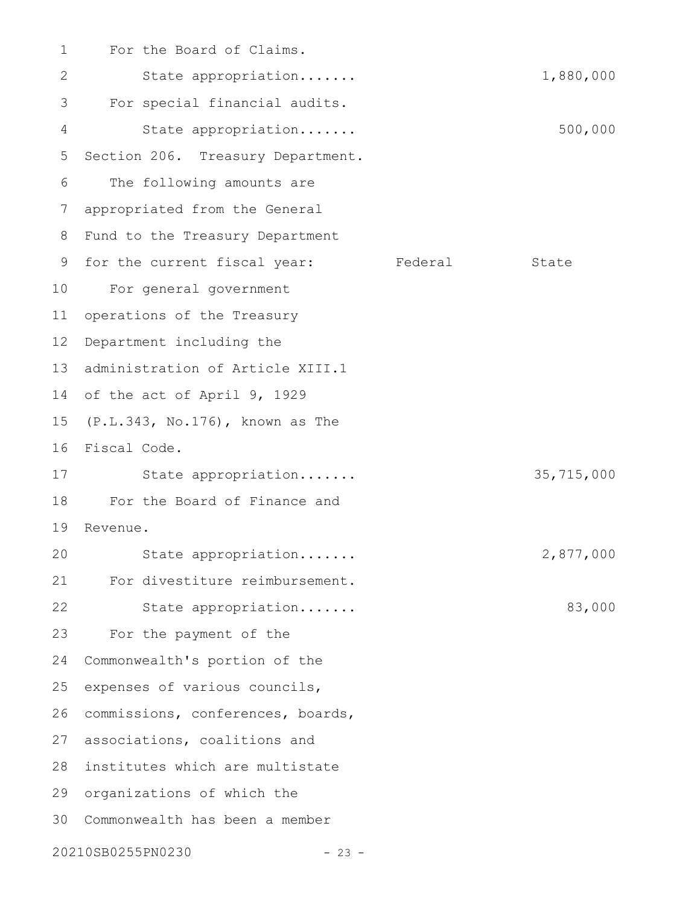For the Board of Claims.

State appropriation....... 1,880,000

For special financial audits.

State appropriation....... 500,000

Section 206. Treasury Department.

The following amounts are appropriated from the General Fund to the Treasury Department for the current fiscal year:

| | Federal | State |
|---|---|---|
| For general government operations of the Treasury Department including the administration of Article XIII.1 of the act of April 9, 1929 (P.L.343, No.176), known as The Fiscal Code. | | |
| State appropriation....... | | 35,715,000 |
| For the Board of Finance and Revenue. | | |
| State appropriation....... | | 2,877,000 |
| For divestiture reimbursement. | | |
| State appropriation....... | | 83,000 |
| For the payment of the Commonwealth's portion of the expenses of various councils, commissions, conferences, boards, associations, coalitions and institutes which are multistate organizations of which the Commonwealth has been a member | | |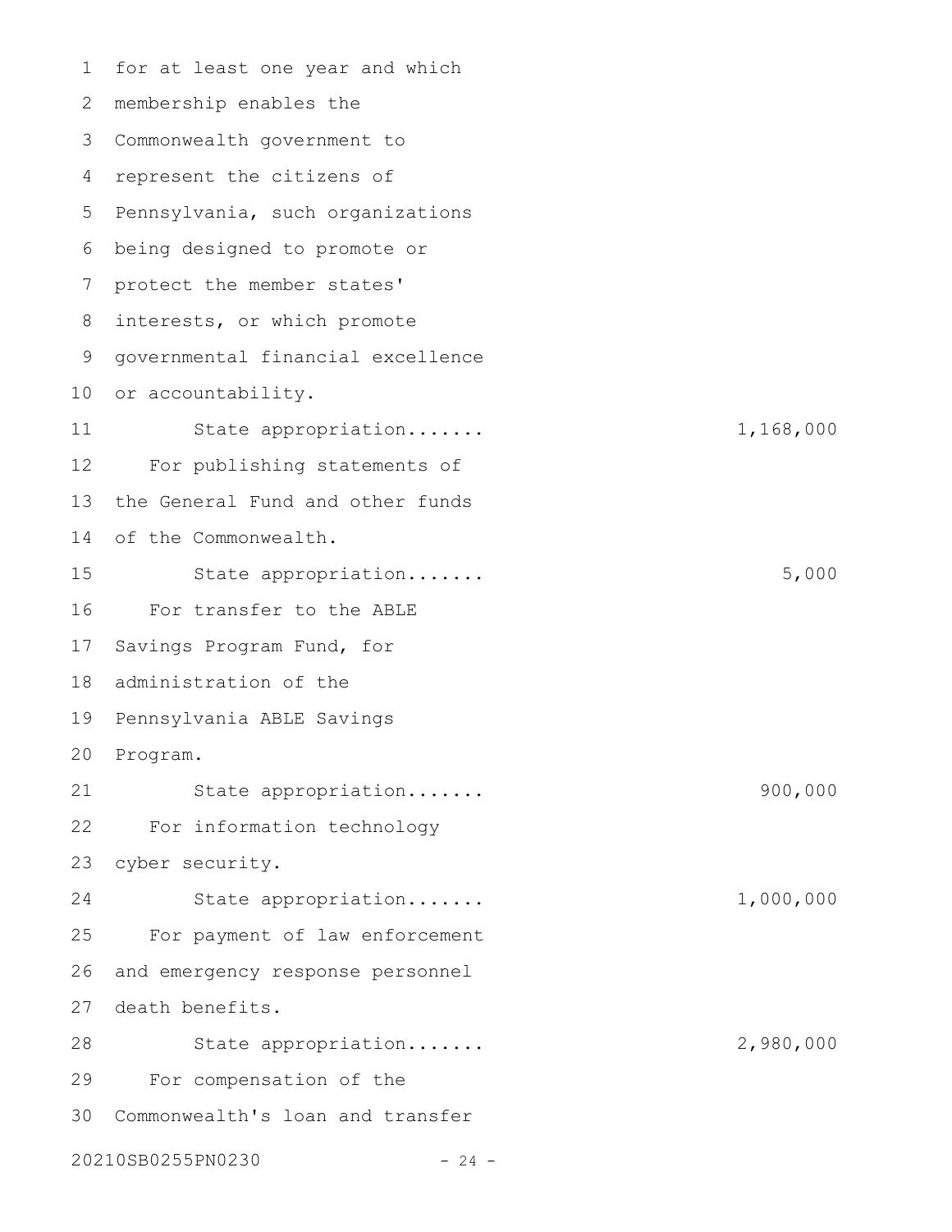for at least one year and which membership enables the Commonwealth government to represent the citizens of Pennsylvania, such organizations being designed to promote or protect the member states' interests, or which promote governmental financial excellence or accountability.

State appropriation....... 1,168,000

For publishing statements of the General Fund and other funds of the Commonwealth.

State appropriation....... 5,000

For transfer to the ABLE Savings Program Fund, for administration of the Pennsylvania ABLE Savings Program.

State appropriation....... 900,000

For information technology cyber security.

State appropriation....... 1,000,000

For payment of law enforcement and emergency response personnel death benefits.

State appropriation....... 2,980,000

For compensation of the Commonwealth's loan and transfer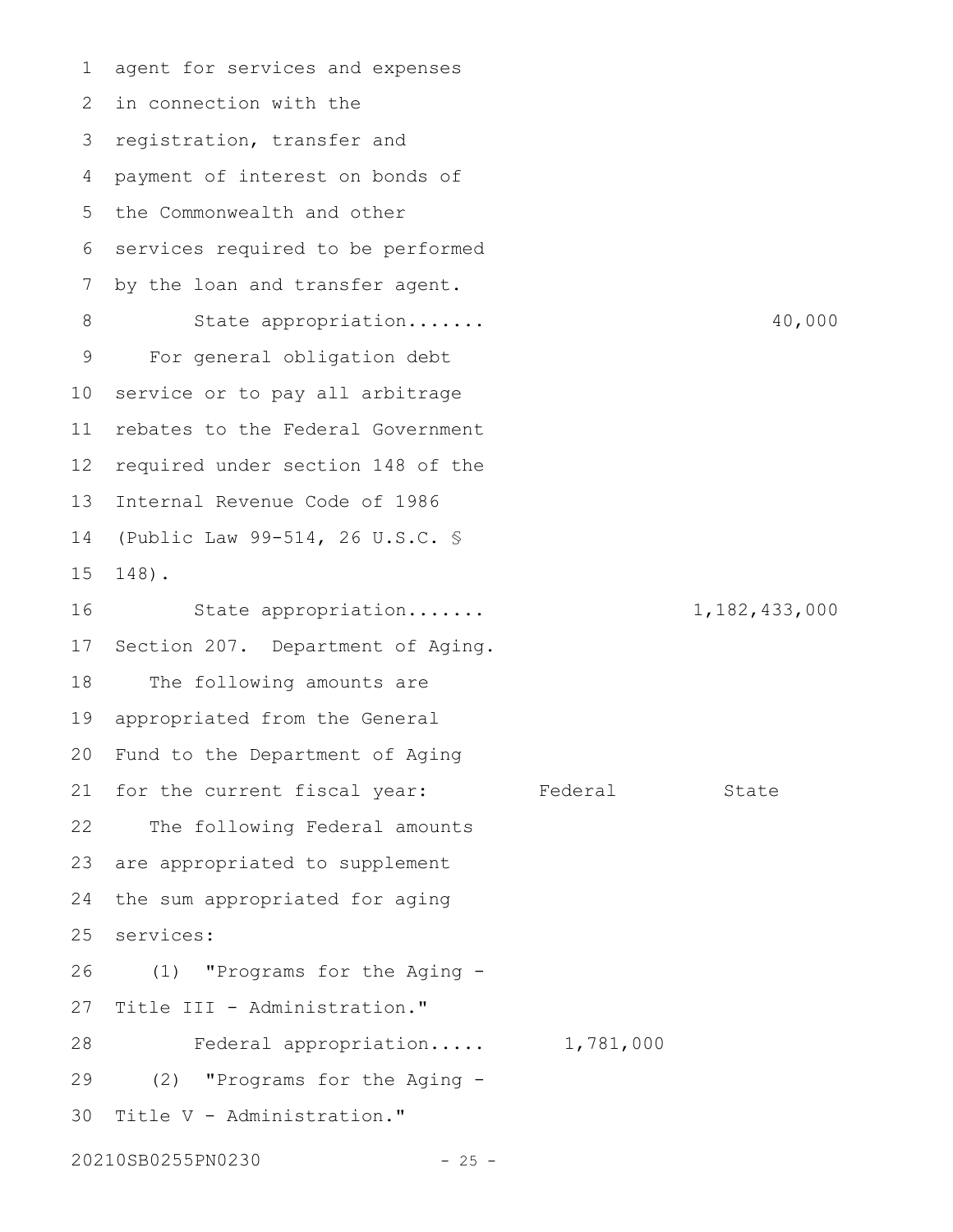agent for services and expenses in connection with the registration, transfer and payment of interest on bonds of the Commonwealth and other services required to be performed by the loan and transfer agent.

State appropriation....... 40,000

For general obligation debt service or to pay all arbitrage rebates to the Federal Government required under section 148 of the Internal Revenue Code of 1986 (Public Law 99-514, 26 U.S.C. § 148).

State appropriation....... 1,182,433,000

Section 207. Department of Aging.

The following amounts are appropriated from the General Fund to the Department of Aging for the current fiscal year:

| | Federal | State |
|---|---|---|

The following Federal amounts are appropriated to supplement the sum appropriated for aging services:

(1) "Programs for the Aging - Title III - Administration."

Federal appropriation..... 1,781,000

(2) "Programs for the Aging - Title V - Administration."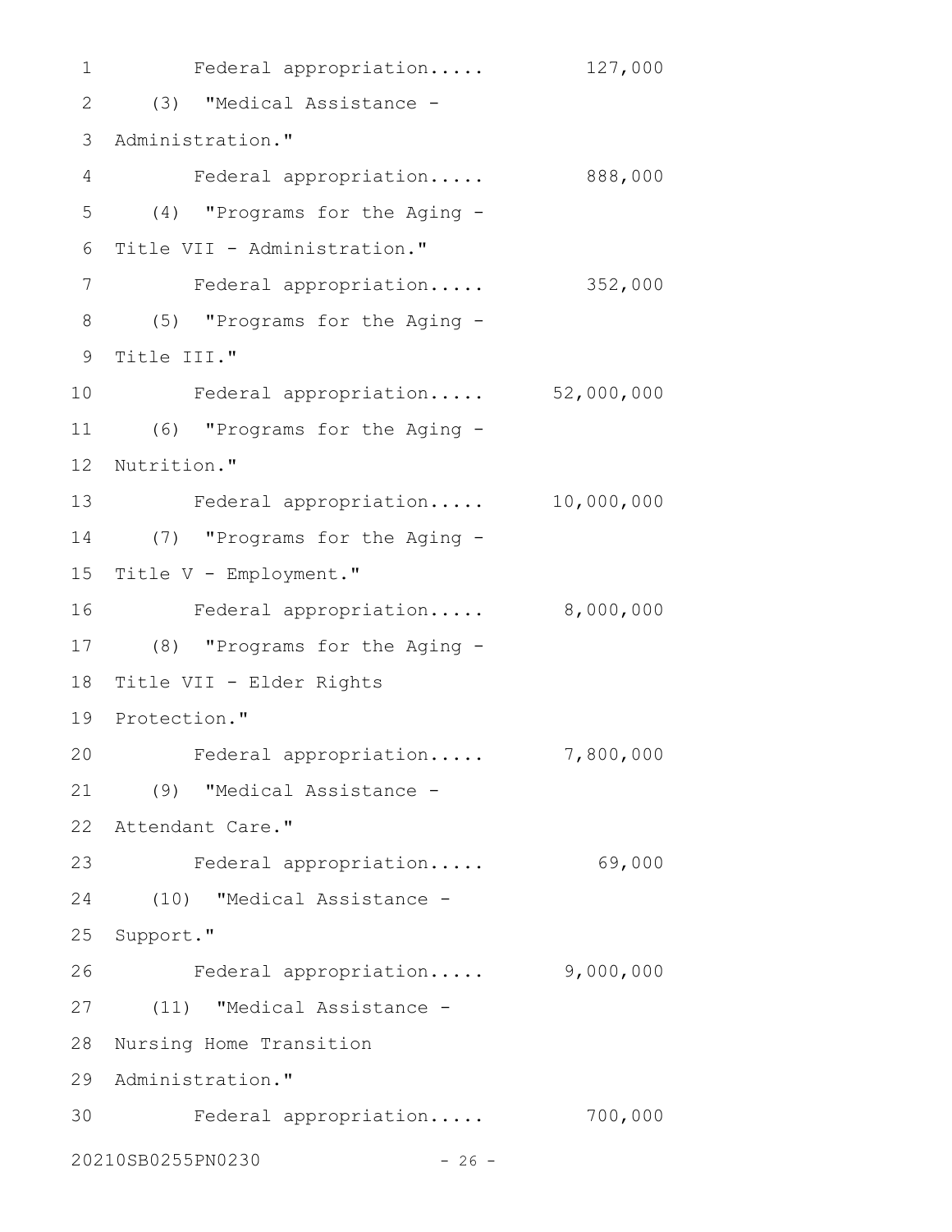Federal appropriation..... 127,000

(3) "Medical Assistance - Administration."

Federal appropriation..... 888,000

(4) "Programs for the Aging - Title VII - Administration."

Federal appropriation..... 352,000

(5) "Programs for the Aging - Title III."

Federal appropriation..... 52,000,000

(6) "Programs for the Aging - Nutrition."

Federal appropriation..... 10,000,000

(7) "Programs for the Aging - Title V - Employment."

Federal appropriation..... 8,000,000

(8) "Programs for the Aging - Title VII - Elder Rights Protection."

Federal appropriation..... 7,800,000

(9) "Medical Assistance - Attendant Care."

Federal appropriation..... 69,000

(10) "Medical Assistance - Support."

Federal appropriation..... 9,000,000

(11) "Medical Assistance - Nursing Home Transition Administration."

Federal appropriation..... 700,000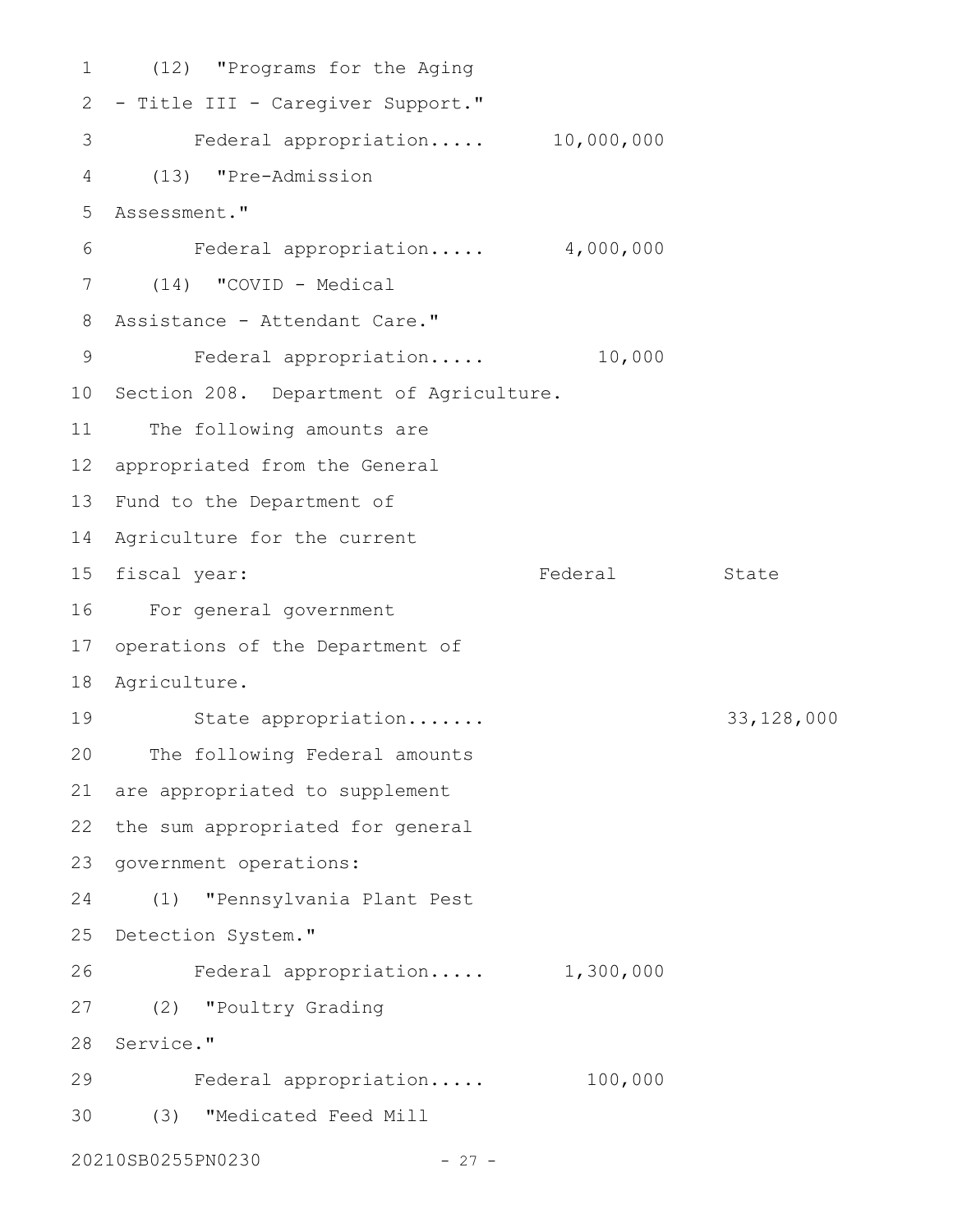(12) "Programs for the Aging - Title III - Caregiver Support."

| | Federal | State |
|---|---|---|
| Federal appropriation..... | 10,000,000 | |

(13) "Pre-Admission Assessment."

| | Federal | State |
|---|---|---|
| Federal appropriation..... | 4,000,000 | |

(14) "COVID - Medical Assistance - Attendant Care."

| | Federal | State |
|---|---|---|
| Federal appropriation..... | 10,000 | |

Section 208. Department of Agriculture.

The following amounts are appropriated from the General Fund to the Department of Agriculture for the current fiscal year:

| | Federal | State |
|---|---|---|

For general government operations of the Department of Agriculture.

| | Federal | State |
|---|---|---|
| State appropriation....... | | 33,128,000 |

The following Federal amounts are appropriated to supplement the sum appropriated for general government operations:

(1) "Pennsylvania Plant Pest Detection System."

| | Federal | State |
|---|---|---|
| Federal appropriation..... | 1,300,000 | |

(2) "Poultry Grading Service."

| | Federal | State |
|---|---|---|
| Federal appropriation..... | 100,000 | |

(3) "Medicated Feed Mill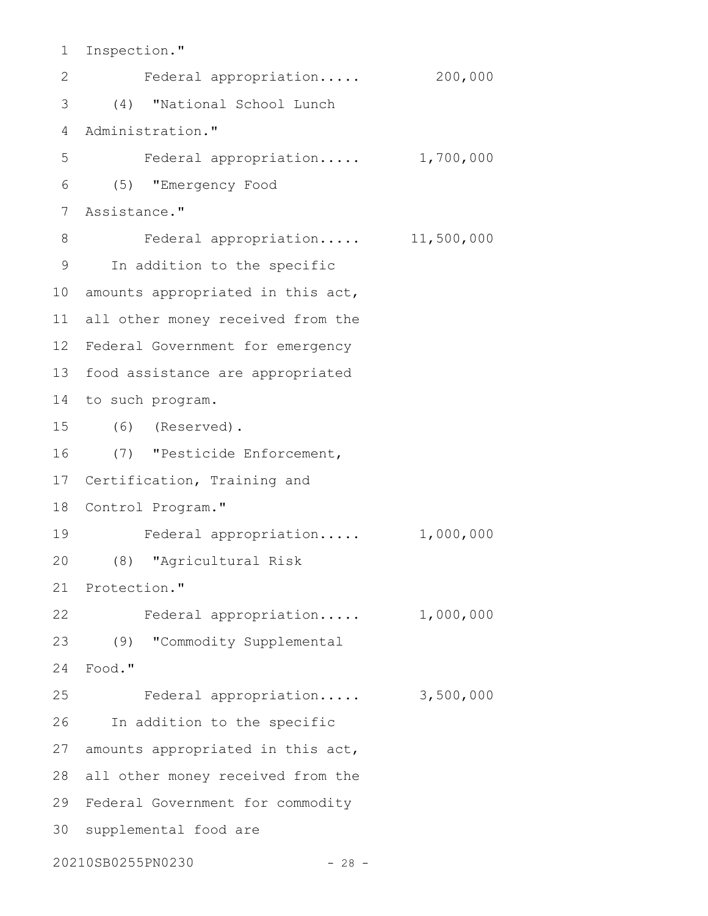Inspection."

Federal appropriation..... 200,000

(4) "National School Lunch Administration."

Federal appropriation..... 1,700,000

(5) "Emergency Food Assistance."

Federal appropriation..... 11,500,000

In addition to the specific amounts appropriated in this act, all other money received from the Federal Government for emergency food assistance are appropriated to such program.

(6) (Reserved).

(7) "Pesticide Enforcement, Certification, Training and Control Program."

Federal appropriation..... 1,000,000

(8) "Agricultural Risk Protection."

Federal appropriation..... 1,000,000

(9) "Commodity Supplemental Food."

Federal appropriation..... 3,500,000

In addition to the specific amounts appropriated in this act, all other money received from the Federal Government for commodity supplemental food are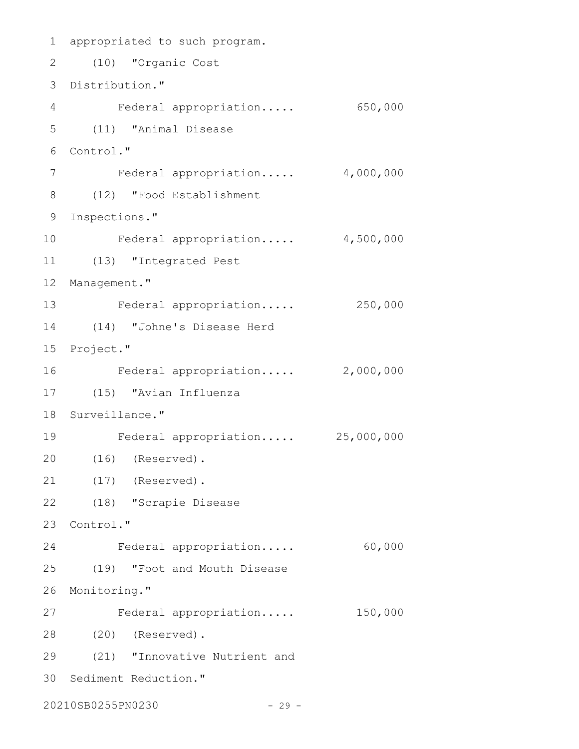appropriated to such program.

(10) "Organic Cost Distribution."

Federal appropriation..... 650,000

(11) "Animal Disease Control."

Federal appropriation..... 4,000,000

(12) "Food Establishment Inspections."

Federal appropriation..... 4,500,000

(13) "Integrated Pest Management."

Federal appropriation..... 250,000

(14) "Johne's Disease Herd Project."

Federal appropriation..... 2,000,000

(15) "Avian Influenza Surveillance."

Federal appropriation..... 25,000,000

(16) (Reserved).

(17) (Reserved).

(18) "Scrapie Disease Control."

Federal appropriation..... 60,000

(19) "Foot and Mouth Disease Monitoring."

Federal appropriation..... 150,000

(20) (Reserved).

(21) "Innovative Nutrient and Sediment Reduction."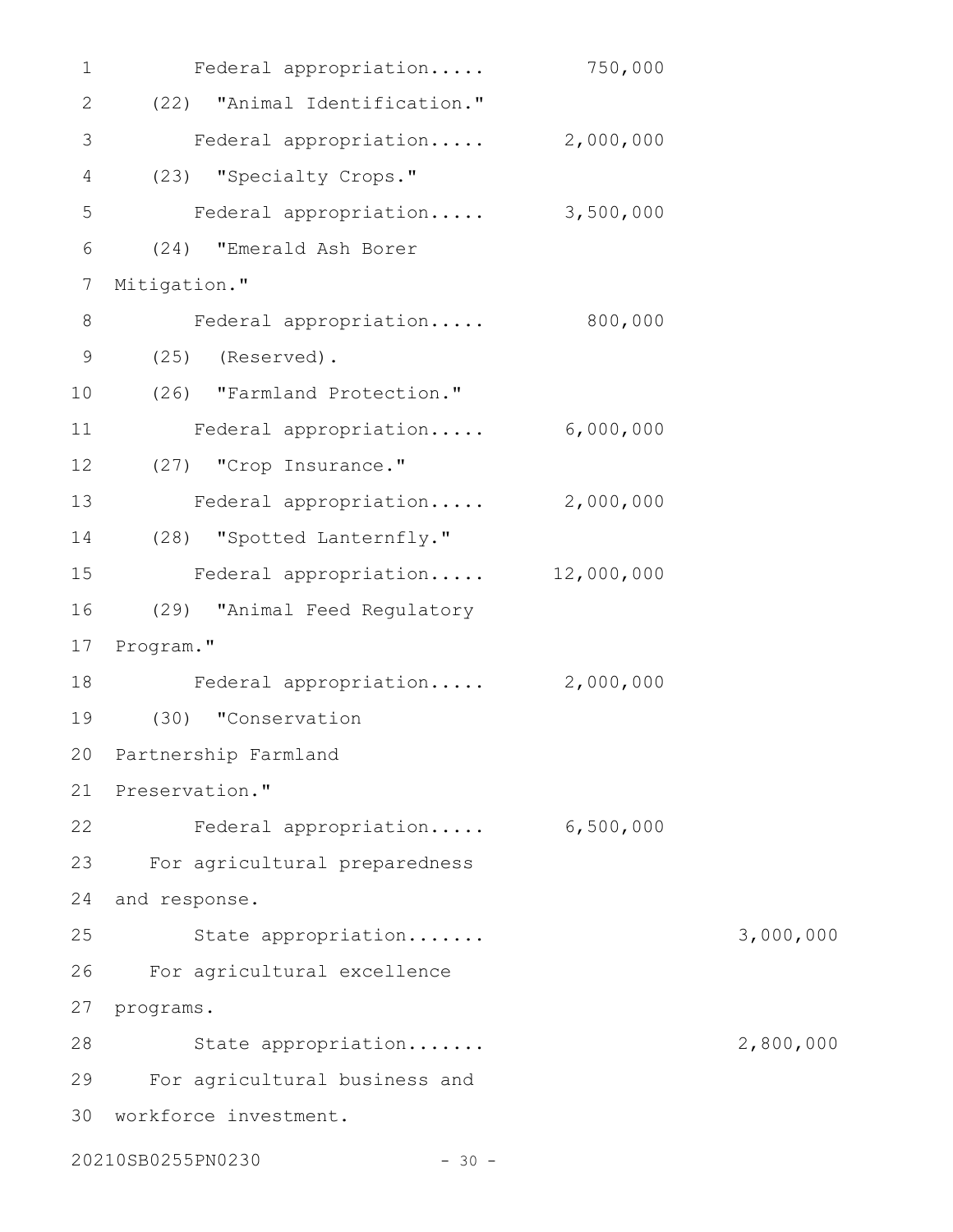Federal appropriation..... 750,000

(22) "Animal Identification."

Federal appropriation..... 2,000,000

(23) "Specialty Crops."

Federal appropriation..... 3,500,000

(24) "Emerald Ash Borer Mitigation."

Federal appropriation..... 800,000

(25) (Reserved).

(26) "Farmland Protection."

Federal appropriation..... 6,000,000

(27) "Crop Insurance."

Federal appropriation..... 2,000,000

(28) "Spotted Lanternfly."

Federal appropriation..... 12,000,000

(29) "Animal Feed Regulatory Program."

Federal appropriation..... 2,000,000

(30) "Conservation Partnership Farmland Preservation."

Federal appropriation..... 6,500,000

For agricultural preparedness and response.

State appropriation....... 3,000,000

For agricultural excellence programs.

State appropriation....... 2,800,000

For agricultural business and workforce investment.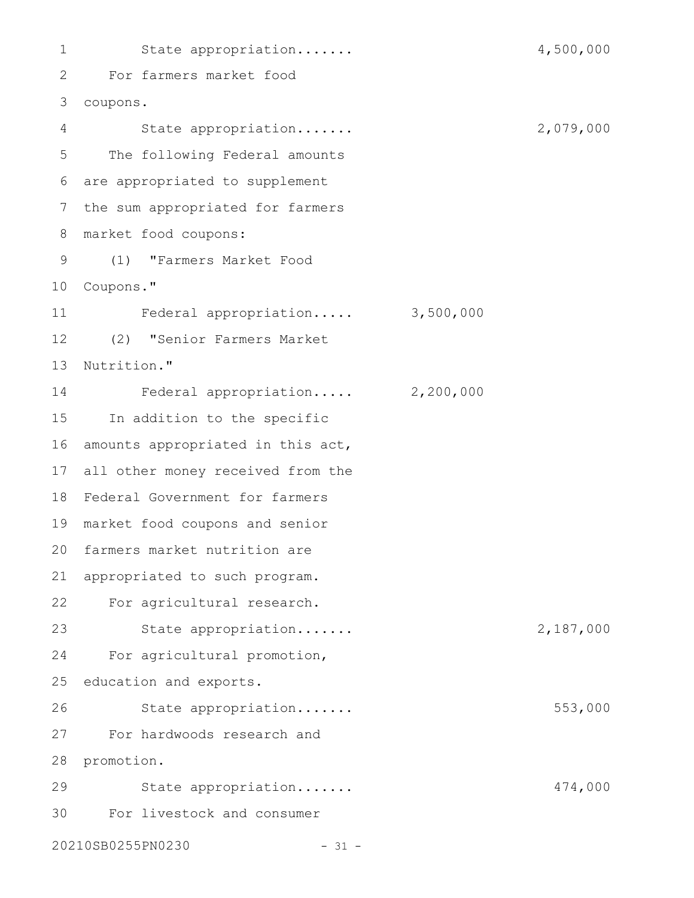State appropriation....... 4,500,000

For farmers market food coupons.

State appropriation....... 2,079,000

The following Federal amounts are appropriated to supplement the sum appropriated for farmers market food coupons:

(1) "Farmers Market Food Coupons."

Federal appropriation..... 3,500,000

(2) "Senior Farmers Market Nutrition."

Federal appropriation..... 2,200,000

In addition to the specific amounts appropriated in this act, all other money received from the Federal Government for farmers market food coupons and senior farmers market nutrition are appropriated to such program.

For agricultural research.

State appropriation....... 2,187,000

For agricultural promotion, education and exports.

State appropriation....... 553,000

For hardwoods research and promotion.

State appropriation....... 474,000

For livestock and consumer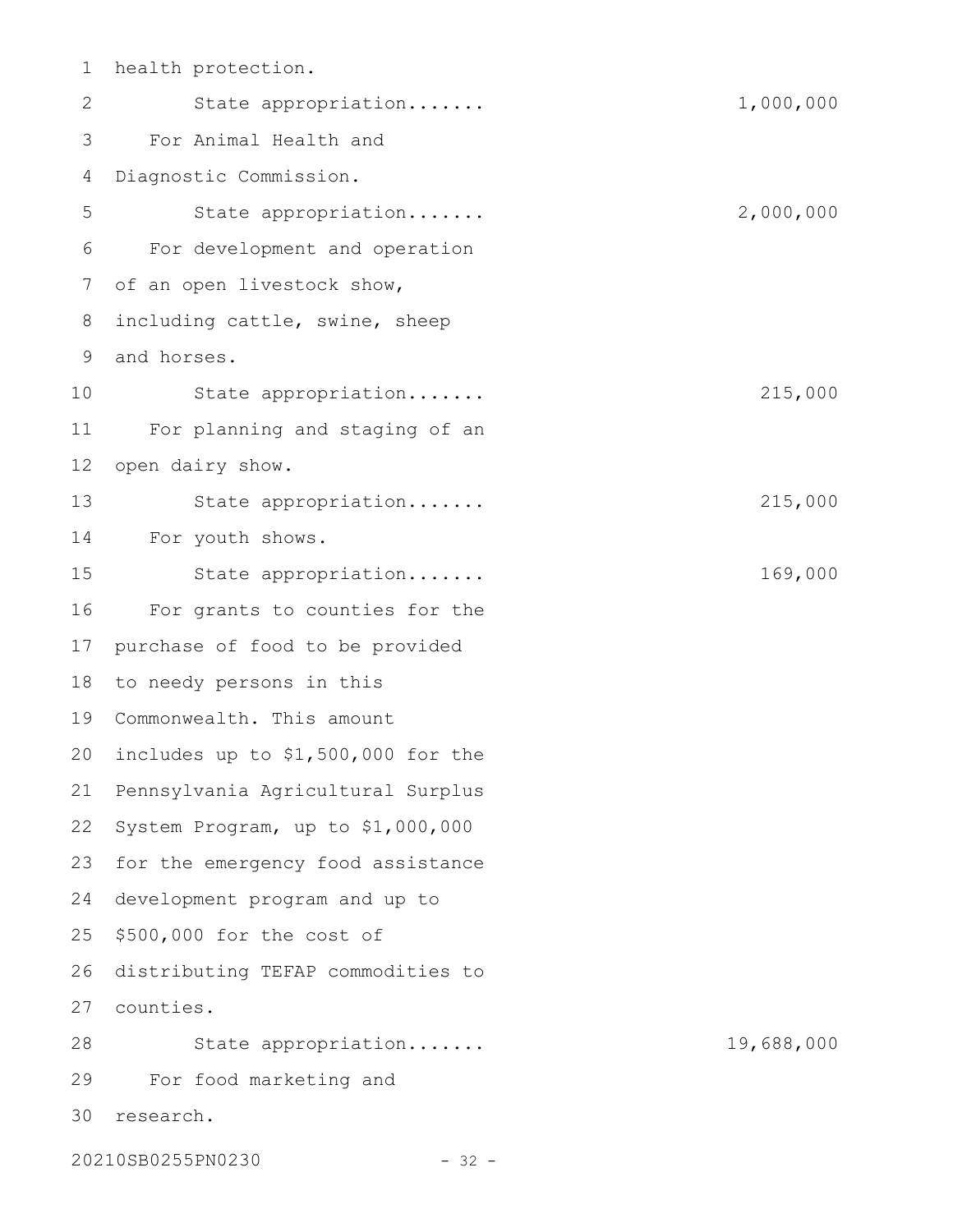health protection.

State appropriation....... 1,000,000

For Animal Health and Diagnostic Commission.

State appropriation....... 2,000,000

For development and operation of an open livestock show, including cattle, swine, sheep and horses.

State appropriation....... 215,000

For planning and staging of an open dairy show.

State appropriation....... 215,000

For youth shows.

State appropriation....... 169,000

For grants to counties for the purchase of food to be provided to needy persons in this Commonwealth. This amount includes up to $1,500,000 for the Pennsylvania Agricultural Surplus System Program, up to $1,000,000 for the emergency food assistance development program and up to $500,000 for the cost of distributing TEFAP commodities to counties.

State appropriation....... 19,688,000

For food marketing and research.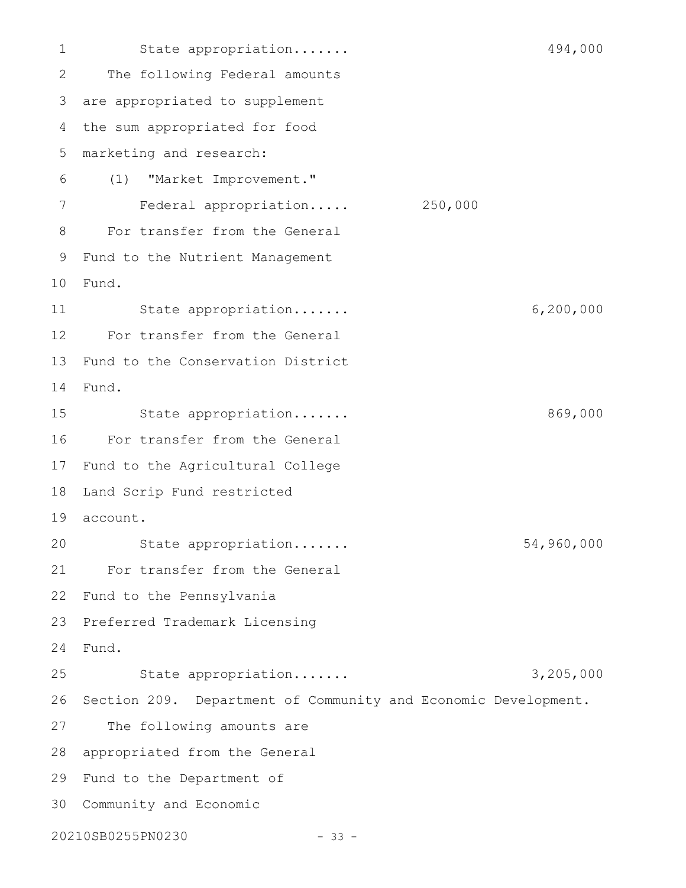State appropriation....... 494,000

The following Federal amounts are appropriated to supplement the sum appropriated for food marketing and research:

(1) "Market Improvement."

Federal appropriation..... 250,000

For transfer from the General Fund to the Nutrient Management Fund.

State appropriation....... 6,200,000

For transfer from the General Fund to the Conservation District Fund.

State appropriation....... 869,000

For transfer from the General Fund to the Agricultural College Land Scrip Fund restricted account.

State appropriation....... 54,960,000

For transfer from the General Fund to the Pennsylvania Preferred Trademark Licensing Fund.

State appropriation....... 3,205,000

Section 209. Department of Community and Economic Development.

The following amounts are appropriated from the General Fund to the Department of Community and Economic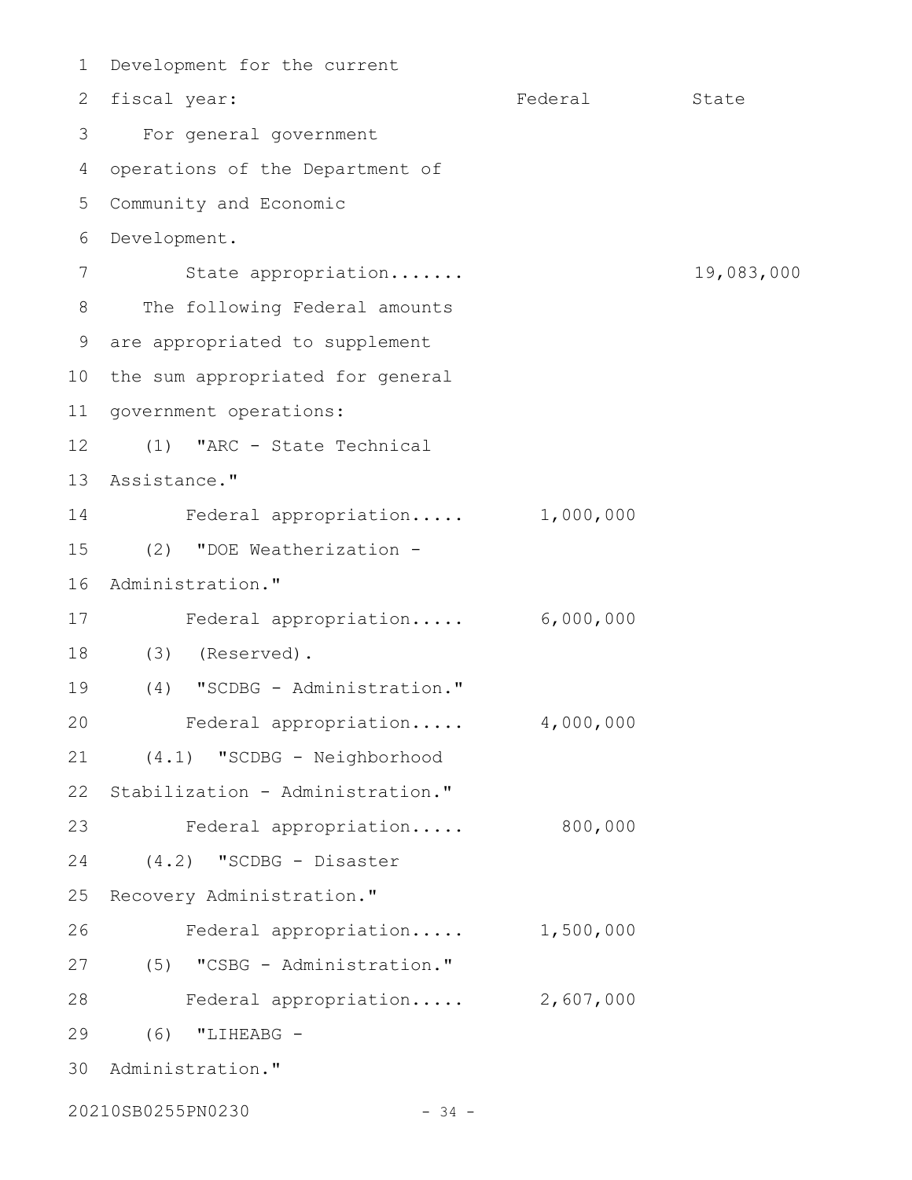| | Federal | State |
|---|---|---|
| Development for the current fiscal year: | | |
| For general government operations of the Department of Community and Economic Development. | | |
| State appropriation....... | | 19,083,000 |
| The following Federal amounts are appropriated to supplement the sum appropriated for general government operations: | | |
| (1) "ARC - State Technical Assistance." | | |
| Federal appropriation..... | 1,000,000 | |
| (2) "DOE Weatherization - Administration." | | |
| Federal appropriation..... | 6,000,000 | |
| (3) (Reserved). | | |
| (4) "SCDBG - Administration." | | |
| Federal appropriation..... | 4,000,000 | |
| (4.1) "SCDBG - Neighborhood Stabilization - Administration." | | |
| Federal appropriation..... | 800,000 | |
| (4.2) "SCDBG - Disaster Recovery Administration." | | |
| Federal appropriation..... | 1,500,000 | |
| (5) "CSBG - Administration." | | |
| Federal appropriation..... | 2,607,000 | |
| (6) "LIHEABG - Administration." | | |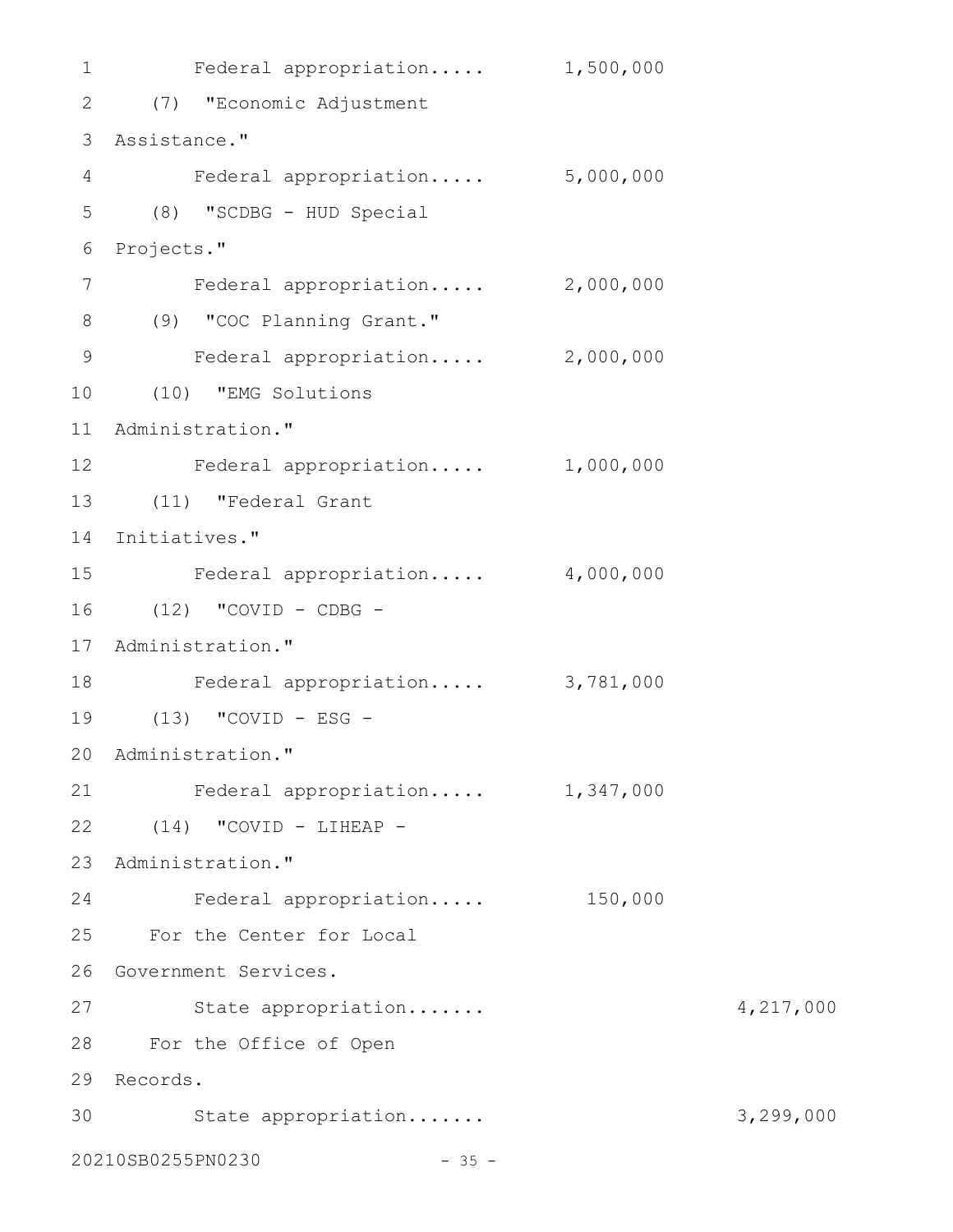Federal appropriation..... 1,500,000

(7) "Economic Adjustment Assistance."

Federal appropriation..... 5,000,000

(8) "SCDBG - HUD Special Projects."

Federal appropriation..... 2,000,000

(9) "COC Planning Grant."

Federal appropriation..... 2,000,000

(10) "EMG Solutions Administration."

Federal appropriation..... 1,000,000

(11) "Federal Grant Initiatives."

Federal appropriation..... 4,000,000

(12) "COVID - CDBG - Administration."

Federal appropriation..... 3,781,000

(13) "COVID - ESG - Administration."

Federal appropriation..... 1,347,000

(14) "COVID - LIHEAP - Administration."

Federal appropriation..... 150,000

For the Center for Local Government Services.

State appropriation....... 4,217,000

For the Office of Open Records.

State appropriation....... 3,299,000

20210SB0255PN0230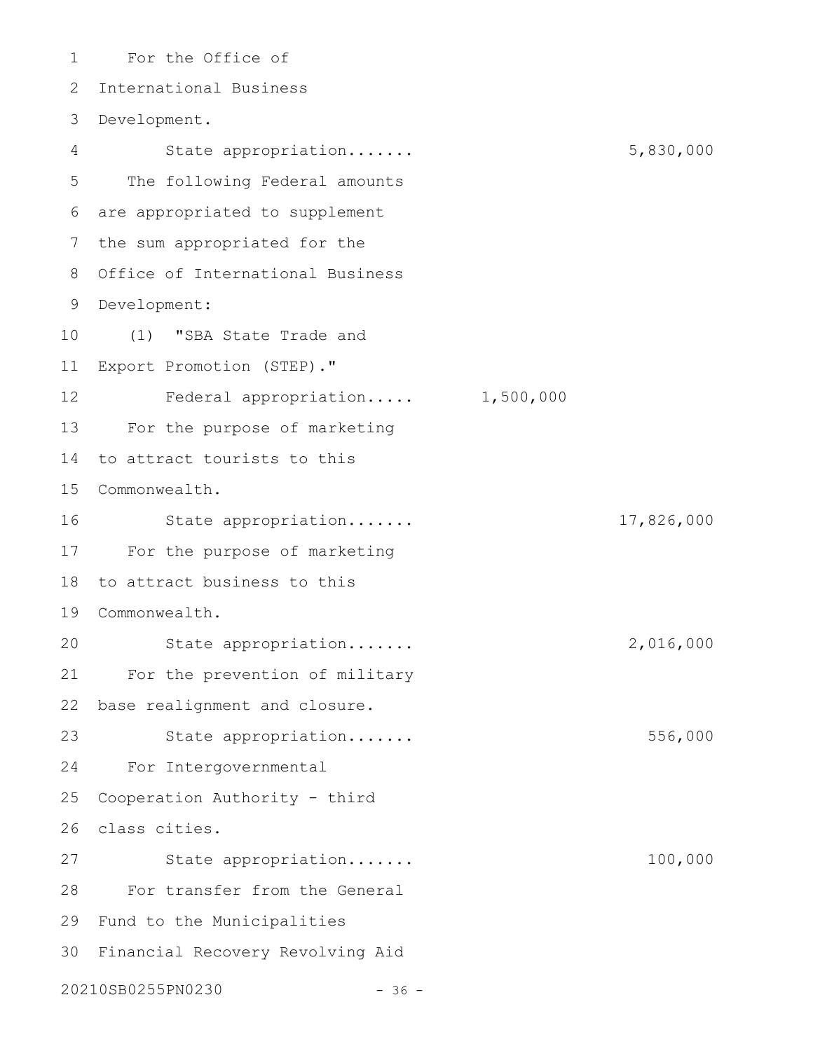For the Office of International Business Development.

State appropriation....... 5,830,000

The following Federal amounts are appropriated to supplement the sum appropriated for the Office of International Business Development:

(1) "SBA State Trade and Export Promotion (STEP)."

Federal appropriation..... 1,500,000

For the purpose of marketing to attract tourists to this Commonwealth.

State appropriation....... 17,826,000

For the purpose of marketing to attract business to this Commonwealth.

State appropriation....... 2,016,000

For the prevention of military base realignment and closure.

State appropriation....... 556,000

For Intergovernmental Cooperation Authority - third class cities.

State appropriation....... 100,000

For transfer from the General Fund to the Municipalities Financial Recovery Revolving Aid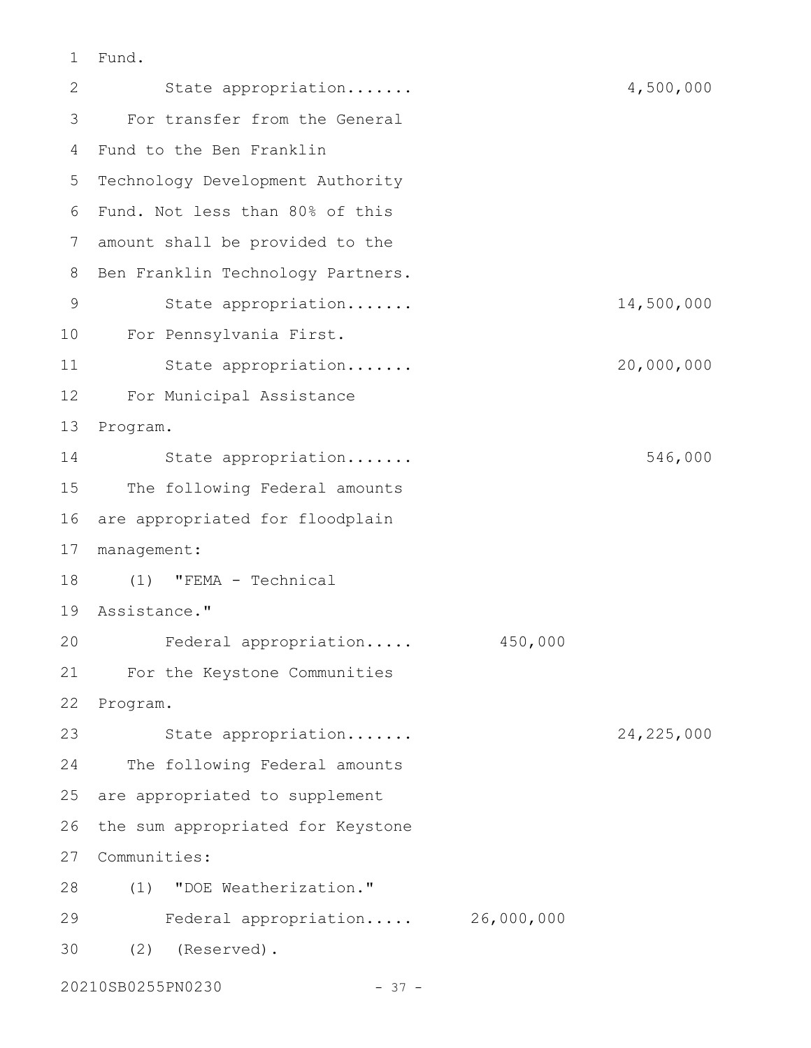Fund.

State appropriation....... 4,500,000

For transfer from the General Fund to the Ben Franklin Technology Development Authority Fund. Not less than 80% of this amount shall be provided to the Ben Franklin Technology Partners.

State appropriation....... 14,500,000

For Pennsylvania First.

State appropriation....... 20,000,000

For Municipal Assistance Program.

State appropriation....... 546,000

The following Federal amounts are appropriated for floodplain management:

(1) "FEMA - Technical Assistance."

Federal appropriation..... 450,000

For the Keystone Communities Program.

State appropriation....... 24,225,000

The following Federal amounts are appropriated to supplement the sum appropriated for Keystone Communities:

(1) "DOE Weatherization."

Federal appropriation..... 26,000,000

(2) (Reserved).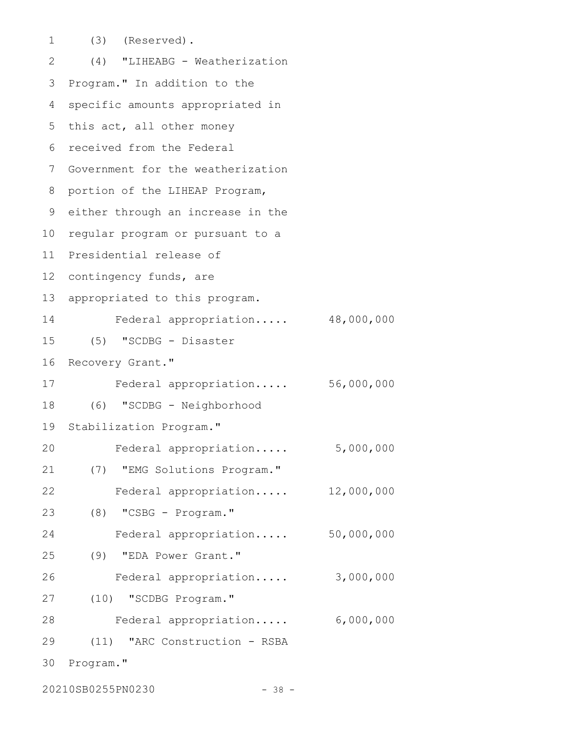(3) (Reserved).

(4) "LIHEABG - Weatherization Program." In addition to the specific amounts appropriated in this act, all other money received from the Federal Government for the weatherization portion of the LIHEAP Program, either through an increase in the regular program or pursuant to a Presidential release of contingency funds, are appropriated to this program.

Federal appropriation..... 48,000,000

(5) "SCDBG - Disaster Recovery Grant."

Federal appropriation..... 56,000,000

(6) "SCDBG - Neighborhood Stabilization Program."

Federal appropriation..... 5,000,000

(7) "EMG Solutions Program."

Federal appropriation..... 12,000,000

(8) "CSBG - Program."

Federal appropriation..... 50,000,000

(9) "EDA Power Grant."

Federal appropriation..... 3,000,000

(10) "SCDBG Program."

Federal appropriation..... 6,000,000

(11) "ARC Construction - RSBA Program."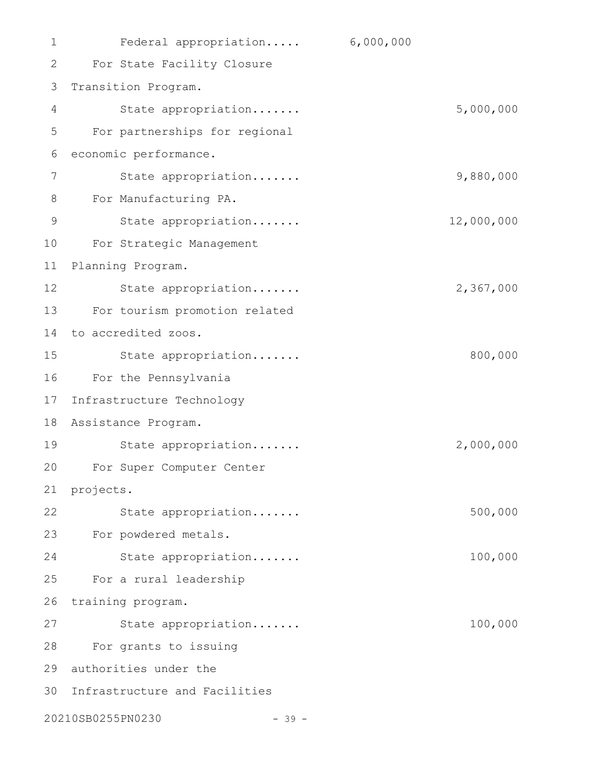Federal appropriation..... 6,000,000

For State Facility Closure Transition Program.

State appropriation....... 5,000,000

For partnerships for regional economic performance.

State appropriation....... 9,880,000

For Manufacturing PA.

State appropriation....... 12,000,000

For Strategic Management Planning Program.

State appropriation....... 2,367,000

For tourism promotion related to accredited zoos.

State appropriation....... 800,000

For the Pennsylvania Infrastructure Technology Assistance Program.

State appropriation....... 2,000,000

For Super Computer Center projects.

State appropriation....... 500,000

For powdered metals.

State appropriation....... 100,000

For a rural leadership training program.

State appropriation....... 100,000

For grants to issuing authorities under the Infrastructure and Facilities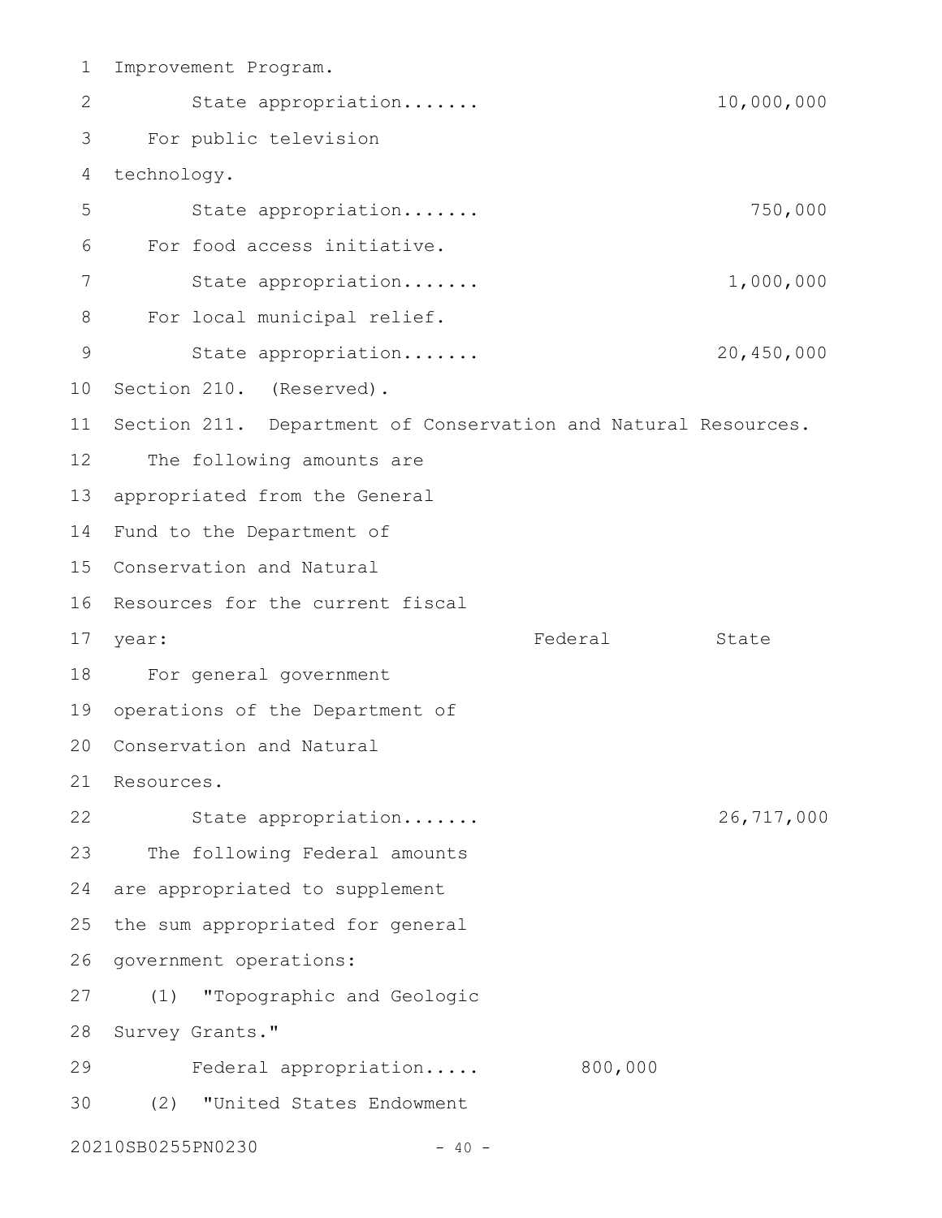Improvement Program.

State appropriation....... 10,000,000

For public television technology.

State appropriation....... 750,000

For food access initiative.

State appropriation....... 1,000,000

For local municipal relief.

State appropriation....... 20,450,000

Section 210. (Reserved).

Section 211. Department of Conservation and Natural Resources.

| | Federal | State |
|---|---|---|
| The following amounts are appropriated from the General Fund to the Department of Conservation and Natural Resources for the current fiscal year: | | |
| For general government operations of the Department of Conservation and Natural Resources. | | |
| State appropriation....... | | 26,717,000 |
| The following Federal amounts are appropriated to supplement the sum appropriated for general government operations: | | |
| (1) "Topographic and Geologic Survey Grants." | | |
| Federal appropriation..... | 800,000 | |
| (2) "United States Endowment | | |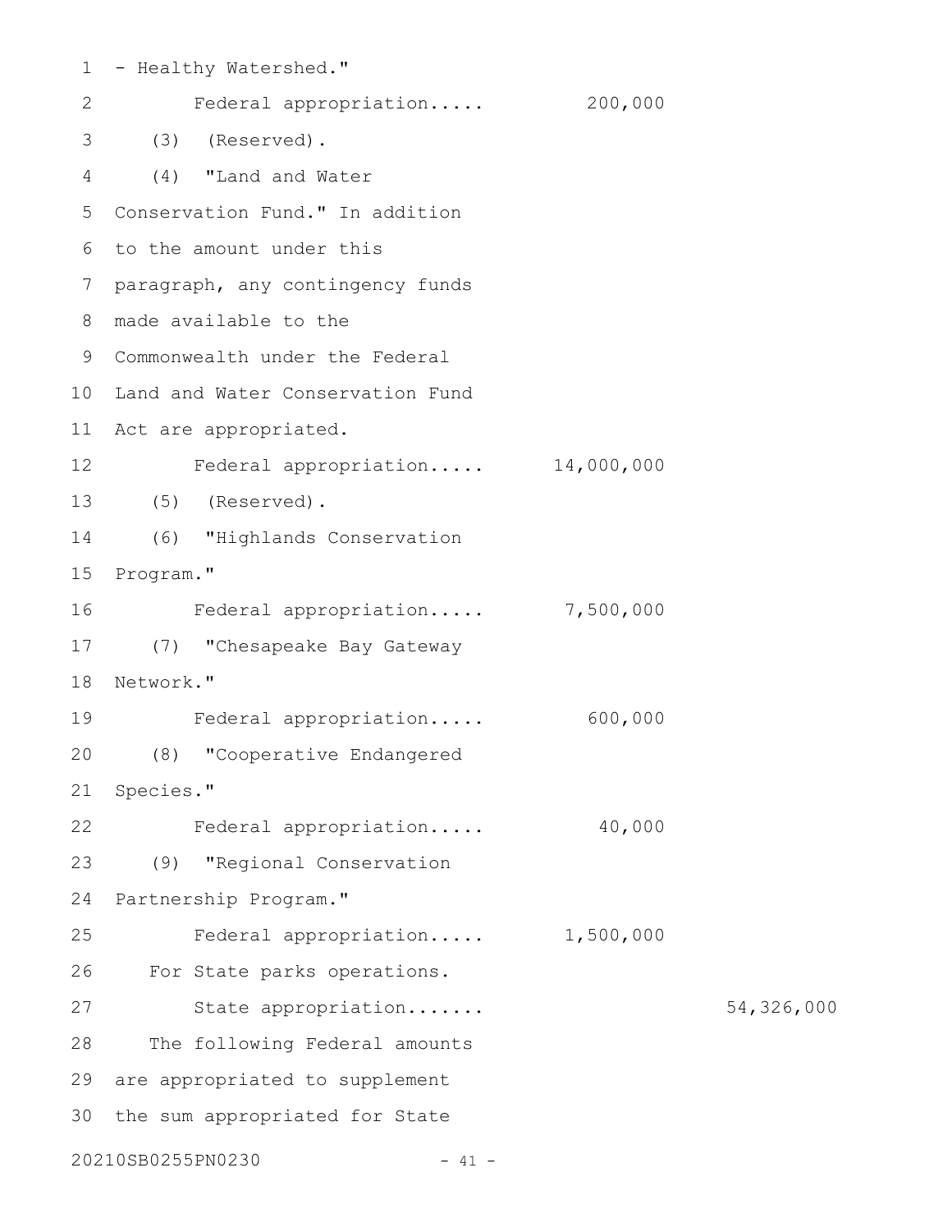- Healthy Watershed."

Federal appropriation..... 200,000

(3) (Reserved).

(4) "Land and Water Conservation Fund." In addition to the amount under this paragraph, any contingency funds made available to the Commonwealth under the Federal Land and Water Conservation Fund Act are appropriated.

Federal appropriation..... 14,000,000

(5) (Reserved).

(6) "Highlands Conservation Program."

Federal appropriation..... 7,500,000

(7) "Chesapeake Bay Gateway Network."

Federal appropriation..... 600,000

(8) "Cooperative Endangered Species."

Federal appropriation..... 40,000

(9) "Regional Conservation Partnership Program."

Federal appropriation..... 1,500,000

For State parks operations.

State appropriation....... 54,326,000

The following Federal amounts are appropriated to supplement the sum appropriated for State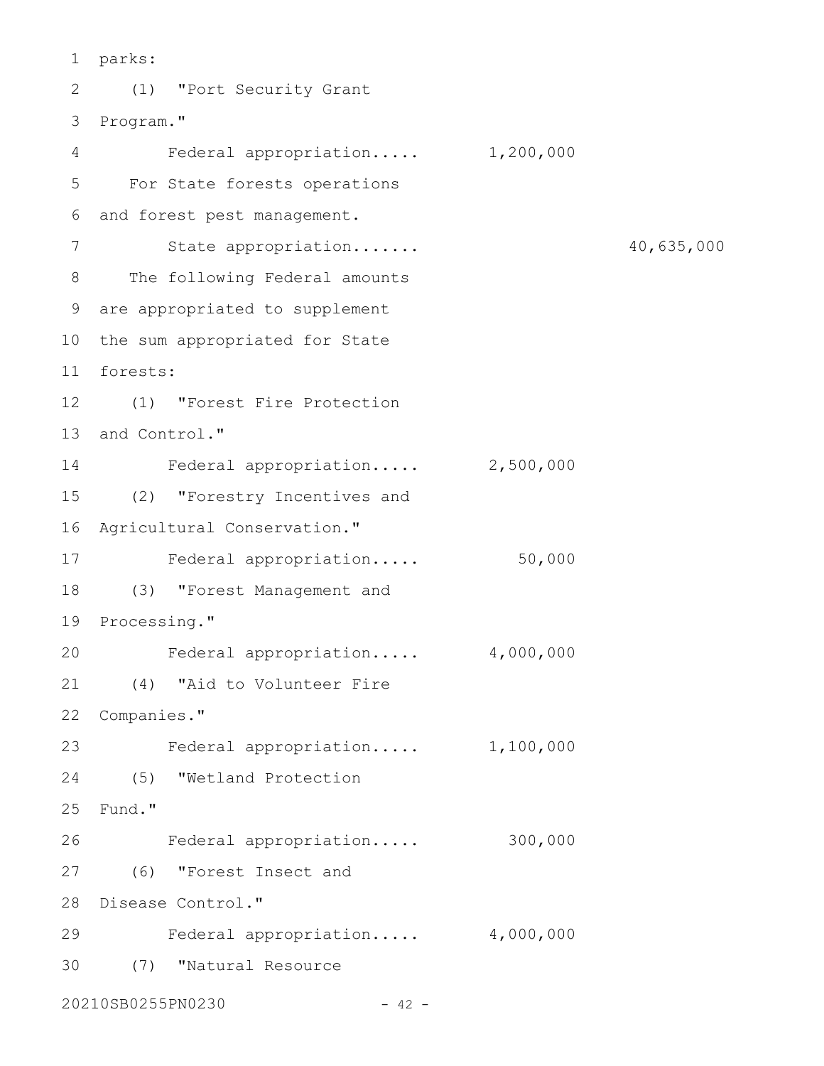parks:

(1) "Port Security Grant Program."

| | | |
|---|---|---|
| Federal appropriation..... | 1,200,000 | |

For State forests operations and forest pest management.

| | | |
|---|---|---|
| State appropriation....... | | 40,635,000 |

The following Federal amounts are appropriated to supplement the sum appropriated for State forests:

(1) "Forest Fire Protection and Control."

| | | |
|---|---|---|
| Federal appropriation..... | 2,500,000 | |

(2) "Forestry Incentives and Agricultural Conservation."

| | | |
|---|---|---|
| Federal appropriation..... | 50,000 | |

(3) "Forest Management and Processing."

| | | |
|---|---|---|
| Federal appropriation..... | 4,000,000 | |

(4) "Aid to Volunteer Fire Companies."

| | | |
|---|---|---|
| Federal appropriation..... | 1,100,000 | |

(5) "Wetland Protection Fund."

| | | |
|---|---|---|
| Federal appropriation..... | 300,000 | |

(6) "Forest Insect and Disease Control."

| | | |
|---|---|---|
| Federal appropriation..... | 4,000,000 | |

(7) "Natural Resource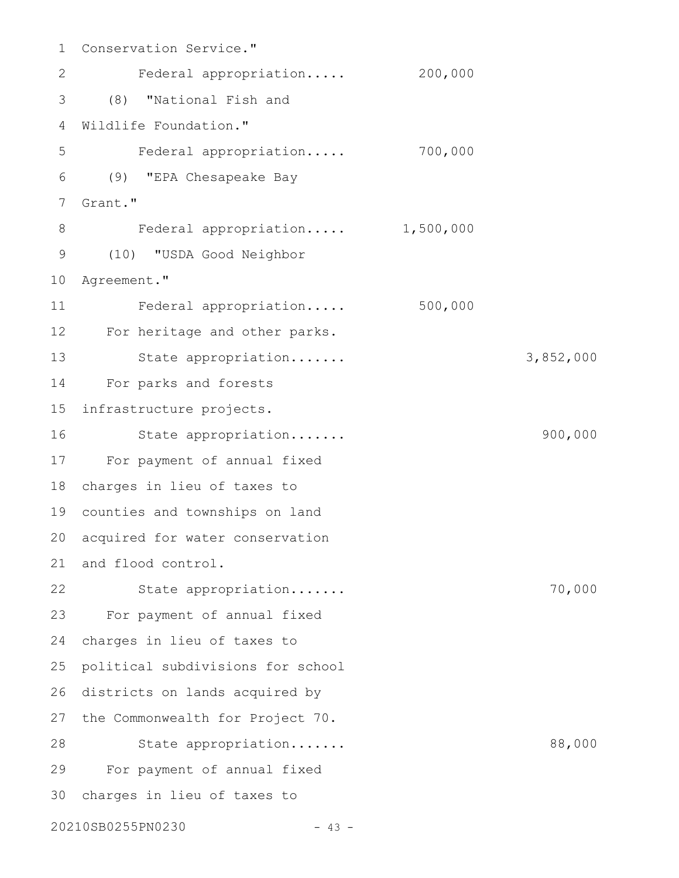Conservation Service."

Federal appropriation..... 200,000

(8) "National Fish and Wildlife Foundation."

Federal appropriation..... 700,000

(9) "EPA Chesapeake Bay Grant."

Federal appropriation..... 1,500,000

(10) "USDA Good Neighbor Agreement."

Federal appropriation..... 500,000

For heritage and other parks.

State appropriation....... 3,852,000

For parks and forests infrastructure projects.

State appropriation....... 900,000

For payment of annual fixed charges in lieu of taxes to counties and townships on land acquired for water conservation and flood control.

State appropriation....... 70,000

For payment of annual fixed charges in lieu of taxes to political subdivisions for school districts on lands acquired by the Commonwealth for Project 70.

State appropriation....... 88,000

For payment of annual fixed charges in lieu of taxes to

20210SB0255PN0230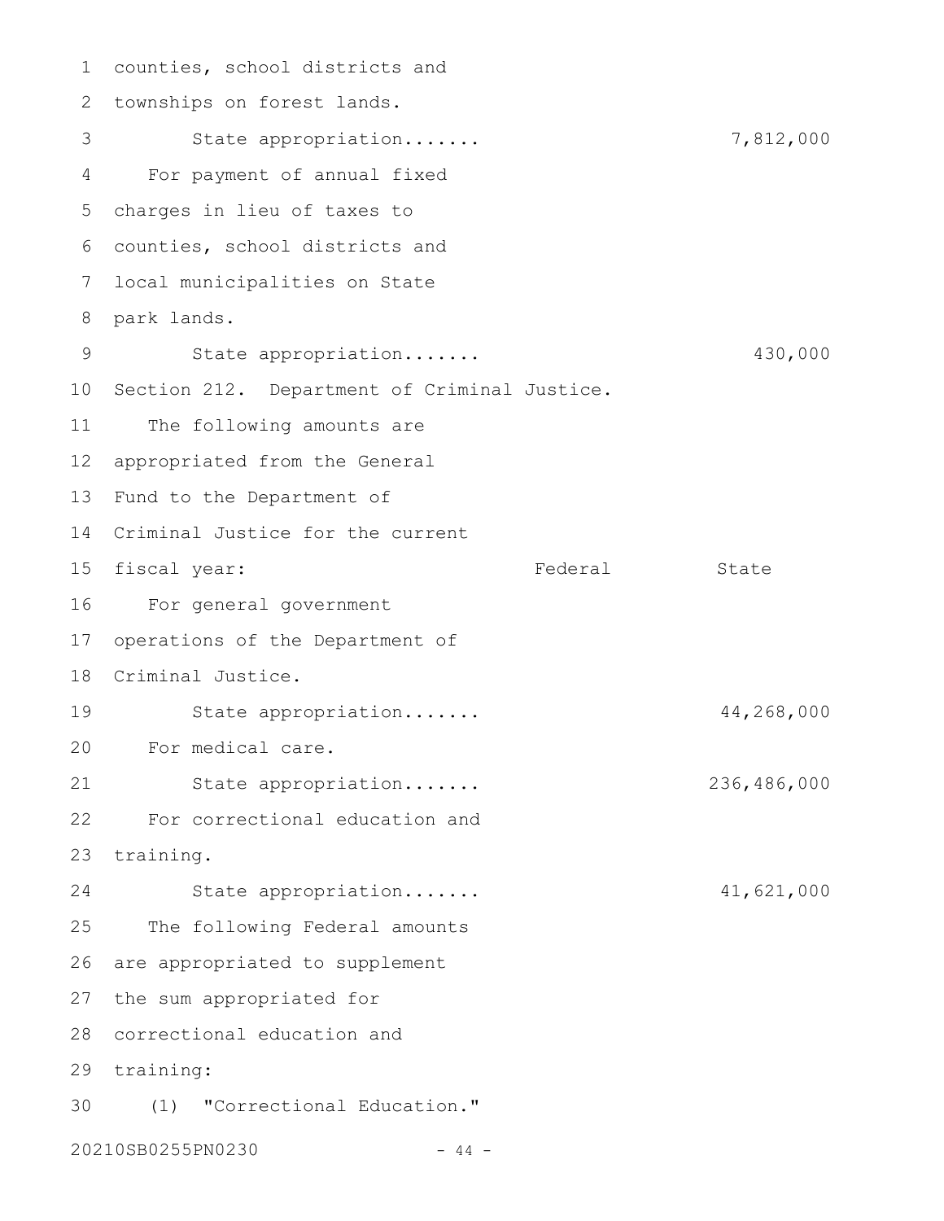counties, school districts and townships on forest lands.

State appropriation....... 7,812,000

For payment of annual fixed charges in lieu of taxes to counties, school districts and local municipalities on State park lands.

State appropriation....... 430,000

Section 212. Department of Criminal Justice.

The following amounts are appropriated from the General Fund to the Department of Criminal Justice for the current fiscal year:

| | Federal | State |
|---|---|---|
| For general government operations of the Department of Criminal Justice. | | |
| State appropriation....... | | 44,268,000 |
| For medical care. | | |
| State appropriation....... | | 236,486,000 |
| For correctional education and training. | | |
| State appropriation....... | | 41,621,000 |

The following Federal amounts are appropriated to supplement the sum appropriated for correctional education and training:

(1) "Correctional Education."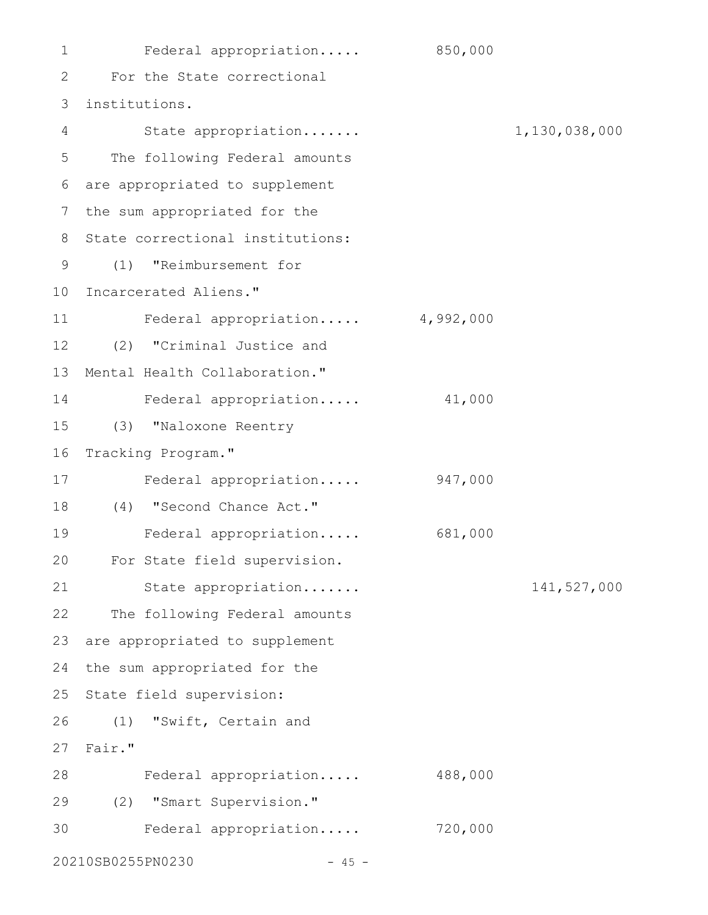Federal appropriation..... 850,000

For the State correctional institutions.

State appropriation....... 1,130,038,000

The following Federal amounts are appropriated to supplement the sum appropriated for the State correctional institutions:

(1) "Reimbursement for Incarcerated Aliens."

Federal appropriation..... 4,992,000

(2) "Criminal Justice and Mental Health Collaboration."

Federal appropriation..... 41,000

(3) "Naloxone Reentry Tracking Program."

Federal appropriation..... 947,000

(4) "Second Chance Act."

Federal appropriation..... 681,000

For State field supervision.

State appropriation....... 141,527,000

The following Federal amounts are appropriated to supplement the sum appropriated for the State field supervision:

(1) "Swift, Certain and Fair."

Federal appropriation..... 488,000

(2) "Smart Supervision."

Federal appropriation..... 720,000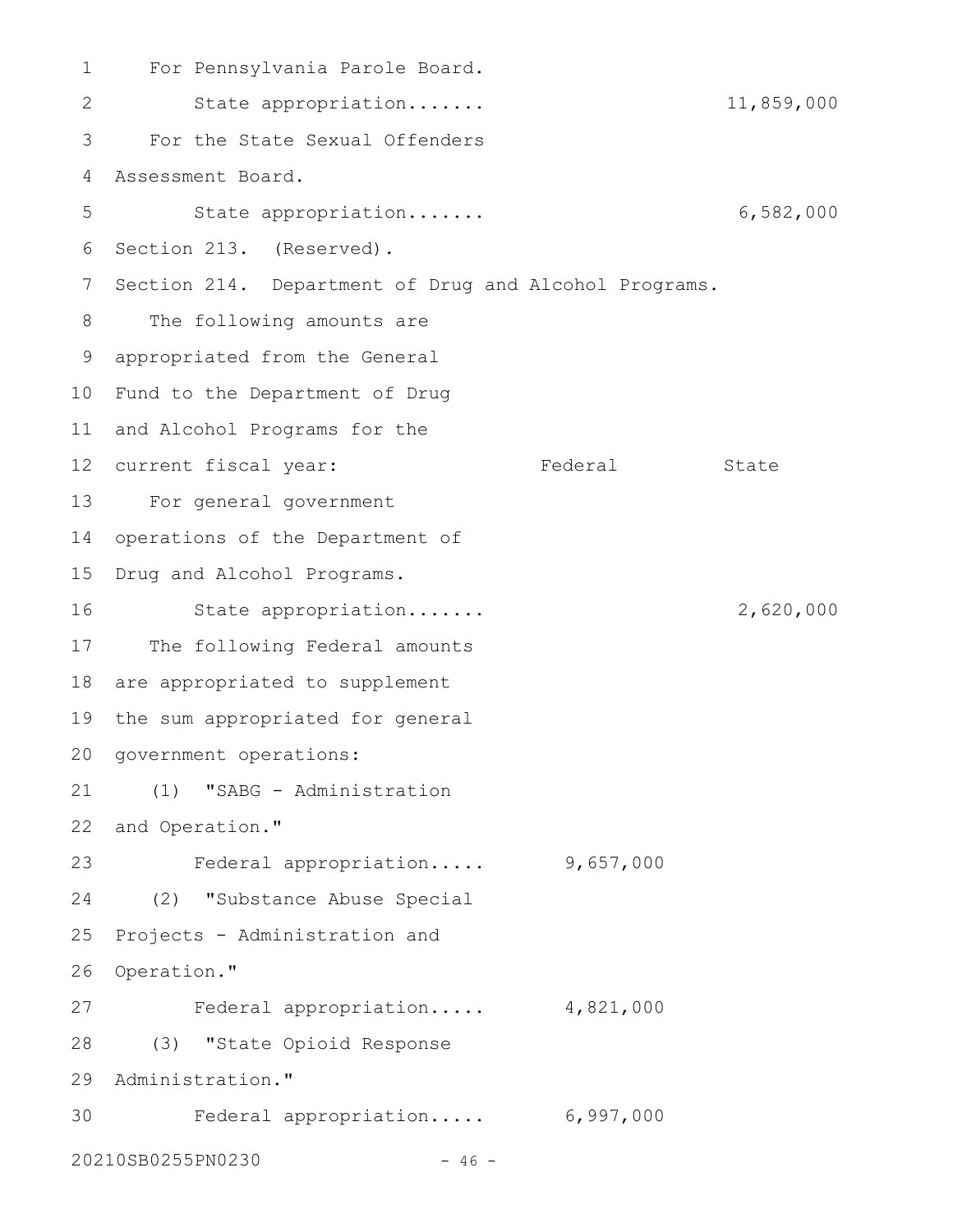For Pennsylvania Parole Board.

| | Federal | State |
|---|---|---|
| State appropriation....... | | 11,859,000 |

For the State Sexual Offenders Assessment Board.

| | Federal | State |
|---|---|---|
| State appropriation....... | | 6,582,000 |

Section 213. (Reserved).

Section 214. Department of Drug and Alcohol Programs.

The following amounts are appropriated from the General Fund to the Department of Drug and Alcohol Programs for the current fiscal year:

| | Federal | State |
|---|---|---|
| For general government operations of the Department of Drug and Alcohol Programs. | | |
| State appropriation....... | | 2,620,000 |
| The following Federal amounts are appropriated to supplement the sum appropriated for general government operations: | | |
| (1) "SABG - Administration and Operation." | | |
| Federal appropriation..... | 9,657,000 | |
| (2) "Substance Abuse Special Projects - Administration and Operation." | | |
| Federal appropriation..... | 4,821,000 | |
| (3) "State Opioid Response Administration." | | |
| Federal appropriation..... | 6,997,000 | |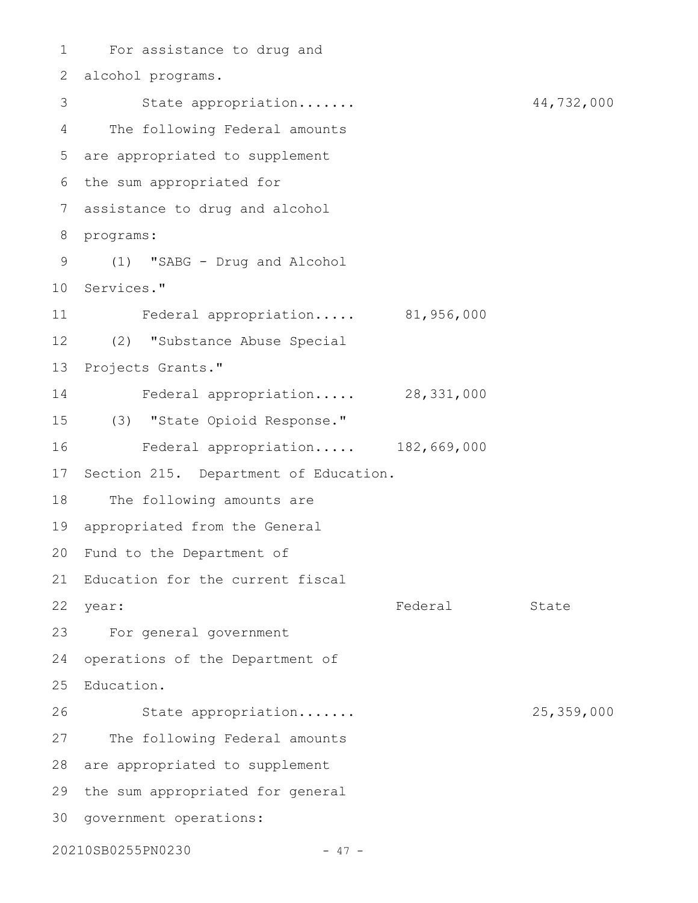For assistance to drug and alcohol programs.

State appropriation....... 44,732,000

The following Federal amounts are appropriated to supplement the sum appropriated for assistance to drug and alcohol programs:

(1) "SABG - Drug and Alcohol Services."

Federal appropriation..... 81,956,000

(2) "Substance Abuse Special Projects Grants."

Federal appropriation..... 28,331,000

(3) "State Opioid Response."

Federal appropriation..... 182,669,000

Section 215. Department of Education.

The following amounts are appropriated from the General Fund to the Department of Education for the current fiscal year:

| | Federal | State |
|---|---|---|

For general government operations of the Department of Education.

State appropriation....... 25,359,000

The following Federal amounts are appropriated to supplement the sum appropriated for general government operations: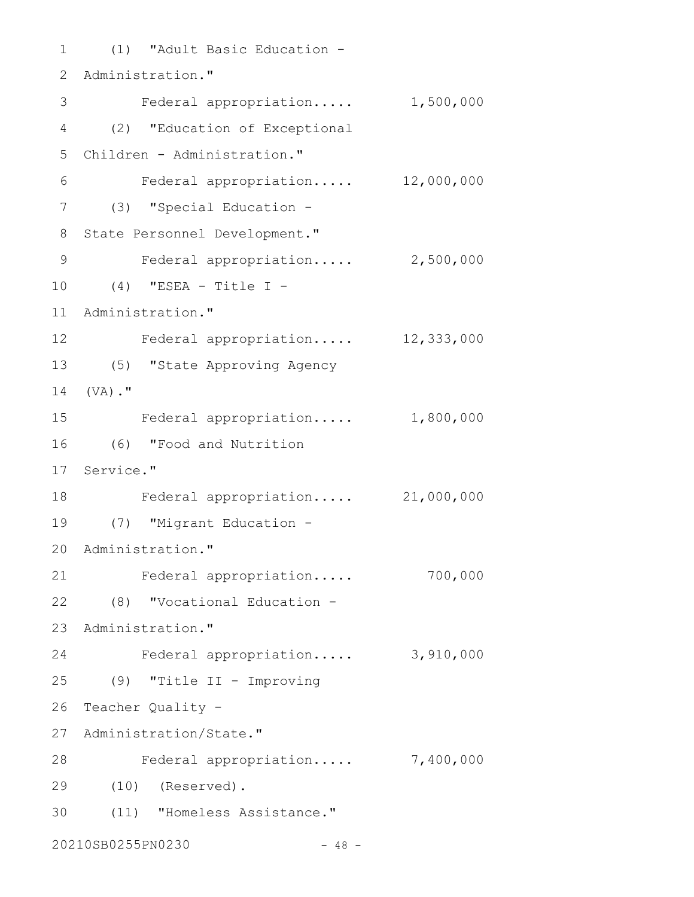(1) "Adult Basic Education - Administration."

Federal appropriation..... 1,500,000

(2) "Education of Exceptional Children - Administration."

Federal appropriation..... 12,000,000

(3) "Special Education - State Personnel Development."

Federal appropriation..... 2,500,000

(4) "ESEA - Title I - Administration."

Federal appropriation..... 12,333,000

(5) "State Approving Agency (VA)."

Federal appropriation..... 1,800,000

(6) "Food and Nutrition Service."

Federal appropriation..... 21,000,000

(7) "Migrant Education - Administration."

Federal appropriation..... 700,000

(8) "Vocational Education - Administration."

Federal appropriation..... 3,910,000

(9) "Title II - Improving Teacher Quality - Administration/State."

Federal appropriation..... 7,400,000

(10) (Reserved).

(11) "Homeless Assistance."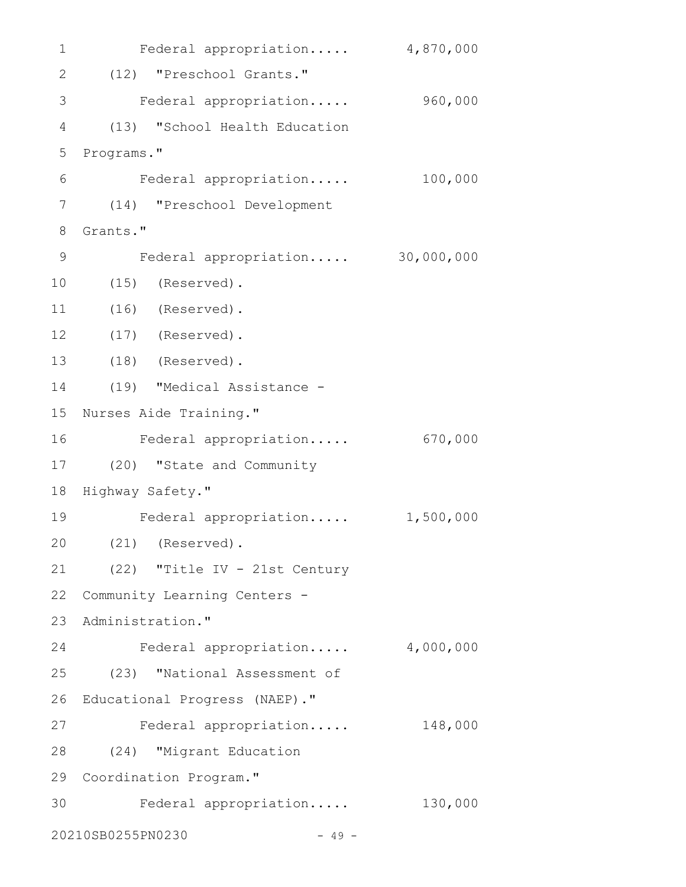Federal appropriation..... 4,870,000

(12) "Preschool Grants."

Federal appropriation..... 960,000

(13) "School Health Education Programs."

Federal appropriation..... 100,000

(14) "Preschool Development Grants."

Federal appropriation..... 30,000,000

(15) (Reserved).

(16) (Reserved).

(17) (Reserved).

(18) (Reserved).

(19) "Medical Assistance - Nurses Aide Training."

Federal appropriation..... 670,000

(20) "State and Community Highway Safety."

Federal appropriation..... 1,500,000

(21) (Reserved).

(22) "Title IV - 21st Century Community Learning Centers - Administration."

Federal appropriation..... 4,000,000

(23) "National Assessment of Educational Progress (NAEP)."

Federal appropriation..... 148,000

(24) "Migrant Education Coordination Program."

Federal appropriation..... 130,000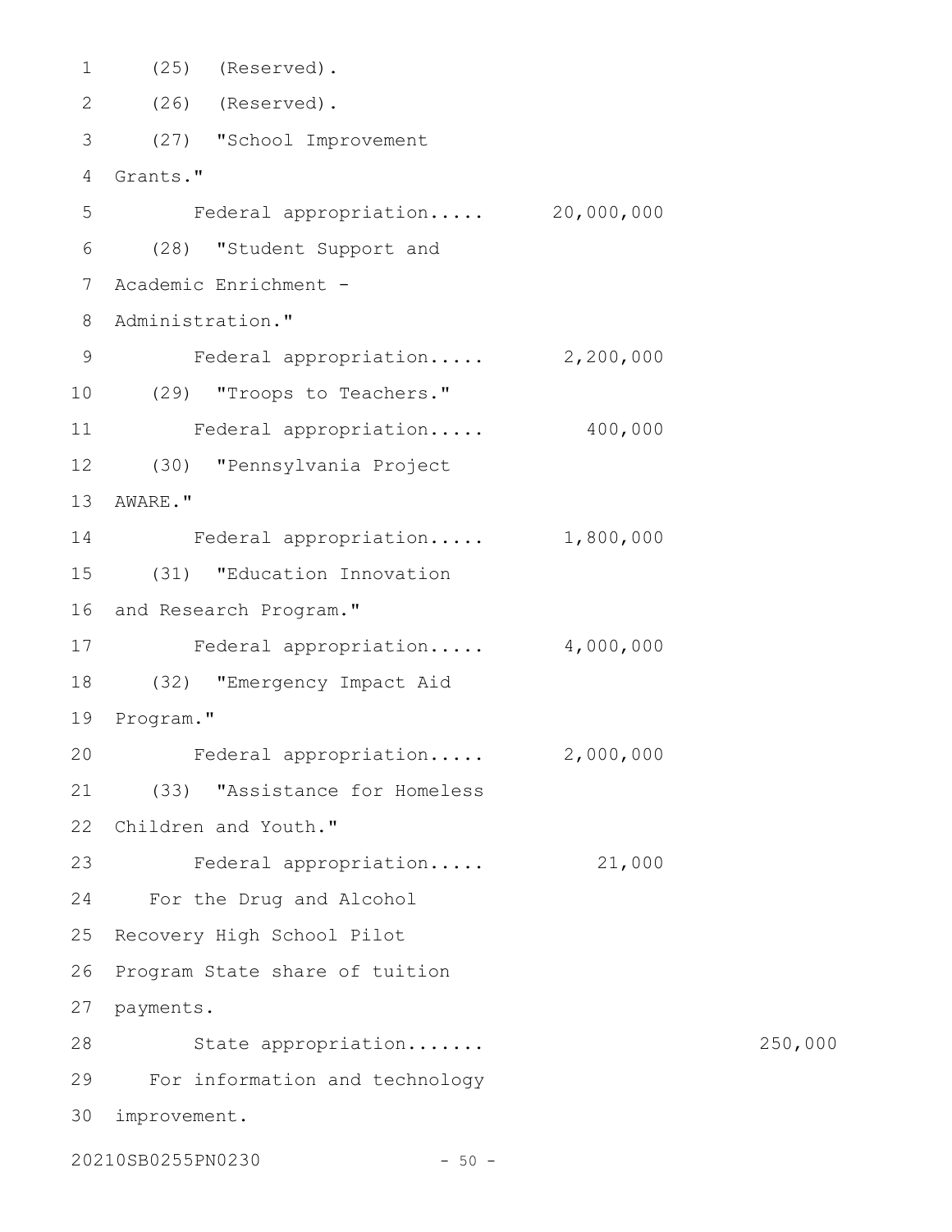(25) (Reserved).

(26) (Reserved).

(27) "School Improvement Grants."

Federal appropriation..... 20,000,000

(28) "Student Support and Academic Enrichment - Administration."

Federal appropriation..... 2,200,000

(29) "Troops to Teachers."

Federal appropriation..... 400,000

(30) "Pennsylvania Project AWARE."

Federal appropriation..... 1,800,000

(31) "Education Innovation and Research Program."

Federal appropriation..... 4,000,000

(32) "Emergency Impact Aid Program."

Federal appropriation..... 2,000,000

(33) "Assistance for Homeless Children and Youth."

Federal appropriation..... 21,000

For the Drug and Alcohol Recovery High School Pilot Program State share of tuition payments.

State appropriation....... 250,000

For information and technology improvement.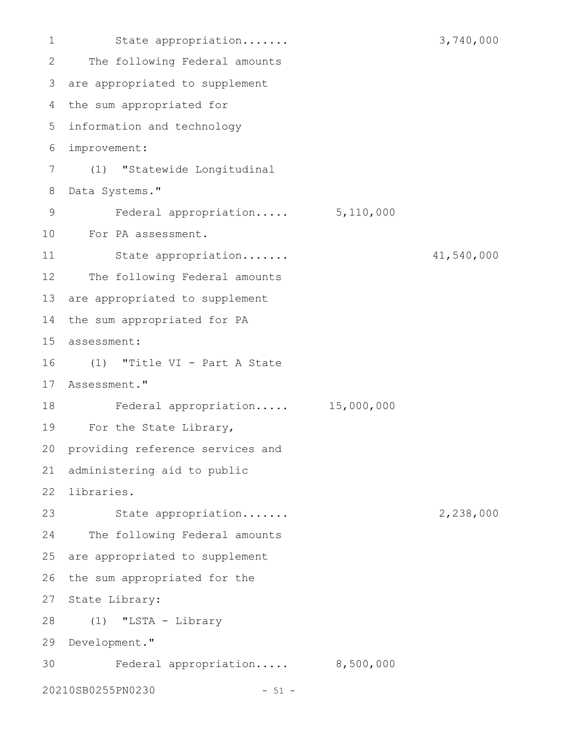State appropriation....... 3,740,000

The following Federal amounts are appropriated to supplement the sum appropriated for information and technology improvement:

(1) "Statewide Longitudinal Data Systems."

Federal appropriation..... 5,110,000

For PA assessment.

State appropriation....... 41,540,000

The following Federal amounts are appropriated to supplement the sum appropriated for PA assessment:

(1) "Title VI - Part A State Assessment."

Federal appropriation..... 15,000,000

For the State Library, providing reference services and administering aid to public libraries.

State appropriation....... 2,238,000

The following Federal amounts are appropriated to supplement the sum appropriated for the State Library:

(1) "LSTA - Library Development."

Federal appropriation..... 8,500,000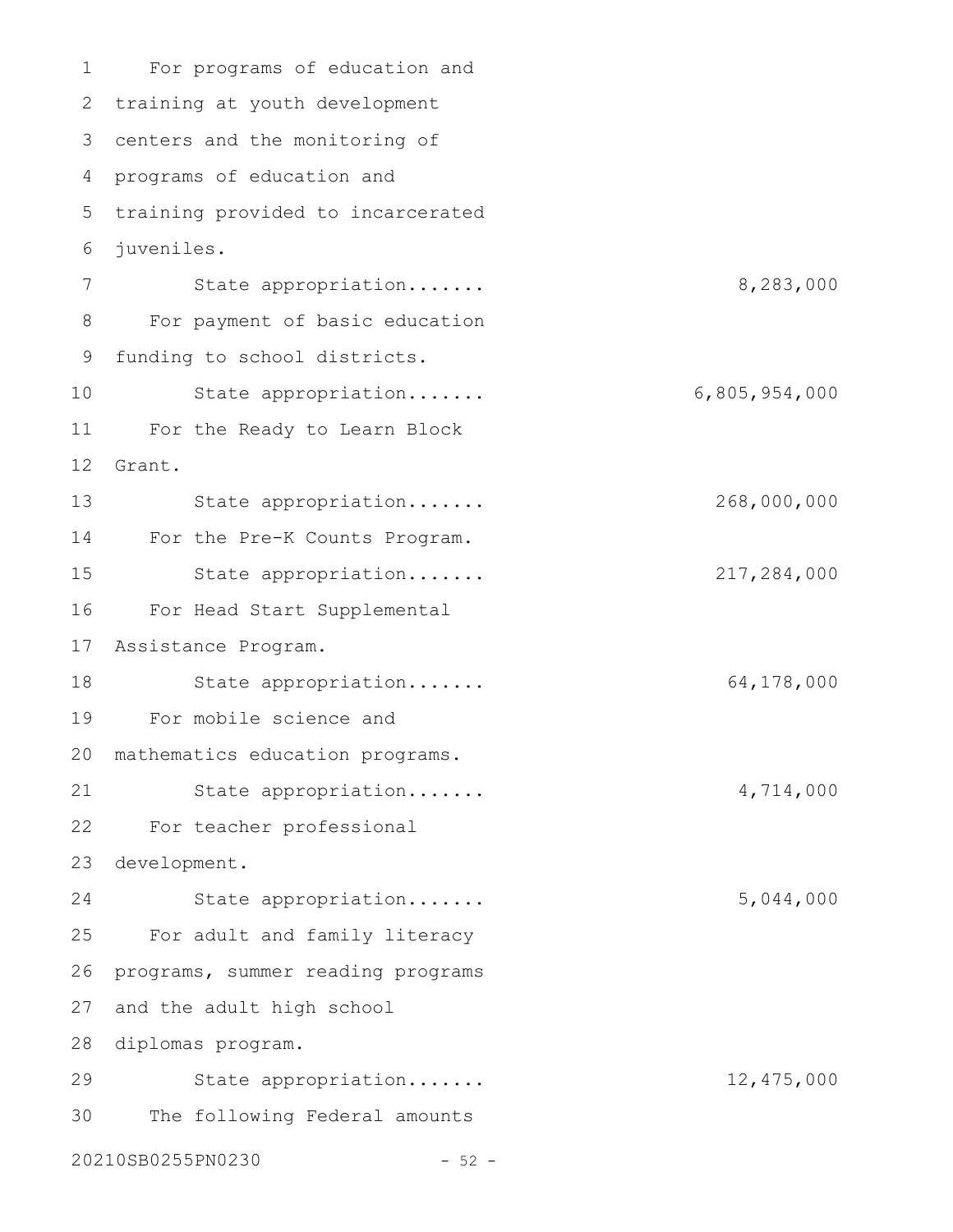For programs of education and training at youth development centers and the monitoring of programs of education and training provided to incarcerated juveniles.

State appropriation....... 8,283,000

For payment of basic education funding to school districts.

State appropriation....... 6,805,954,000

For the Ready to Learn Block Grant.

State appropriation....... 268,000,000

For the Pre-K Counts Program.

State appropriation....... 217,284,000

For Head Start Supplemental Assistance Program.

State appropriation....... 64,178,000

For mobile science and mathematics education programs.

State appropriation....... 4,714,000

For teacher professional development.

State appropriation....... 5,044,000

For adult and family literacy programs, summer reading programs and the adult high school diplomas program.

State appropriation....... 12,475,000

The following Federal amounts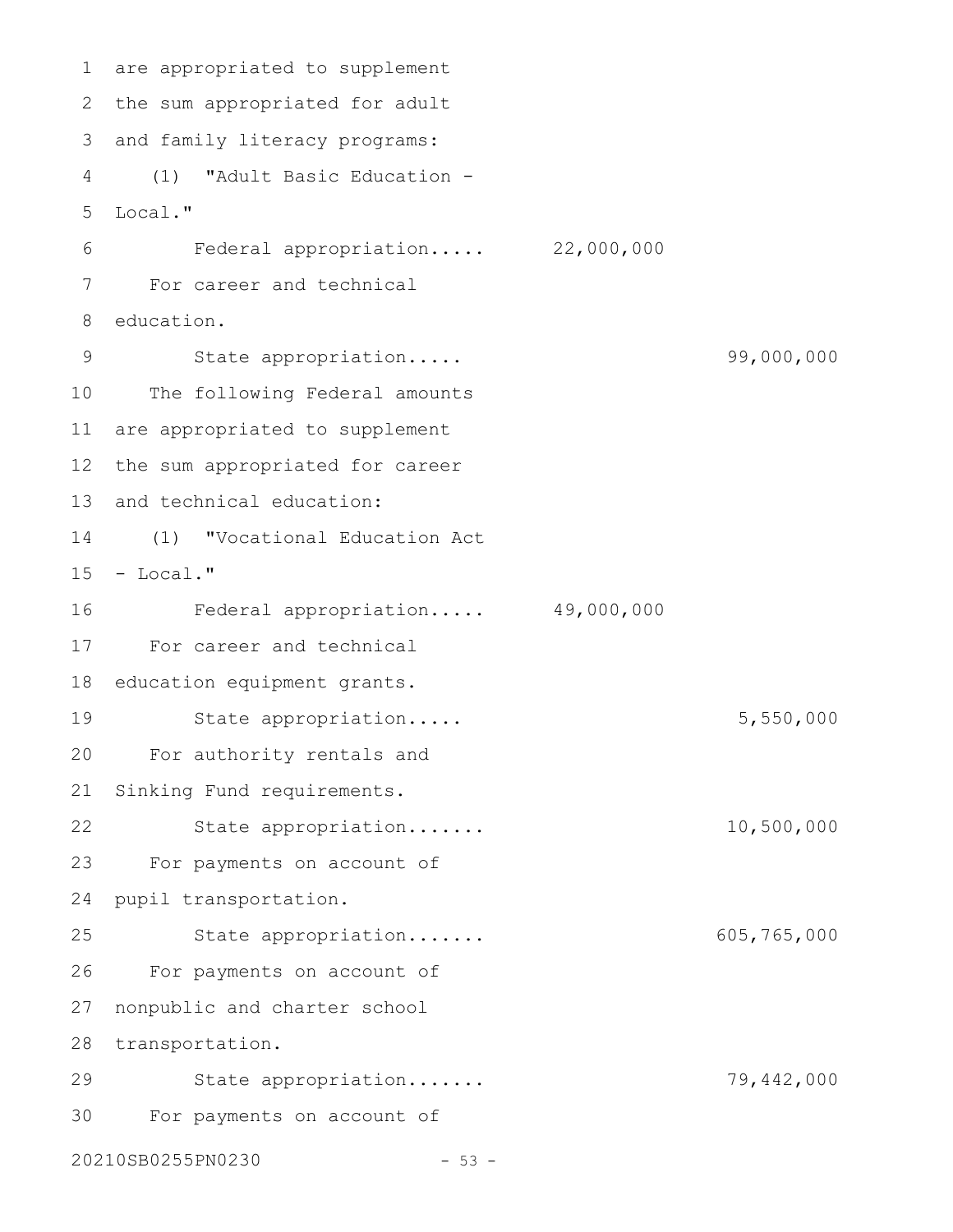are appropriated to supplement the sum appropriated for adult and family literacy programs:

(1) "Adult Basic Education - Local."

| | Federal | State |
|---|---|---|
| Federal appropriation..... | 22,000,000 | |

For career and technical education.

| | | |
|---|---|---|
| State appropriation..... | | 99,000,000 |

The following Federal amounts are appropriated to supplement the sum appropriated for career and technical education:

(1) "Vocational Education Act - Local."

| | | |
|---|---|---|
| Federal appropriation..... | 49,000,000 | |

For career and technical education equipment grants.

| | | |
|---|---|---|
| State appropriation..... | | 5,550,000 |

For authority rentals and Sinking Fund requirements.

| | | |
|---|---|---|
| State appropriation....... | | 10,500,000 |

For payments on account of pupil transportation.

| | | |
|---|---|---|
| State appropriation....... | | 605,765,000 |

For payments on account of nonpublic and charter school transportation.

| | | |
|---|---|---|
| State appropriation....... | | 79,442,000 |

For payments on account of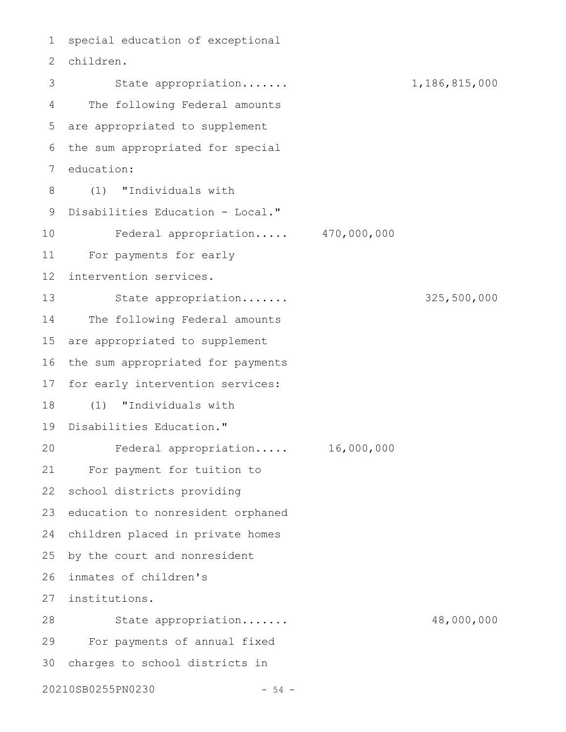special education of exceptional children.

State appropriation....... 1,186,815,000

The following Federal amounts are appropriated to supplement the sum appropriated for special education:

(1) "Individuals with Disabilities Education - Local."

Federal appropriation..... 470,000,000

For payments for early intervention services.

State appropriation....... 325,500,000

The following Federal amounts are appropriated to supplement the sum appropriated for payments for early intervention services:

(1) "Individuals with Disabilities Education."

Federal appropriation..... 16,000,000

For payment for tuition to school districts providing education to nonresident orphaned children placed in private homes by the court and nonresident inmates of children's institutions.

State appropriation....... 48,000,000

For payments of annual fixed charges to school districts in

20210SB0255PN0230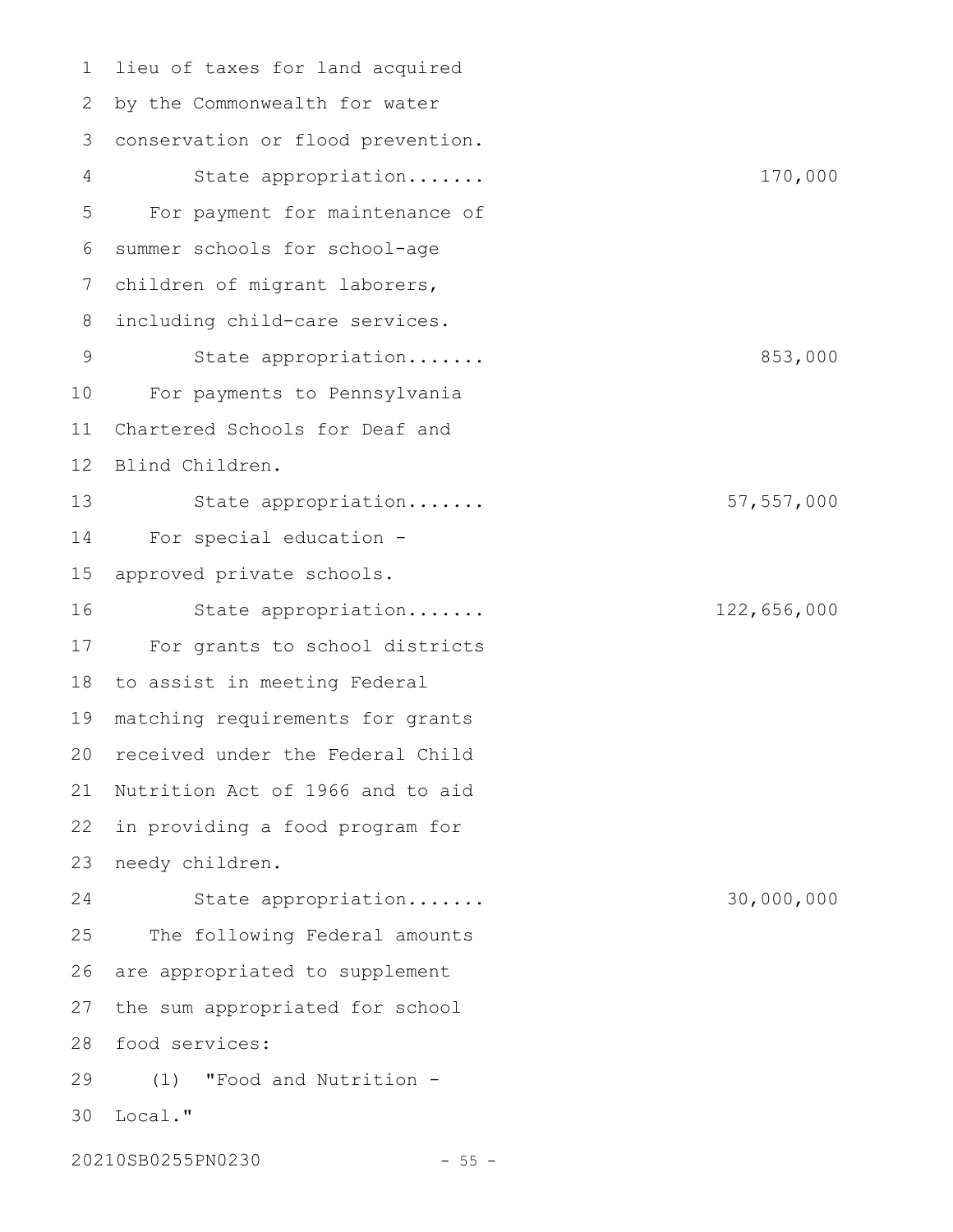lieu of taxes for land acquired by the Commonwealth for water conservation or flood prevention.

State appropriation....... 170,000

For payment for maintenance of summer schools for school-age children of migrant laborers, including child-care services.

State appropriation....... 853,000

For payments to Pennsylvania Chartered Schools for Deaf and Blind Children.

State appropriation....... 57,557,000

For special education - approved private schools.

State appropriation....... 122,656,000

For grants to school districts to assist in meeting Federal matching requirements for grants received under the Federal Child Nutrition Act of 1966 and to aid in providing a food program for needy children.

State appropriation....... 30,000,000

The following Federal amounts are appropriated to supplement the sum appropriated for school food services:

(1) "Food and Nutrition - Local."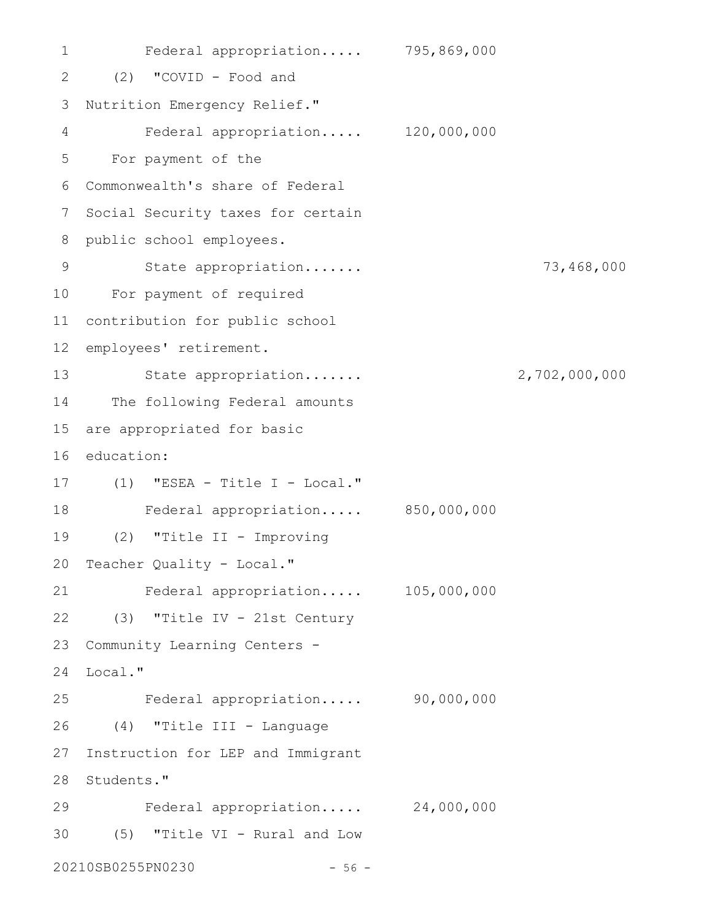Federal appropriation..... 795,869,000

(2) "COVID - Food and Nutrition Emergency Relief."

Federal appropriation..... 120,000,000

For payment of the Commonwealth's share of Federal Social Security taxes for certain public school employees.

State appropriation....... 73,468,000

For payment of required contribution for public school employees' retirement.

State appropriation....... 2,702,000,000

The following Federal amounts are appropriated for basic education:

(1) "ESEA - Title I - Local."

Federal appropriation..... 850,000,000

(2) "Title II - Improving Teacher Quality - Local."

Federal appropriation..... 105,000,000

(3) "Title IV - 21st Century Community Learning Centers - Local."

Federal appropriation..... 90,000,000

(4) "Title III - Language Instruction for LEP and Immigrant Students."

Federal appropriation..... 24,000,000

(5) "Title VI - Rural and Low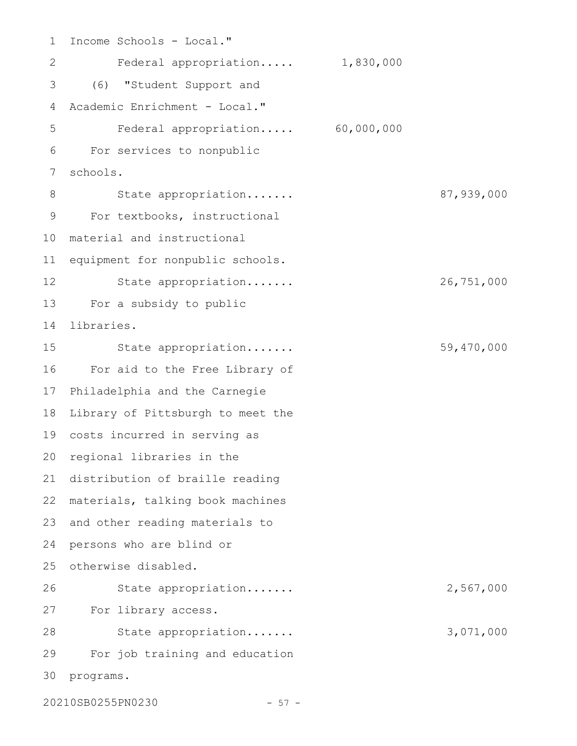Income Schools - Local."

Federal appropriation..... 1,830,000

(6) "Student Support and Academic Enrichment - Local."

Federal appropriation..... 60,000,000

For services to nonpublic schools.

State appropriation....... 87,939,000

For textbooks, instructional material and instructional equipment for nonpublic schools.

State appropriation....... 26,751,000

For a subsidy to public libraries.

State appropriation....... 59,470,000

For aid to the Free Library of Philadelphia and the Carnegie Library of Pittsburgh to meet the costs incurred in serving as regional libraries in the distribution of braille reading materials, talking book machines and other reading materials to persons who are blind or otherwise disabled.

State appropriation....... 2,567,000

For library access.

State appropriation....... 3,071,000

For job training and education programs.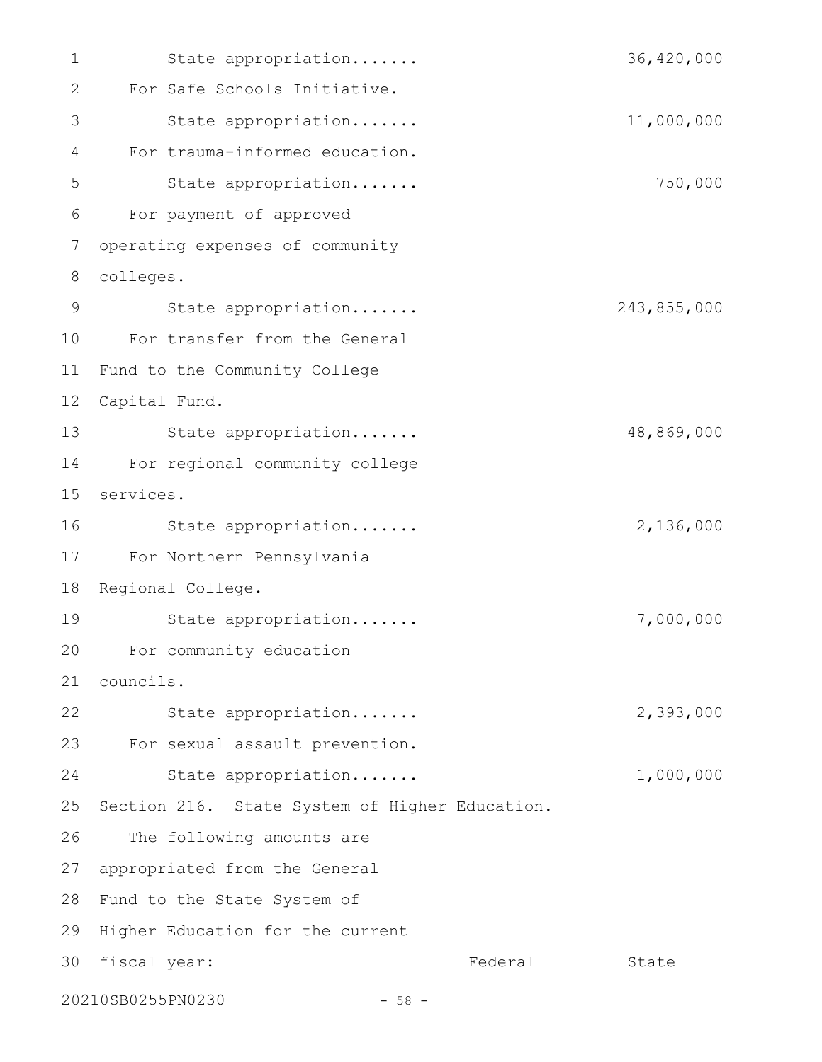State appropriation....... 36,420,000

For Safe Schools Initiative.

State appropriation....... 11,000,000

For trauma-informed education.

State appropriation....... 750,000

For payment of approved operating expenses of community colleges.

State appropriation....... 243,855,000

For transfer from the General Fund to the Community College Capital Fund.

State appropriation....... 48,869,000

For regional community college services.

State appropriation....... 2,136,000

For Northern Pennsylvania Regional College.

State appropriation....... 7,000,000

For community education councils.

State appropriation....... 2,393,000

For sexual assault prevention.

State appropriation....... 1,000,000

Section 216. State System of Higher Education.

The following amounts are appropriated from the General Fund to the State System of Higher Education for the current fiscal year: Federal State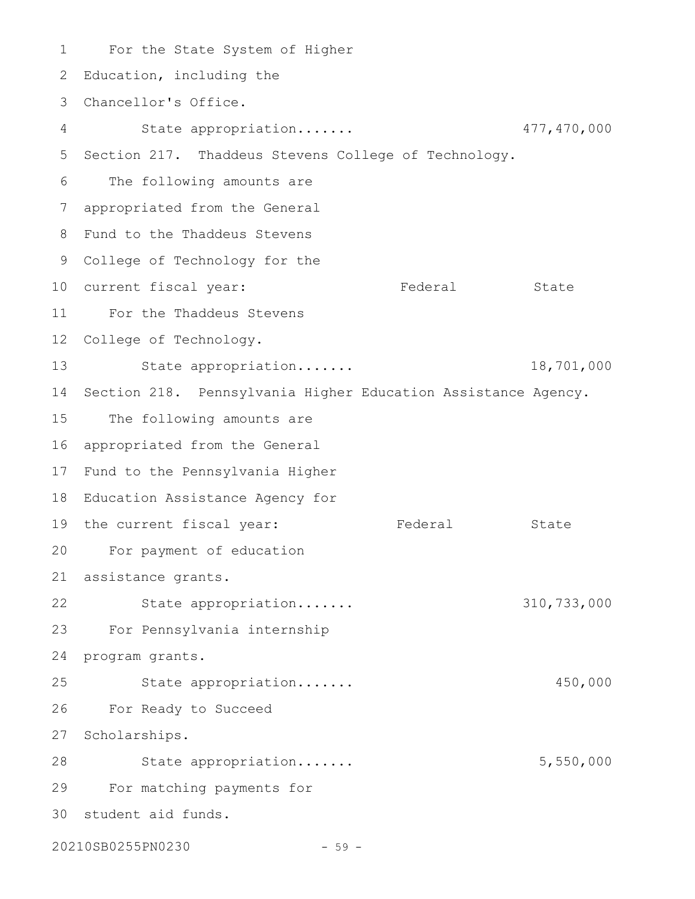For the State System of Higher Education, including the Chancellor's Office.

State appropriation....... 477,470,000

Section 217. Thaddeus Stevens College of Technology.

The following amounts are appropriated from the General Fund to the Thaddeus Stevens College of Technology for the current fiscal year:

| | Federal | State |
|---|---|---|
| For the Thaddeus Stevens College of Technology. | | |
| State appropriation....... | | 18,701,000 |

Section 218. Pennsylvania Higher Education Assistance Agency.

The following amounts are appropriated from the General Fund to the Pennsylvania Higher Education Assistance Agency for the current fiscal year:

| | Federal | State |
|---|---|---|
| For payment of education assistance grants. | | |
| State appropriation....... | | 310,733,000 |
| For Pennsylvania internship program grants. | | |
| State appropriation....... | | 450,000 |
| For Ready to Succeed Scholarships. | | |
| State appropriation....... | | 5,550,000 |
| For matching payments for student aid funds. | | |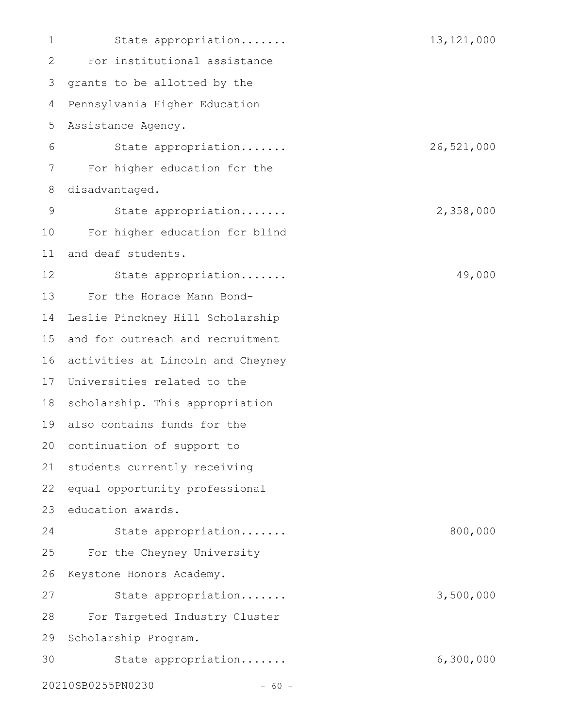State appropriation....... 13,121,000

For institutional assistance grants to be allotted by the Pennsylvania Higher Education Assistance Agency.

State appropriation....... 26,521,000

For higher education for the disadvantaged.

State appropriation....... 2,358,000

For higher education for blind and deaf students.

State appropriation....... 49,000

For the Horace Mann Bond-Leslie Pinckney Hill Scholarship and for outreach and recruitment activities at Lincoln and Cheyney Universities related to the scholarship. This appropriation also contains funds for the continuation of support to students currently receiving equal opportunity professional education awards.

State appropriation....... 800,000

For the Cheyney University Keystone Honors Academy.

State appropriation....... 3,500,000

For Targeted Industry Cluster Scholarship Program.

State appropriation....... 6,300,000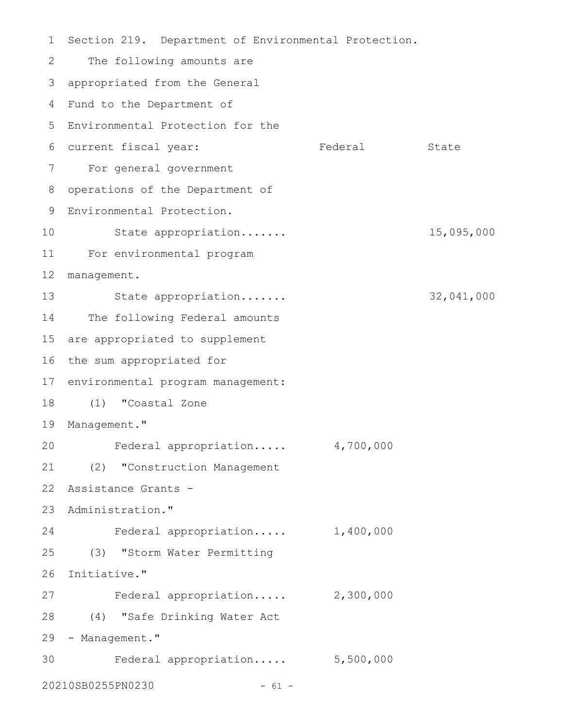Section 219. Department of Environmental Protection.

| | Federal | State |
|---|---|---|
| The following amounts are appropriated from the General Fund to the Department of Environmental Protection for the current fiscal year: | | |
| For general government operations of the Department of Environmental Protection. | | |
| State appropriation....... | | 15,095,000 |
| For environmental program management. | | |
| State appropriation....... | | 32,041,000 |
| The following Federal amounts are appropriated to supplement the sum appropriated for environmental program management: | | |
| (1) "Coastal Zone Management." | | |
| Federal appropriation..... | 4,700,000 | |
| (2) "Construction Management Assistance Grants - Administration." | | |
| Federal appropriation..... | 1,400,000 | |
| (3) "Storm Water Permitting Initiative." | | |
| Federal appropriation..... | 2,300,000 | |
| (4) "Safe Drinking Water Act - Management." | | |
| Federal appropriation..... | 5,500,000 | |

20210SB0255PN0230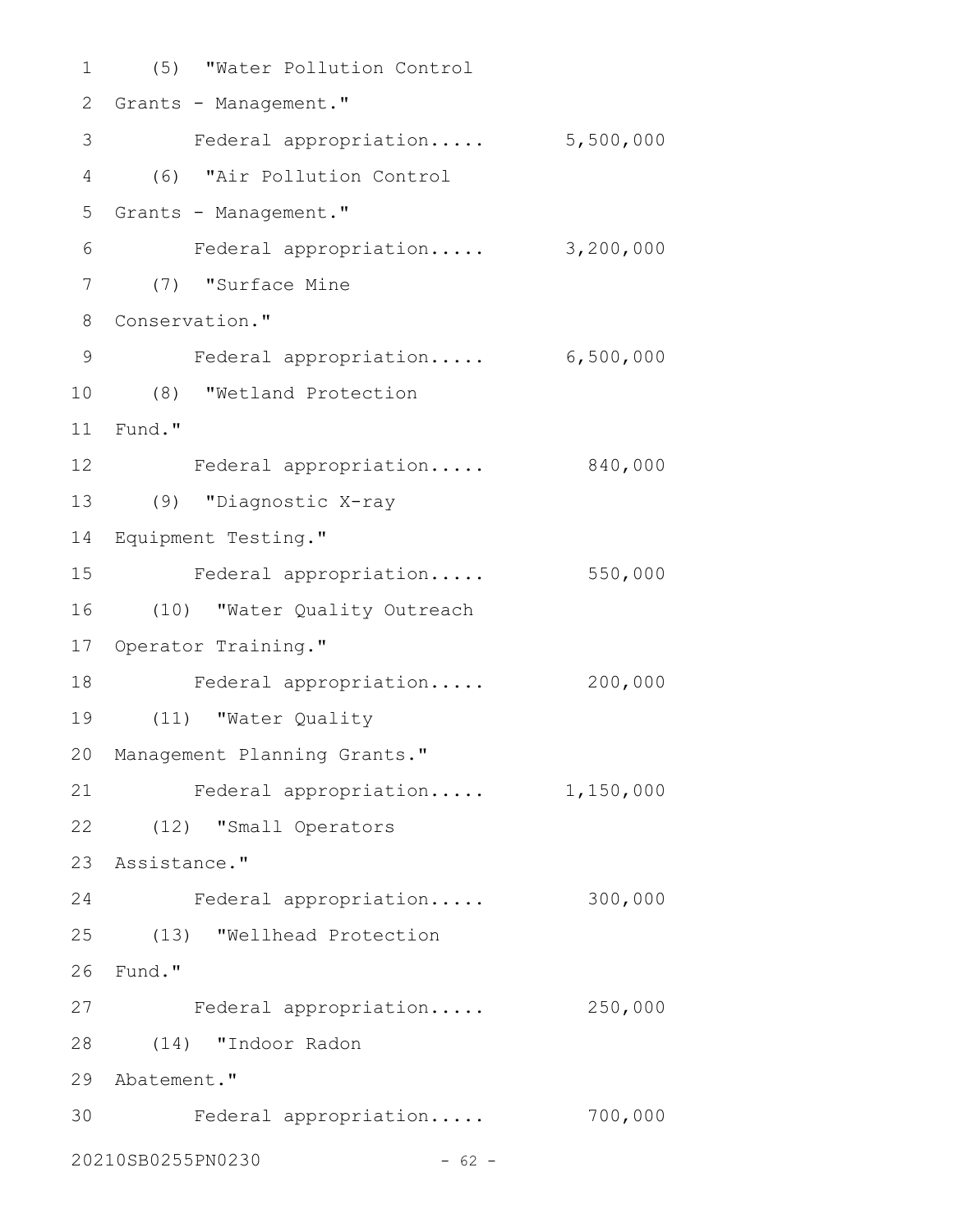(5) "Water Pollution Control Grants - Management."

Federal appropriation..... 5,500,000

(6) "Air Pollution Control Grants - Management."

Federal appropriation..... 3,200,000

(7) "Surface Mine Conservation."

Federal appropriation..... 6,500,000

(8) "Wetland Protection Fund."

Federal appropriation..... 840,000

(9) "Diagnostic X-ray Equipment Testing."

Federal appropriation..... 550,000

(10) "Water Quality Outreach Operator Training."

Federal appropriation..... 200,000

(11) "Water Quality Management Planning Grants."

Federal appropriation..... 1,150,000

(12) "Small Operators Assistance."

Federal appropriation..... 300,000

(13) "Wellhead Protection Fund."

Federal appropriation..... 250,000

(14) "Indoor Radon Abatement."

Federal appropriation..... 700,000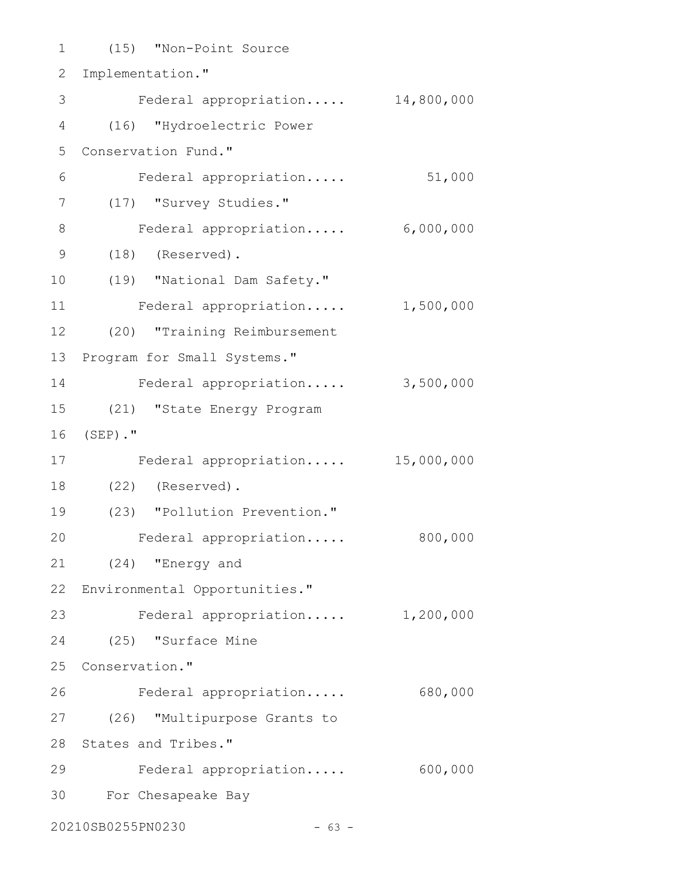(15) "Non-Point Source Implementation."

Federal appropriation..... 14,800,000

(16) "Hydroelectric Power Conservation Fund."

Federal appropriation..... 51,000

(17) "Survey Studies."

Federal appropriation..... 6,000,000

(18) (Reserved).

(19) "National Dam Safety."

Federal appropriation..... 1,500,000

(20) "Training Reimbursement Program for Small Systems."

Federal appropriation..... 3,500,000

(21) "State Energy Program (SEP)."

Federal appropriation..... 15,000,000

(22) (Reserved).

(23) "Pollution Prevention."

Federal appropriation..... 800,000

(24) "Energy and Environmental Opportunities."

Federal appropriation..... 1,200,000

(25) "Surface Mine Conservation."

Federal appropriation..... 680,000

(26) "Multipurpose Grants to States and Tribes."

Federal appropriation..... 600,000

For Chesapeake Bay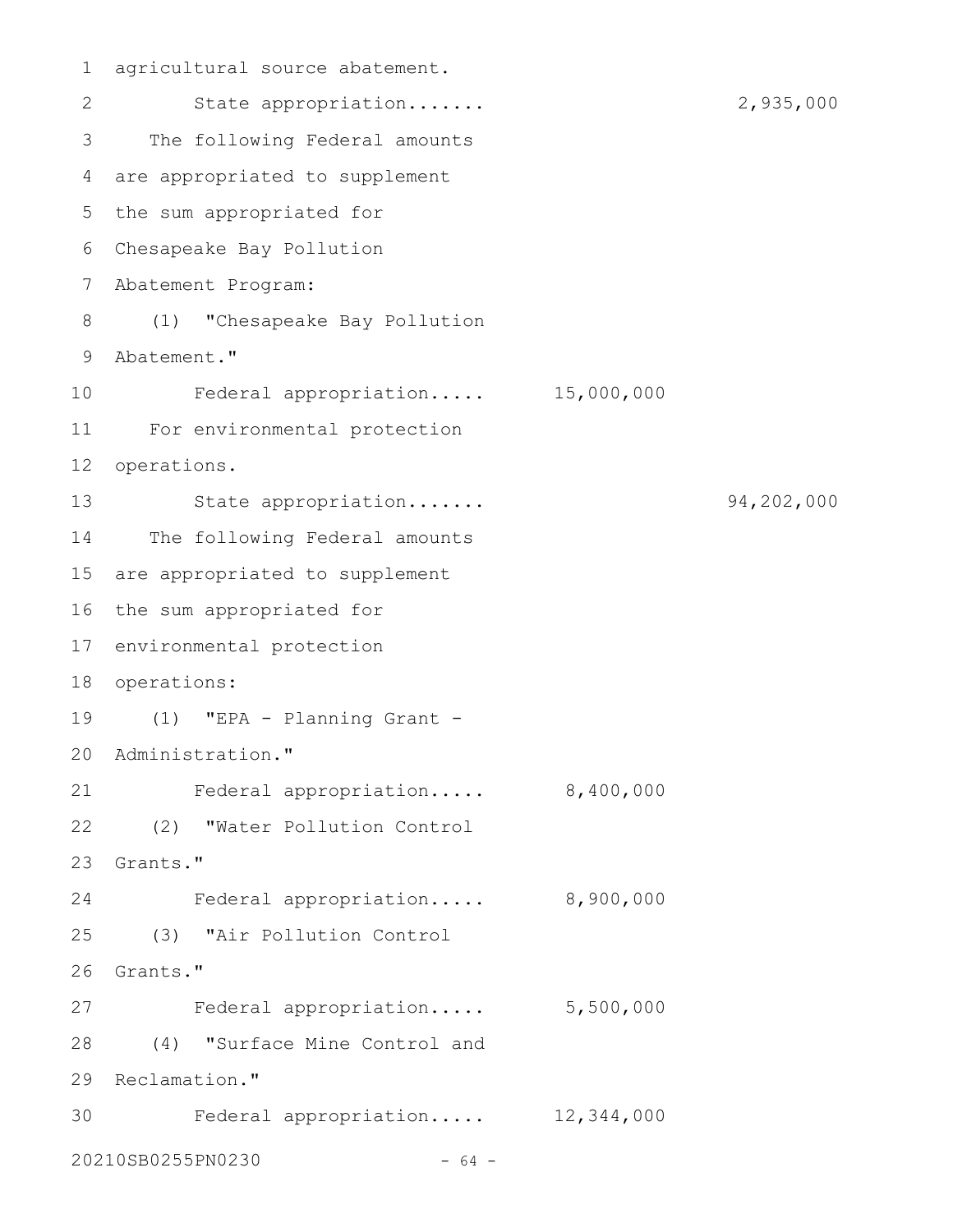agricultural source abatement.

State appropriation....... 2,935,000

The following Federal amounts are appropriated to supplement the sum appropriated for Chesapeake Bay Pollution Abatement Program:

(1) "Chesapeake Bay Pollution Abatement."

Federal appropriation..... 15,000,000

For environmental protection operations.

State appropriation....... 94,202,000

The following Federal amounts are appropriated to supplement the sum appropriated for environmental protection operations:

(1) "EPA - Planning Grant - Administration."

Federal appropriation..... 8,400,000

(2) "Water Pollution Control Grants."

Federal appropriation..... 8,900,000

(3) "Air Pollution Control Grants."

Federal appropriation..... 5,500,000

(4) "Surface Mine Control and Reclamation."

Federal appropriation..... 12,344,000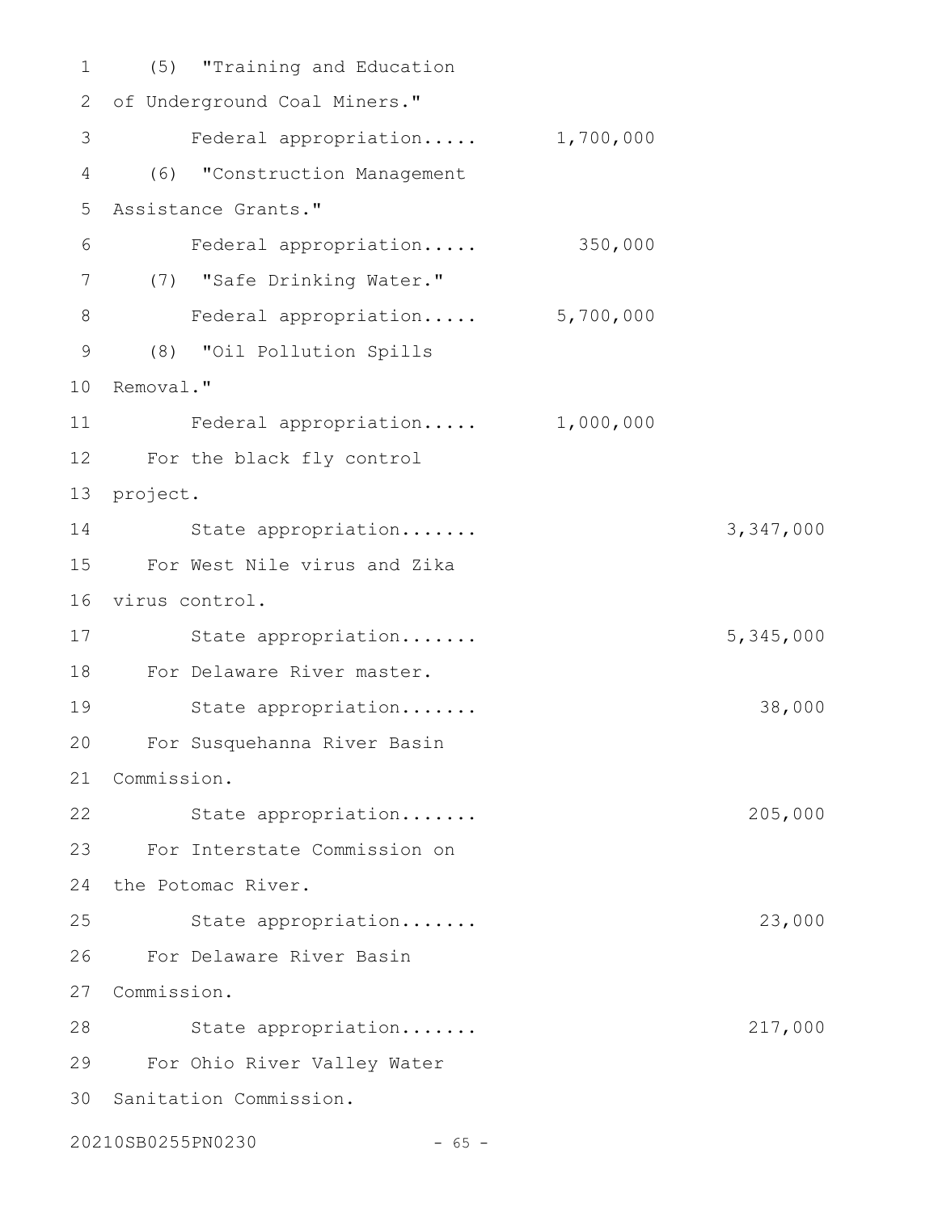(5) "Training and Education of Underground Coal Miners."

Federal appropriation..... 1,700,000

(6) "Construction Management Assistance Grants."

Federal appropriation..... 350,000

(7) "Safe Drinking Water."

Federal appropriation..... 5,700,000

(8) "Oil Pollution Spills Removal."

Federal appropriation..... 1,000,000

For the black fly control project.

State appropriation....... 3,347,000

For West Nile virus and Zika virus control.

State appropriation....... 5,345,000

For Delaware River master.

State appropriation....... 38,000

For Susquehanna River Basin Commission.

State appropriation....... 205,000

For Interstate Commission on the Potomac River.

State appropriation....... 23,000

For Delaware River Basin Commission.

State appropriation....... 217,000

For Ohio River Valley Water Sanitation Commission.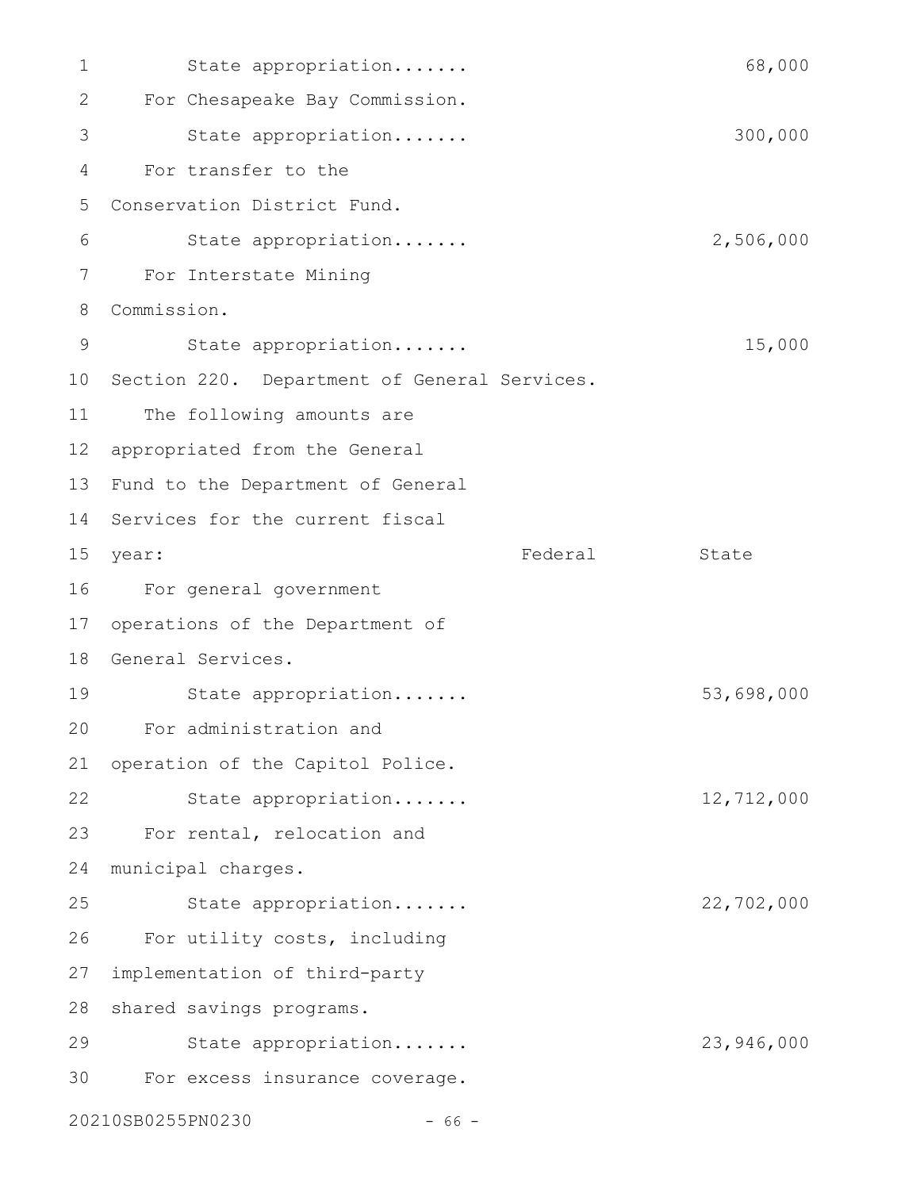State appropriation....... 68,000

For Chesapeake Bay Commission.

State appropriation....... 300,000

For transfer to the Conservation District Fund.

State appropriation....... 2,506,000

For Interstate Mining Commission.

State appropriation....... 15,000

Section 220. Department of General Services.

The following amounts are appropriated from the General Fund to the Department of General Services for the current fiscal year:

| | Federal | State |
|---|---|---|
| For general government operations of the Department of General Services. | | |
| State appropriation....... | | 53,698,000 |
| For administration and operation of the Capitol Police. | | |
| State appropriation....... | | 12,712,000 |
| For rental, relocation and municipal charges. | | |
| State appropriation....... | | 22,702,000 |
| For utility costs, including implementation of third-party shared savings programs. | | |
| State appropriation....... | | 23,946,000 |
| For excess insurance coverage. | | |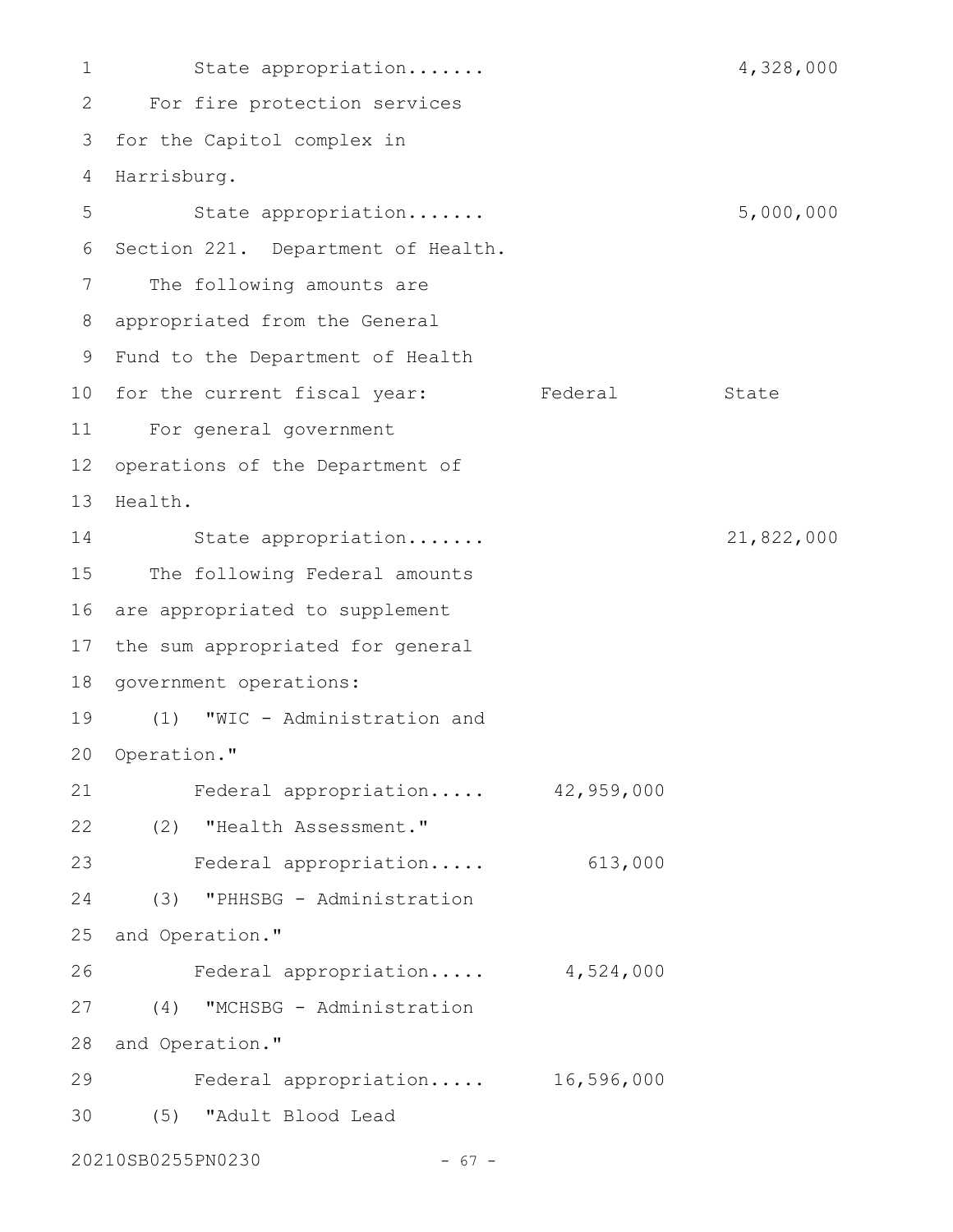State appropriation....... 4,328,000

For fire protection services for the Capitol complex in Harrisburg.

State appropriation....... 5,000,000

Section 221. Department of Health.

| The following amounts are appropriated from the General Fund to the Department of Health for the current fiscal year: | Federal | State |
|---|---|---|
| For general government operations of the Department of Health. | | |
| State appropriation....... | | 21,822,000 |
| The following Federal amounts are appropriated to supplement the sum appropriated for general government operations: | | |
| (1) "WIC - Administration and Operation." | | |
| Federal appropriation..... | 42,959,000 | |
| (2) "Health Assessment." | | |
| Federal appropriation..... | 613,000 | |
| (3) "PHHSBG - Administration and Operation." | | |
| Federal appropriation..... | 4,524,000 | |
| (4) "MCHSBG - Administration and Operation." | | |
| Federal appropriation..... | 16,596,000 | |
| (5) "Adult Blood Lead | | |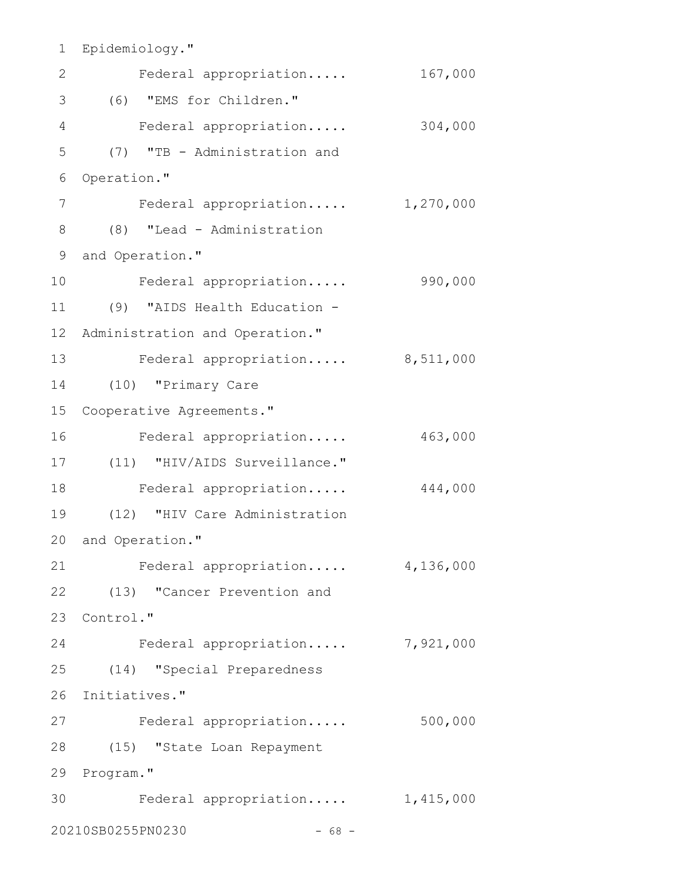Epidemiology."

Federal appropriation..... 167,000

(6) "EMS for Children."

Federal appropriation..... 304,000

(7) "TB - Administration and Operation."

Federal appropriation..... 1,270,000

(8) "Lead - Administration and Operation."

Federal appropriation..... 990,000

(9) "AIDS Health Education - Administration and Operation."

Federal appropriation..... 8,511,000

(10) "Primary Care Cooperative Agreements."

Federal appropriation..... 463,000

(11) "HIV/AIDS Surveillance."

Federal appropriation..... 444,000

(12) "HIV Care Administration and Operation."

Federal appropriation..... 4,136,000

(13) "Cancer Prevention and Control."

Federal appropriation..... 7,921,000

(14) "Special Preparedness Initiatives."

Federal appropriation..... 500,000

(15) "State Loan Repayment Program."

Federal appropriation..... 1,415,000

20210SB0255PN0230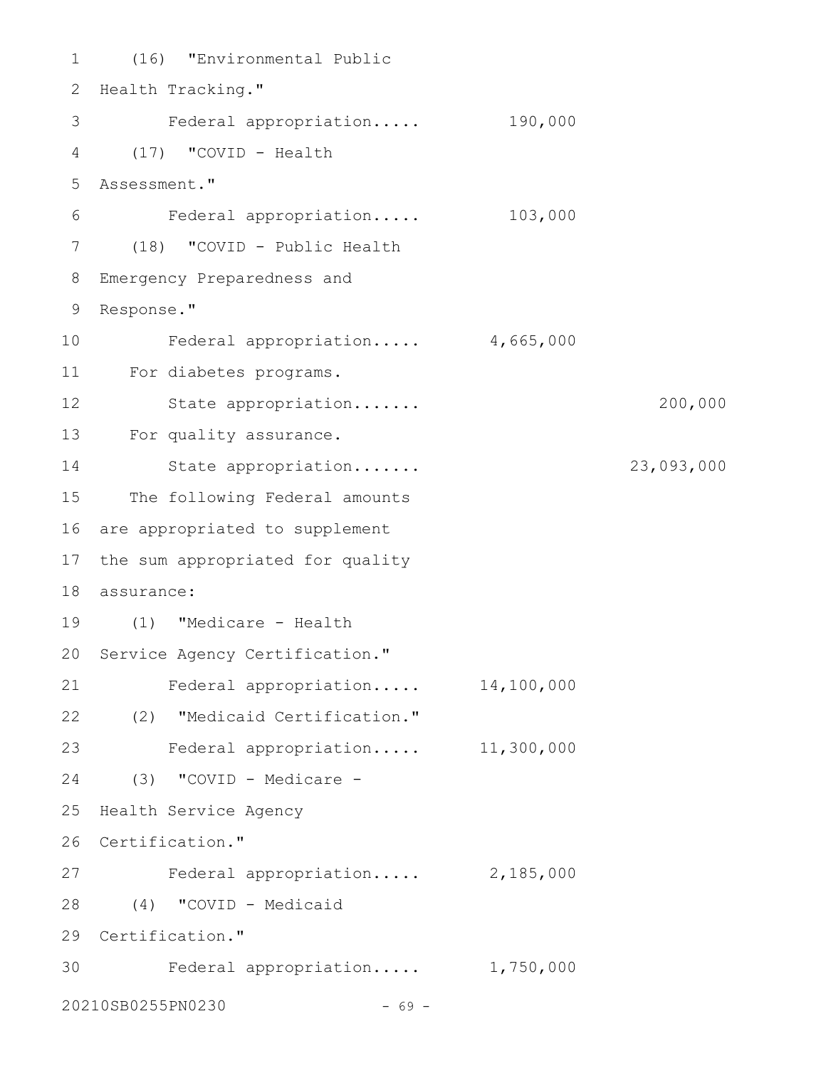(16) "Environmental Public Health Tracking."

Federal appropriation..... 190,000

(17) "COVID - Health Assessment."

Federal appropriation..... 103,000

(18) "COVID - Public Health Emergency Preparedness and Response."

Federal appropriation..... 4,665,000

For diabetes programs.

State appropriation....... 200,000

For quality assurance.

State appropriation....... 23,093,000

The following Federal amounts are appropriated to supplement the sum appropriated for quality assurance:

(1) "Medicare - Health Service Agency Certification."

Federal appropriation..... 14,100,000

(2) "Medicaid Certification."

Federal appropriation..... 11,300,000

(3) "COVID - Medicare - Health Service Agency Certification."

Federal appropriation..... 2,185,000

(4) "COVID - Medicaid Certification."

Federal appropriation..... 1,750,000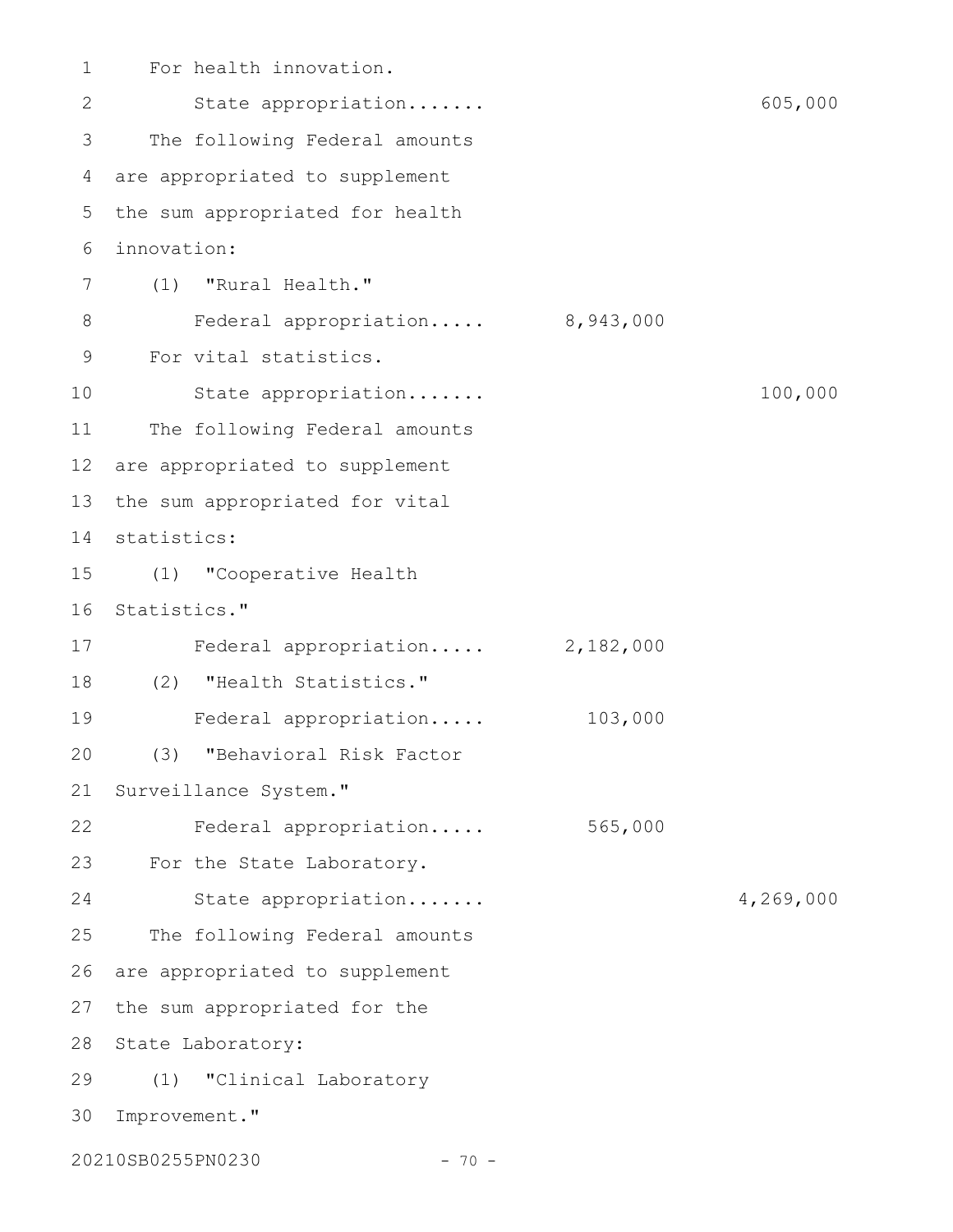For health innovation.

State appropriation....... 605,000

The following Federal amounts are appropriated to supplement the sum appropriated for health innovation:

(1) "Rural Health."

Federal appropriation..... 8,943,000

For vital statistics.

State appropriation....... 100,000

The following Federal amounts are appropriated to supplement the sum appropriated for vital statistics:

(1) "Cooperative Health Statistics."

Federal appropriation..... 2,182,000

(2) "Health Statistics."

Federal appropriation..... 103,000

(3) "Behavioral Risk Factor Surveillance System."

Federal appropriation..... 565,000

For the State Laboratory.

State appropriation....... 4,269,000

The following Federal amounts are appropriated to supplement the sum appropriated for the State Laboratory:

(1) "Clinical Laboratory Improvement."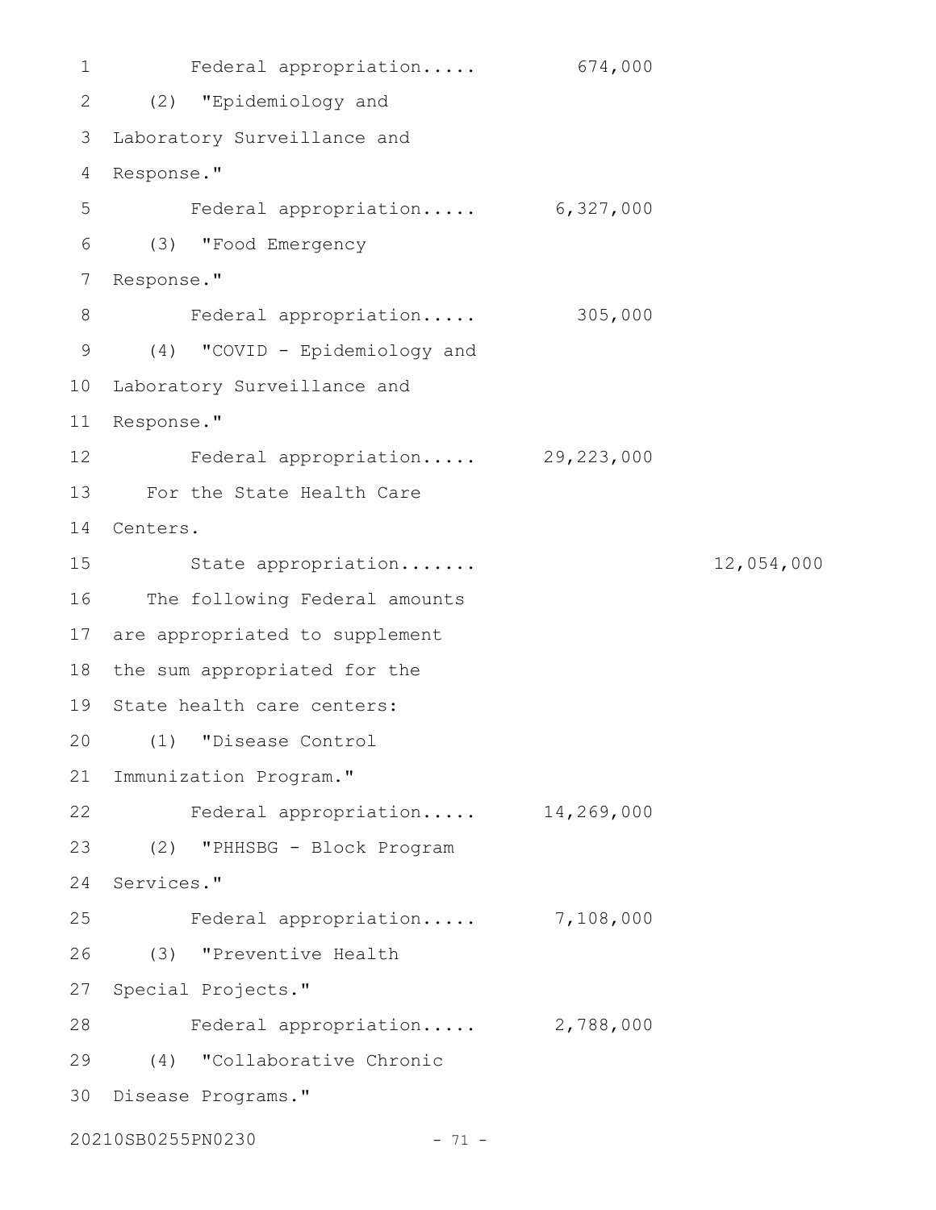Federal appropriation..... 674,000

(2) "Epidemiology and Laboratory Surveillance and Response."

Federal appropriation..... 6,327,000

(3) "Food Emergency Response."

Federal appropriation..... 305,000

(4) "COVID - Epidemiology and Laboratory Surveillance and Response."

Federal appropriation..... 29,223,000

For the State Health Care Centers.

State appropriation....... 12,054,000

The following Federal amounts are appropriated to supplement the sum appropriated for the State health care centers:

(1) "Disease Control Immunization Program."

Federal appropriation..... 14,269,000

(2) "PHHSBG - Block Program Services."

Federal appropriation..... 7,108,000

(3) "Preventive Health Special Projects."

Federal appropriation..... 2,788,000

(4) "Collaborative Chronic Disease Programs."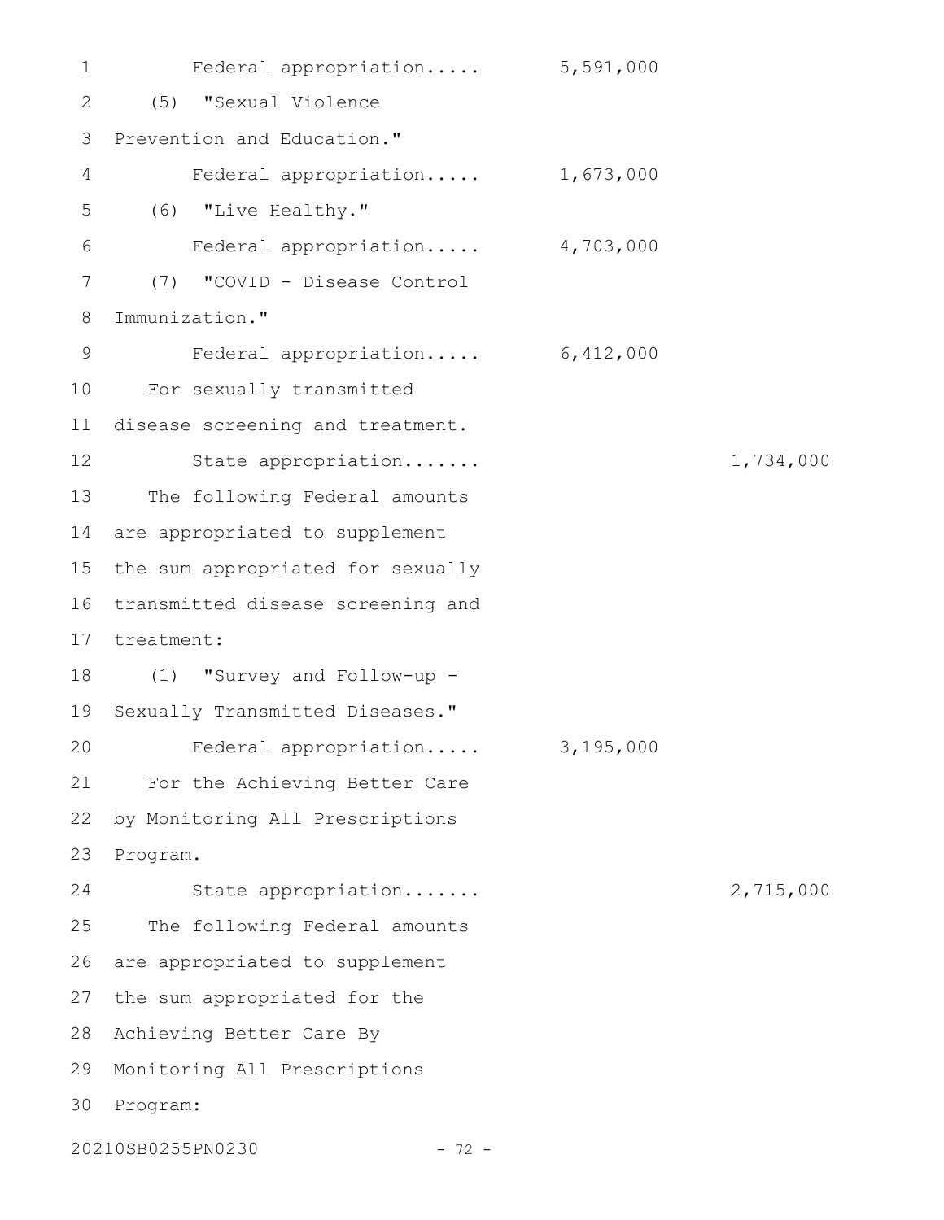Federal appropriation..... 5,591,000

(5) "Sexual Violence Prevention and Education."

Federal appropriation..... 1,673,000

(6) "Live Healthy."

Federal appropriation..... 4,703,000

(7) "COVID - Disease Control Immunization."

Federal appropriation..... 6,412,000

For sexually transmitted disease screening and treatment.

State appropriation....... 1,734,000

The following Federal amounts are appropriated to supplement the sum appropriated for sexually transmitted disease screening and treatment:

(1) "Survey and Follow-up - Sexually Transmitted Diseases."

Federal appropriation..... 3,195,000

For the Achieving Better Care by Monitoring All Prescriptions Program.

State appropriation....... 2,715,000

The following Federal amounts are appropriated to supplement the sum appropriated for the Achieving Better Care By Monitoring All Prescriptions Program: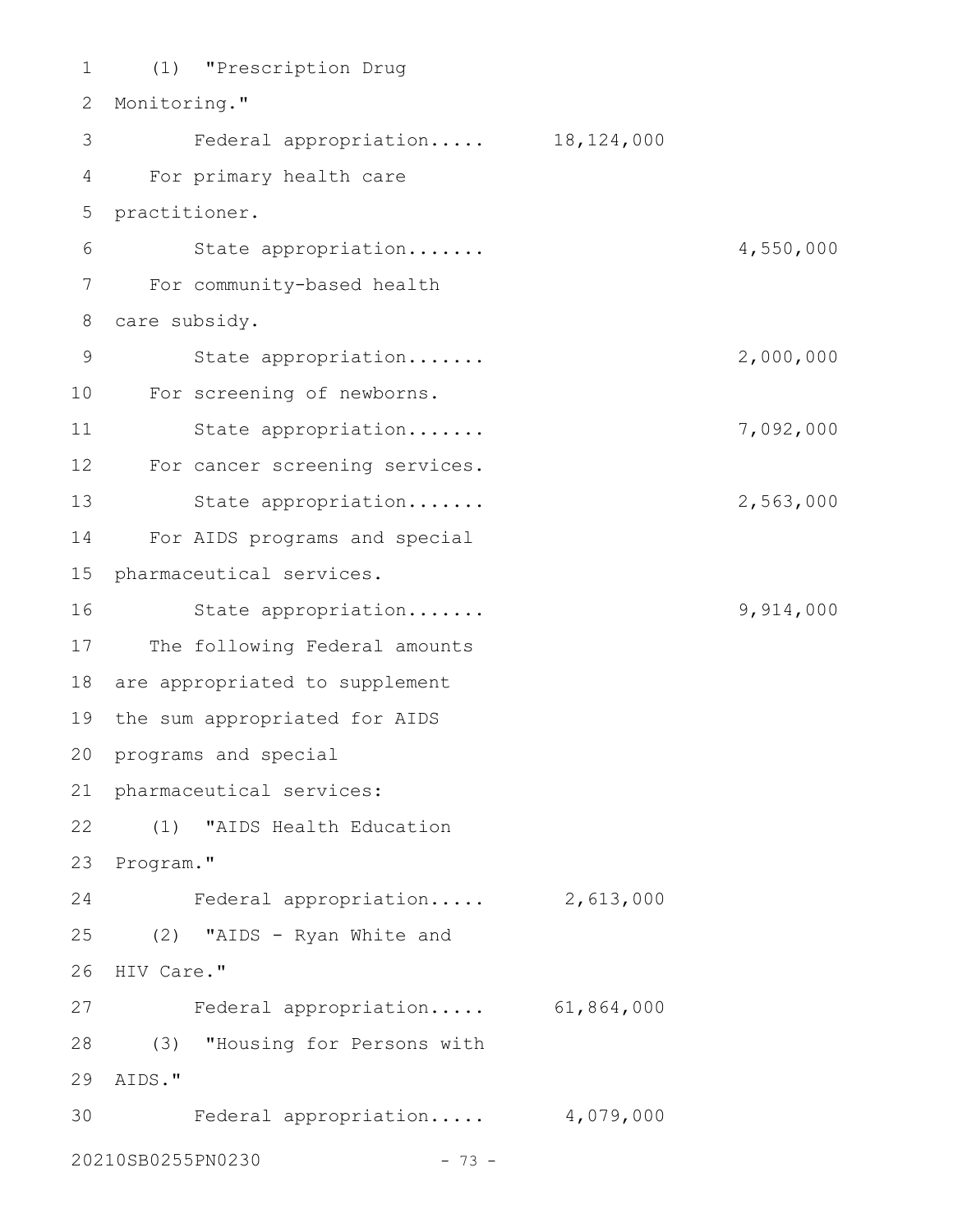(1) "Prescription Drug Monitoring."

Federal appropriation..... 18,124,000

For primary health care practitioner.

State appropriation....... 4,550,000

For community-based health care subsidy.

State appropriation....... 2,000,000

For screening of newborns.

State appropriation....... 7,092,000

For cancer screening services.

State appropriation....... 2,563,000

For AIDS programs and special pharmaceutical services.

State appropriation....... 9,914,000

The following Federal amounts are appropriated to supplement the sum appropriated for AIDS programs and special pharmaceutical services:

(1) "AIDS Health Education Program."

Federal appropriation..... 2,613,000

(2) "AIDS - Ryan White and HIV Care."

Federal appropriation..... 61,864,000

(3) "Housing for Persons with AIDS."

Federal appropriation..... 4,079,000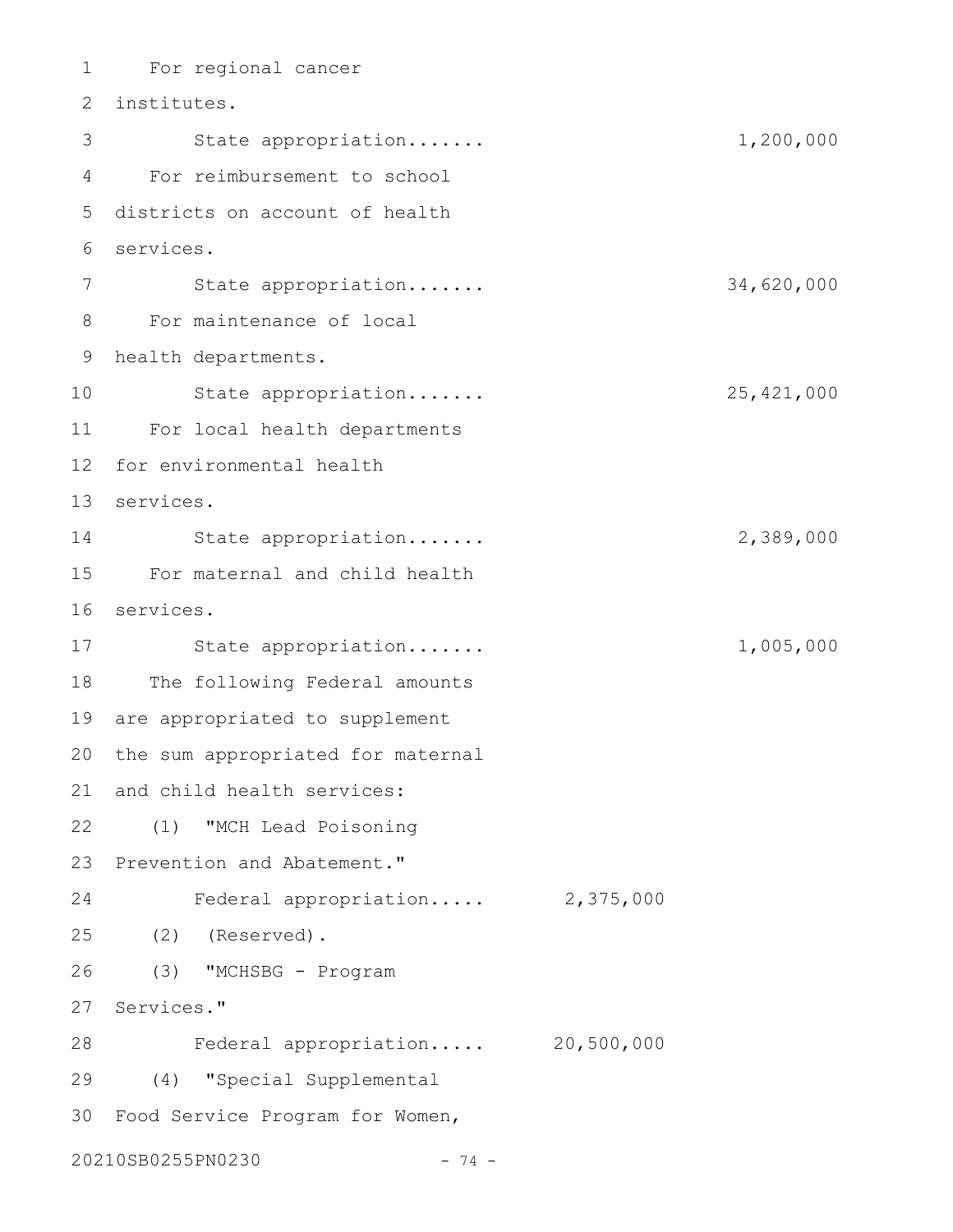For regional cancer institutes.

State appropriation....... 1,200,000

For reimbursement to school districts on account of health services.

State appropriation....... 34,620,000

For maintenance of local health departments.

State appropriation....... 25,421,000

For local health departments for environmental health services.

State appropriation....... 2,389,000

For maternal and child health services.

State appropriation....... 1,005,000

The following Federal amounts are appropriated to supplement the sum appropriated for maternal and child health services:

(1) "MCH Lead Poisoning Prevention and Abatement."

Federal appropriation..... 2,375,000

(2) (Reserved).

(3) "MCHSBG - Program Services."

Federal appropriation..... 20,500,000

(4) "Special Supplemental Food Service Program for Women,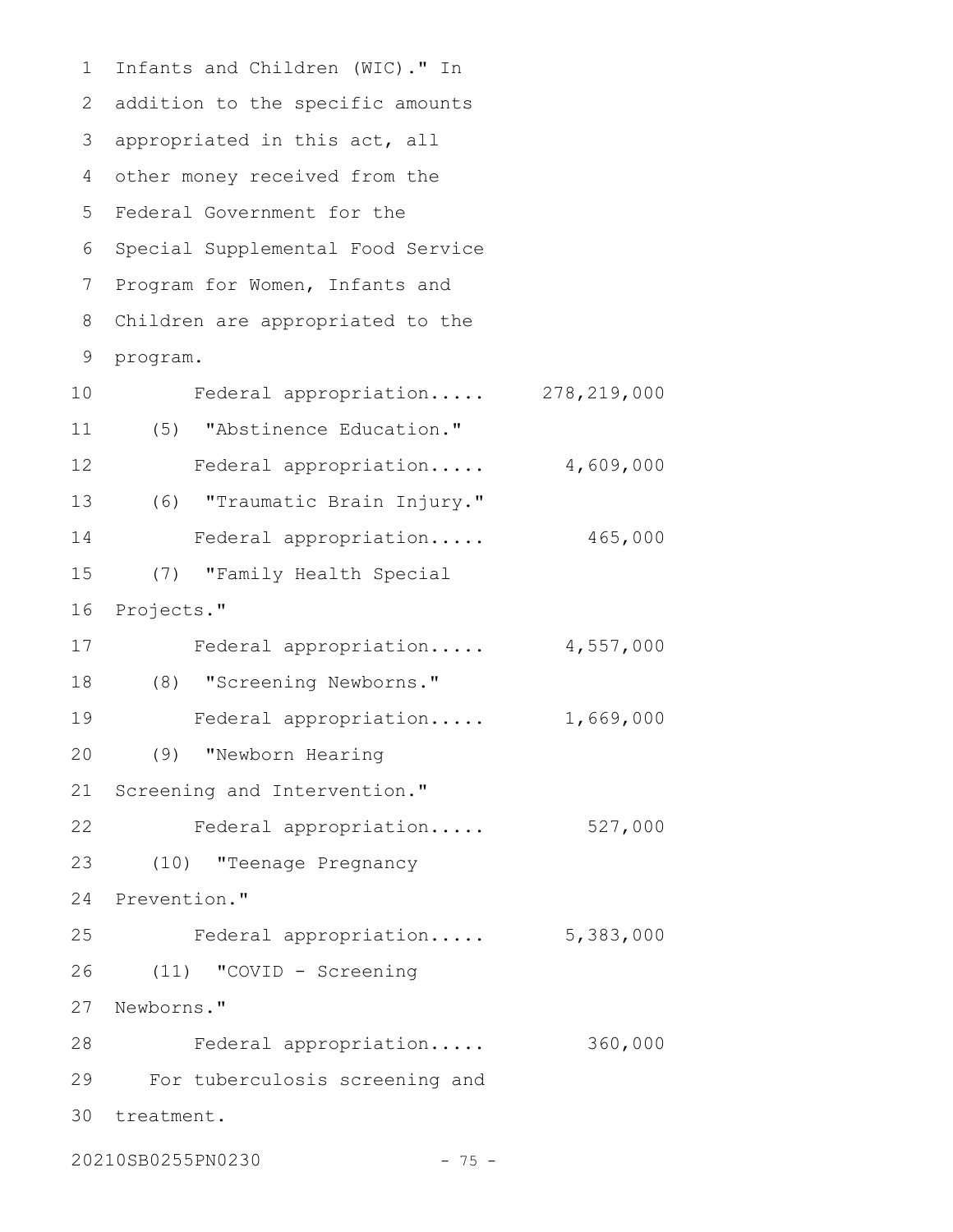Infants and Children (WIC)." In addition to the specific amounts appropriated in this act, all other money received from the Federal Government for the Special Supplemental Food Service Program for Women, Infants and Children are appropriated to the program.

Federal appropriation..... 278,219,000

(5) "Abstinence Education."

Federal appropriation..... 4,609,000

(6) "Traumatic Brain Injury."

Federal appropriation..... 465,000

(7) "Family Health Special Projects."

Federal appropriation..... 4,557,000

(8) "Screening Newborns."

Federal appropriation..... 1,669,000

(9) "Newborn Hearing Screening and Intervention."

Federal appropriation..... 527,000

(10) "Teenage Pregnancy Prevention."

Federal appropriation..... 5,383,000

(11) "COVID - Screening Newborns."

Federal appropriation..... 360,000

For tuberculosis screening and treatment.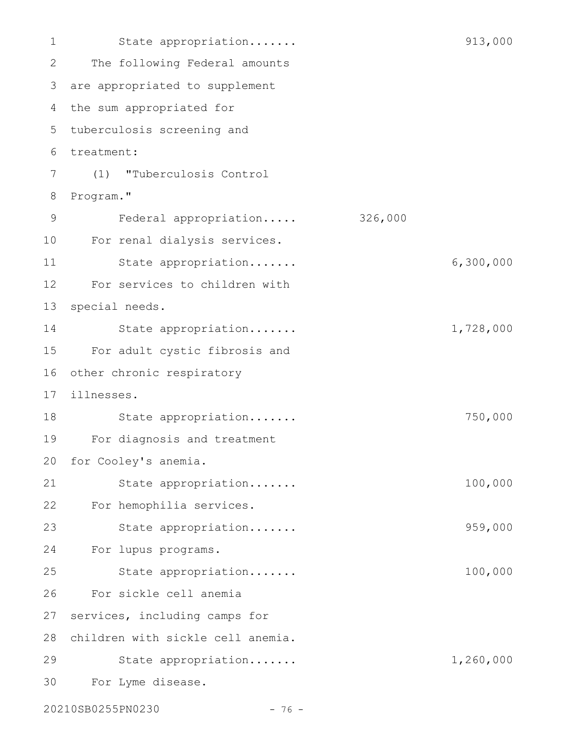State appropriation....... 913,000

The following Federal amounts are appropriated to supplement the sum appropriated for tuberculosis screening and treatment:

(1) "Tuberculosis Control Program."

Federal appropriation..... 326,000

For renal dialysis services.

State appropriation....... 6,300,000

For services to children with special needs.

State appropriation....... 1,728,000

For adult cystic fibrosis and other chronic respiratory illnesses.

State appropriation....... 750,000

For diagnosis and treatment for Cooley's anemia.

State appropriation....... 100,000

For hemophilia services.

State appropriation....... 959,000

For lupus programs.

State appropriation....... 100,000

For sickle cell anemia services, including camps for children with sickle cell anemia.

State appropriation....... 1,260,000

For Lyme disease.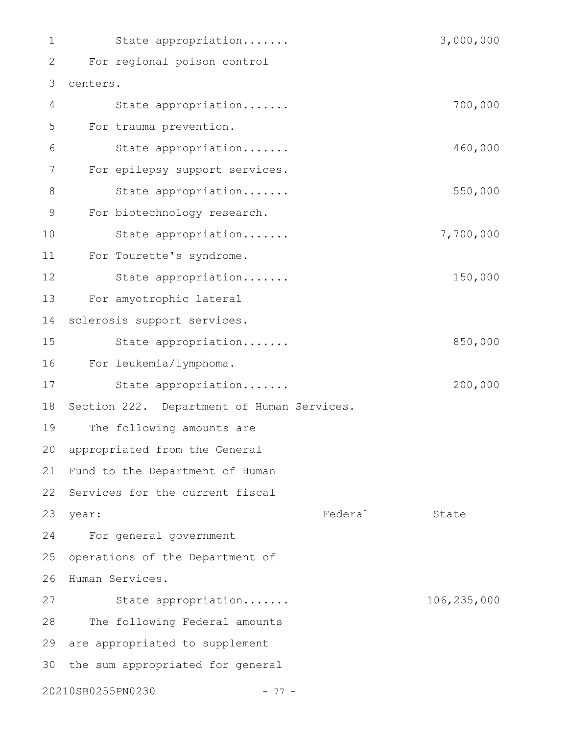State appropriation....... 3,000,000

For regional poison control centers.

State appropriation....... 700,000

For trauma prevention.

State appropriation....... 460,000

For epilepsy support services.

State appropriation....... 550,000

For biotechnology research.

State appropriation....... 7,700,000

For Tourette's syndrome.

State appropriation....... 150,000

For amyotrophic lateral sclerosis support services.

State appropriation....... 850,000

For leukemia/lymphoma.

State appropriation....... 200,000

Section 222. Department of Human Services.

The following amounts are appropriated from the General Fund to the Department of Human Services for the current fiscal year:

| | Federal | State |
|---|---|---|
| For general government operations of the Department of Human Services. | | |
| State appropriation....... | | 106,235,000 |

The following Federal amounts are appropriated to supplement the sum appropriated for general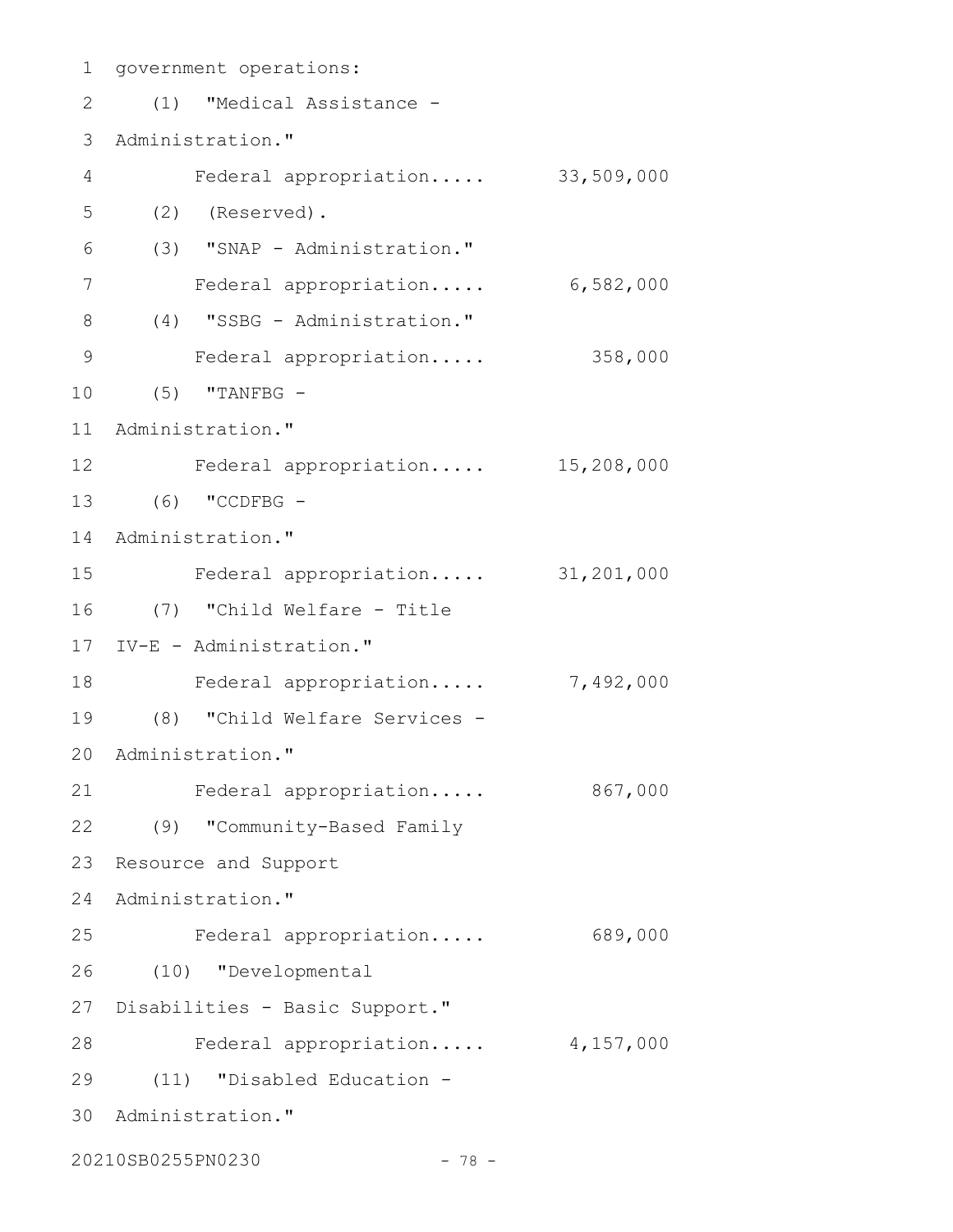government operations:

(1) "Medical Assistance - Administration."

Federal appropriation..... 33,509,000

(2) (Reserved).

(3) "SNAP - Administration."

Federal appropriation..... 6,582,000

(4) "SSBG - Administration."

Federal appropriation..... 358,000

(5) "TANFBG - Administration."

Federal appropriation..... 15,208,000

(6) "CCDFBG - Administration."

Federal appropriation..... 31,201,000

(7) "Child Welfare - Title IV-E - Administration."

Federal appropriation..... 7,492,000

(8) "Child Welfare Services - Administration."

Federal appropriation..... 867,000

(9) "Community-Based Family Resource and Support Administration."

Federal appropriation..... 689,000

(10) "Developmental Disabilities - Basic Support."

Federal appropriation..... 4,157,000

(11) "Disabled Education - Administration."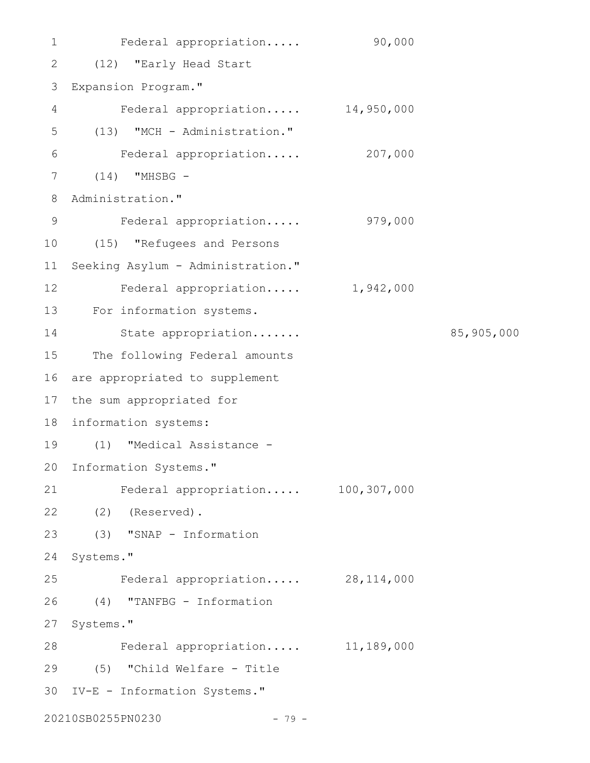Federal appropriation..... 90,000

(12) "Early Head Start Expansion Program."

Federal appropriation..... 14,950,000

(13) "MCH - Administration."

Federal appropriation..... 207,000

(14) "MHSBG - Administration."

Federal appropriation..... 979,000

(15) "Refugees and Persons Seeking Asylum - Administration."

Federal appropriation..... 1,942,000

For information systems.

State appropriation....... 85,905,000

The following Federal amounts are appropriated to supplement the sum appropriated for information systems:

(1) "Medical Assistance - Information Systems."

Federal appropriation..... 100,307,000

(2) (Reserved).

(3) "SNAP - Information Systems."

Federal appropriation..... 28,114,000

(4) "TANFBG - Information Systems."

Federal appropriation..... 11,189,000

(5) "Child Welfare - Title IV-E - Information Systems."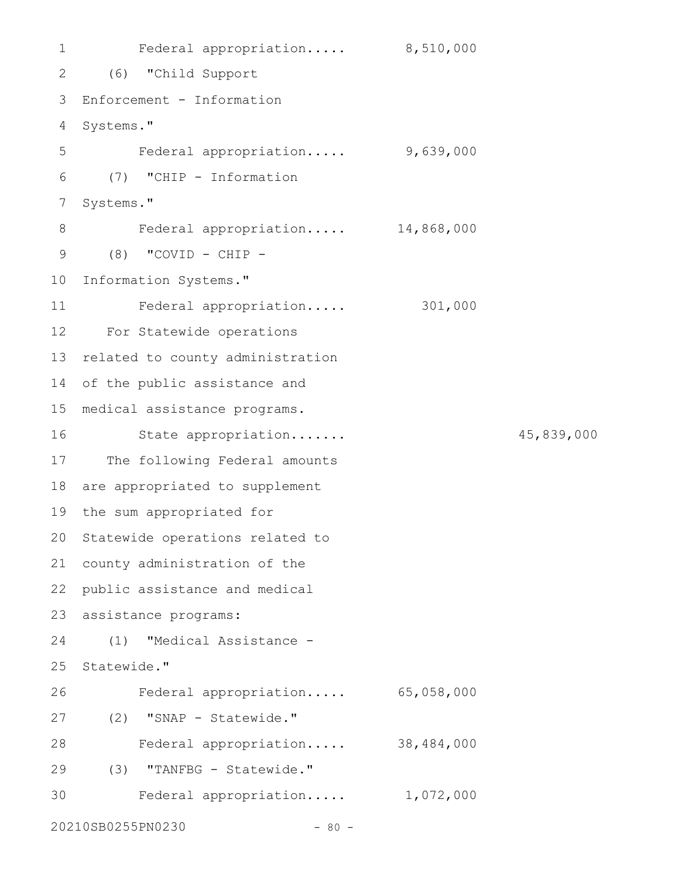Federal appropriation..... 8,510,000

(6) "Child Support Enforcement - Information Systems."

Federal appropriation..... 9,639,000

(7) "CHIP - Information Systems."

Federal appropriation..... 14,868,000

(8) "COVID - CHIP - Information Systems."

Federal appropriation..... 301,000

For Statewide operations related to county administration of the public assistance and medical assistance programs.

State appropriation....... 45,839,000

The following Federal amounts are appropriated to supplement the sum appropriated for Statewide operations related to county administration of the public assistance and medical assistance programs:

(1) "Medical Assistance - Statewide."

Federal appropriation..... 65,058,000

(2) "SNAP - Statewide."

Federal appropriation..... 38,484,000

(3) "TANFBG - Statewide."

Federal appropriation..... 1,072,000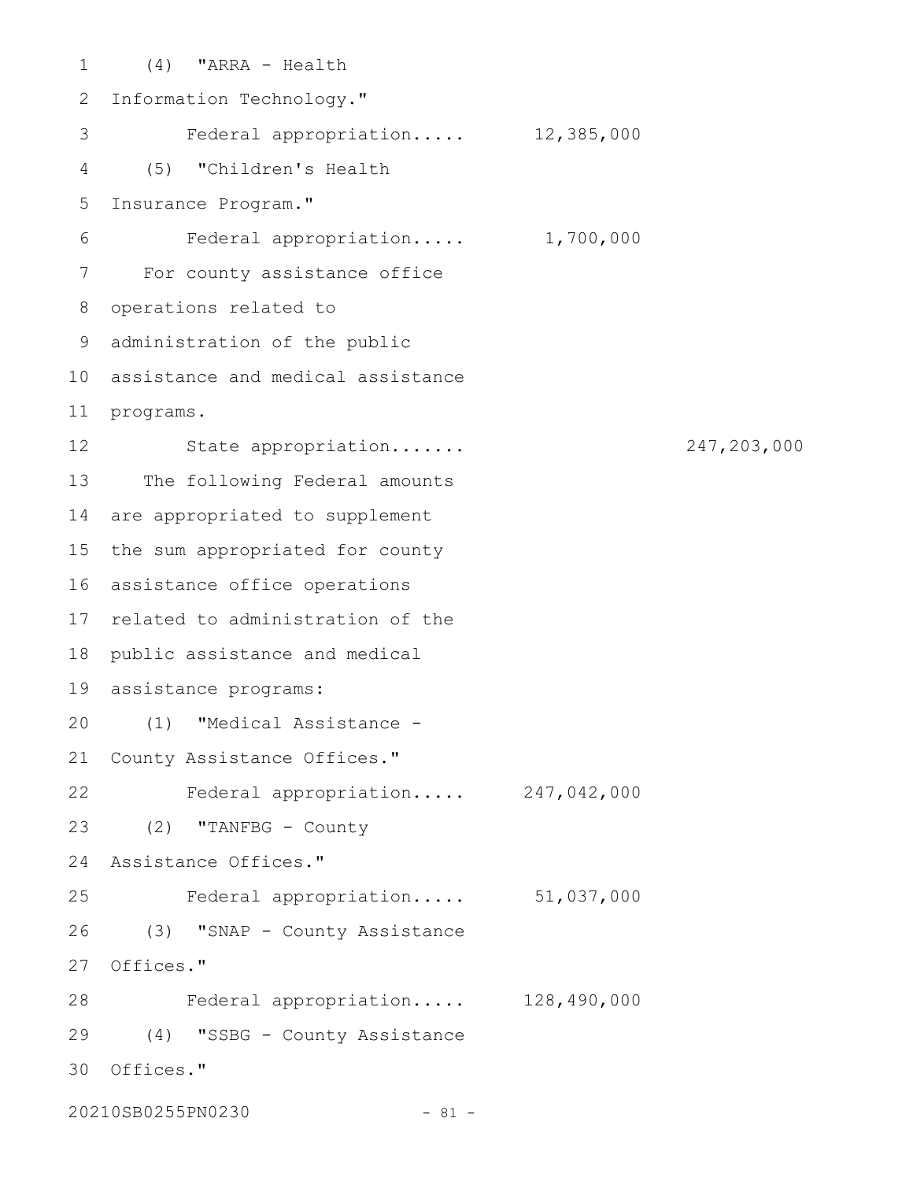(4) "ARRA - Health Information Technology."

Federal appropriation..... 12,385,000

(5) "Children's Health Insurance Program."

Federal appropriation..... 1,700,000

For county assistance office operations related to administration of the public assistance and medical assistance programs.

State appropriation....... 247,203,000

The following Federal amounts are appropriated to supplement the sum appropriated for county assistance office operations related to administration of the public assistance and medical assistance programs:

(1) "Medical Assistance - County Assistance Offices."

Federal appropriation..... 247,042,000

(2) "TANFBG - County Assistance Offices."

Federal appropriation..... 51,037,000

(3) "SNAP - County Assistance Offices."

Federal appropriation..... 128,490,000

(4) "SSBG - County Assistance Offices."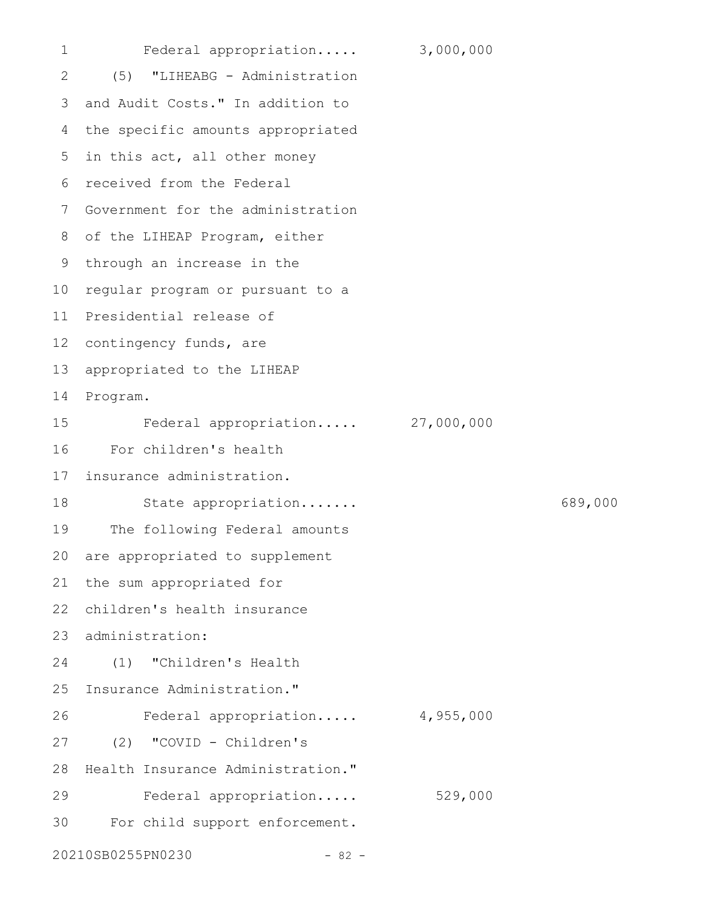Federal appropriation..... 3,000,000

(5) "LIHEABG - Administration and Audit Costs." In addition to the specific amounts appropriated in this act, all other money received from the Federal Government for the administration of the LIHEAP Program, either through an increase in the regular program or pursuant to a Presidential release of contingency funds, are appropriated to the LIHEAP Program.

Federal appropriation..... 27,000,000

For children's health insurance administration.

State appropriation....... 689,000

The following Federal amounts are appropriated to supplement the sum appropriated for children's health insurance administration:

(1) "Children's Health Insurance Administration."

Federal appropriation..... 4,955,000

(2) "COVID - Children's Health Insurance Administration."

Federal appropriation..... 529,000

For child support enforcement.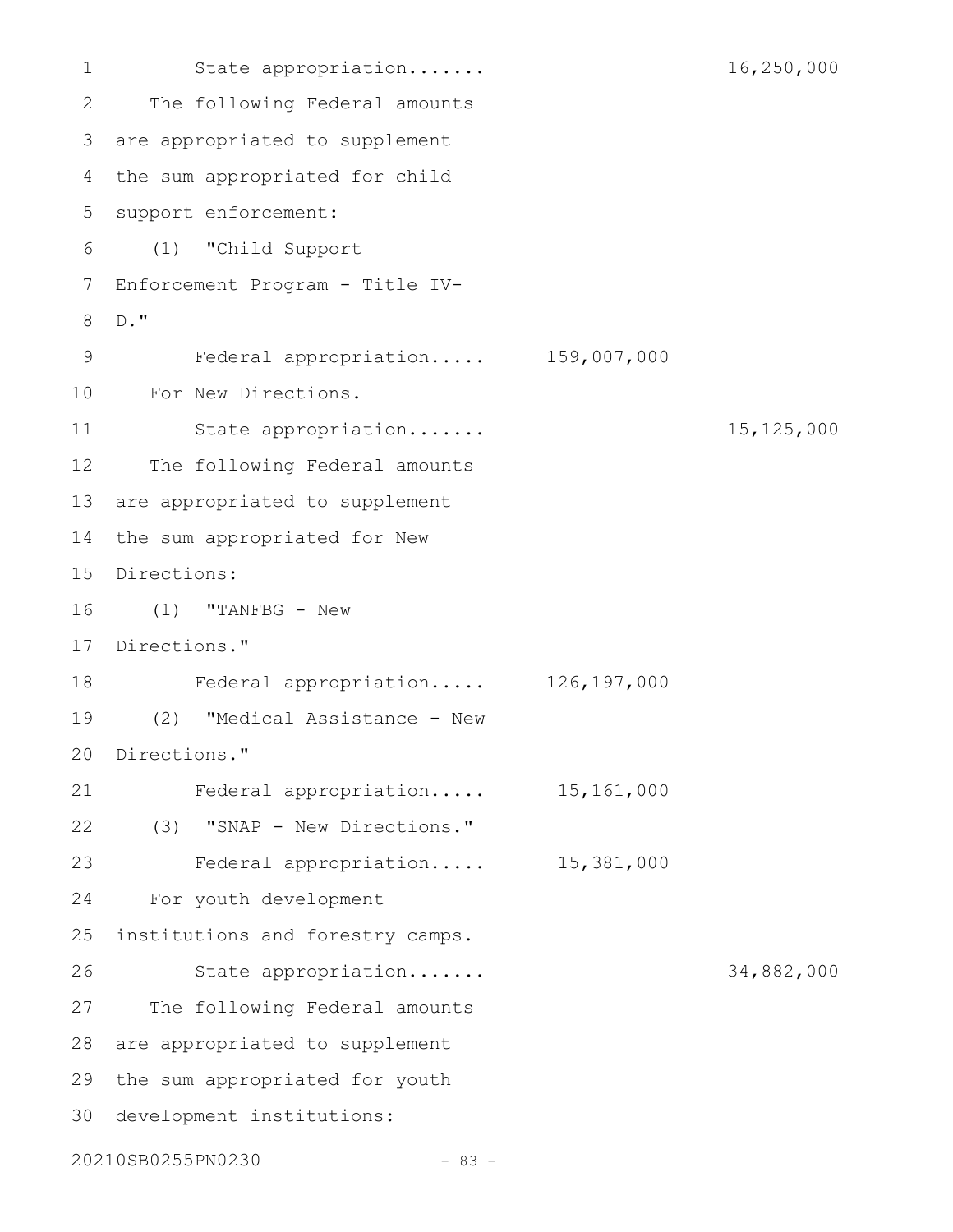State appropriation....... 16,250,000

The following Federal amounts are appropriated to supplement the sum appropriated for child support enforcement:

(1) "Child Support Enforcement Program - Title IV-D."

Federal appropriation..... 159,007,000

For New Directions.

State appropriation....... 15,125,000

The following Federal amounts are appropriated to supplement the sum appropriated for New Directions:

(1) "TANFBG - New Directions."

Federal appropriation..... 126,197,000

(2) "Medical Assistance - New Directions."

Federal appropriation..... 15,161,000

(3) "SNAP - New Directions."

Federal appropriation..... 15,381,000

For youth development institutions and forestry camps.

State appropriation....... 34,882,000

The following Federal amounts are appropriated to supplement the sum appropriated for youth development institutions: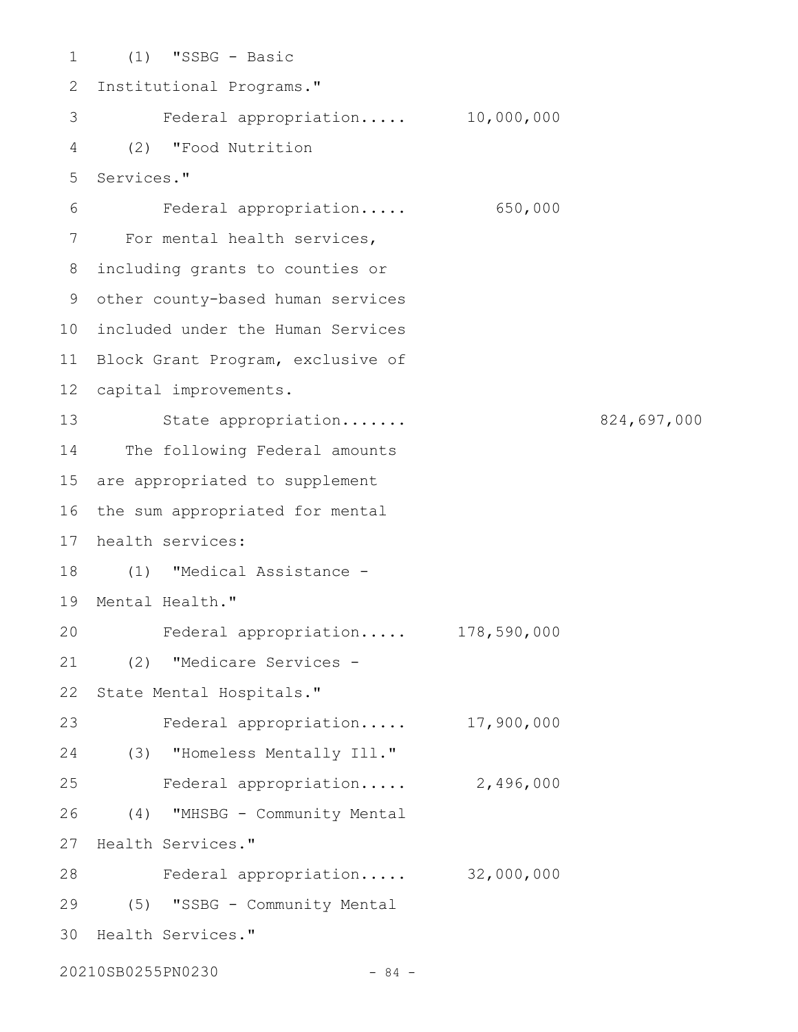(1) "SSBG - Basic Institutional Programs."

Federal appropriation..... 10,000,000

(2) "Food Nutrition Services."

Federal appropriation..... 650,000

For mental health services, including grants to counties or other county-based human services included under the Human Services Block Grant Program, exclusive of capital improvements.

State appropriation....... 824,697,000

The following Federal amounts are appropriated to supplement the sum appropriated for mental health services:

(1) "Medical Assistance - Mental Health."

Federal appropriation..... 178,590,000

(2) "Medicare Services - State Mental Hospitals."

Federal appropriation..... 17,900,000

(3) "Homeless Mentally Ill."

Federal appropriation..... 2,496,000

(4) "MHSBG - Community Mental Health Services."

Federal appropriation..... 32,000,000

(5) "SSBG - Community Mental Health Services."

20210SB0255PN0230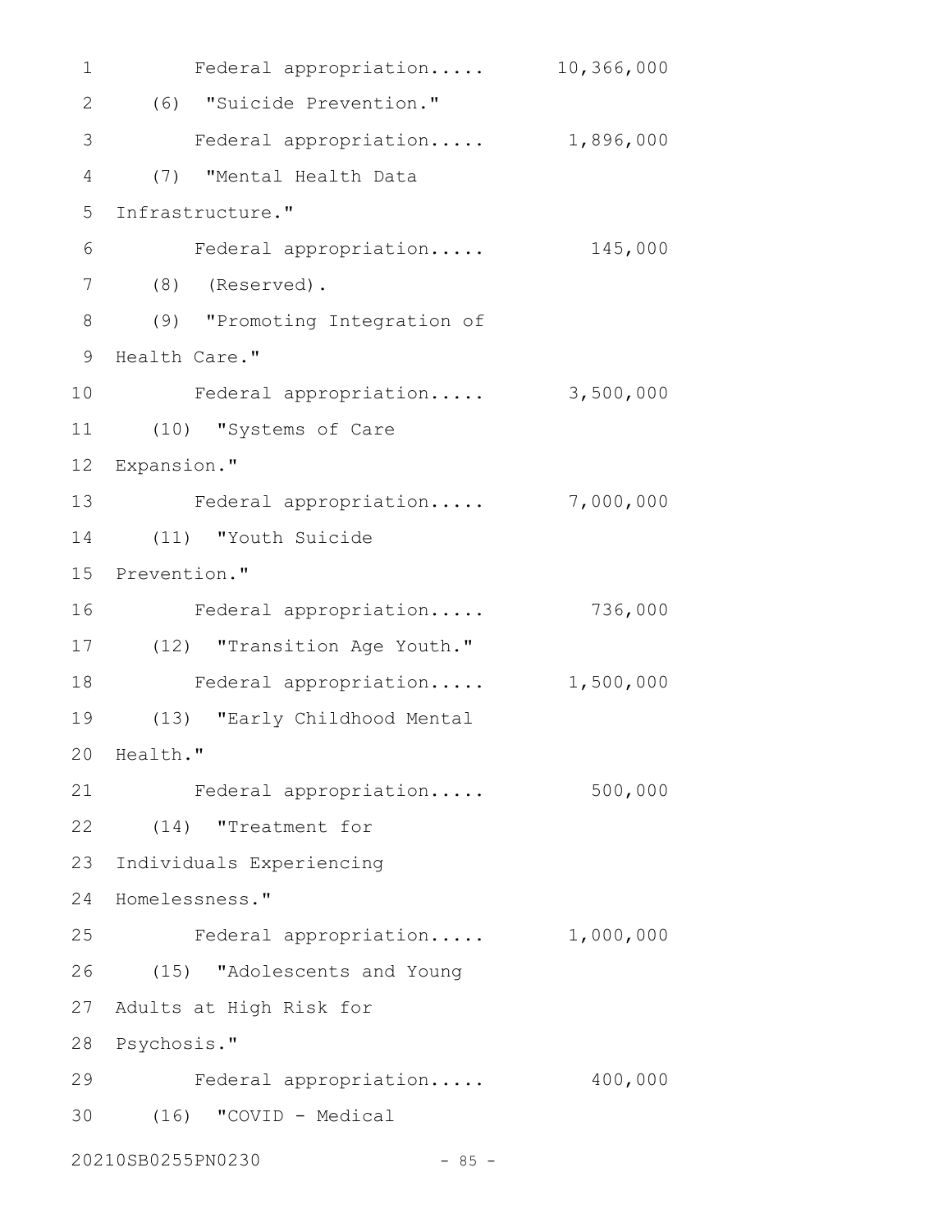Federal appropriation..... 10,366,000

(6) "Suicide Prevention."

Federal appropriation..... 1,896,000

(7) "Mental Health Data Infrastructure."

Federal appropriation..... 145,000

(8) (Reserved).

(9) "Promoting Integration of Health Care."

Federal appropriation..... 3,500,000

(10) "Systems of Care Expansion."

Federal appropriation..... 7,000,000

(11) "Youth Suicide Prevention."

Federal appropriation..... 736,000

(12) "Transition Age Youth."

Federal appropriation..... 1,500,000

(13) "Early Childhood Mental Health."

Federal appropriation..... 500,000

(14) "Treatment for Individuals Experiencing Homelessness."

Federal appropriation..... 1,000,000

(15) "Adolescents and Young Adults at High Risk for Psychosis."

Federal appropriation..... 400,000

(16) "COVID - Medical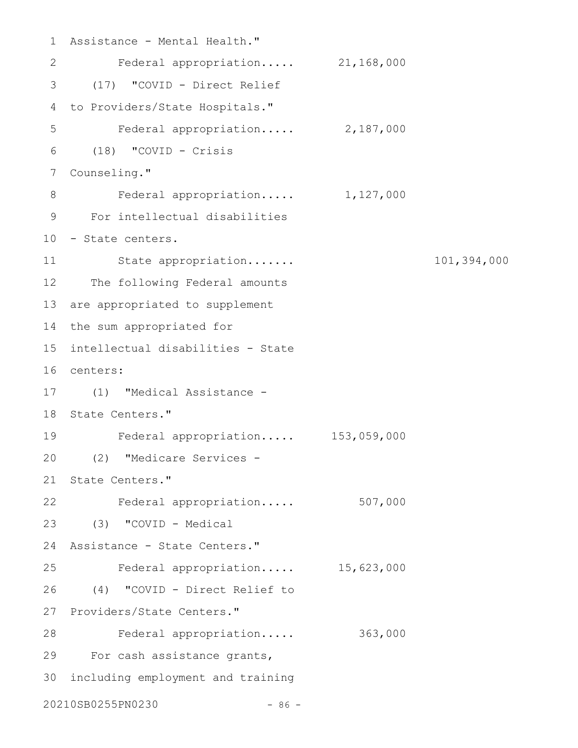Assistance - Mental Health."

Federal appropriation..... 21,168,000

(17) "COVID - Direct Relief to Providers/State Hospitals."

Federal appropriation..... 2,187,000

(18) "COVID - Crisis Counseling."

Federal appropriation..... 1,127,000

For intellectual disabilities - State centers.

State appropriation....... 101,394,000

The following Federal amounts are appropriated to supplement the sum appropriated for intellectual disabilities - State centers:

(1) "Medical Assistance - State Centers."

Federal appropriation..... 153,059,000

(2) "Medicare Services - State Centers."

Federal appropriation..... 507,000

(3) "COVID - Medical Assistance - State Centers."

Federal appropriation..... 15,623,000

(4) "COVID - Direct Relief to Providers/State Centers."

Federal appropriation..... 363,000

For cash assistance grants, including employment and training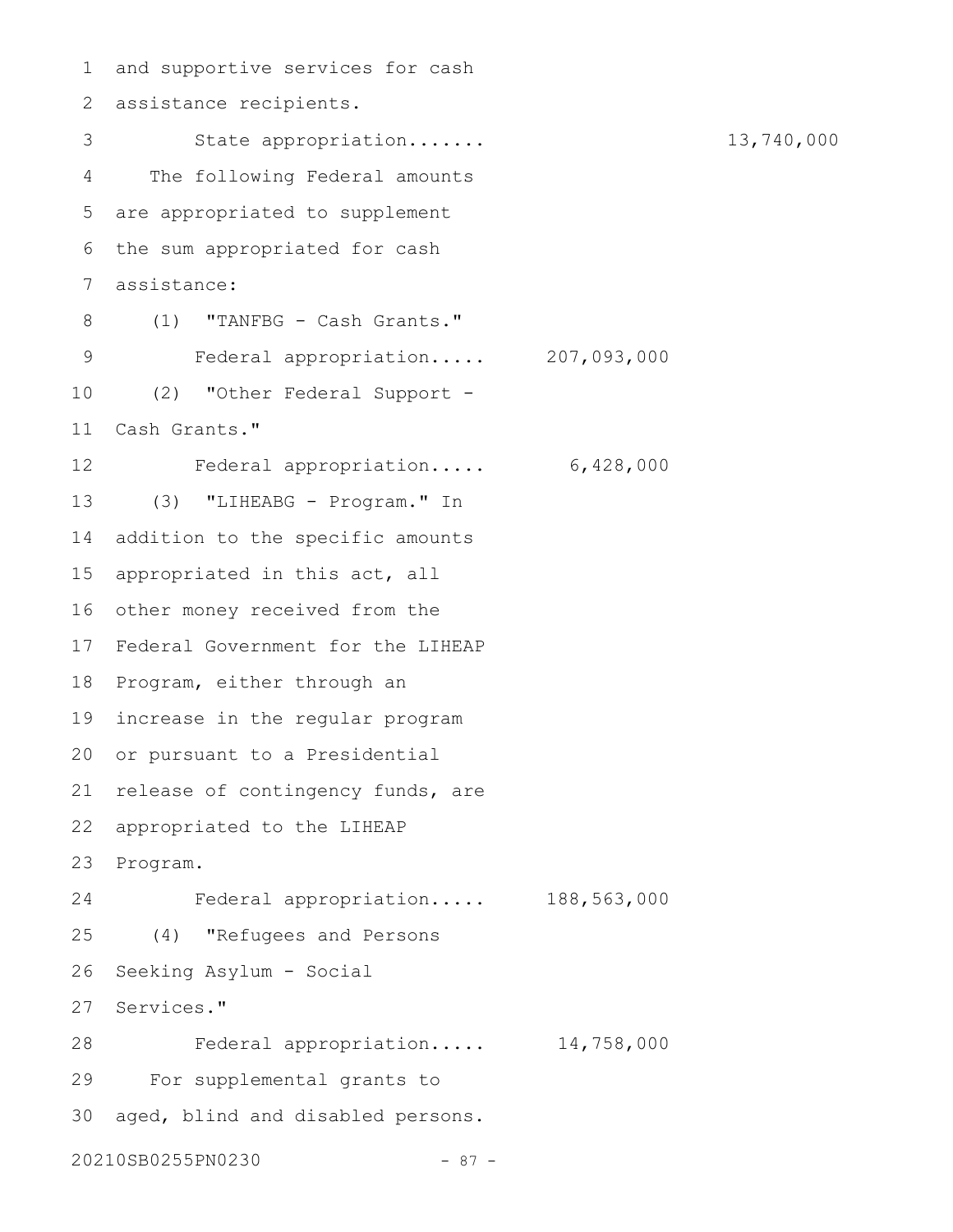and supportive services for cash assistance recipients.

State appropriation....... 13,740,000

The following Federal amounts are appropriated to supplement the sum appropriated for cash assistance:

(1) "TANFBG - Cash Grants."

Federal appropriation..... 207,093,000

(2) "Other Federal Support - Cash Grants."

Federal appropriation..... 6,428,000

(3) "LIHEABG - Program." In addition to the specific amounts appropriated in this act, all other money received from the Federal Government for the LIHEAP Program, either through an increase in the regular program or pursuant to a Presidential release of contingency funds, are appropriated to the LIHEAP Program.

Federal appropriation..... 188,563,000

(4) "Refugees and Persons Seeking Asylum - Social Services."

Federal appropriation..... 14,758,000

For supplemental grants to aged, blind and disabled persons.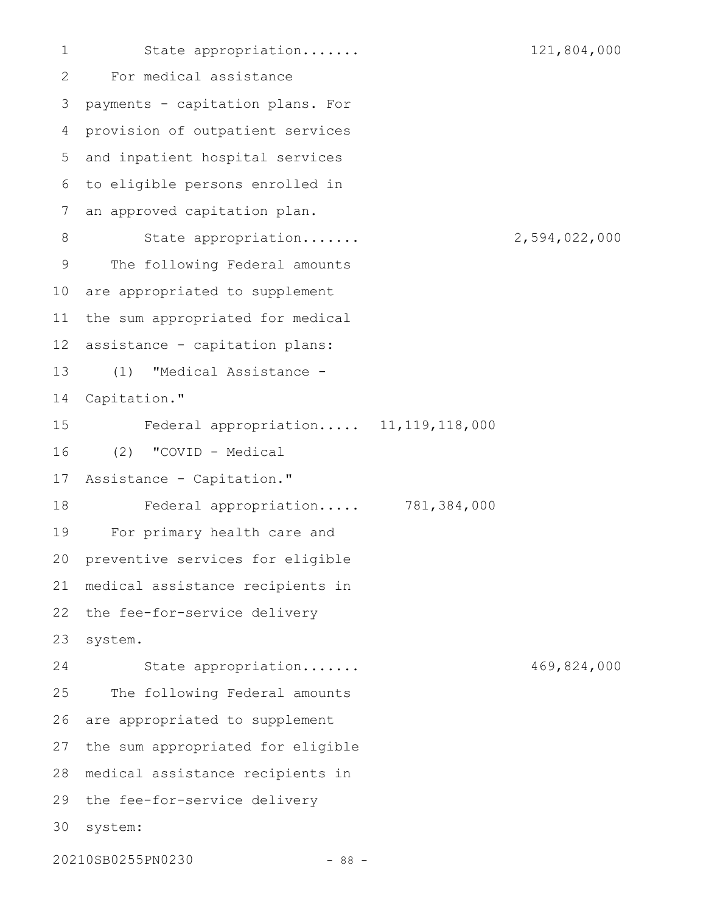State appropriation....... 121,804,000

For medical assistance payments - capitation plans. For provision of outpatient services and inpatient hospital services to eligible persons enrolled in an approved capitation plan.

State appropriation....... 2,594,022,000

The following Federal amounts are appropriated to supplement the sum appropriated for medical assistance - capitation plans:

(1) "Medical Assistance - Capitation."

Federal appropriation..... 11,119,118,000

(2) "COVID - Medical Assistance - Capitation."

Federal appropriation..... 781,384,000

For primary health care and preventive services for eligible medical assistance recipients in the fee-for-service delivery system.

State appropriation....... 469,824,000

The following Federal amounts are appropriated to supplement the sum appropriated for eligible medical assistance recipients in the fee-for-service delivery system: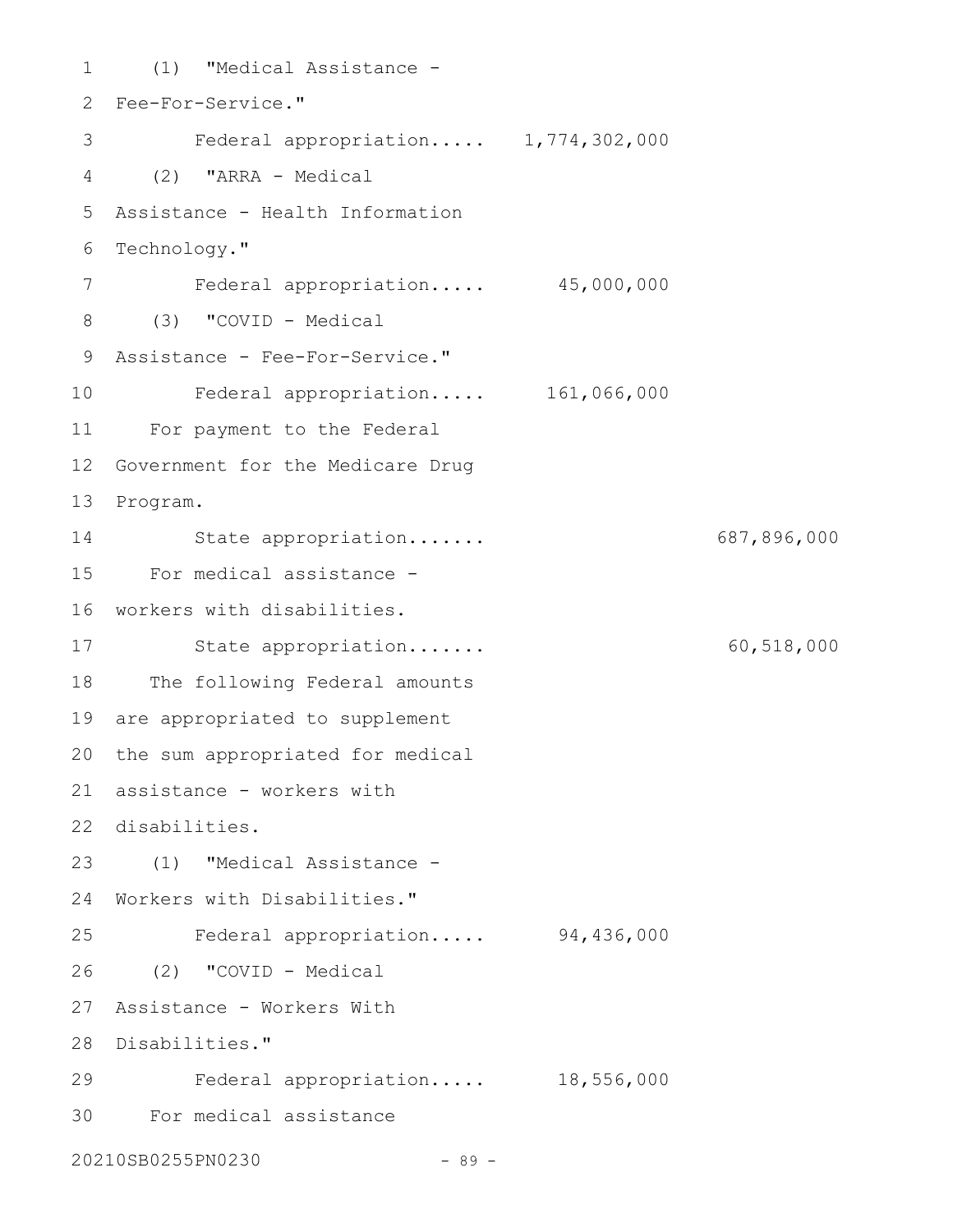(1) "Medical Assistance - Fee-For-Service."

Federal appropriation..... 1,774,302,000

(2) "ARRA - Medical Assistance - Health Information Technology."

Federal appropriation..... 45,000,000

(3) "COVID - Medical Assistance - Fee-For-Service."

Federal appropriation..... 161,066,000

For payment to the Federal Government for the Medicare Drug Program.

State appropriation....... 687,896,000

For medical assistance - workers with disabilities.

State appropriation....... 60,518,000

The following Federal amounts are appropriated to supplement the sum appropriated for medical assistance - workers with disabilities.

(1) "Medical Assistance - Workers with Disabilities."

Federal appropriation..... 94,436,000

(2) "COVID - Medical Assistance - Workers With Disabilities."

Federal appropriation..... 18,556,000

For medical assistance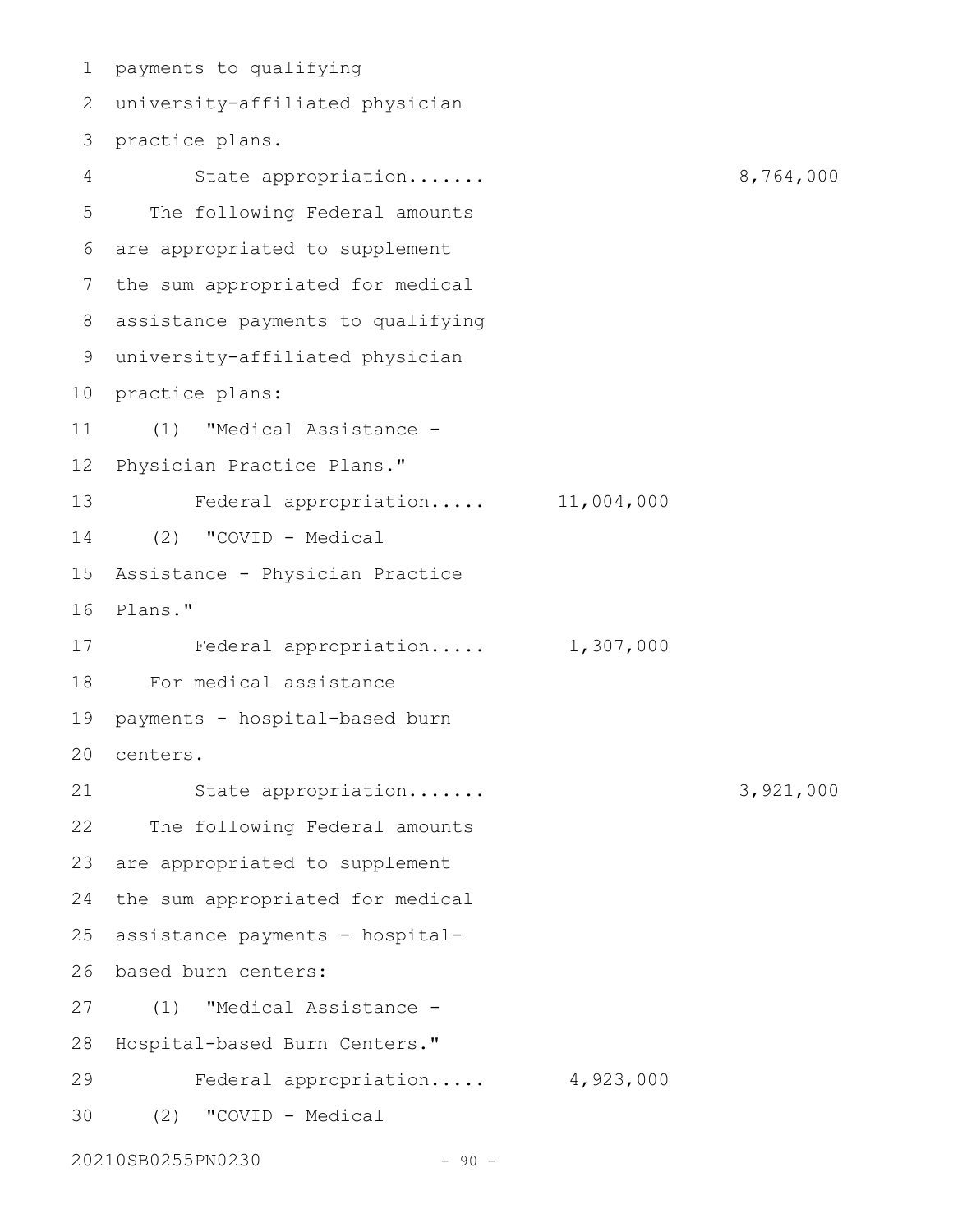payments to qualifying university-affiliated physician practice plans.

State appropriation....... 8,764,000

The following Federal amounts are appropriated to supplement the sum appropriated for medical assistance payments to qualifying university-affiliated physician practice plans:

(1) "Medical Assistance - Physician Practice Plans."

Federal appropriation..... 11,004,000

(2) "COVID - Medical Assistance - Physician Practice Plans."

Federal appropriation..... 1,307,000

For medical assistance payments - hospital-based burn centers.

State appropriation....... 3,921,000

The following Federal amounts are appropriated to supplement the sum appropriated for medical assistance payments - hospital-based burn centers:

(1) "Medical Assistance - Hospital-based Burn Centers."

Federal appropriation..... 4,923,000

(2) "COVID - Medical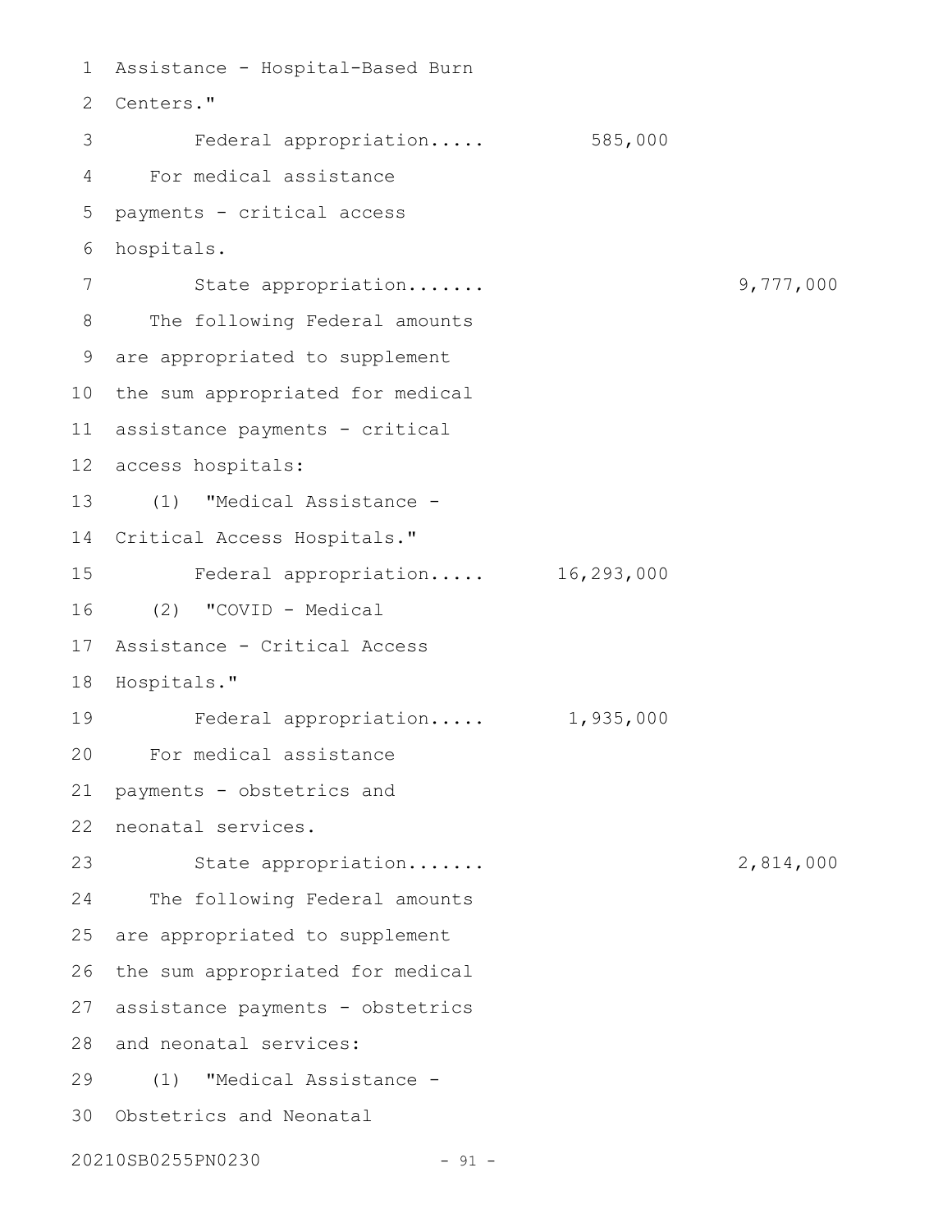Assistance - Hospital-Based Burn Centers."

Federal appropriation..... 585,000

For medical assistance payments - critical access hospitals.

State appropriation....... 9,777,000

The following Federal amounts are appropriated to supplement the sum appropriated for medical assistance payments - critical access hospitals:

(1) "Medical Assistance - Critical Access Hospitals."

Federal appropriation..... 16,293,000

(2) "COVID - Medical Assistance - Critical Access Hospitals."

Federal appropriation..... 1,935,000

For medical assistance payments - obstetrics and neonatal services.

State appropriation....... 2,814,000

The following Federal amounts are appropriated to supplement the sum appropriated for medical assistance payments - obstetrics and neonatal services:

(1) "Medical Assistance - Obstetrics and Neonatal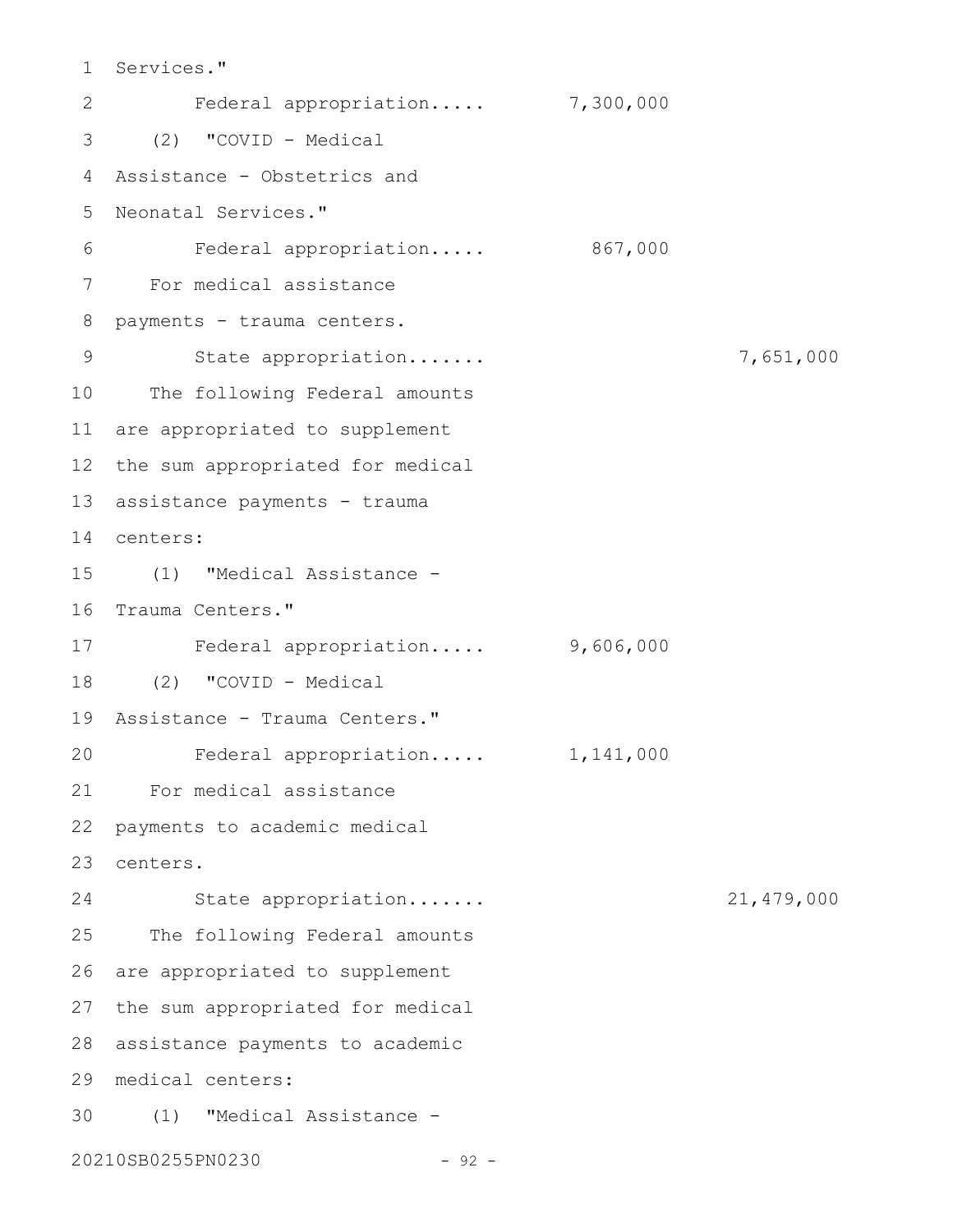Services."

Federal appropriation..... 7,300,000

(2) "COVID - Medical Assistance - Obstetrics and Neonatal Services."

Federal appropriation..... 867,000

For medical assistance payments - trauma centers.

State appropriation....... 7,651,000

The following Federal amounts are appropriated to supplement the sum appropriated for medical assistance payments - trauma centers:

(1) "Medical Assistance - Trauma Centers."

Federal appropriation..... 9,606,000

(2) "COVID - Medical Assistance - Trauma Centers."

Federal appropriation..... 1,141,000

For medical assistance payments to academic medical centers.

State appropriation....... 21,479,000

The following Federal amounts are appropriated to supplement the sum appropriated for medical assistance payments to academic medical centers:

(1) "Medical Assistance -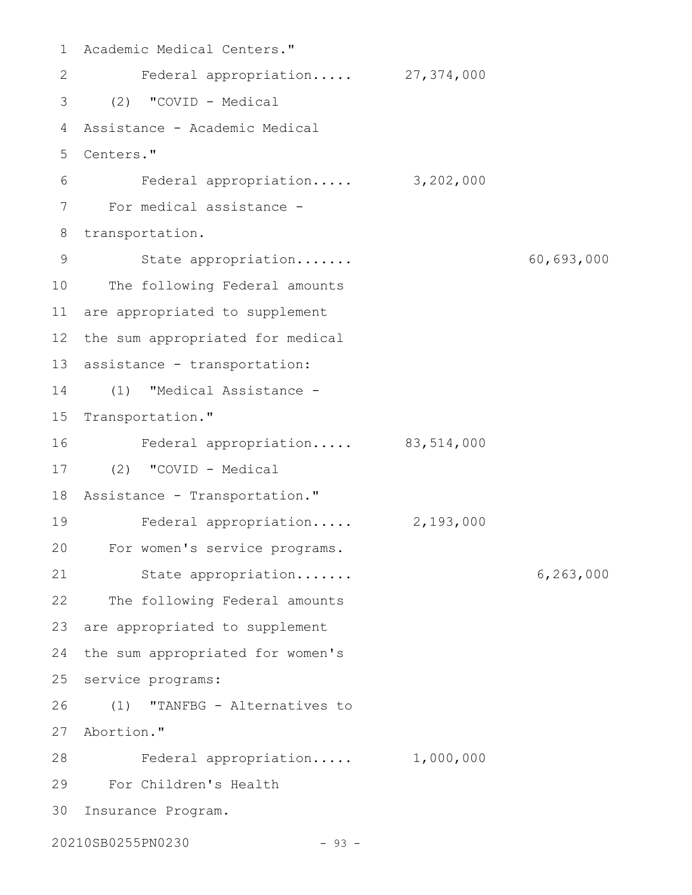Academic Medical Centers."

Federal appropriation..... 27,374,000

(2) "COVID - Medical Assistance - Academic Medical Centers."

Federal appropriation..... 3,202,000

For medical assistance - transportation.

State appropriation....... 60,693,000

The following Federal amounts are appropriated to supplement the sum appropriated for medical assistance - transportation:

(1) "Medical Assistance - Transportation."

Federal appropriation..... 83,514,000

(2) "COVID - Medical Assistance - Transportation."

Federal appropriation..... 2,193,000

For women's service programs.

State appropriation....... 6,263,000

The following Federal amounts are appropriated to supplement the sum appropriated for women's service programs:

(1) "TANFBG - Alternatives to Abortion."

Federal appropriation..... 1,000,000

For Children's Health Insurance Program.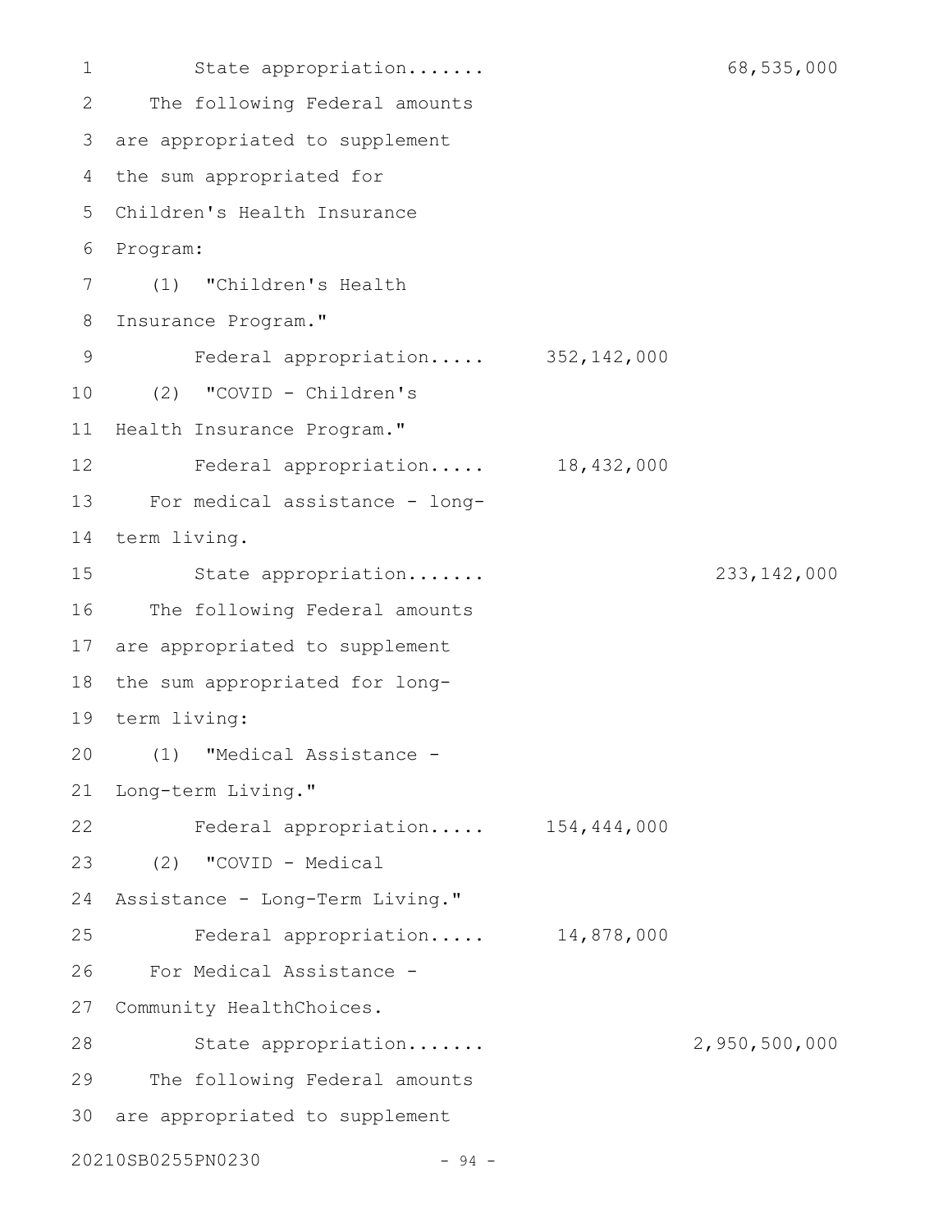State appropriation....... 68,535,000

The following Federal amounts are appropriated to supplement the sum appropriated for Children's Health Insurance Program:

(1) "Children's Health Insurance Program."

Federal appropriation..... 352,142,000

(2) "COVID - Children's Health Insurance Program."

Federal appropriation..... 18,432,000

For medical assistance - long-term living.

State appropriation....... 233,142,000

The following Federal amounts are appropriated to supplement the sum appropriated for long-term living:

(1) "Medical Assistance - Long-term Living."

Federal appropriation..... 154,444,000

(2) "COVID - Medical Assistance - Long-Term Living."

Federal appropriation..... 14,878,000

For Medical Assistance - Community HealthChoices.

State appropriation....... 2,950,500,000

The following Federal amounts are appropriated to supplement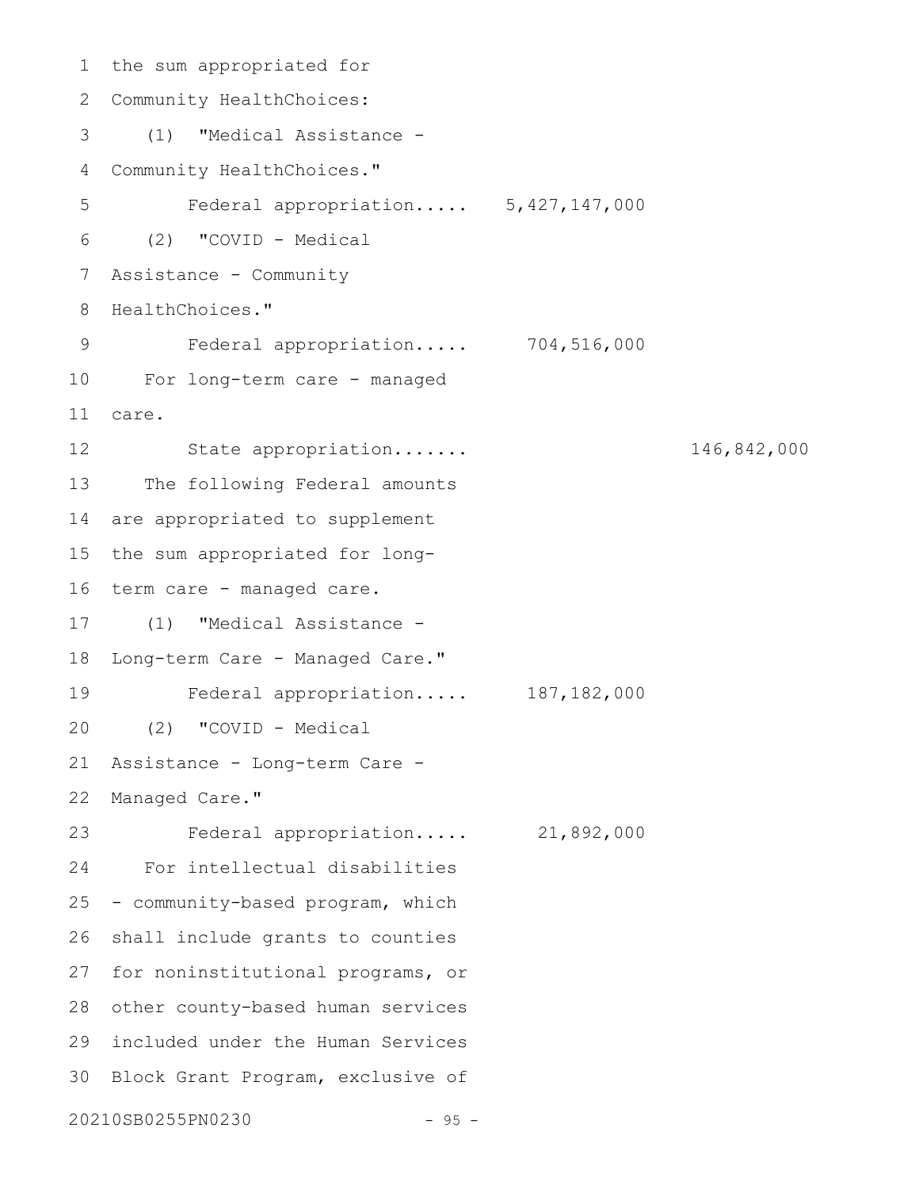the sum appropriated for Community HealthChoices:

(1) "Medical Assistance - Community HealthChoices."

Federal appropriation..... 5,427,147,000

(2) "COVID - Medical Assistance - Community HealthChoices."

Federal appropriation..... 704,516,000

For long-term care - managed care.

State appropriation....... 146,842,000

The following Federal amounts are appropriated to supplement the sum appropriated for long-term care - managed care.

(1) "Medical Assistance - Long-term Care - Managed Care."

Federal appropriation..... 187,182,000

(2) "COVID - Medical Assistance - Long-term Care - Managed Care."

Federal appropriation..... 21,892,000

For intellectual disabilities - community-based program, which shall include grants to counties for noninstitutional programs, or other county-based human services included under the Human Services Block Grant Program, exclusive of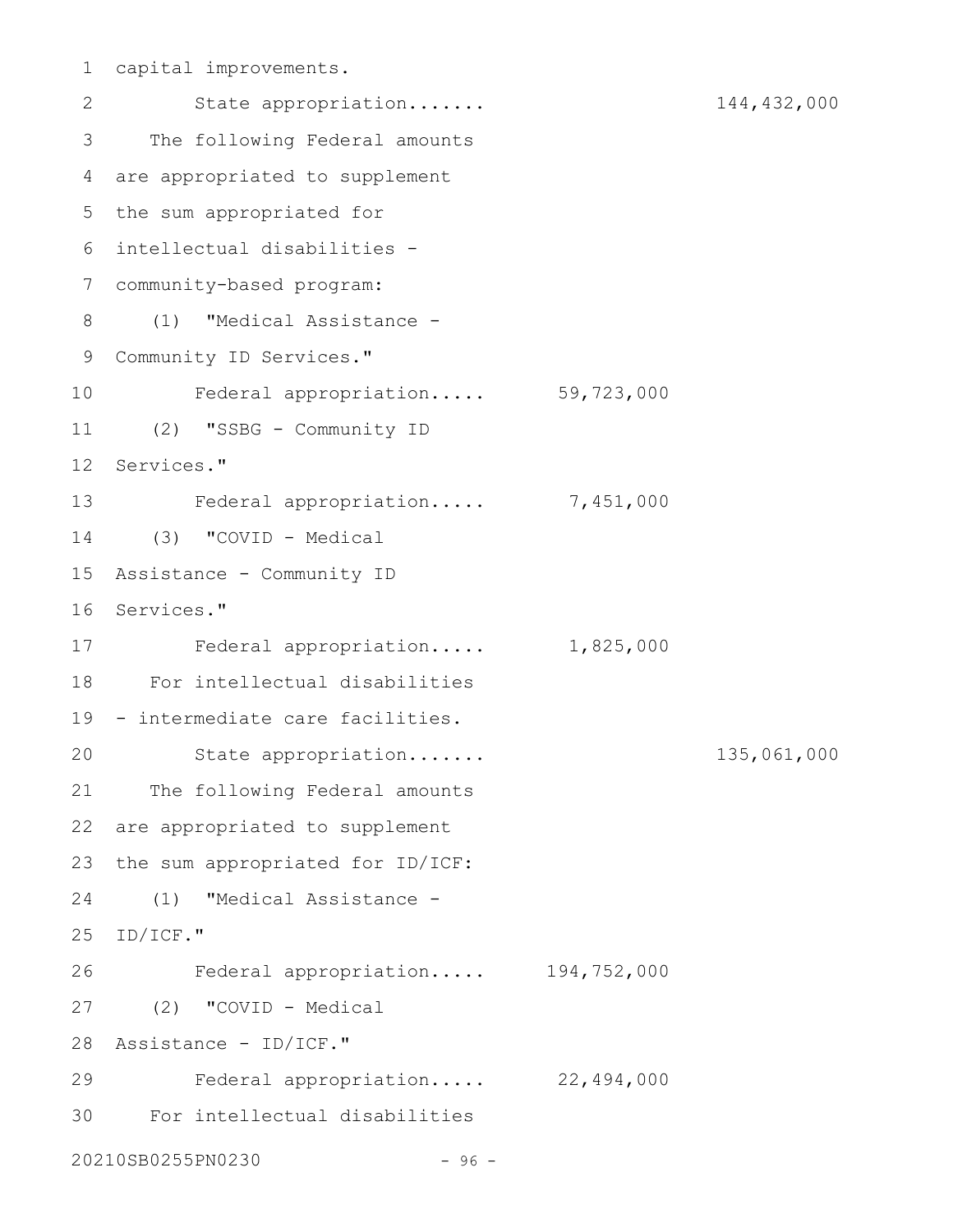capital improvements.

State appropriation....... 144,432,000

The following Federal amounts are appropriated to supplement the sum appropriated for intellectual disabilities - community-based program:

(1) "Medical Assistance - Community ID Services."

Federal appropriation..... 59,723,000

(2) "SSBG - Community ID Services."

Federal appropriation..... 7,451,000

(3) "COVID - Medical Assistance - Community ID Services."

Federal appropriation..... 1,825,000

For intellectual disabilities - intermediate care facilities.

State appropriation....... 135,061,000

The following Federal amounts are appropriated to supplement the sum appropriated for ID/ICF:

(1) "Medical Assistance - ID/ICF."

Federal appropriation..... 194,752,000

(2) "COVID - Medical Assistance - ID/ICF."

Federal appropriation..... 22,494,000

For intellectual disabilities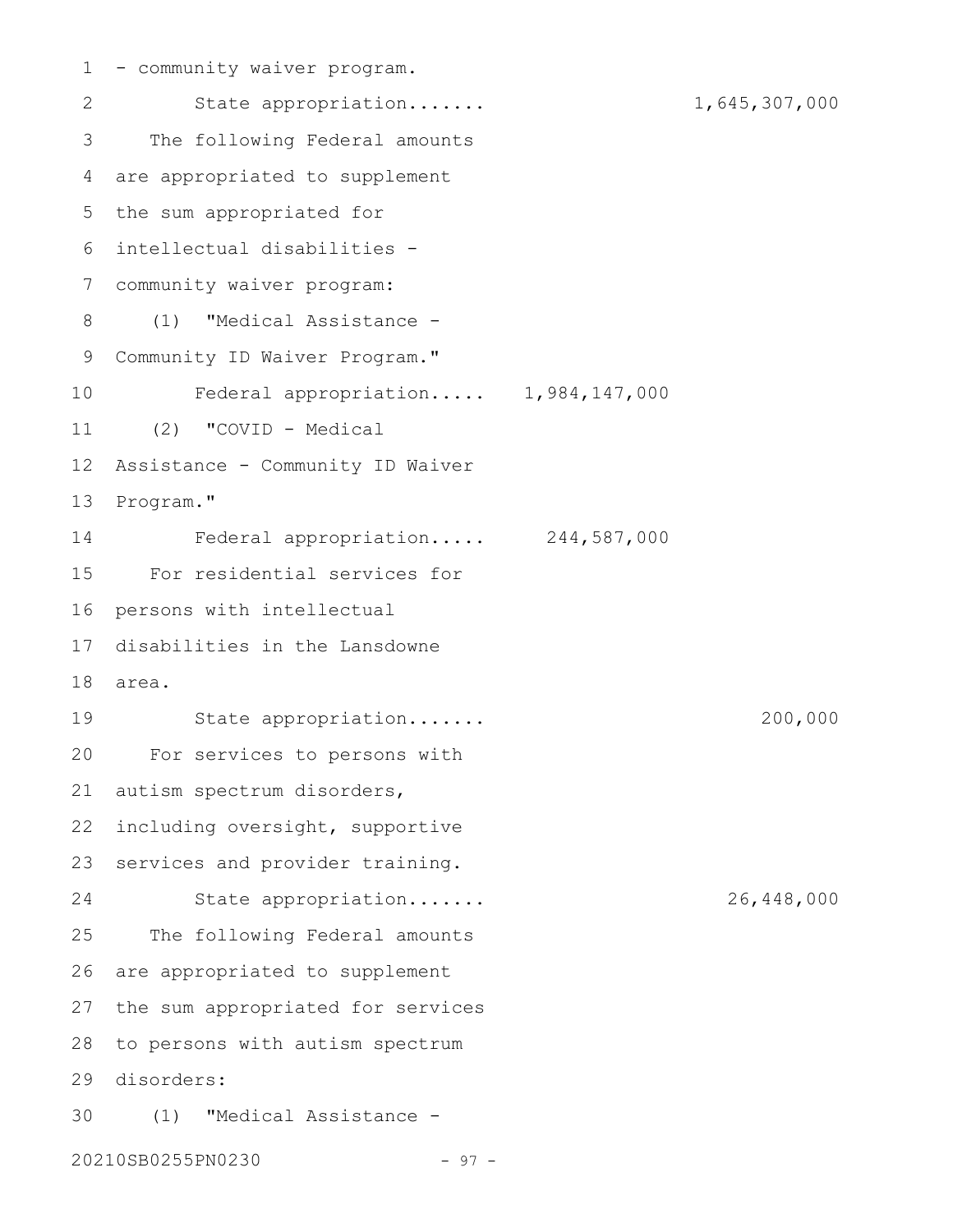- community waiver program.

State appropriation....... 1,645,307,000

The following Federal amounts are appropriated to supplement the sum appropriated for intellectual disabilities - community waiver program:

(1) "Medical Assistance - Community ID Waiver Program."

Federal appropriation..... 1,984,147,000

(2) "COVID - Medical Assistance - Community ID Waiver Program."

Federal appropriation..... 244,587,000

For residential services for persons with intellectual disabilities in the Lansdowne area.

State appropriation....... 200,000

For services to persons with autism spectrum disorders, including oversight, supportive services and provider training.

State appropriation....... 26,448,000

The following Federal amounts are appropriated to supplement the sum appropriated for services to persons with autism spectrum disorders:

(1) "Medical Assistance -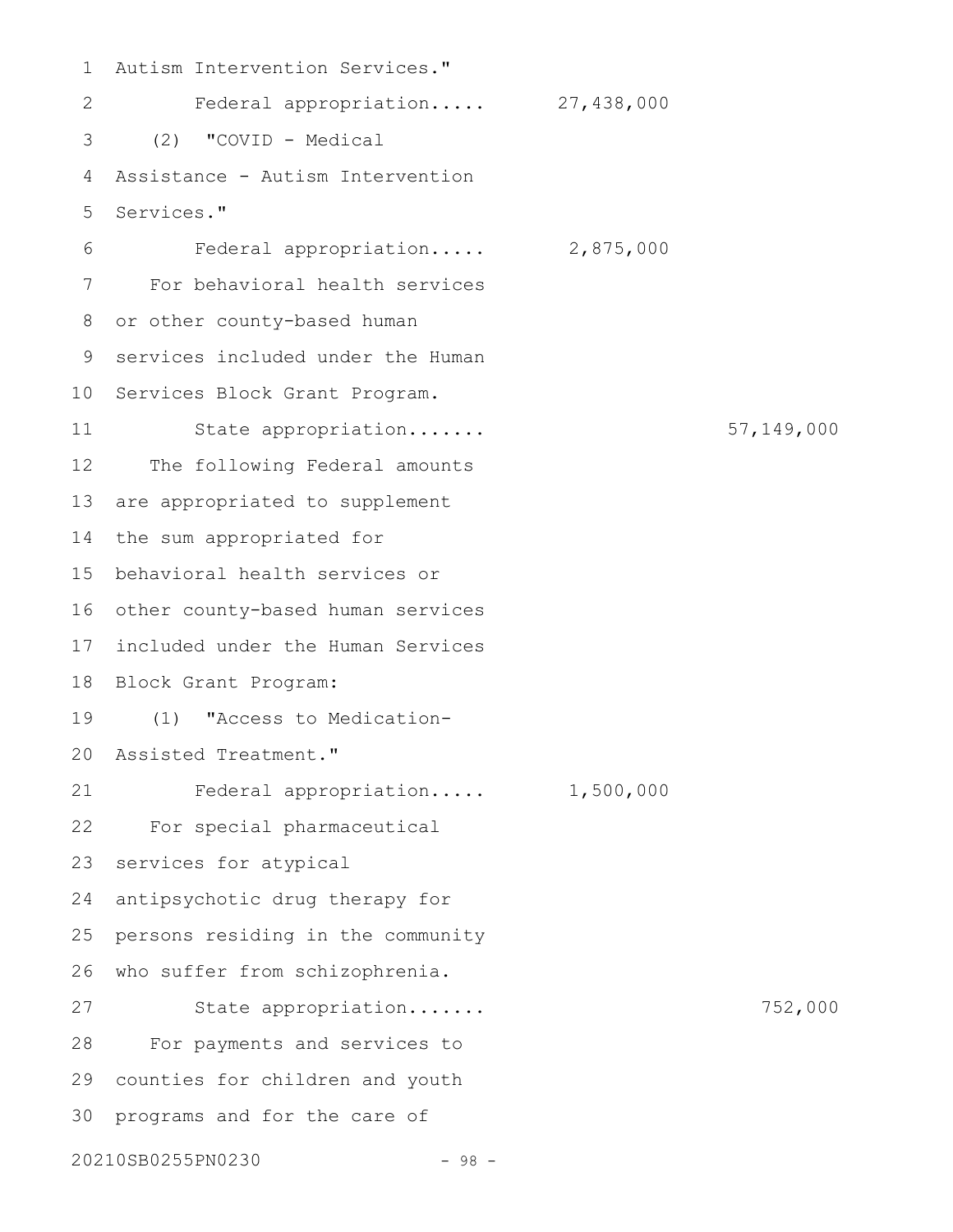Autism Intervention Services."

Federal appropriation..... 27,438,000

(2) "COVID - Medical Assistance - Autism Intervention Services."

Federal appropriation..... 2,875,000

For behavioral health services or other county-based human services included under the Human Services Block Grant Program.

State appropriation....... 57,149,000

The following Federal amounts are appropriated to supplement the sum appropriated for behavioral health services or other county-based human services included under the Human Services Block Grant Program:

(1) "Access to Medication-Assisted Treatment."

Federal appropriation..... 1,500,000

For special pharmaceutical services for atypical antipsychotic drug therapy for persons residing in the community who suffer from schizophrenia.

State appropriation....... 752,000

For payments and services to counties for children and youth programs and for the care of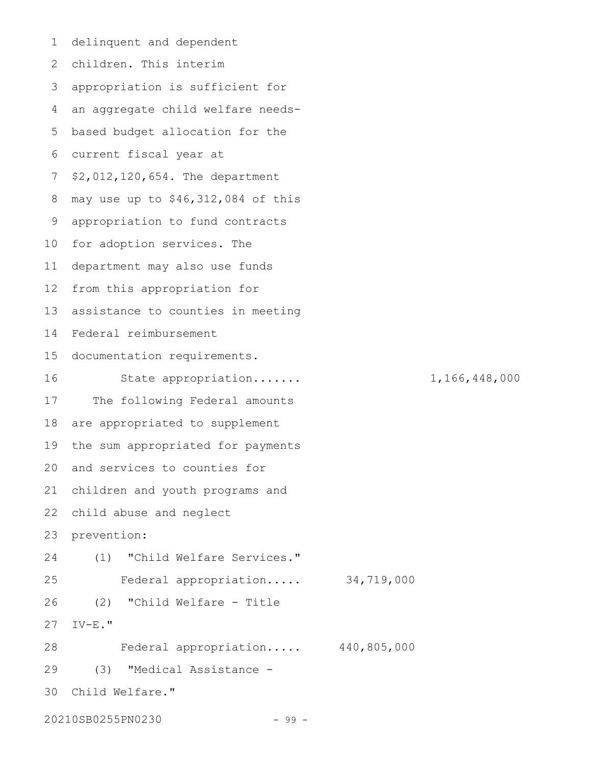delinquent and dependent children. This interim appropriation is sufficient for an aggregate child welfare needs-based budget allocation for the current fiscal year at $2,012,120,654. The department may use up to $46,312,084 of this appropriation to fund contracts for adoption services. The department may also use funds from this appropriation for assistance to counties in meeting Federal reimbursement documentation requirements.

State appropriation....... 1,166,448,000

The following Federal amounts are appropriated to supplement the sum appropriated for payments and services to counties for children and youth programs and child abuse and neglect prevention:

(1) "Child Welfare Services."

Federal appropriation..... 34,719,000

(2) "Child Welfare - Title IV-E."

Federal appropriation..... 440,805,000

(3) "Medical Assistance - Child Welfare."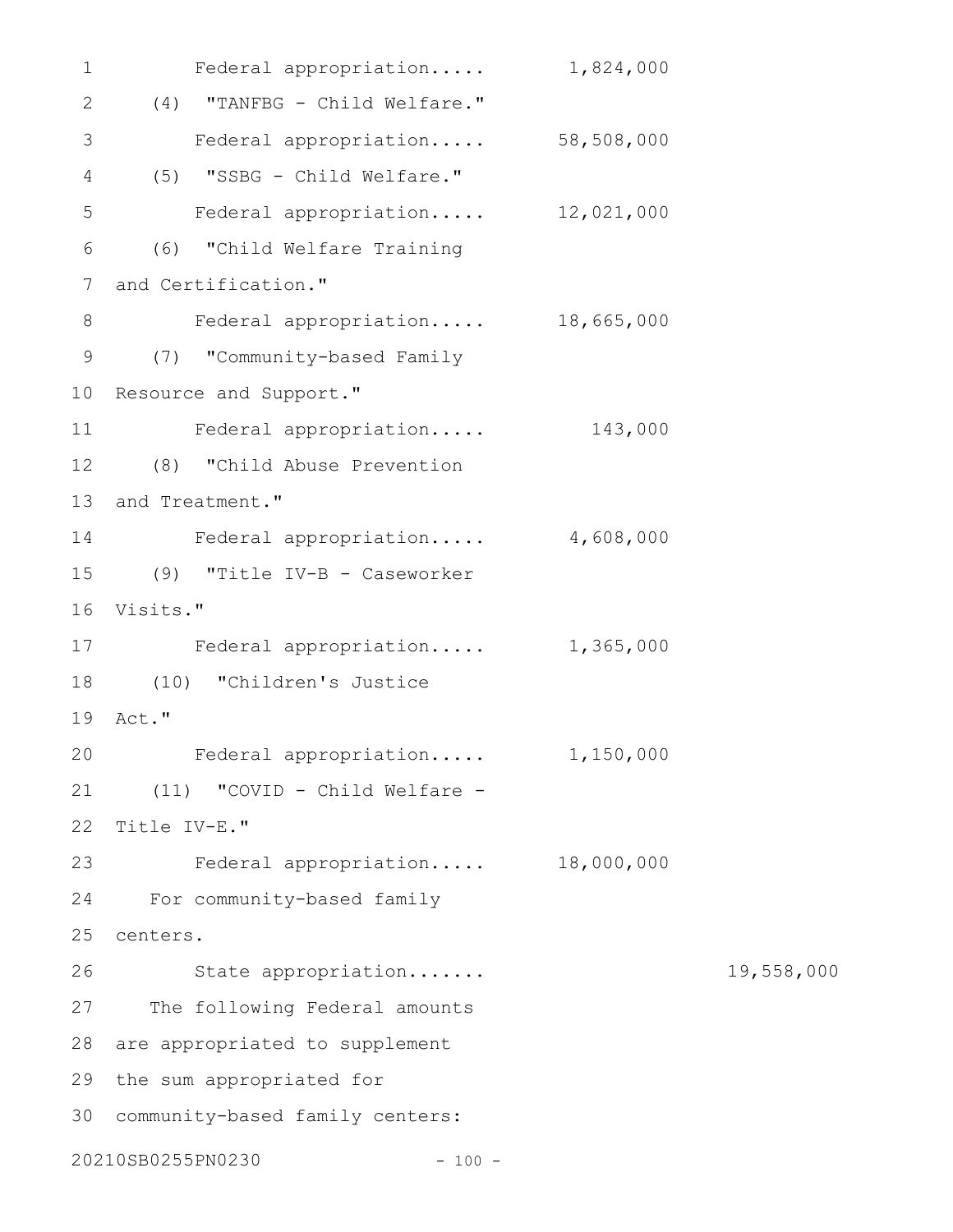Federal appropriation..... 1,824,000

(4) "TANFBG - Child Welfare."

Federal appropriation..... 58,508,000

(5) "SSBG - Child Welfare."

Federal appropriation..... 12,021,000

(6) "Child Welfare Training and Certification."

Federal appropriation..... 18,665,000

(7) "Community-based Family Resource and Support."

Federal appropriation..... 143,000

(8) "Child Abuse Prevention and Treatment."

Federal appropriation..... 4,608,000

(9) "Title IV-B - Caseworker Visits."

Federal appropriation..... 1,365,000

(10) "Children's Justice Act."

Federal appropriation..... 1,150,000

(11) "COVID - Child Welfare - Title IV-E."

Federal appropriation..... 18,000,000

For community-based family centers.

State appropriation....... 19,558,000

The following Federal amounts are appropriated to supplement the sum appropriated for community-based family centers: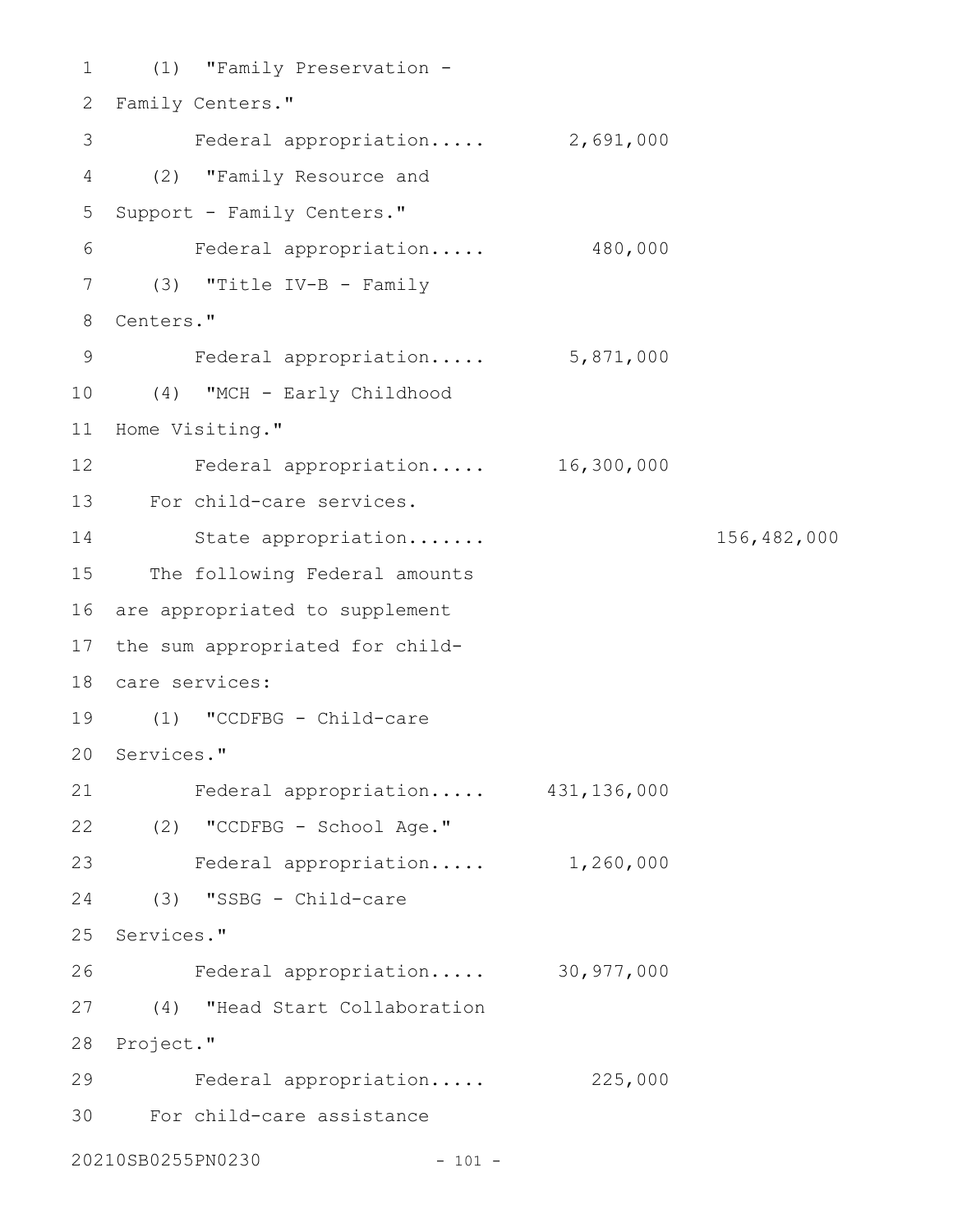(1) "Family Preservation - Family Centers."

Federal appropriation..... 2,691,000

(2) "Family Resource and Support - Family Centers."

Federal appropriation..... 480,000

(3) "Title IV-B - Family Centers."

Federal appropriation..... 5,871,000

(4) "MCH - Early Childhood Home Visiting."

Federal appropriation..... 16,300,000

For child-care services.

State appropriation....... 156,482,000

The following Federal amounts are appropriated to supplement the sum appropriated for child-care services:

(1) "CCDFBG - Child-care Services."

Federal appropriation..... 431,136,000

(2) "CCDFBG - School Age."

Federal appropriation..... 1,260,000

(3) "SSBG - Child-care Services."

Federal appropriation..... 30,977,000

(4) "Head Start Collaboration Project."

Federal appropriation..... 225,000

For child-care assistance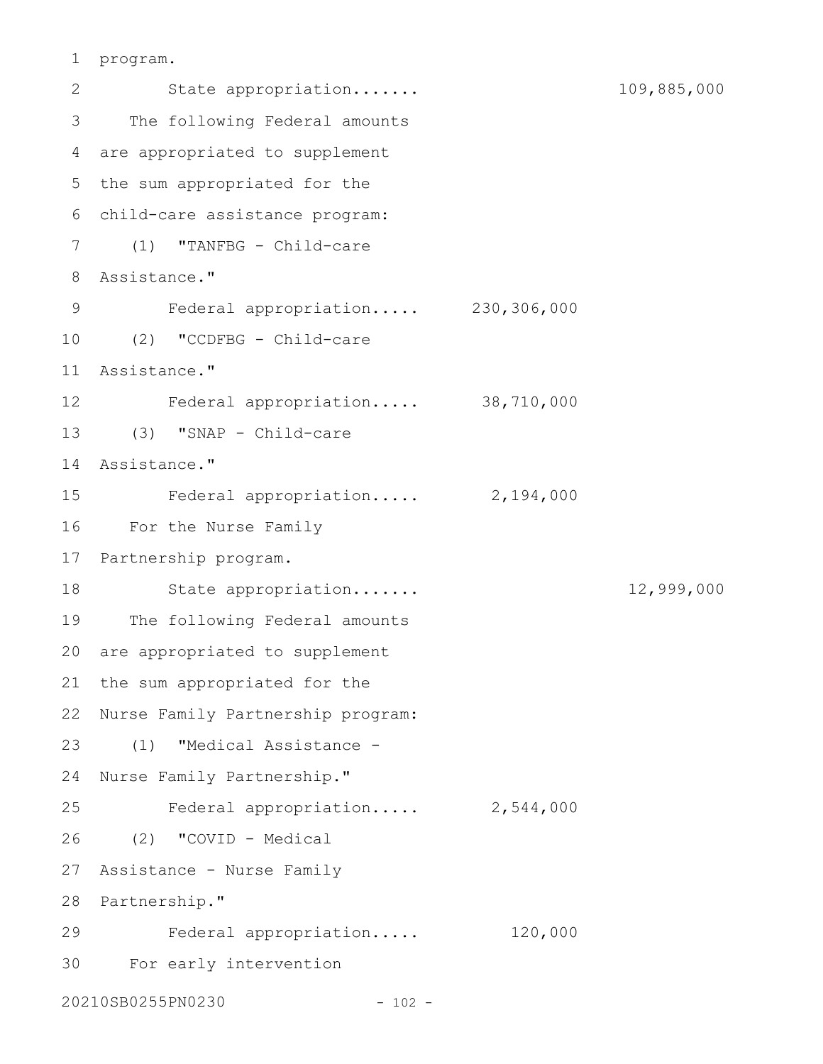program.

State appropriation....... 109,885,000

The following Federal amounts are appropriated to supplement the sum appropriated for the child-care assistance program:

(1) "TANFBG - Child-care Assistance."

Federal appropriation..... 230,306,000

(2) "CCDFBG - Child-care Assistance."

Federal appropriation..... 38,710,000

(3) "SNAP - Child-care Assistance."

Federal appropriation..... 2,194,000

For the Nurse Family Partnership program.

State appropriation....... 12,999,000

The following Federal amounts are appropriated to supplement the sum appropriated for the Nurse Family Partnership program:

(1) "Medical Assistance - Nurse Family Partnership."

Federal appropriation..... 2,544,000

(2) "COVID - Medical Assistance - Nurse Family Partnership."

Federal appropriation..... 120,000

For early intervention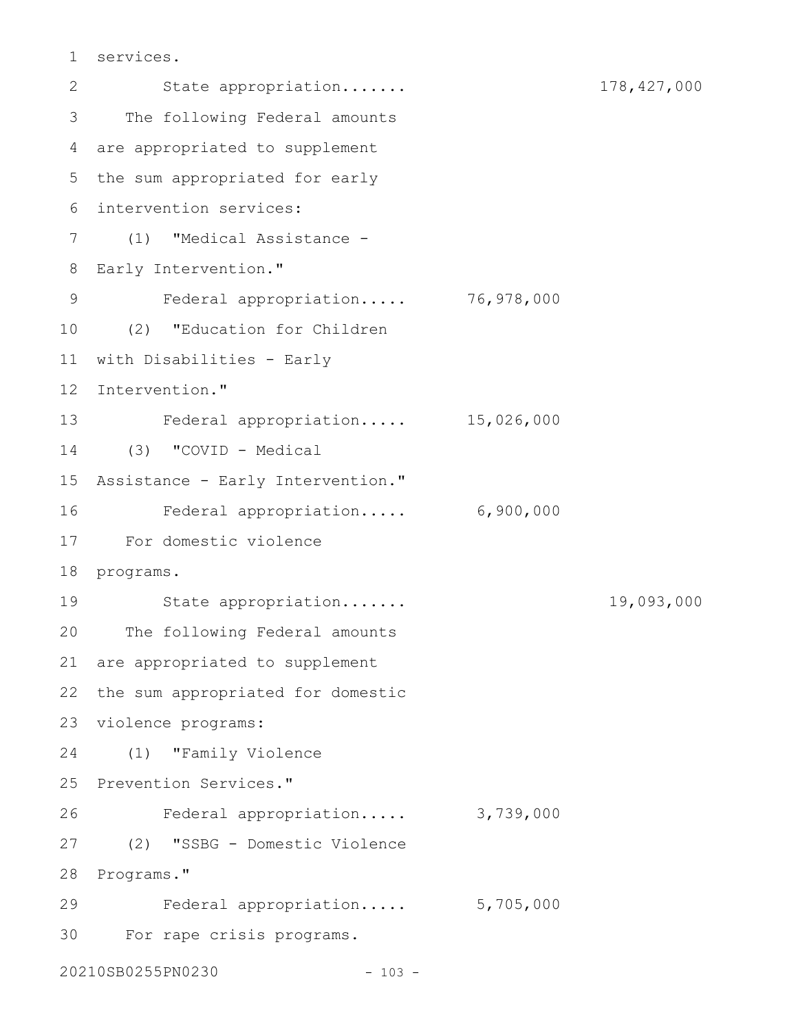services.

State appropriation....... 178,427,000

The following Federal amounts are appropriated to supplement the sum appropriated for early intervention services:

(1) "Medical Assistance - Early Intervention."

Federal appropriation..... 76,978,000

(2) "Education for Children with Disabilities - Early Intervention."

Federal appropriation..... 15,026,000

(3) "COVID - Medical Assistance - Early Intervention."

Federal appropriation..... 6,900,000

For domestic violence programs.

State appropriation....... 19,093,000

The following Federal amounts are appropriated to supplement the sum appropriated for domestic violence programs:

(1) "Family Violence Prevention Services."

Federal appropriation..... 3,739,000

(2) "SSBG - Domestic Violence Programs."

Federal appropriation..... 5,705,000

For rape crisis programs.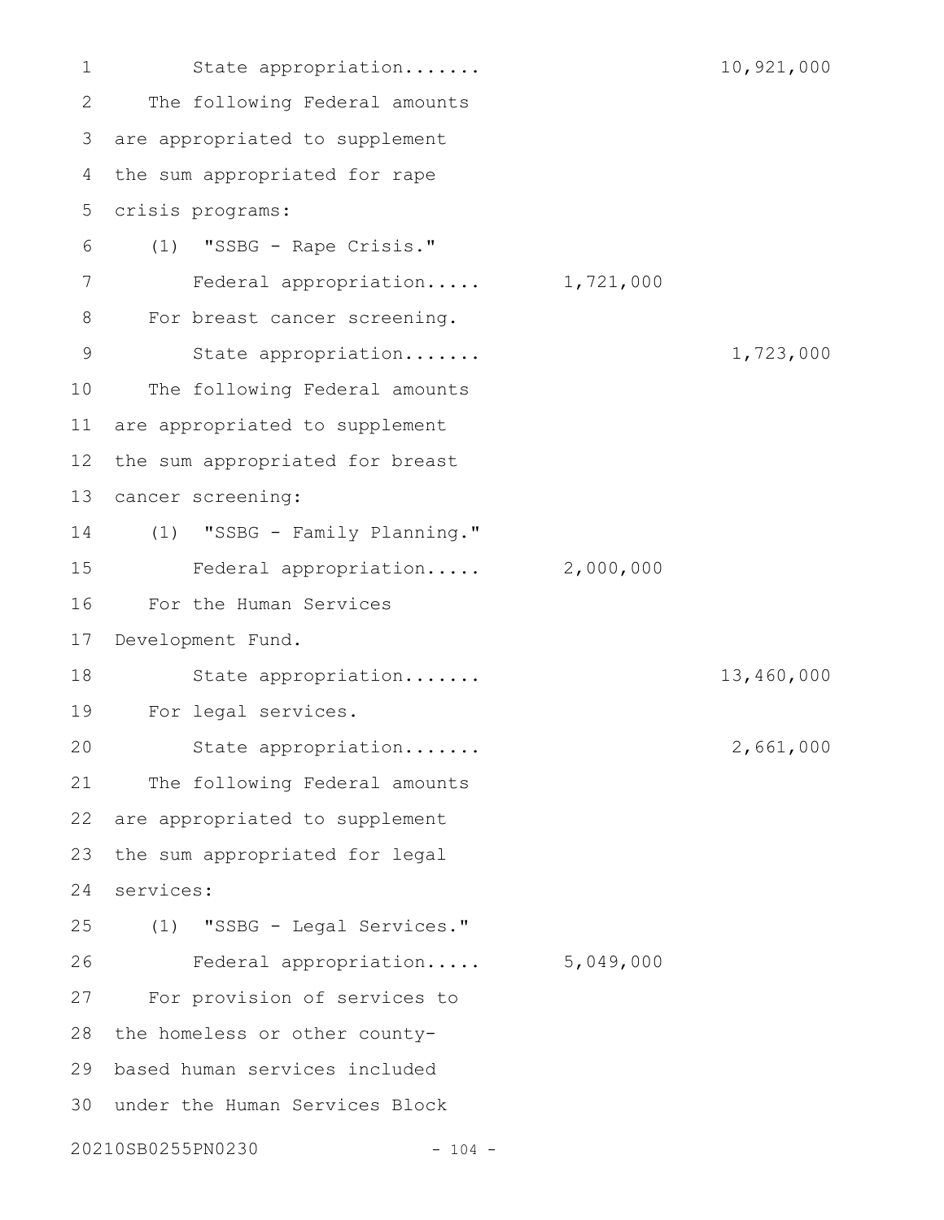State appropriation....... 10,921,000

The following Federal amounts are appropriated to supplement the sum appropriated for rape crisis programs:

(1) "SSBG - Rape Crisis."

Federal appropriation..... 1,721,000

For breast cancer screening.

State appropriation....... 1,723,000

The following Federal amounts are appropriated to supplement the sum appropriated for breast cancer screening:

(1) "SSBG - Family Planning."

Federal appropriation..... 2,000,000

For the Human Services Development Fund.

State appropriation....... 13,460,000

For legal services.

State appropriation....... 2,661,000

The following Federal amounts are appropriated to supplement the sum appropriated for legal services:

(1) "SSBG - Legal Services."

Federal appropriation..... 5,049,000

For provision of services to the homeless or other county-based human services included under the Human Services Block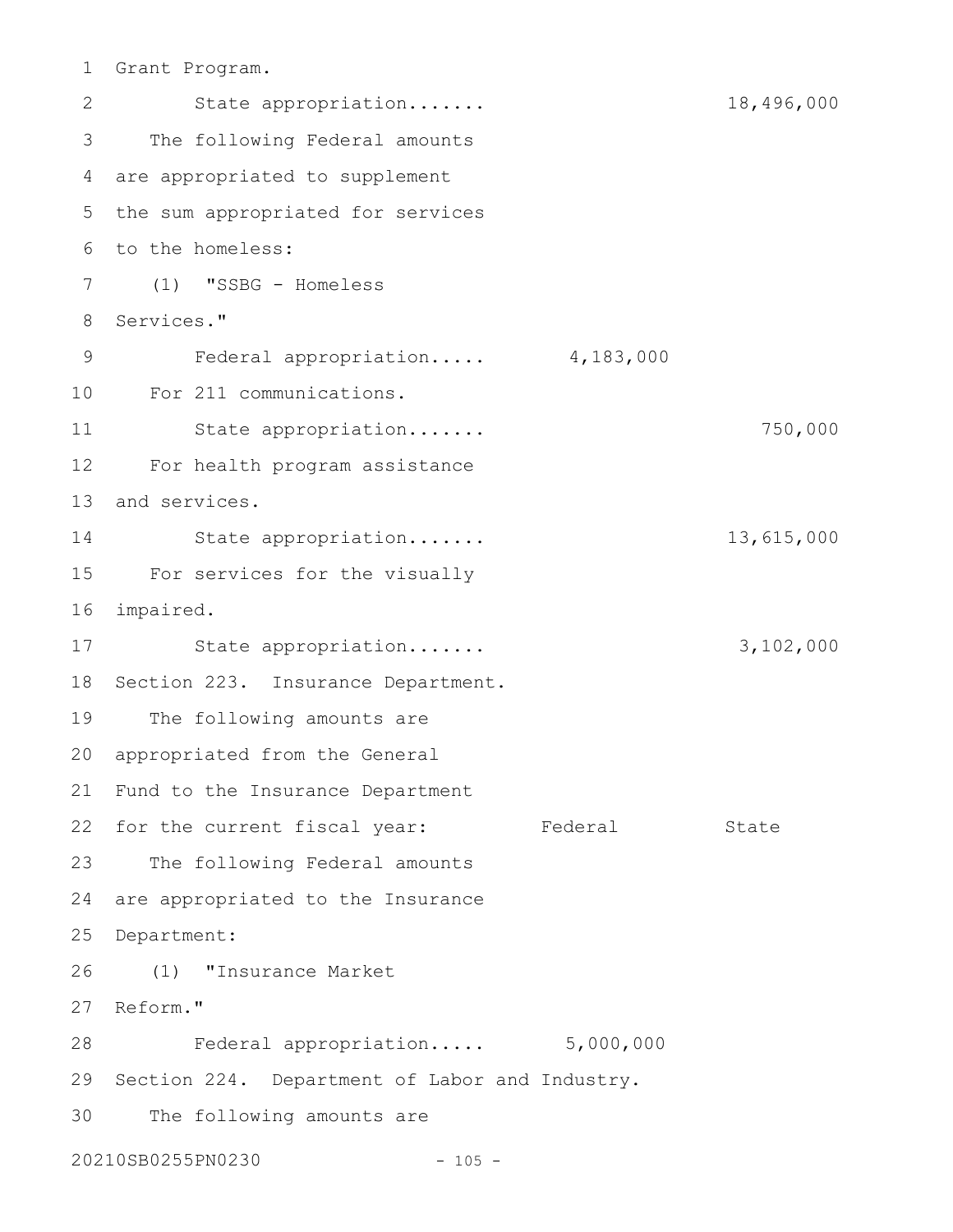Grant Program.

State appropriation....... 18,496,000

The following Federal amounts are appropriated to supplement the sum appropriated for services to the homeless:

(1) "SSBG - Homeless Services."

Federal appropriation..... 4,183,000

For 211 communications.

State appropriation....... 750,000

For health program assistance and services.

State appropriation....... 13,615,000

For services for the visually impaired.

State appropriation....... 3,102,000

Section 223. Insurance Department.

The following amounts are appropriated from the General Fund to the Insurance Department for the current fiscal year: Federal State

The following Federal amounts are appropriated to the Insurance Department:

(1) "Insurance Market Reform."

Federal appropriation..... 5,000,000

Section 224. Department of Labor and Industry.

The following amounts are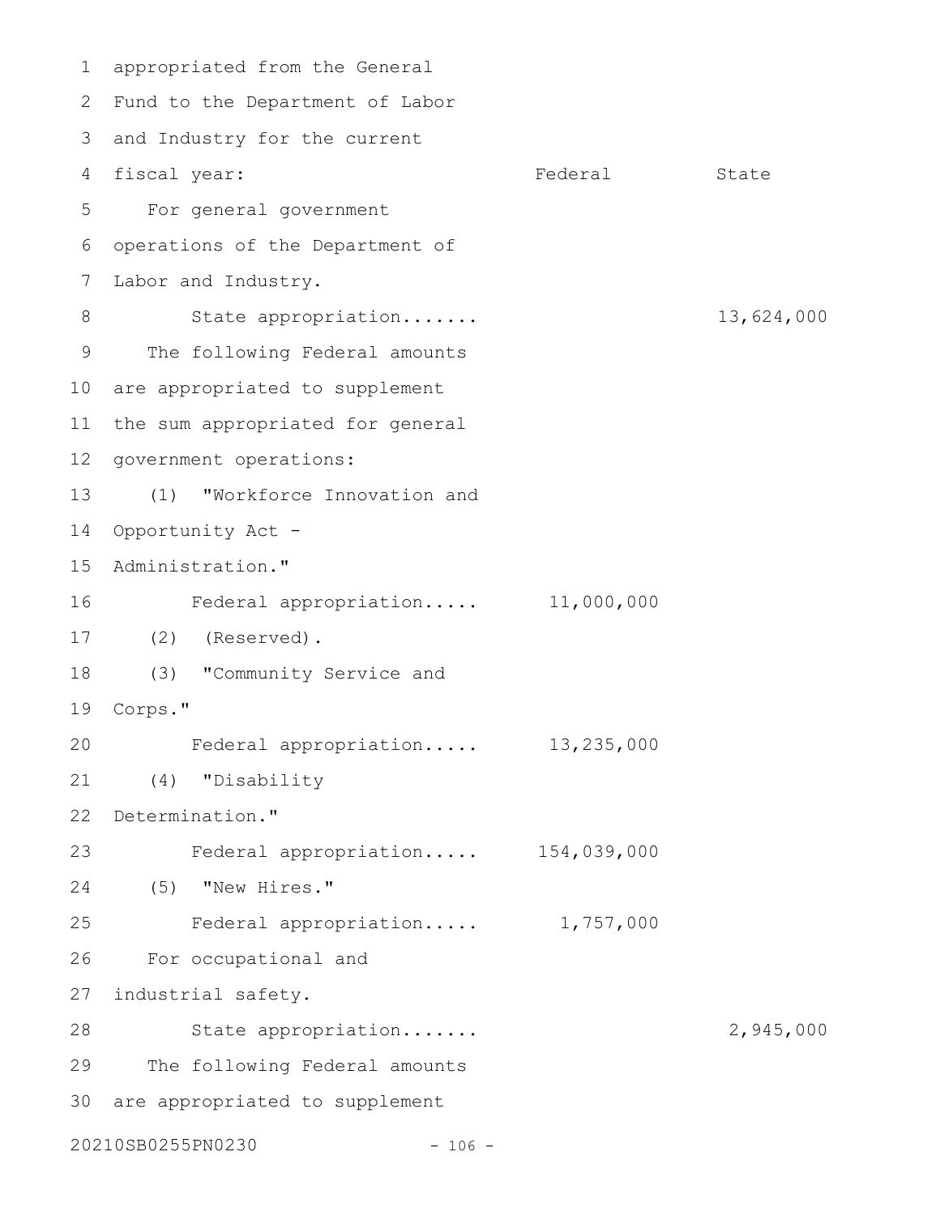appropriated from the General Fund to the Department of Labor and Industry for the current fiscal year:

| | Federal | State |
|---|---|---|
| For general government operations of the Department of Labor and Industry. | | |
| State appropriation....... | | 13,624,000 |
| The following Federal amounts are appropriated to supplement the sum appropriated for general government operations: | | |
| (1) "Workforce Innovation and Opportunity Act - Administration." | | |
| Federal appropriation..... | 11,000,000 | |
| (2) (Reserved). | | |
| (3) "Community Service and Corps." | | |
| Federal appropriation..... | 13,235,000 | |
| (4) "Disability Determination." | | |
| Federal appropriation..... | 154,039,000 | |
| (5) "New Hires." | | |
| Federal appropriation..... | 1,757,000 | |
| For occupational and industrial safety. | | |
| State appropriation....... | | 2,945,000 |

The following Federal amounts are appropriated to supplement

20210SB0255PN0230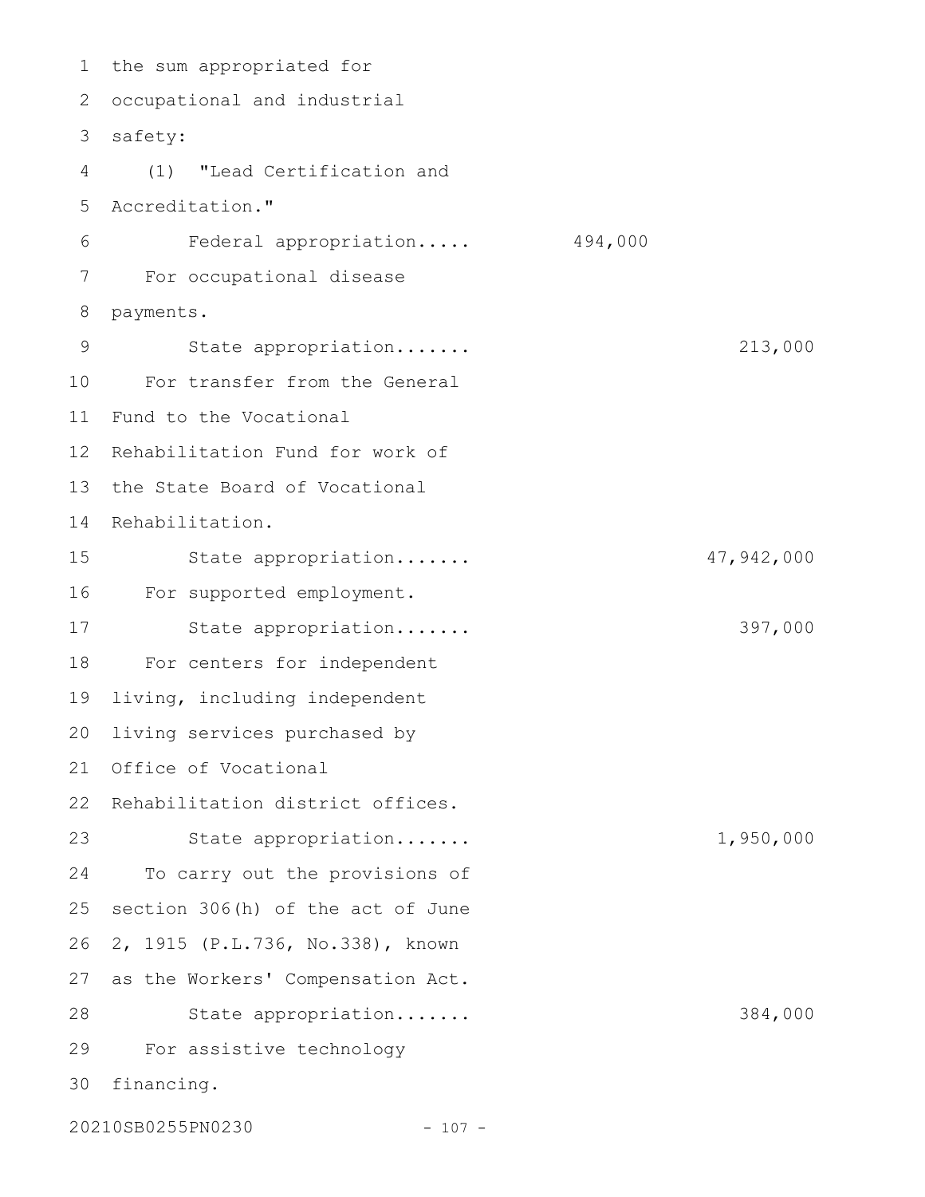the sum appropriated for occupational and industrial safety:

(1) "Lead Certification and Accreditation."

| | | |
|---|---|---|
| Federal appropriation..... | 494,000 | |

For occupational disease payments.

| | | |
|---|---|---|
| State appropriation....... | | 213,000 |

For transfer from the General Fund to the Vocational Rehabilitation Fund for work of the State Board of Vocational Rehabilitation.

| | | |
|---|---|---|
| State appropriation....... | | 47,942,000 |

For supported employment.

| | | |
|---|---|---|
| State appropriation....... | | 397,000 |

For centers for independent living, including independent living services purchased by Office of Vocational Rehabilitation district offices.

| | | |
|---|---|---|
| State appropriation....... | | 1,950,000 |

To carry out the provisions of section 306(h) of the act of June 2, 1915 (P.L.736, No.338), known as the Workers' Compensation Act.

| | | |
|---|---|---|
| State appropriation....... | | 384,000 |

For assistive technology financing.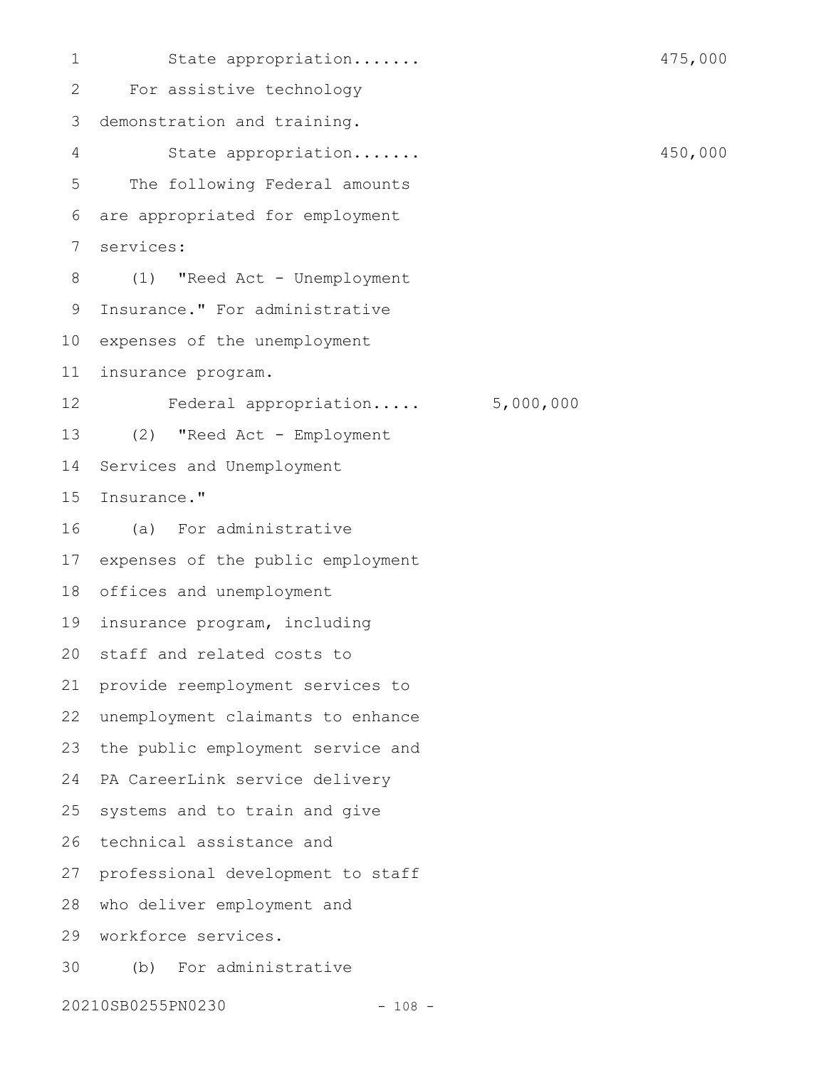State appropriation....... 475,000

For assistive technology demonstration and training.

State appropriation....... 450,000

The following Federal amounts are appropriated for employment services:

(1) "Reed Act - Unemployment Insurance." For administrative expenses of the unemployment insurance program.

Federal appropriation..... 5,000,000

(2) "Reed Act - Employment Services and Unemployment Insurance."

(a) For administrative expenses of the public employment offices and unemployment insurance program, including staff and related costs to provide reemployment services to unemployment claimants to enhance the public employment service and PA CareerLink service delivery systems and to train and give technical assistance and professional development to staff who deliver employment and workforce services.

(b) For administrative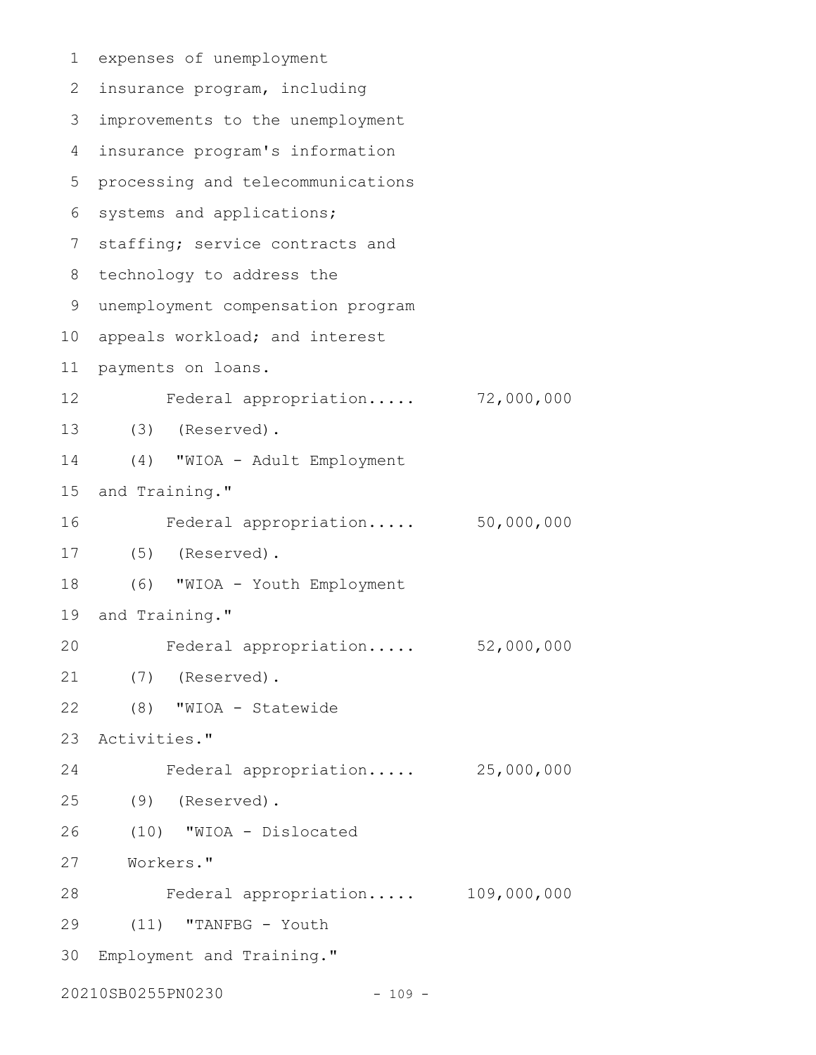expenses of unemployment insurance program, including improvements to the unemployment insurance program's information processing and telecommunications systems and applications; staffing; service contracts and technology to address the unemployment compensation program appeals workload; and interest payments on loans.

Federal appropriation..... 72,000,000

(3) (Reserved).

(4) "WIOA - Adult Employment and Training."

Federal appropriation..... 50,000,000

(5) (Reserved).

(6) "WIOA - Youth Employment and Training."

Federal appropriation..... 52,000,000

(7) (Reserved).

(8) "WIOA - Statewide Activities."

Federal appropriation..... 25,000,000

(9) (Reserved).

(10) "WIOA - Dislocated Workers."

Federal appropriation..... 109,000,000

(11) "TANFBG - Youth Employment and Training."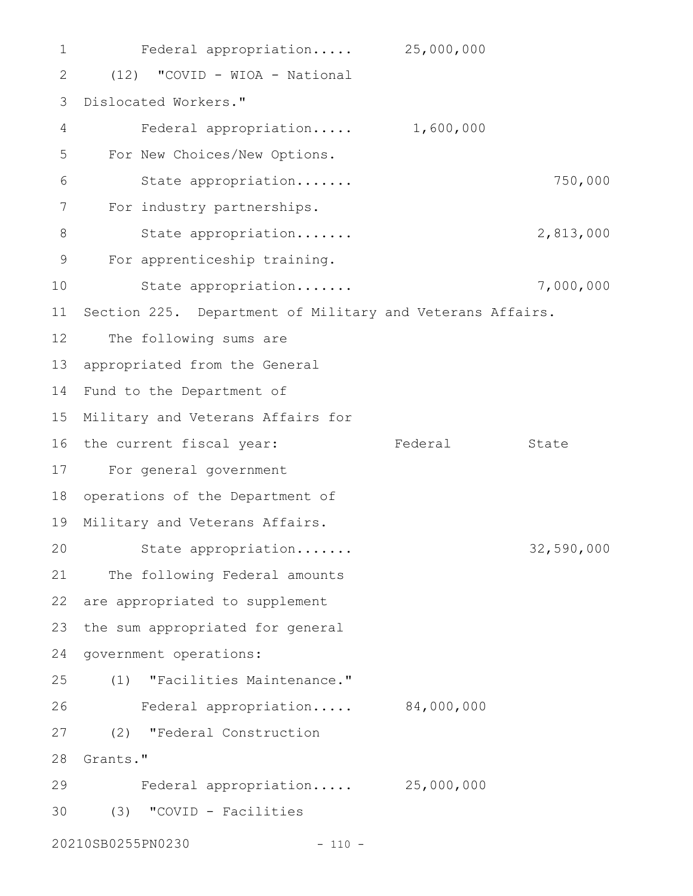Federal appropriation..... 25,000,000

(12) "COVID - WIOA - National Dislocated Workers."

Federal appropriation..... 1,600,000

For New Choices/New Options.

State appropriation....... 750,000

For industry partnerships.

State appropriation....... 2,813,000

For apprenticeship training.

State appropriation....... 7,000,000

Section 225. Department of Military and Veterans Affairs.

The following sums are appropriated from the General Fund to the Department of Military and Veterans Affairs for the current fiscal year:

| | Federal | State |
|---|---|---|
| For general government operations of the Department of Military and Veterans Affairs. | | |
| State appropriation....... | | 32,590,000 |
| The following Federal amounts are appropriated to supplement the sum appropriated for general government operations: | | |
| (1) "Facilities Maintenance." | | |
| Federal appropriation..... | 84,000,000 | |
| (2) "Federal Construction Grants." | | |
| Federal appropriation..... | 25,000,000 | |
| (3) "COVID - Facilities | | |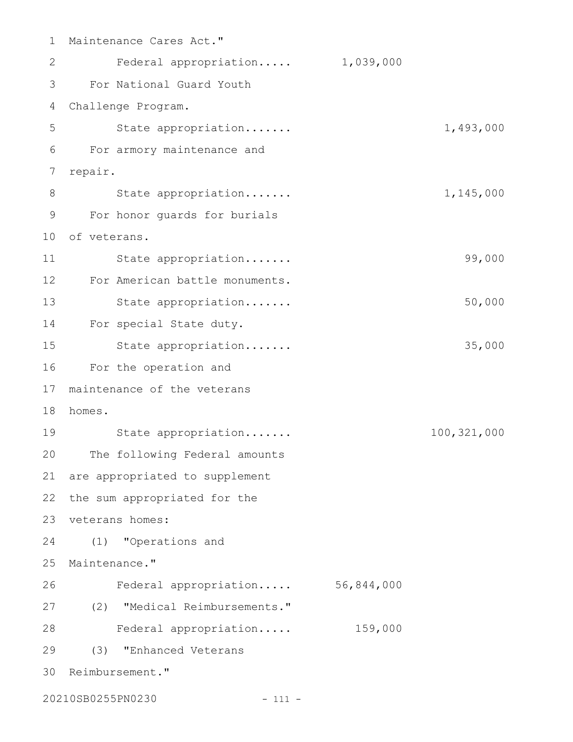Maintenance Cares Act."

Federal appropriation..... 1,039,000

For National Guard Youth Challenge Program.

State appropriation....... 1,493,000

For armory maintenance and repair.

State appropriation....... 1,145,000

For honor guards for burials of veterans.

State appropriation....... 99,000

For American battle monuments.

State appropriation....... 50,000

For special State duty.

State appropriation....... 35,000

For the operation and maintenance of the veterans homes.

State appropriation....... 100,321,000

The following Federal amounts are appropriated to supplement the sum appropriated for the veterans homes:

(1) "Operations and Maintenance."

Federal appropriation..... 56,844,000

(2) "Medical Reimbursements."

Federal appropriation..... 159,000

(3) "Enhanced Veterans Reimbursement."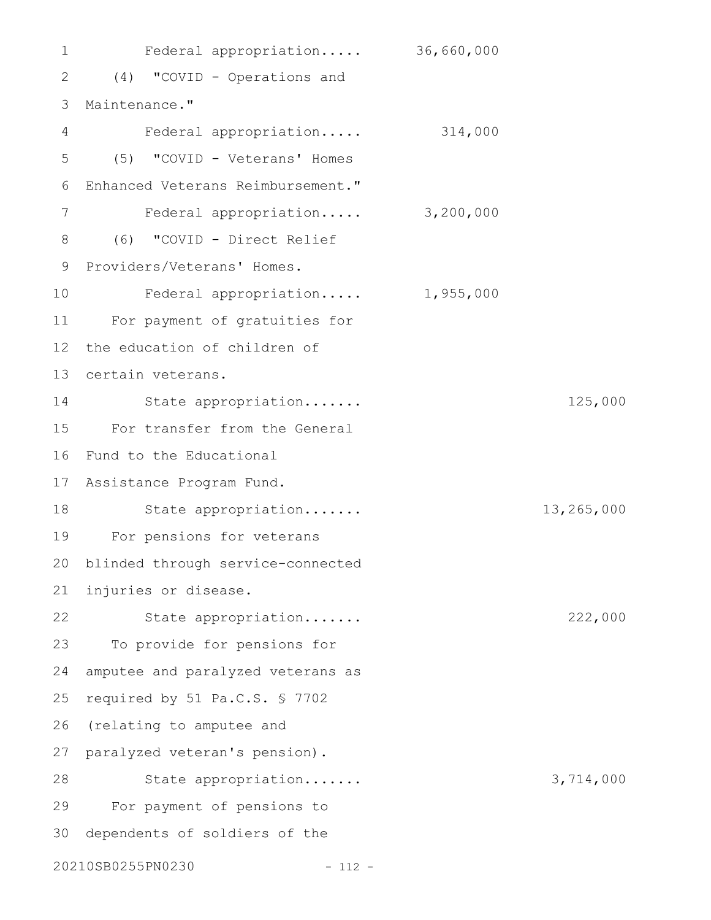Federal appropriation..... 36,660,000

(4) "COVID - Operations and Maintenance."

Federal appropriation..... 314,000

(5) "COVID - Veterans' Homes Enhanced Veterans Reimbursement."

Federal appropriation..... 3,200,000

(6) "COVID - Direct Relief Providers/Veterans' Homes.

Federal appropriation..... 1,955,000

For payment of gratuities for the education of children of certain veterans.

State appropriation....... 125,000

For transfer from the General Fund to the Educational Assistance Program Fund.

State appropriation....... 13,265,000

For pensions for veterans blinded through service-connected injuries or disease.

State appropriation....... 222,000

To provide for pensions for amputee and paralyzed veterans as required by 51 Pa.C.S. § 7702 (relating to amputee and paralyzed veteran's pension).

State appropriation....... 3,714,000

For payment of pensions to dependents of soldiers of the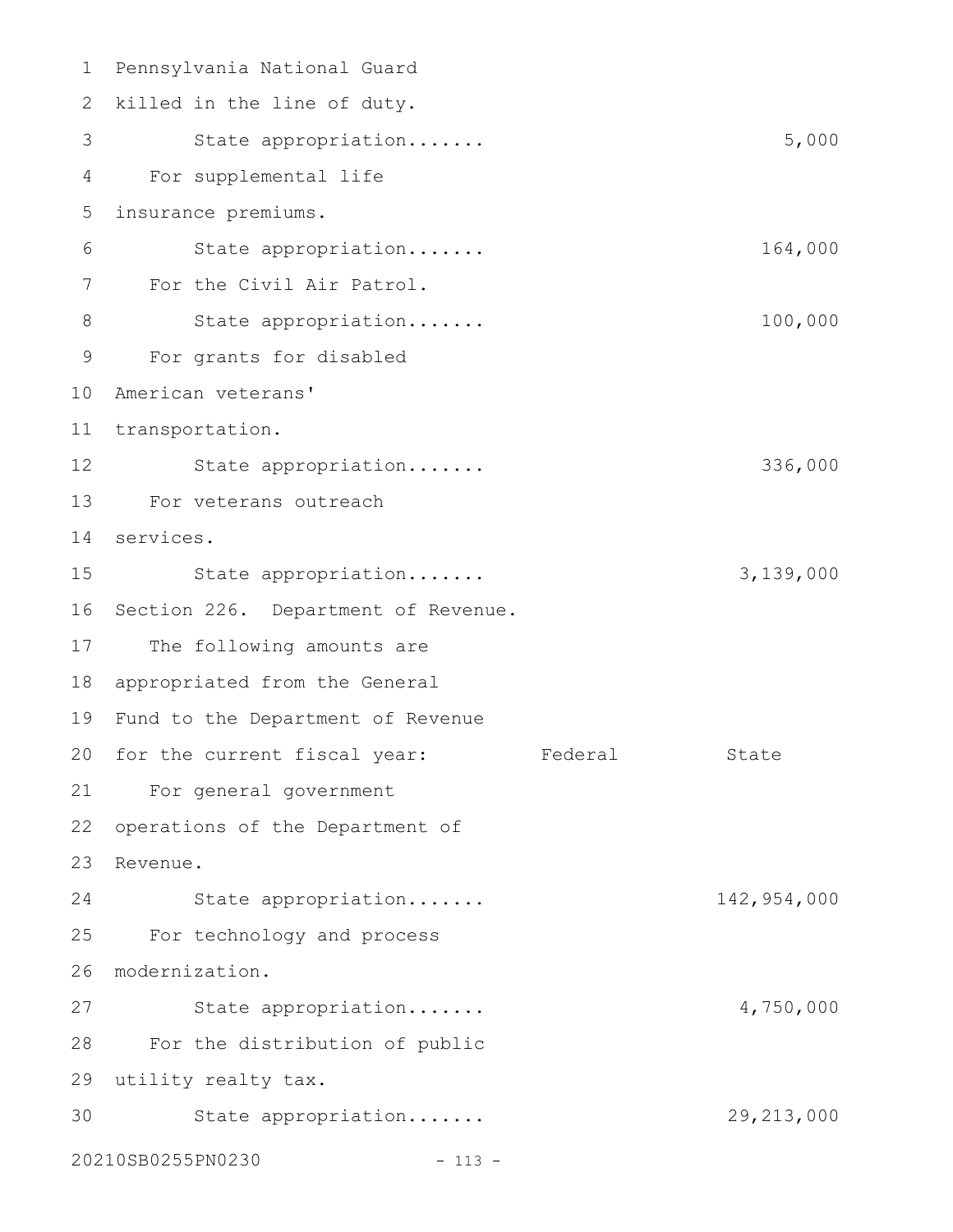Pennsylvania National Guard killed in the line of duty.

State appropriation....... 5,000

For supplemental life insurance premiums.

State appropriation....... 164,000

For the Civil Air Patrol.

State appropriation....... 100,000

For grants for disabled American veterans' transportation.

State appropriation....... 336,000

For veterans outreach services.

State appropriation....... 3,139,000

Section 226. Department of Revenue.

The following amounts are appropriated from the General Fund to the Department of Revenue for the current fiscal year:

| | Federal | State |
|---|---|---|
| For general government operations of the Department of Revenue. | | |
| State appropriation....... | | 142,954,000 |
| For technology and process modernization. | | |
| State appropriation....... | | 4,750,000 |
| For the distribution of public utility realty tax. | | |
| State appropriation....... | | 29,213,000 |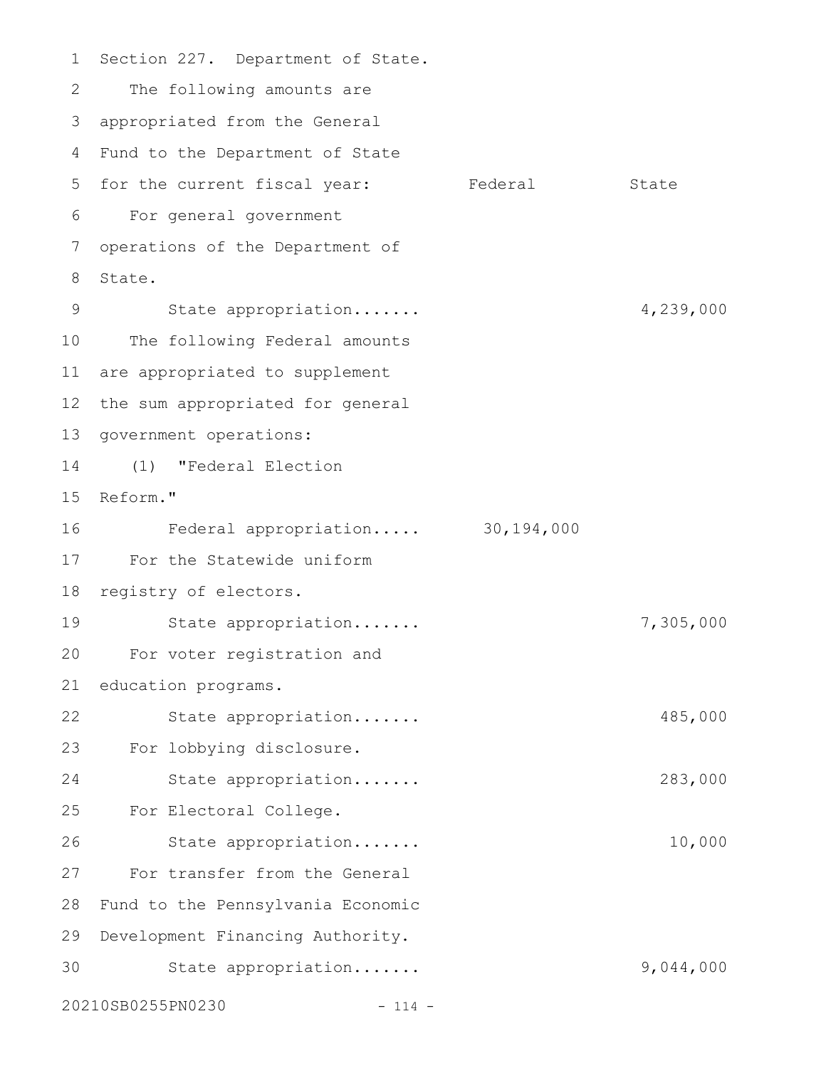Section 227. Department of State.

The following amounts are appropriated from the General Fund to the Department of State for the current fiscal year:

| | Federal | State |
|---|---|---|
| For general government operations of the Department of State. | | |
| State appropriation....... | | 4,239,000 |
| The following Federal amounts are appropriated to supplement the sum appropriated for general government operations: | | |
| (1) "Federal Election Reform." | | |
| Federal appropriation..... | 30,194,000 | |
| For the Statewide uniform registry of electors. | | |
| State appropriation....... | | 7,305,000 |
| For voter registration and education programs. | | |
| State appropriation....... | | 485,000 |
| For lobbying disclosure. | | |
| State appropriation....... | | 283,000 |
| For Electoral College. | | |
| State appropriation....... | | 10,000 |
| For transfer from the General Fund to the Pennsylvania Economic Development Financing Authority. | | |
| State appropriation....... | | 9,044,000 |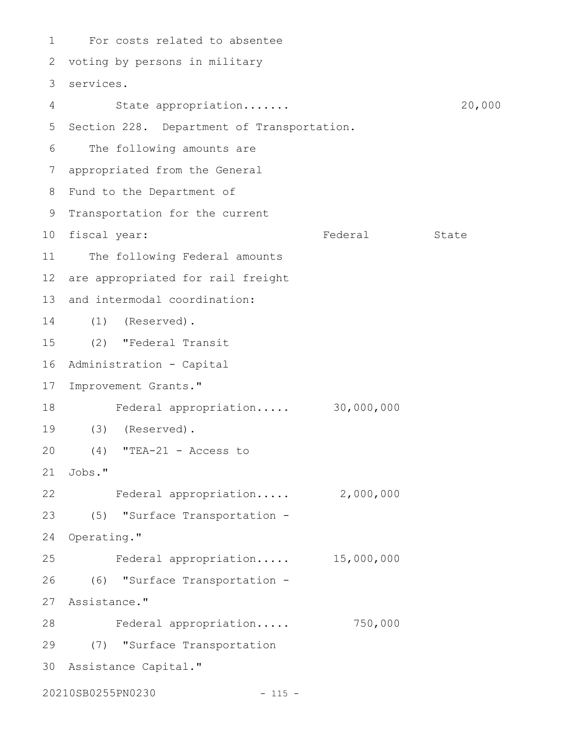For costs related to absentee voting by persons in military services.

State appropriation....... 20,000

Section 228. Department of Transportation.

The following amounts are appropriated from the General Fund to the Department of Transportation for the current fiscal year:

| | Federal | State |
|---|---|---|
| The following Federal amounts are appropriated for rail freight and intermodal coordination: | | |
| (1) (Reserved). | | |
| (2) "Federal Transit Administration - Capital Improvement Grants." | | |
| Federal appropriation..... | 30,000,000 | |
| (3) (Reserved). | | |
| (4) "TEA-21 - Access to Jobs." | | |
| Federal appropriation..... | 2,000,000 | |
| (5) "Surface Transportation - Operating." | | |
| Federal appropriation..... | 15,000,000 | |
| (6) "Surface Transportation - Assistance." | | |
| Federal appropriation..... | 750,000 | |
| (7) "Surface Transportation Assistance Capital." | | |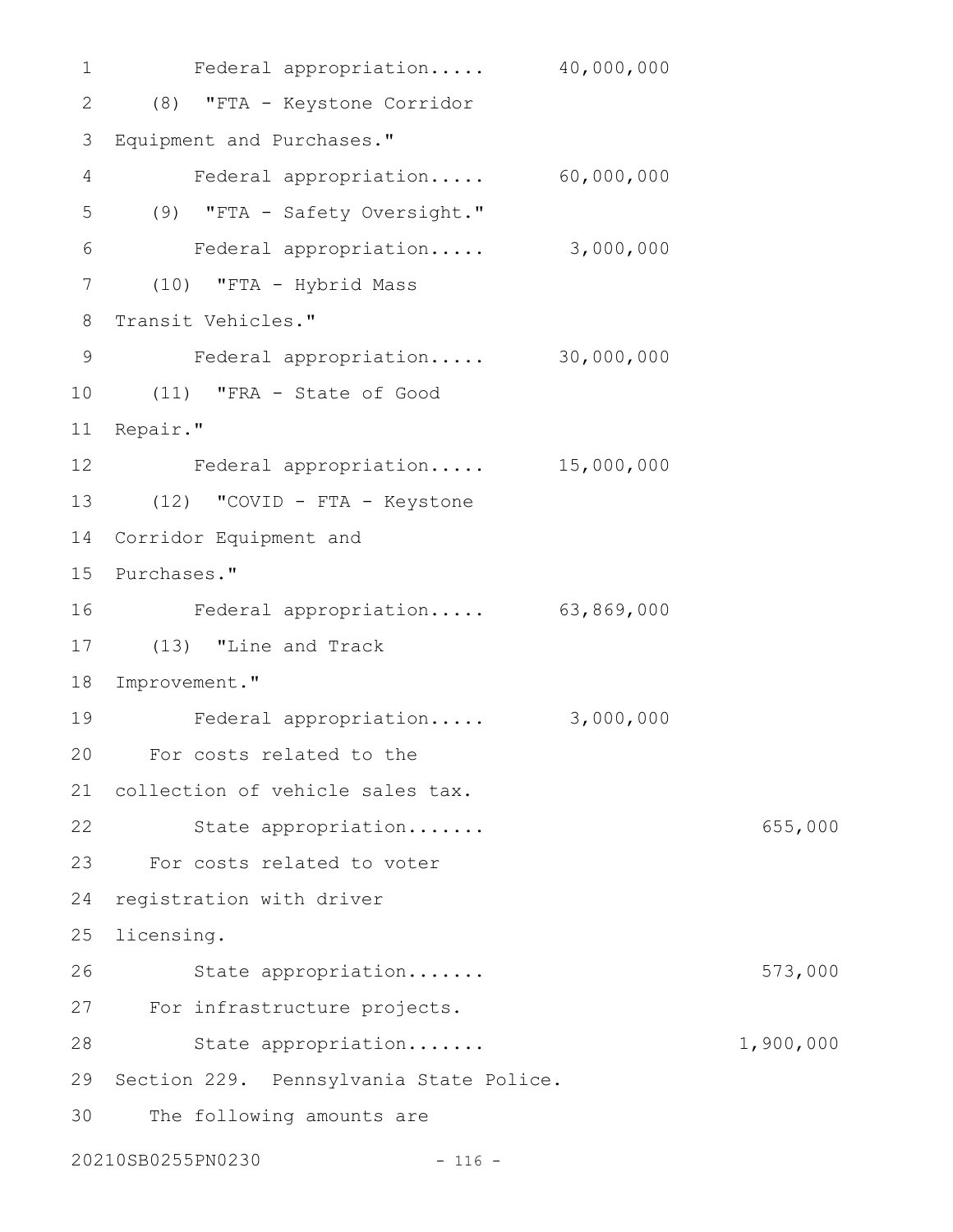Federal appropriation..... 40,000,000

(8) "FTA - Keystone Corridor Equipment and Purchases."

Federal appropriation..... 60,000,000

(9) "FTA - Safety Oversight."

Federal appropriation..... 3,000,000

(10) "FTA - Hybrid Mass Transit Vehicles."

Federal appropriation..... 30,000,000

(11) "FRA - State of Good Repair."

Federal appropriation..... 15,000,000

(12) "COVID - FTA - Keystone Corridor Equipment and Purchases."

Federal appropriation..... 63,869,000

(13) "Line and Track Improvement."

Federal appropriation..... 3,000,000

For costs related to the collection of vehicle sales tax.

State appropriation....... 655,000

For costs related to voter registration with driver licensing.

State appropriation....... 573,000

For infrastructure projects.

State appropriation....... 1,900,000

Section 229. Pennsylvania State Police.

The following amounts are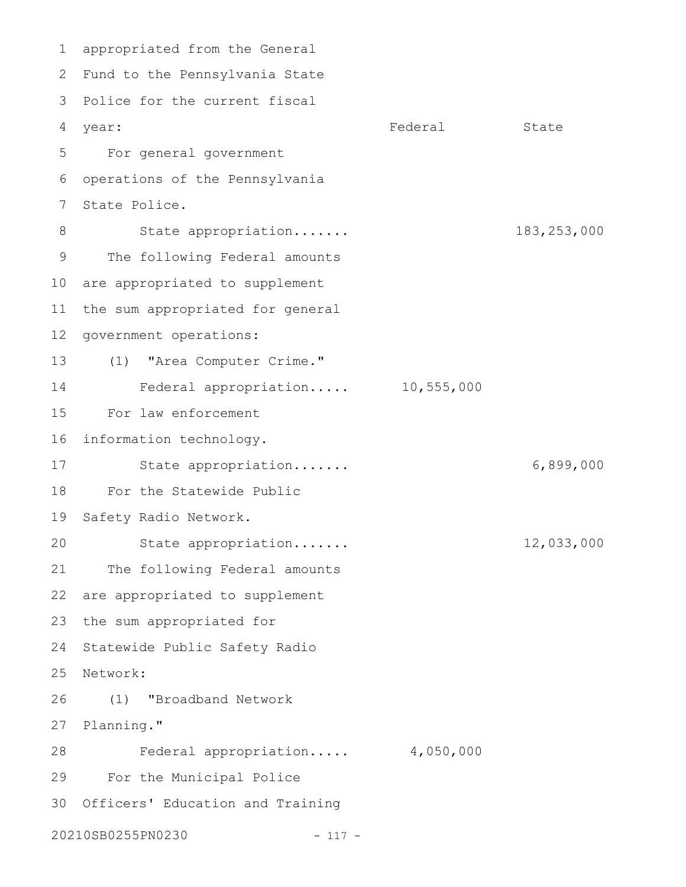appropriated from the General Fund to the Pennsylvania State Police for the current fiscal year:

| | Federal | State |
|---|---|---|
| For general government operations of the Pennsylvania State Police. | | |
| State appropriation....... | | 183,253,000 |
| The following Federal amounts are appropriated to supplement the sum appropriated for general government operations: | | |
| (1) "Area Computer Crime." | | |
| Federal appropriation..... | 10,555,000 | |
| For law enforcement information technology. | | |
| State appropriation....... | | 6,899,000 |
| For the Statewide Public Safety Radio Network. | | |
| State appropriation....... | | 12,033,000 |
| The following Federal amounts are appropriated to supplement the sum appropriated for Statewide Public Safety Radio Network: | | |
| (1) "Broadband Network Planning." | | |
| Federal appropriation..... | 4,050,000 | |

For the Municipal Police Officers' Education and Training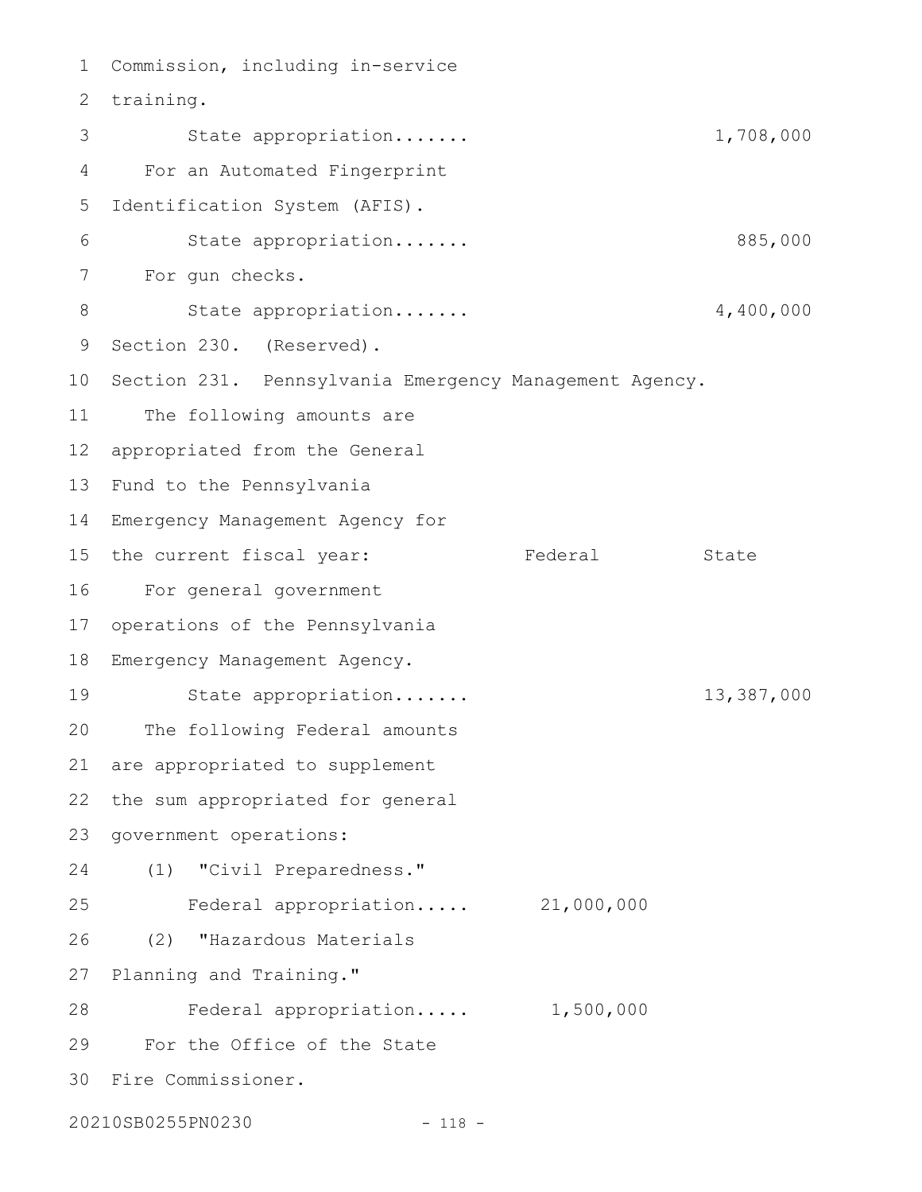Commission, including in-service training.

| | Federal | State |
|---|---|---|
| State appropriation....... | | 1,708,000 |

For an Automated Fingerprint Identification System (AFIS).

| | Federal | State |
|---|---|---|
| State appropriation....... | | 885,000 |

For gun checks.

| | Federal | State |
|---|---|---|
| State appropriation....... | | 4,400,000 |

Section 230. (Reserved).

Section 231. Pennsylvania Emergency Management Agency.

The following amounts are appropriated from the General Fund to the Pennsylvania Emergency Management Agency for the current fiscal year:

| | Federal | State |
|---|---|---|
| For general government operations of the Pennsylvania Emergency Management Agency. | | |
| State appropriation....... | | 13,387,000 |
| The following Federal amounts are appropriated to supplement the sum appropriated for general government operations: | | |
| (1) "Civil Preparedness." | | |
| Federal appropriation..... | 21,000,000 | |
| (2) "Hazardous Materials Planning and Training." | | |
| Federal appropriation..... | 1,500,000 | |

For the Office of the State Fire Commissioner.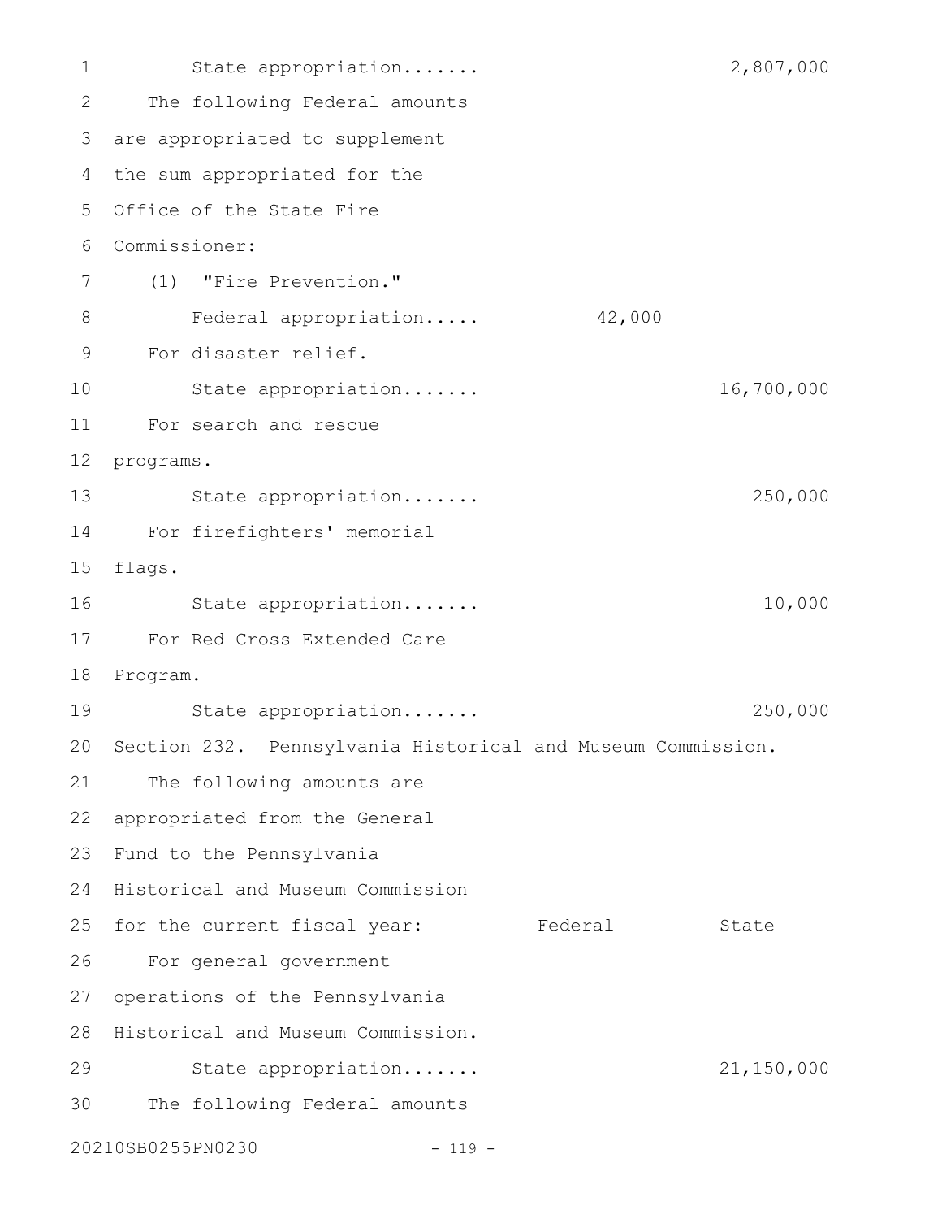State appropriation....... 2,807,000

The following Federal amounts are appropriated to supplement the sum appropriated for the Office of the State Fire Commissioner:

(1) "Fire Prevention."

Federal appropriation..... 42,000

For disaster relief.

State appropriation....... 16,700,000

For search and rescue programs.

State appropriation....... 250,000

For firefighters' memorial flags.

State appropriation....... 10,000

For Red Cross Extended Care Program.

State appropriation....... 250,000

Section 232. Pennsylvania Historical and Museum Commission.

| The following amounts are appropriated from the General Fund to the Pennsylvania Historical and Museum Commission for the current fiscal year: | Federal | State |
|---|---|---|
| For general government operations of the Pennsylvania Historical and Museum Commission. | | |
| State appropriation....... | | 21,150,000 |

The following Federal amounts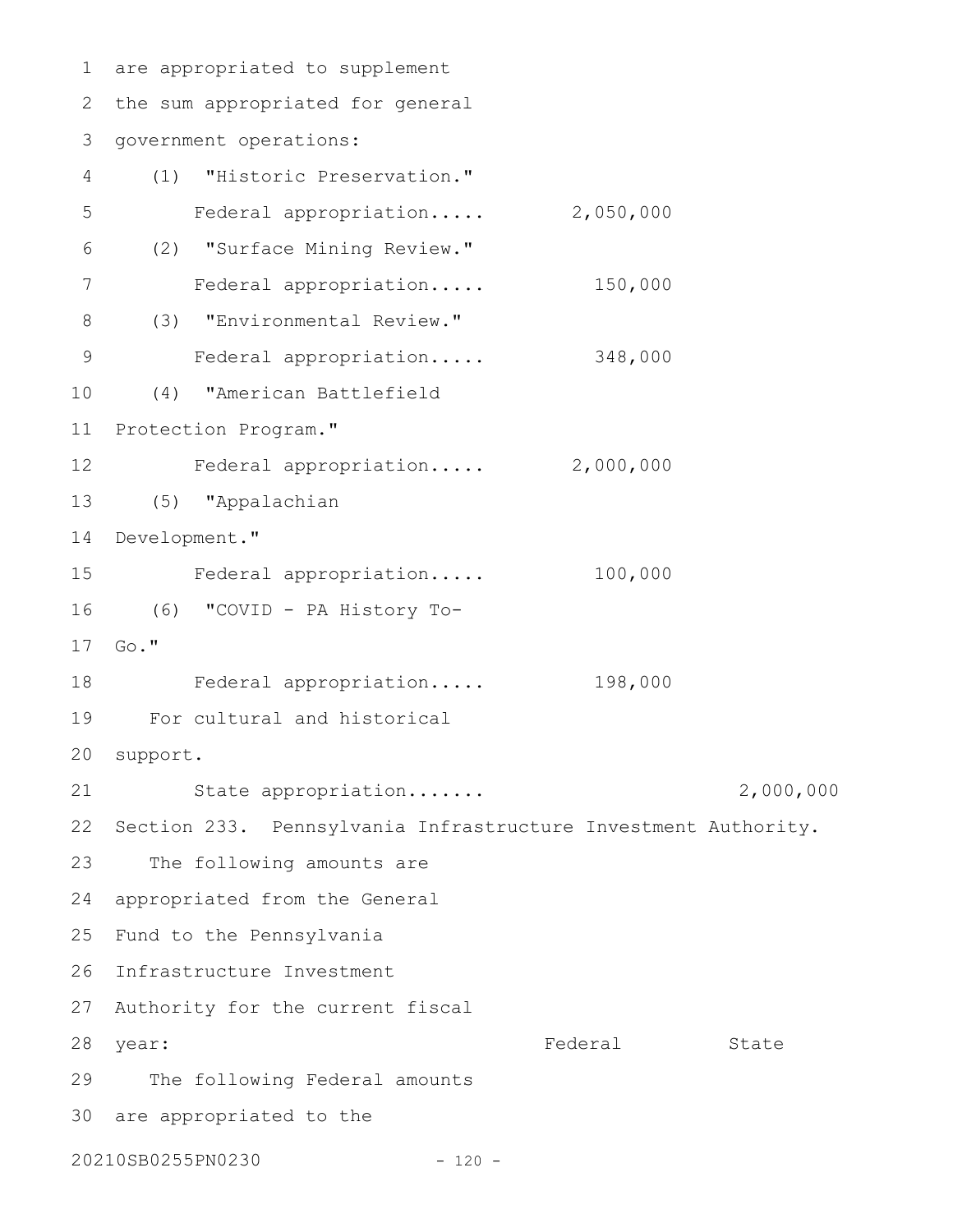are appropriated to supplement the sum appropriated for general government operations:

(1) "Historic Preservation."

| | Federal | State |
|---|---|---|
| Federal appropriation..... | 2,050,000 | |

(2) "Surface Mining Review."

| | Federal | State |
|---|---|---|
| Federal appropriation..... | 150,000 | |

(3) "Environmental Review."

| | Federal | State |
|---|---|---|
| Federal appropriation..... | 348,000 | |

(4) "American Battlefield Protection Program."

| | Federal | State |
|---|---|---|
| Federal appropriation..... | 2,000,000 | |

(5) "Appalachian Development."

| | Federal | State |
|---|---|---|
| Federal appropriation..... | 100,000 | |

(6) "COVID - PA History To-Go."

| | Federal | State |
|---|---|---|
| Federal appropriation..... | 198,000 | |

For cultural and historical support.

| | Federal | State |
|---|---|---|
| State appropriation....... | | 2,000,000 |

Section 233. Pennsylvania Infrastructure Investment Authority.

The following amounts are appropriated from the General Fund to the Pennsylvania Infrastructure Investment Authority for the current fiscal year:

| | Federal | State |
|---|---|---|

The following Federal amounts are appropriated to the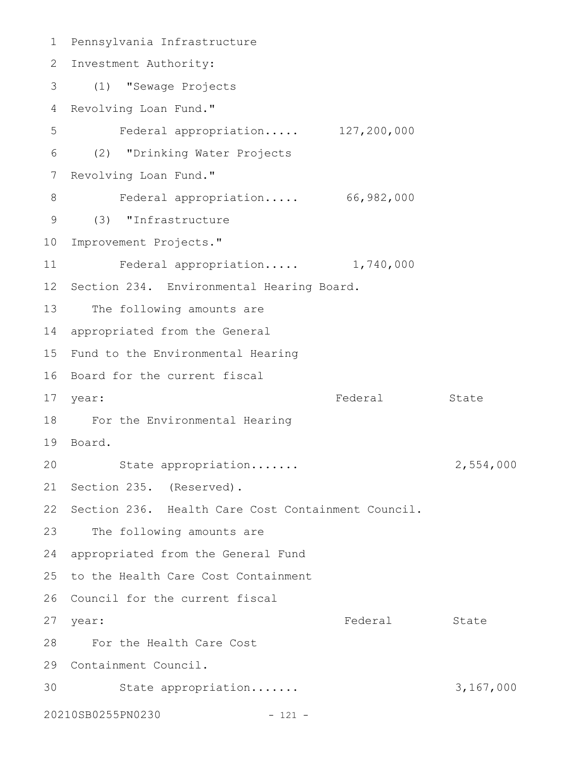Pennsylvania Infrastructure Investment Authority:

(1) "Sewage Projects Revolving Loan Fund."

| | Federal | State |
|---|---|---|
| Federal appropriation..... | 127,200,000 | |

(2) "Drinking Water Projects Revolving Loan Fund."

| | Federal | State |
|---|---|---|
| Federal appropriation..... | 66,982,000 | |

(3) "Infrastructure Improvement Projects."

| | Federal | State |
|---|---|---|
| Federal appropriation..... | 1,740,000 | |

Section 234. Environmental Hearing Board.

The following amounts are appropriated from the General Fund to the Environmental Hearing Board for the current fiscal year:

| | Federal | State |
|---|---|---|
| For the Environmental Hearing Board. | | |
| State appropriation....... | | 2,554,000 |

Section 235. (Reserved).

Section 236. Health Care Cost Containment Council.

The following amounts are appropriated from the General Fund to the Health Care Cost Containment Council for the current fiscal year:

| | Federal | State |
|---|---|---|
| For the Health Care Cost Containment Council. | | |
| State appropriation....... | | 3,167,000 |

20210SB0255PN0230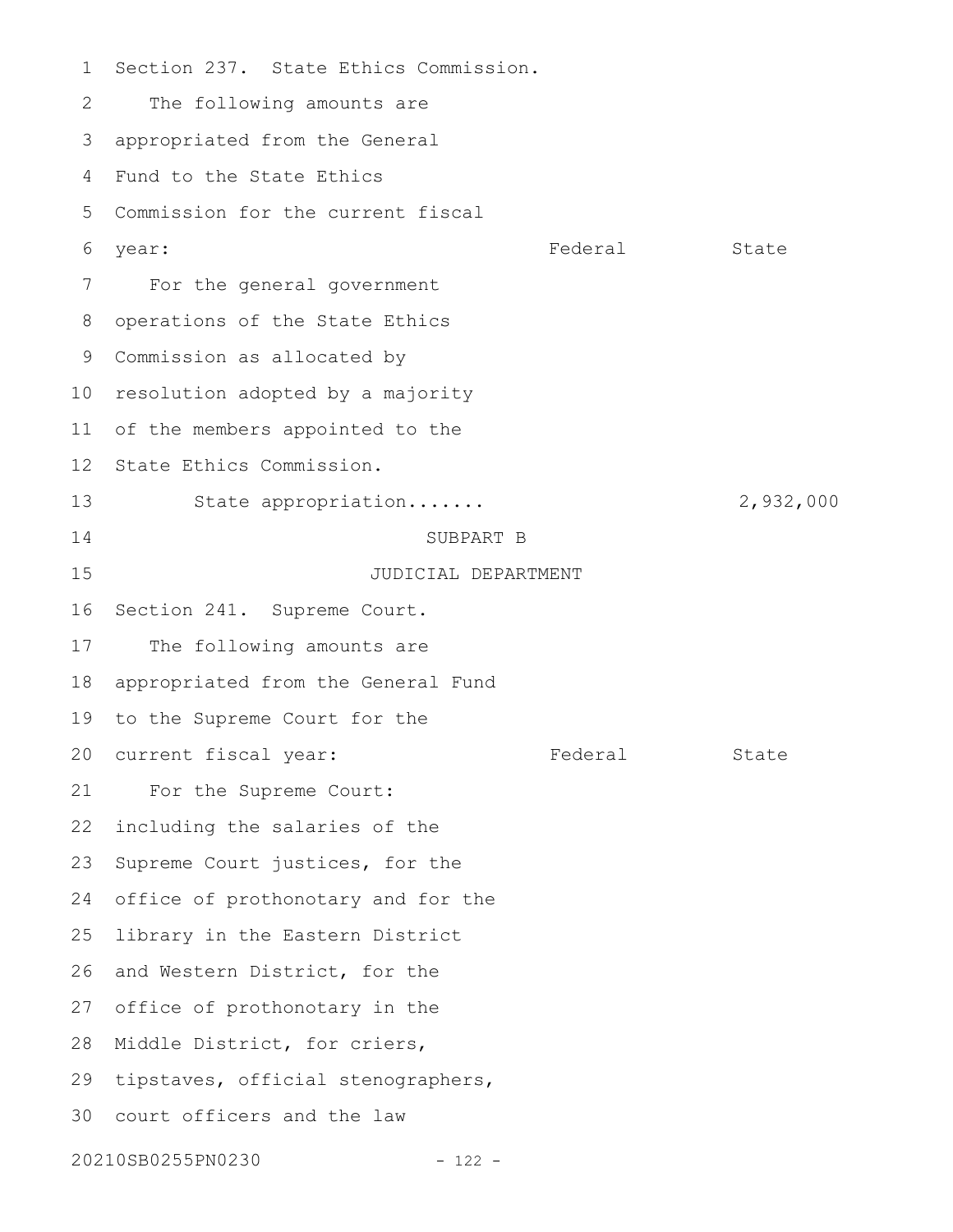Section 237. State Ethics Commission.

The following amounts are appropriated from the General Fund to the State Ethics Commission for the current fiscal year:

| | Federal | State |
|---|---|---|
| For the general government operations of the State Ethics Commission as allocated by resolution adopted by a majority of the members appointed to the State Ethics Commission. | | |
| State appropriation....... | | 2,932,000 |

SUBPART B

JUDICIAL DEPARTMENT

Section 241. Supreme Court.

The following amounts are appropriated from the General Fund to the Supreme Court for the current fiscal year:

| | Federal | State |
|---|---|---|

For the Supreme Court: including the salaries of the Supreme Court justices, for the office of prothonotary and for the library in the Eastern District and Western District, for the office of prothonotary in the Middle District, for criers, tipstaves, official stenographers, court officers and the law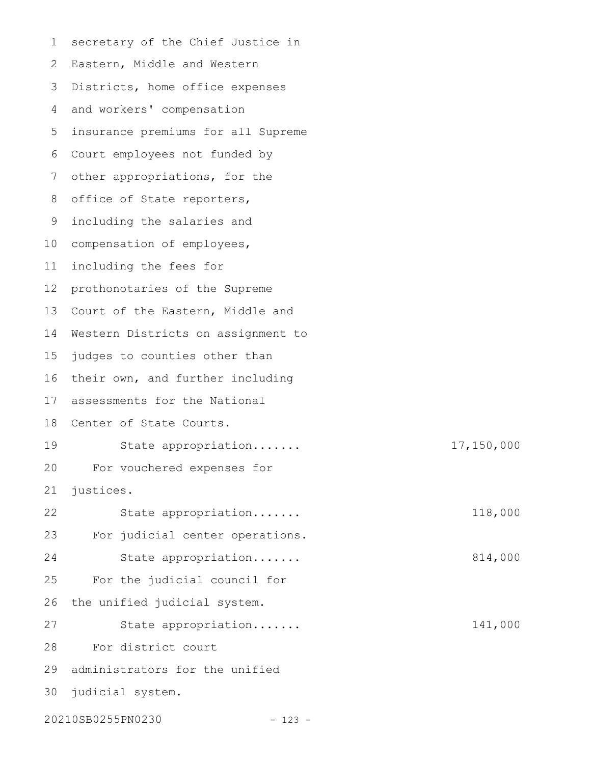secretary of the Chief Justice in Eastern, Middle and Western Districts, home office expenses and workers' compensation insurance premiums for all Supreme Court employees not funded by other appropriations, for the office of State reporters, including the salaries and compensation of employees, including the fees for prothonotaries of the Supreme Court of the Eastern, Middle and Western Districts on assignment to judges to counties other than their own, and further including assessments for the National Center of State Courts.

State appropriation....... 17,150,000

For vouchered expenses for justices.

State appropriation....... 118,000

For judicial center operations.

State appropriation....... 814,000

For the judicial council for the unified judicial system.

State appropriation....... 141,000

For district court administrators for the unified judicial system.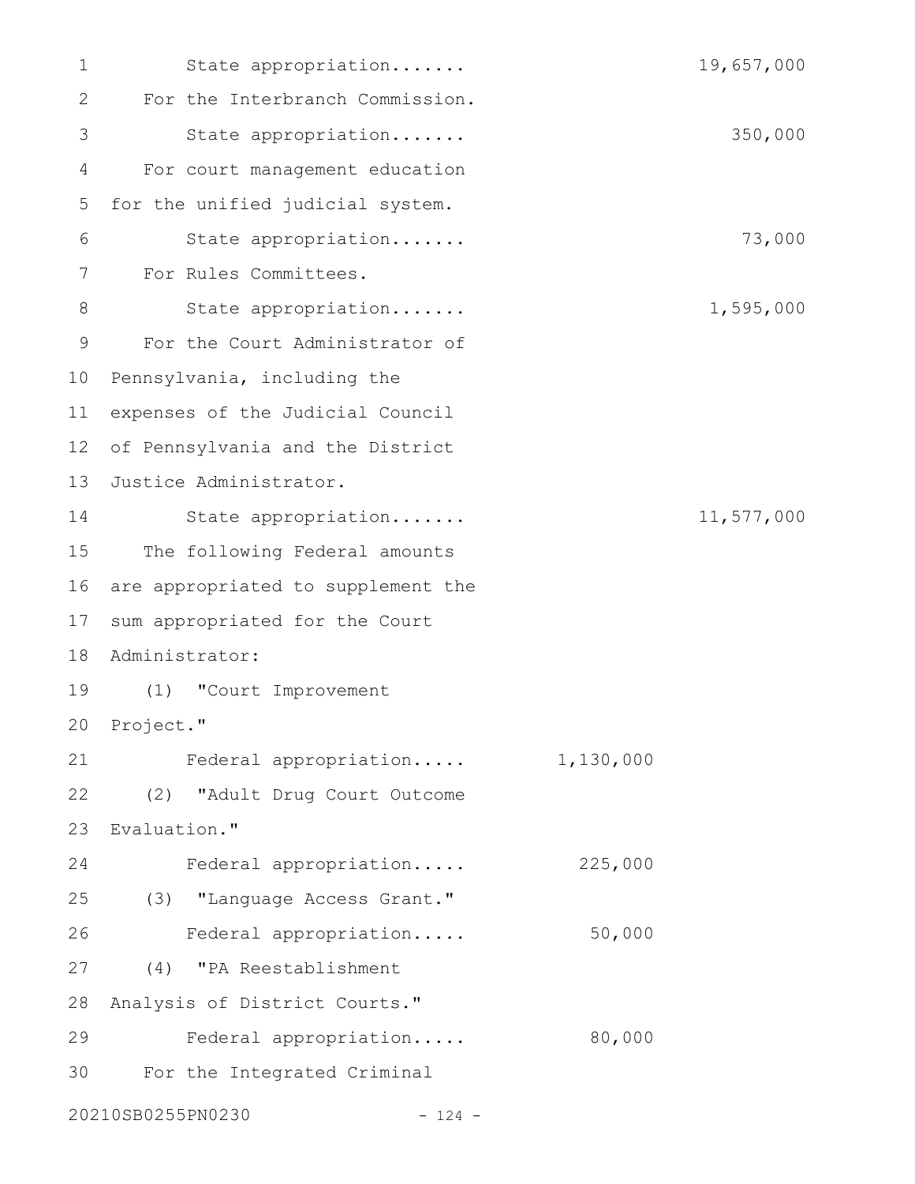State appropriation....... 19,657,000

For the Interbranch Commission.

State appropriation....... 350,000

For court management education for the unified judicial system.

State appropriation....... 73,000

For Rules Committees.

State appropriation....... 1,595,000

For the Court Administrator of Pennsylvania, including the expenses of the Judicial Council of Pennsylvania and the District Justice Administrator.

State appropriation....... 11,577,000

The following Federal amounts are appropriated to supplement the sum appropriated for the Court Administrator:

(1) "Court Improvement Project."

Federal appropriation..... 1,130,000

(2) "Adult Drug Court Outcome Evaluation."

Federal appropriation..... 225,000

(3) "Language Access Grant."

Federal appropriation..... 50,000

(4) "PA Reestablishment Analysis of District Courts."

Federal appropriation..... 80,000

For the Integrated Criminal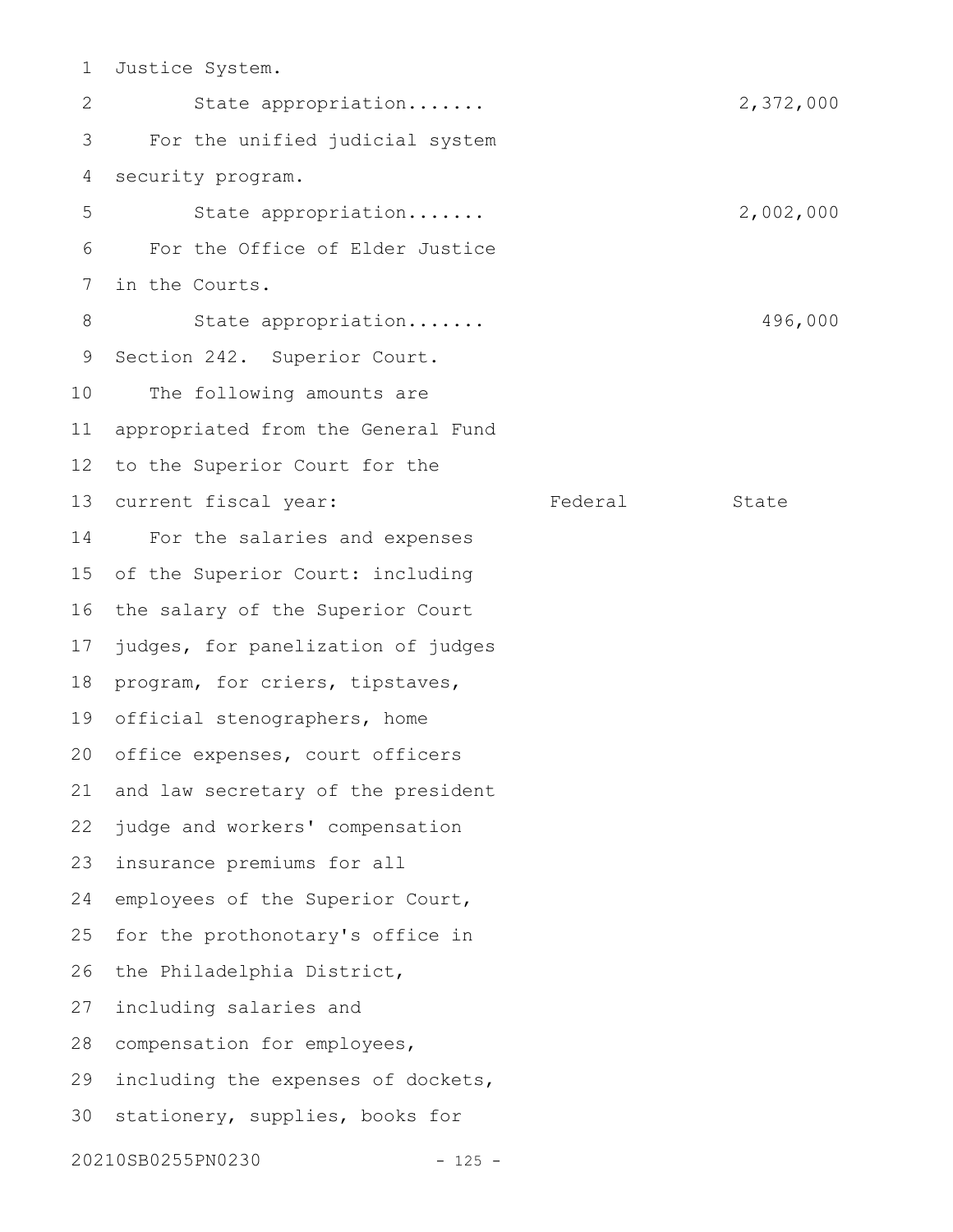Justice System.

State appropriation....... 2,372,000

For the unified judicial system security program.

State appropriation....... 2,002,000

For the Office of Elder Justice in the Courts.

State appropriation....... 496,000

Section 242. Superior Court.

The following amounts are appropriated from the General Fund to the Superior Court for the current fiscal year: Federal State

For the salaries and expenses of the Superior Court: including the salary of the Superior Court judges, for panelization of judges program, for criers, tipstaves, official stenographers, home office expenses, court officers and law secretary of the president judge and workers' compensation insurance premiums for all employees of the Superior Court, for the prothonotary's office in the Philadelphia District, including salaries and compensation for employees, including the expenses of dockets, stationery, supplies, books for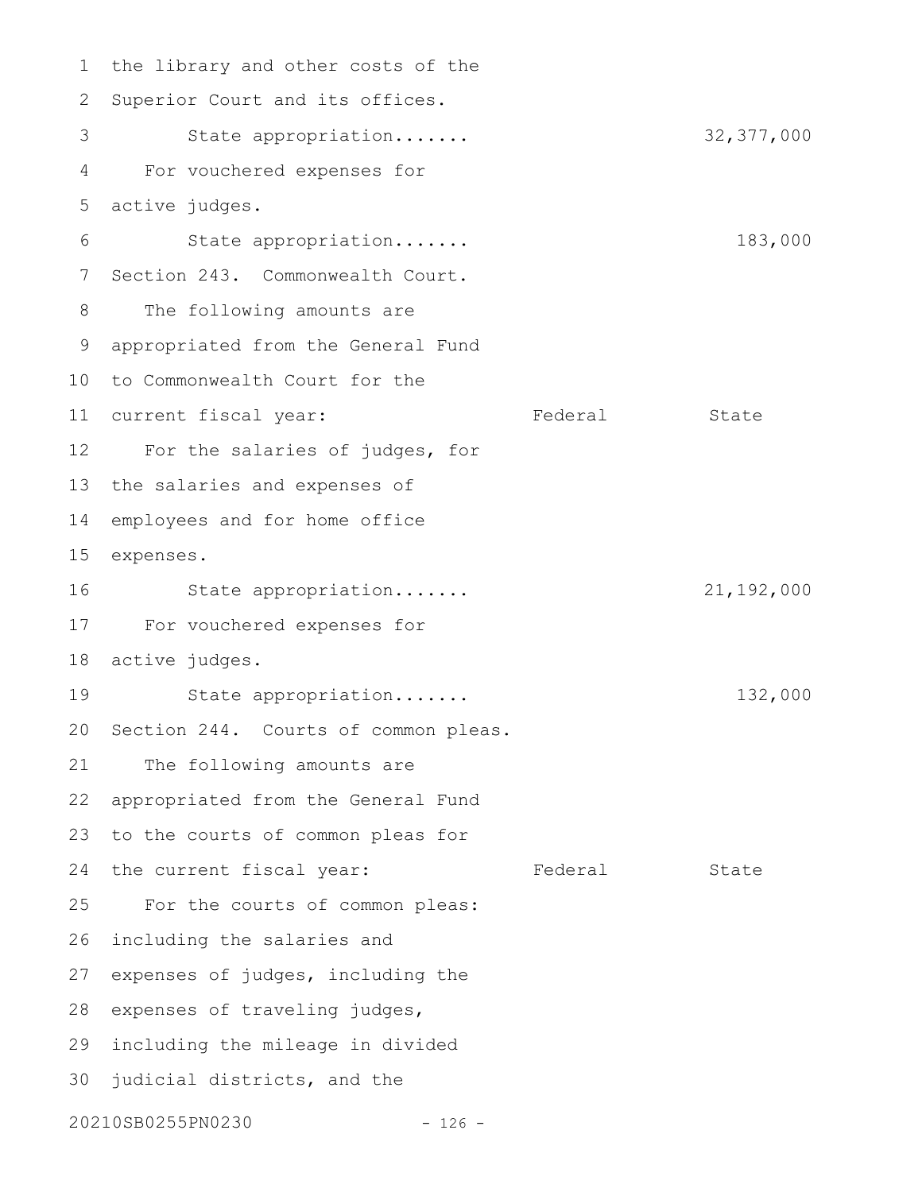the library and other costs of the Superior Court and its offices.

| | Federal | State |
|---|---|---|
| State appropriation....... | | 32,377,000 |

For vouchered expenses for active judges.

| | Federal | State |
|---|---|---|
| State appropriation....... | | 183,000 |

Section 243. Commonwealth Court.

The following amounts are appropriated from the General Fund to Commonwealth Court for the current fiscal year:

| | Federal | State |
|---|---|---|
| For the salaries of judges, for the salaries and expenses of employees and for home office expenses. | | |
| State appropriation....... | | 21,192,000 |
| For vouchered expenses for active judges. | | |
| State appropriation....... | | 132,000 |

Section 244. Courts of common pleas.

The following amounts are appropriated from the General Fund to the courts of common pleas for the current fiscal year:

| | Federal | State |
|---|---|---|

For the courts of common pleas: including the salaries and expenses of judges, including the expenses of traveling judges, including the mileage in divided judicial districts, and the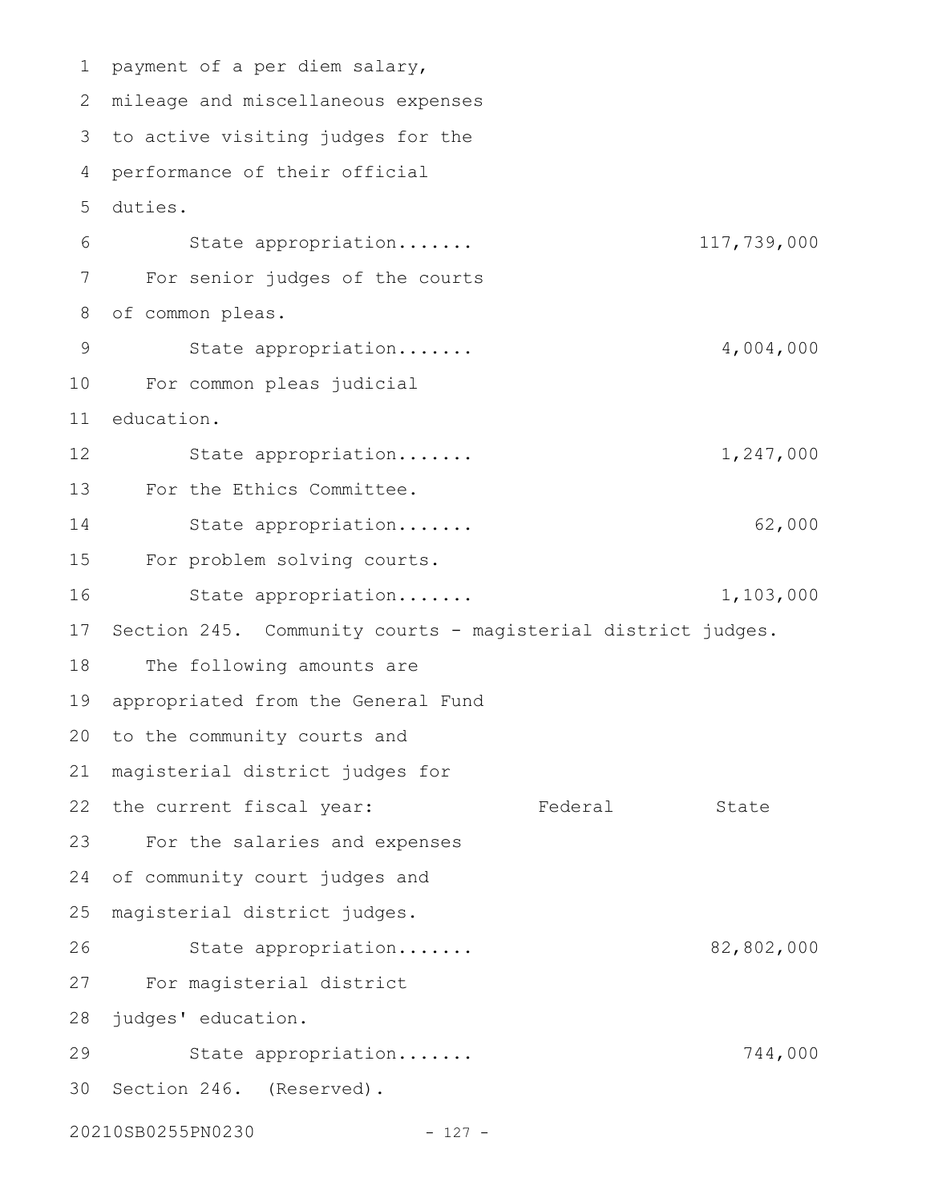payment of a per diem salary, mileage and miscellaneous expenses to active visiting judges for the performance of their official duties.

| | Federal | State |
|---|---|---|
| State appropriation....... | | 117,739,000 |

For senior judges of the courts of common pleas.

| | Federal | State |
|---|---|---|
| State appropriation....... | | 4,004,000 |

For common pleas judicial education.

| | Federal | State |
|---|---|---|
| State appropriation....... | | 1,247,000 |

For the Ethics Committee.

| | Federal | State |
|---|---|---|
| State appropriation....... | | 62,000 |

For problem solving courts.

| | Federal | State |
|---|---|---|
| State appropriation....... | | 1,103,000 |

Section 245. Community courts - magisterial district judges.

The following amounts are appropriated from the General Fund to the community courts and magisterial district judges for the current fiscal year:

| | Federal | State |
|---|---|---|

For the salaries and expenses of community court judges and magisterial district judges.

| | Federal | State |
|---|---|---|
| State appropriation....... | | 82,802,000 |

For magisterial district judges' education.

| | Federal | State |
|---|---|---|
| State appropriation....... | | 744,000 |

Section 246. (Reserved).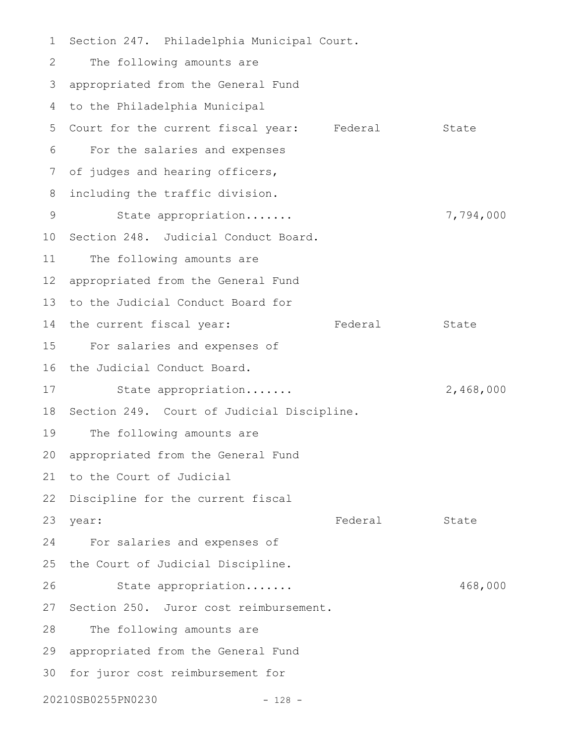Section 247. Philadelphia Municipal Court.

The following amounts are appropriated from the General Fund to the Philadelphia Municipal Court for the current fiscal year:

| | Federal | State |
|---|---|---|
| For the salaries and expenses of judges and hearing officers, including the traffic division. | | |
| State appropriation....... | | 7,794,000 |

Section 248. Judicial Conduct Board.

The following amounts are appropriated from the General Fund to the Judicial Conduct Board for the current fiscal year:

| | Federal | State |
|---|---|---|
| For salaries and expenses of the Judicial Conduct Board. | | |
| State appropriation....... | | 2,468,000 |

Section 249. Court of Judicial Discipline.

The following amounts are appropriated from the General Fund to the Court of Judicial Discipline for the current fiscal year:

| | Federal | State |
|---|---|---|
| For salaries and expenses of the Court of Judicial Discipline. | | |
| State appropriation....... | | 468,000 |

Section 250. Juror cost reimbursement.

The following amounts are appropriated from the General Fund for juror cost reimbursement for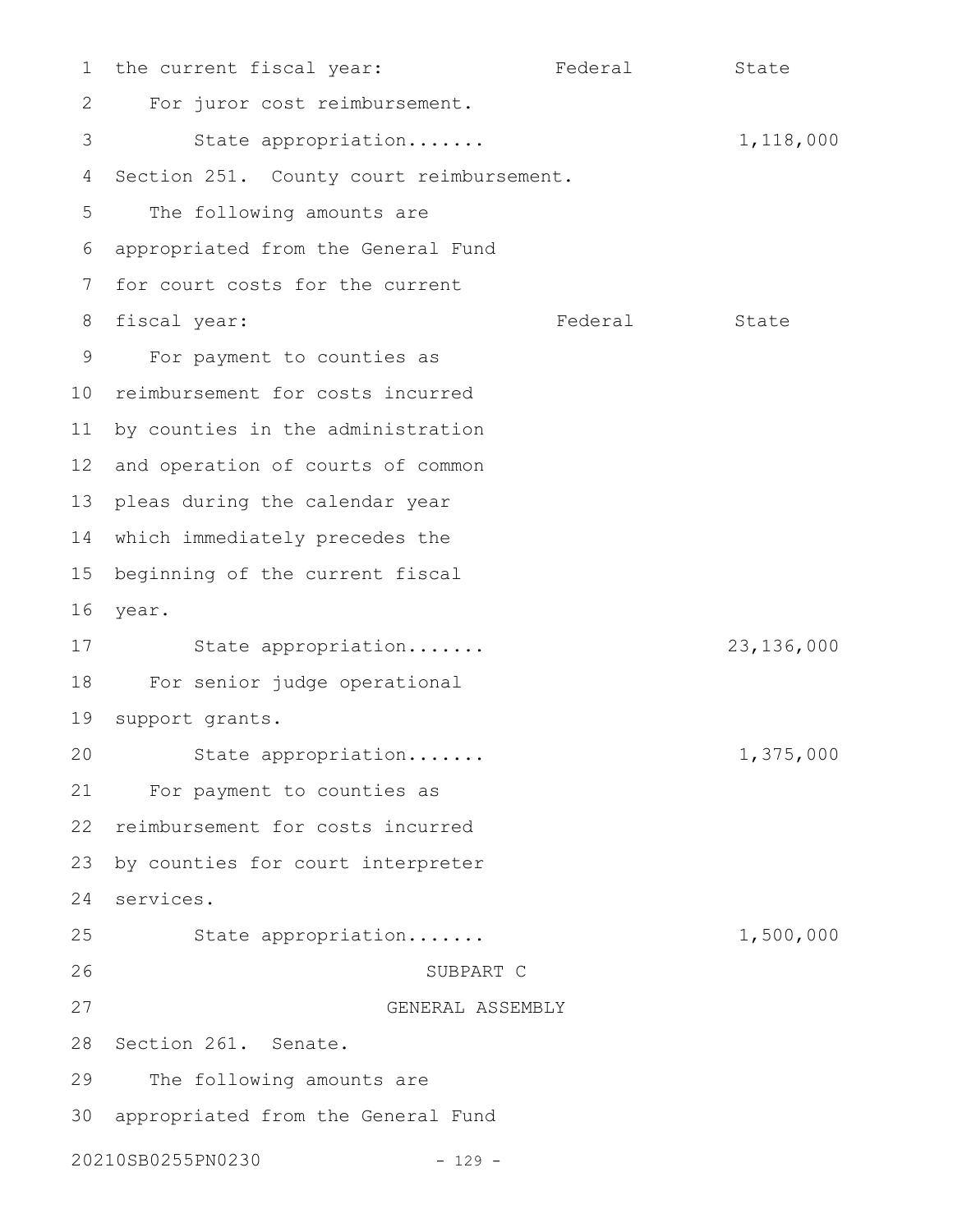the current fiscal year: Federal State

For juror cost reimbursement.

State appropriation....... 1,118,000

Section 251. County court reimbursement.

The following amounts are appropriated from the General Fund for court costs for the current fiscal year: Federal State

For payment to counties as reimbursement for costs incurred by counties in the administration and operation of courts of common pleas during the calendar year which immediately precedes the beginning of the current fiscal year.

State appropriation....... 23,136,000

For senior judge operational support grants.

State appropriation....... 1,375,000

For payment to counties as reimbursement for costs incurred by counties for court interpreter services.

State appropriation....... 1,500,000

SUBPART C

GENERAL ASSEMBLY

Section 261. Senate.

The following amounts are appropriated from the General Fund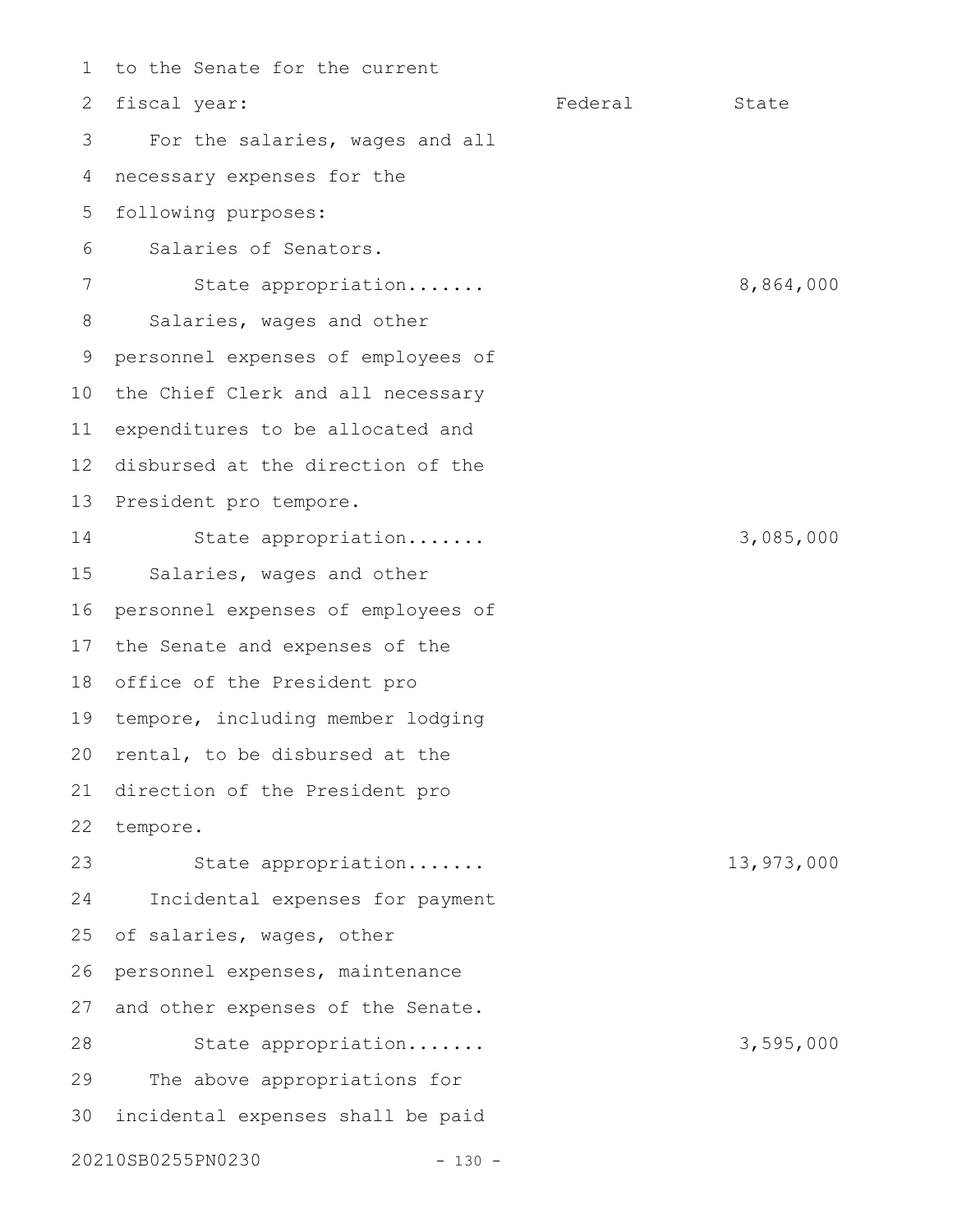to the Senate for the current fiscal year:

| | Federal | State |
|---|---|---|
| For the salaries, wages and all necessary expenses for the following purposes: | | |
| Salaries of Senators. | | |
| State appropriation....... | | 8,864,000 |
| Salaries, wages and other personnel expenses of employees of the Chief Clerk and all necessary expenditures to be allocated and disbursed at the direction of the President pro tempore. | | |
| State appropriation....... | | 3,085,000 |
| Salaries, wages and other personnel expenses of employees of the Senate and expenses of the office of the President pro tempore, including member lodging rental, to be disbursed at the direction of the President pro tempore. | | |
| State appropriation....... | | 13,973,000 |
| Incidental expenses for payment of salaries, wages, other personnel expenses, maintenance and other expenses of the Senate. | | |
| State appropriation....... | | 3,595,000 |

The above appropriations for incidental expenses shall be paid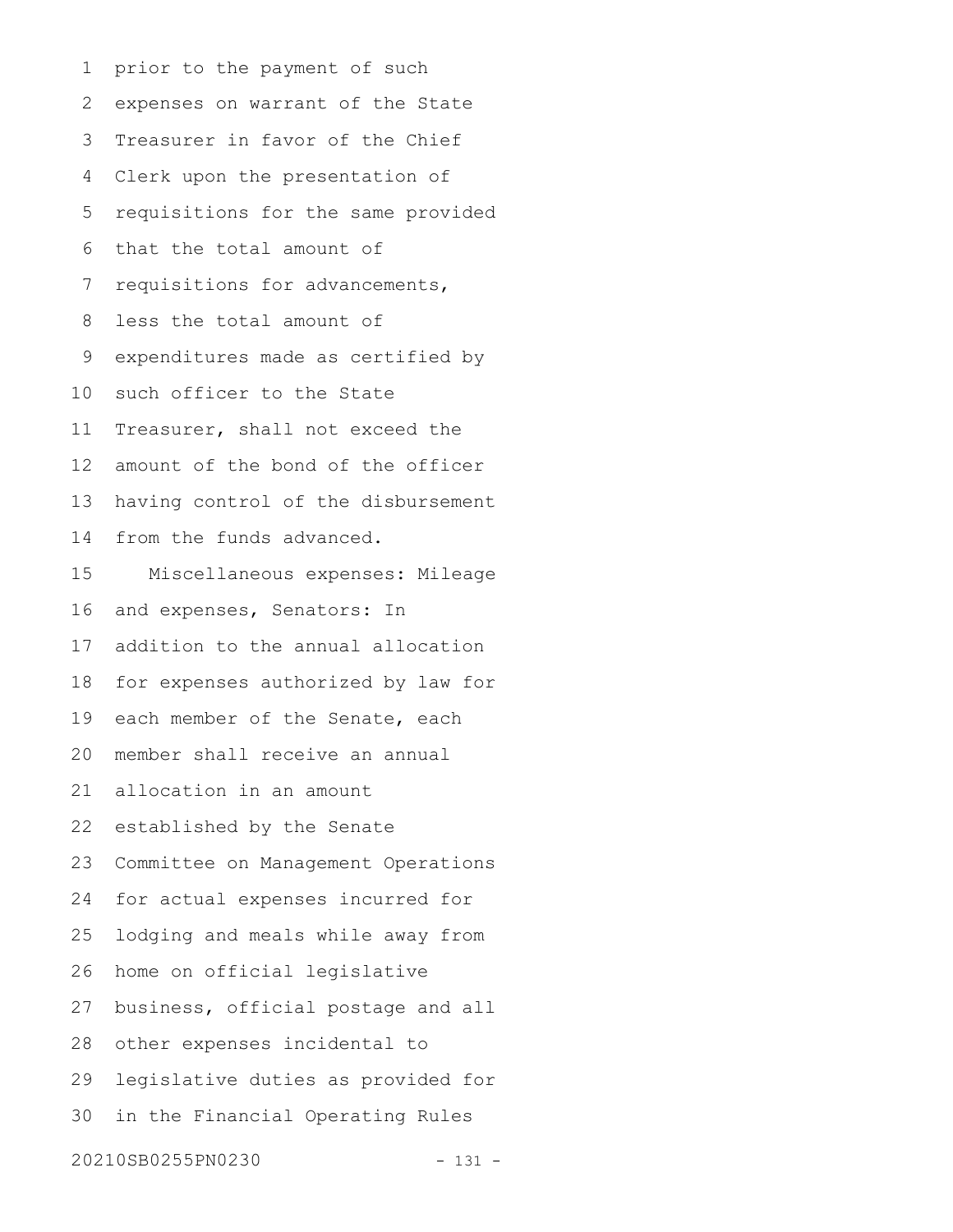prior to the payment of such expenses on warrant of the State Treasurer in favor of the Chief Clerk upon the presentation of requisitions for the same provided that the total amount of requisitions for advancements, less the total amount of expenditures made as certified by such officer to the State Treasurer, shall not exceed the amount of the bond of the officer having control of the disbursement from the funds advanced.

Miscellaneous expenses: Mileage and expenses, Senators: In addition to the annual allocation for expenses authorized by law for each member of the Senate, each member shall receive an annual allocation in an amount established by the Senate Committee on Management Operations for actual expenses incurred for lodging and meals while away from home on official legislative business, official postage and all other expenses incidental to legislative duties as provided for in the Financial Operating Rules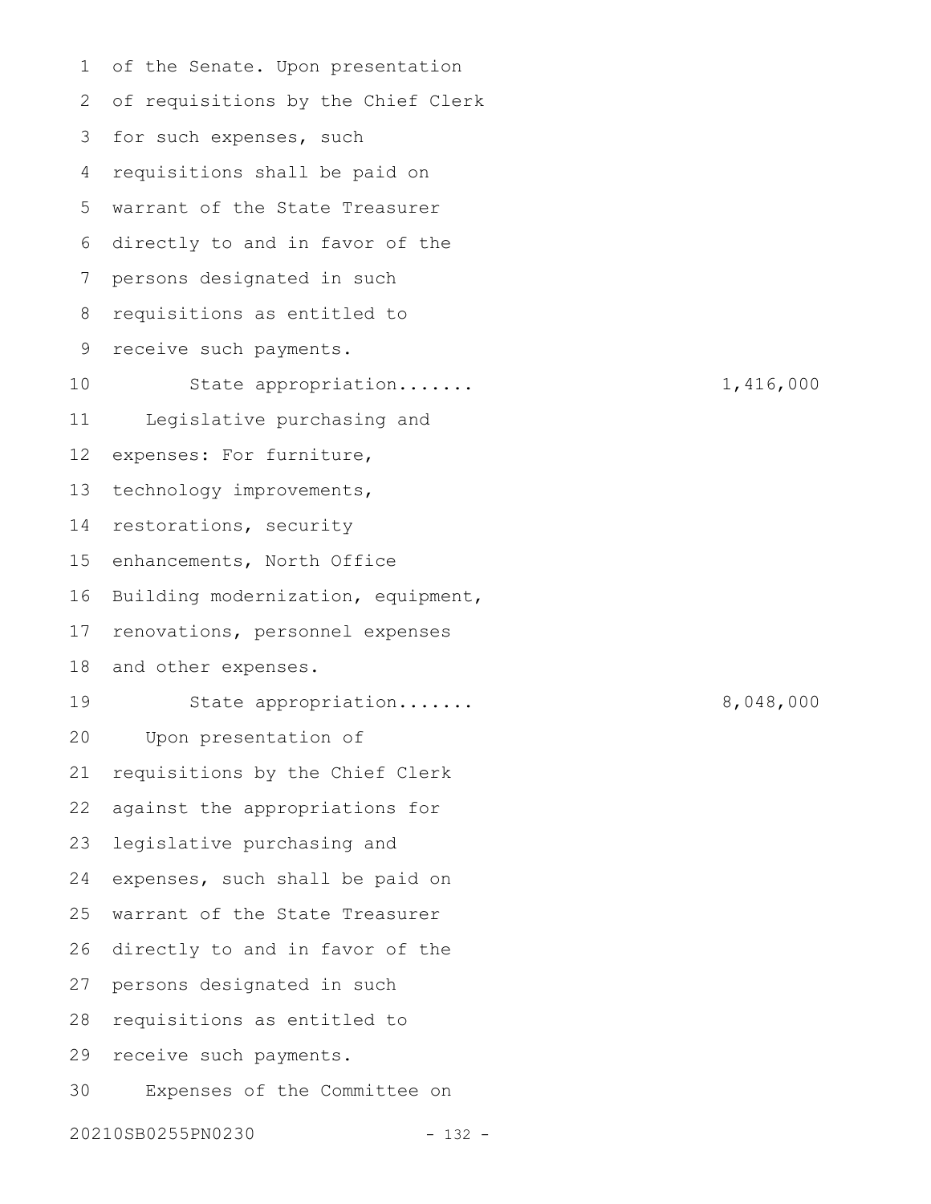of the Senate. Upon presentation of requisitions by the Chief Clerk for such expenses, such requisitions shall be paid on warrant of the State Treasurer directly to and in favor of the persons designated in such requisitions as entitled to receive such payments.

State appropriation....... 1,416,000

Legislative purchasing and expenses: For furniture, technology improvements, restorations, security enhancements, North Office Building modernization, equipment, renovations, personnel expenses and other expenses.

State appropriation....... 8,048,000

Upon presentation of requisitions by the Chief Clerk against the appropriations for legislative purchasing and expenses, such shall be paid on warrant of the State Treasurer directly to and in favor of the persons designated in such requisitions as entitled to receive such payments.

Expenses of the Committee on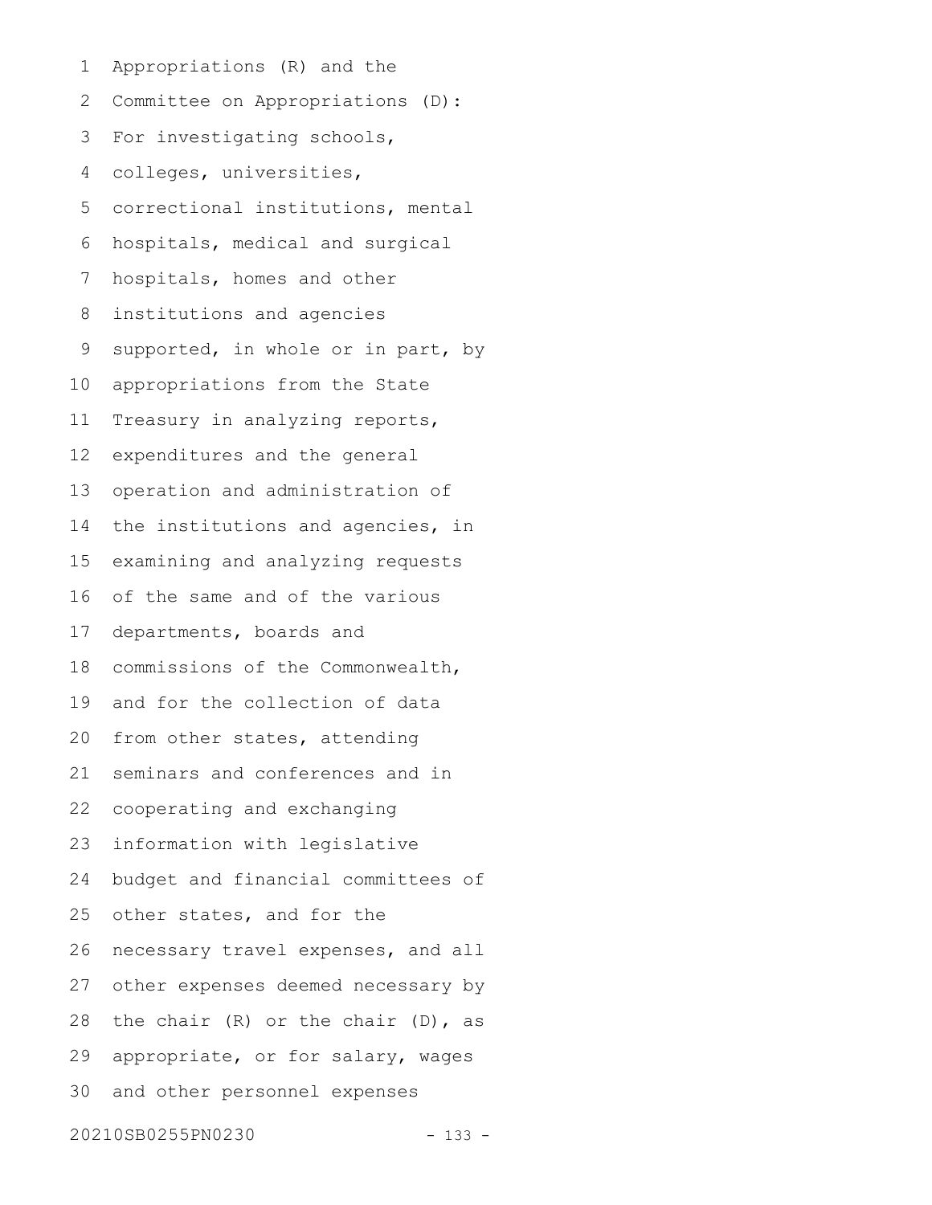Appropriations (R) and the Committee on Appropriations (D): For investigating schools, colleges, universities, correctional institutions, mental hospitals, medical and surgical hospitals, homes and other institutions and agencies supported, in whole or in part, by appropriations from the State Treasury in analyzing reports, expenditures and the general operation and administration of the institutions and agencies, in examining and analyzing requests of the same and of the various departments, boards and commissions of the Commonwealth, and for the collection of data from other states, attending seminars and conferences and in cooperating and exchanging information with legislative budget and financial committees of other states, and for the necessary travel expenses, and all other expenses deemed necessary by the chair (R) or the chair (D), as appropriate, or for salary, wages and other personnel expenses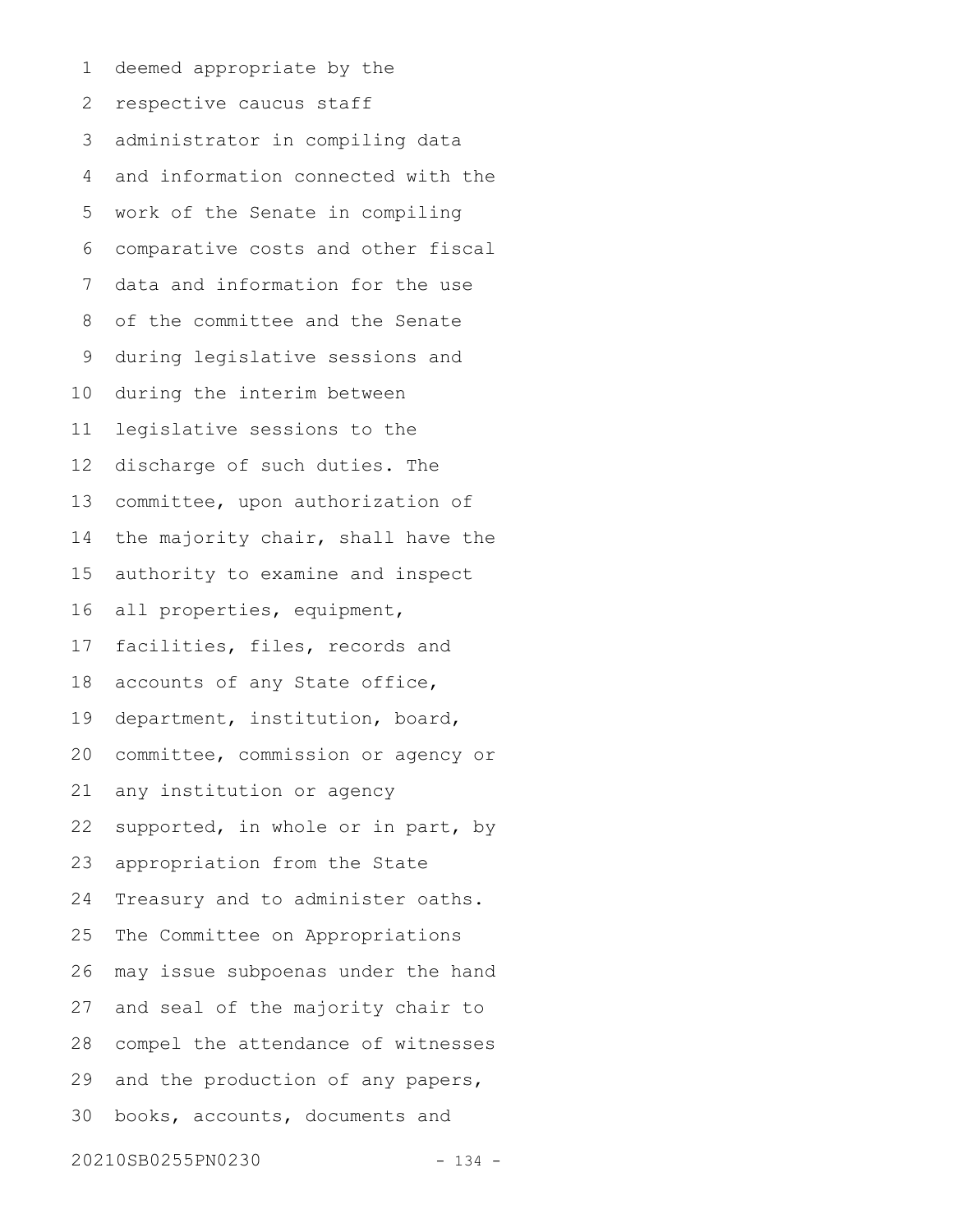deemed appropriate by the respective caucus staff administrator in compiling data and information connected with the work of the Senate in compiling comparative costs and other fiscal data and information for the use of the committee and the Senate during legislative sessions and during the interim between legislative sessions to the discharge of such duties. The committee, upon authorization of the majority chair, shall have the authority to examine and inspect all properties, equipment, facilities, files, records and accounts of any State office, department, institution, board, committee, commission or agency or any institution or agency supported, in whole or in part, by appropriation from the State Treasury and to administer oaths. The Committee on Appropriations may issue subpoenas under the hand and seal of the majority chair to compel the attendance of witnesses and the production of any papers, books, accounts, documents and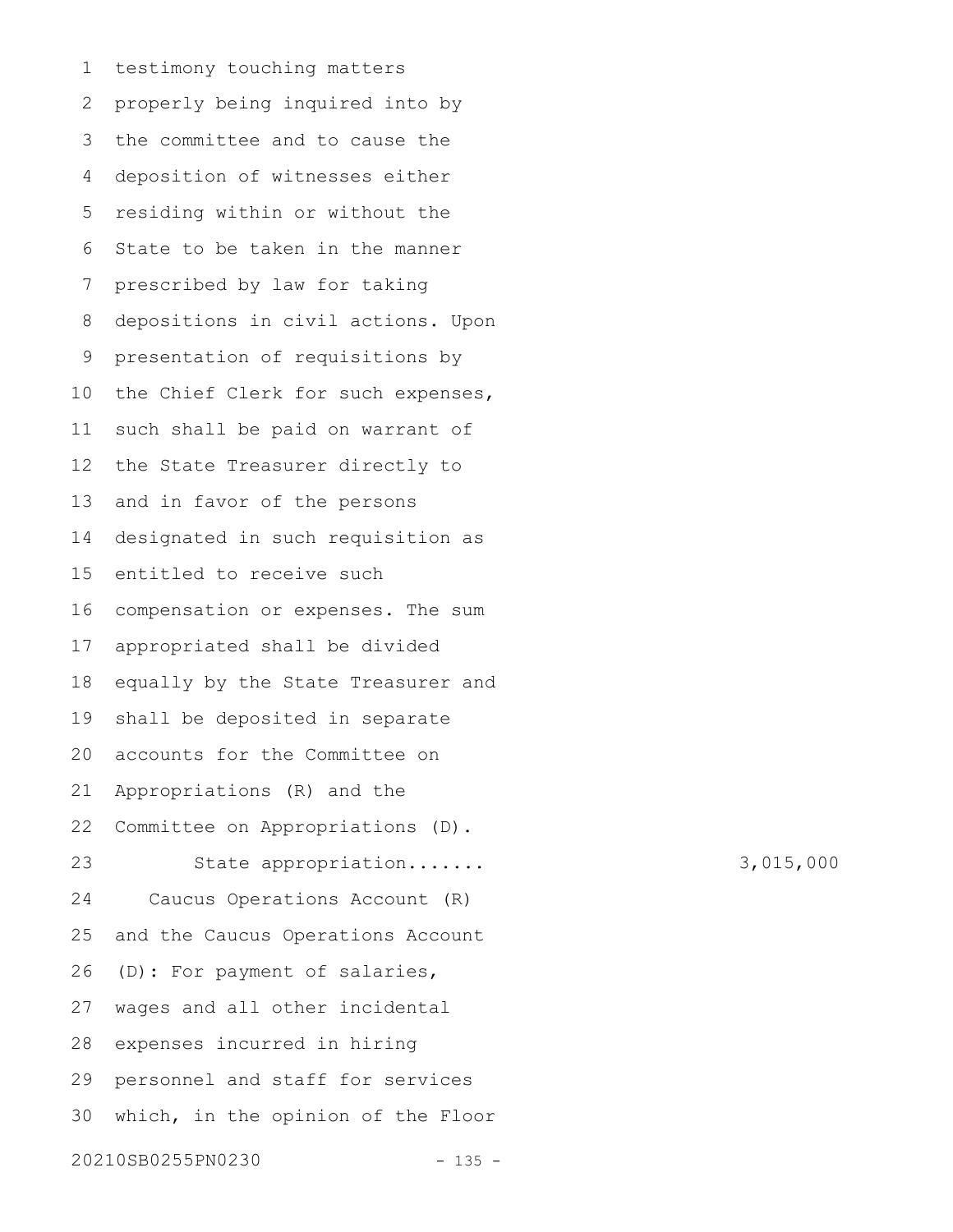testimony touching matters properly being inquired into by the committee and to cause the deposition of witnesses either residing within or without the State to be taken in the manner prescribed by law for taking depositions in civil actions. Upon presentation of requisitions by the Chief Clerk for such expenses, such shall be paid on warrant of the State Treasurer directly to and in favor of the persons designated in such requisition as entitled to receive such compensation or expenses. The sum appropriated shall be divided equally by the State Treasurer and shall be deposited in separate accounts for the Committee on Appropriations (R) and the Committee on Appropriations (D).

State appropriation....... 3,015,000

Caucus Operations Account (R) and the Caucus Operations Account (D): For payment of salaries, wages and all other incidental expenses incurred in hiring personnel and staff for services which, in the opinion of the Floor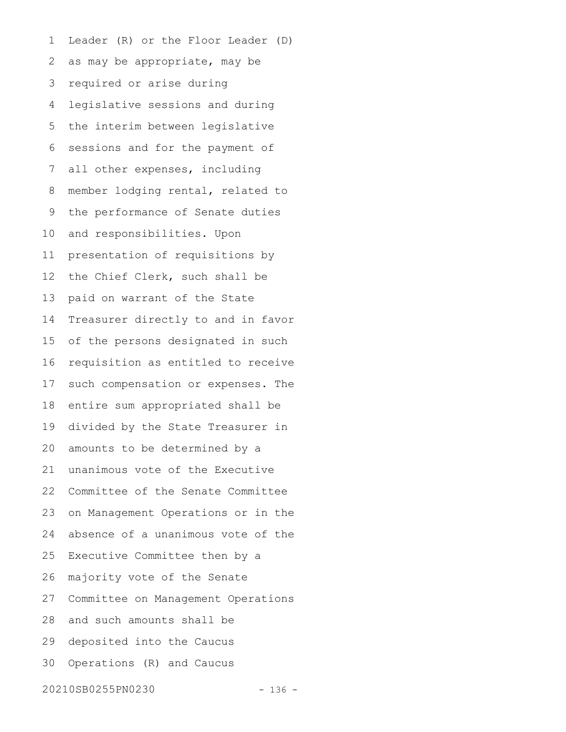Leader (R) or the Floor Leader (D) as may be appropriate, may be required or arise during legislative sessions and during the interim between legislative sessions and for the payment of all other expenses, including member lodging rental, related to the performance of Senate duties and responsibilities. Upon presentation of requisitions by the Chief Clerk, such shall be paid on warrant of the State Treasurer directly to and in favor of the persons designated in such requisition as entitled to receive such compensation or expenses. The entire sum appropriated shall be divided by the State Treasurer in amounts to be determined by a unanimous vote of the Executive Committee of the Senate Committee on Management Operations or in the absence of a unanimous vote of the Executive Committee then by a majority vote of the Senate Committee on Management Operations and such amounts shall be deposited into the Caucus Operations (R) and Caucus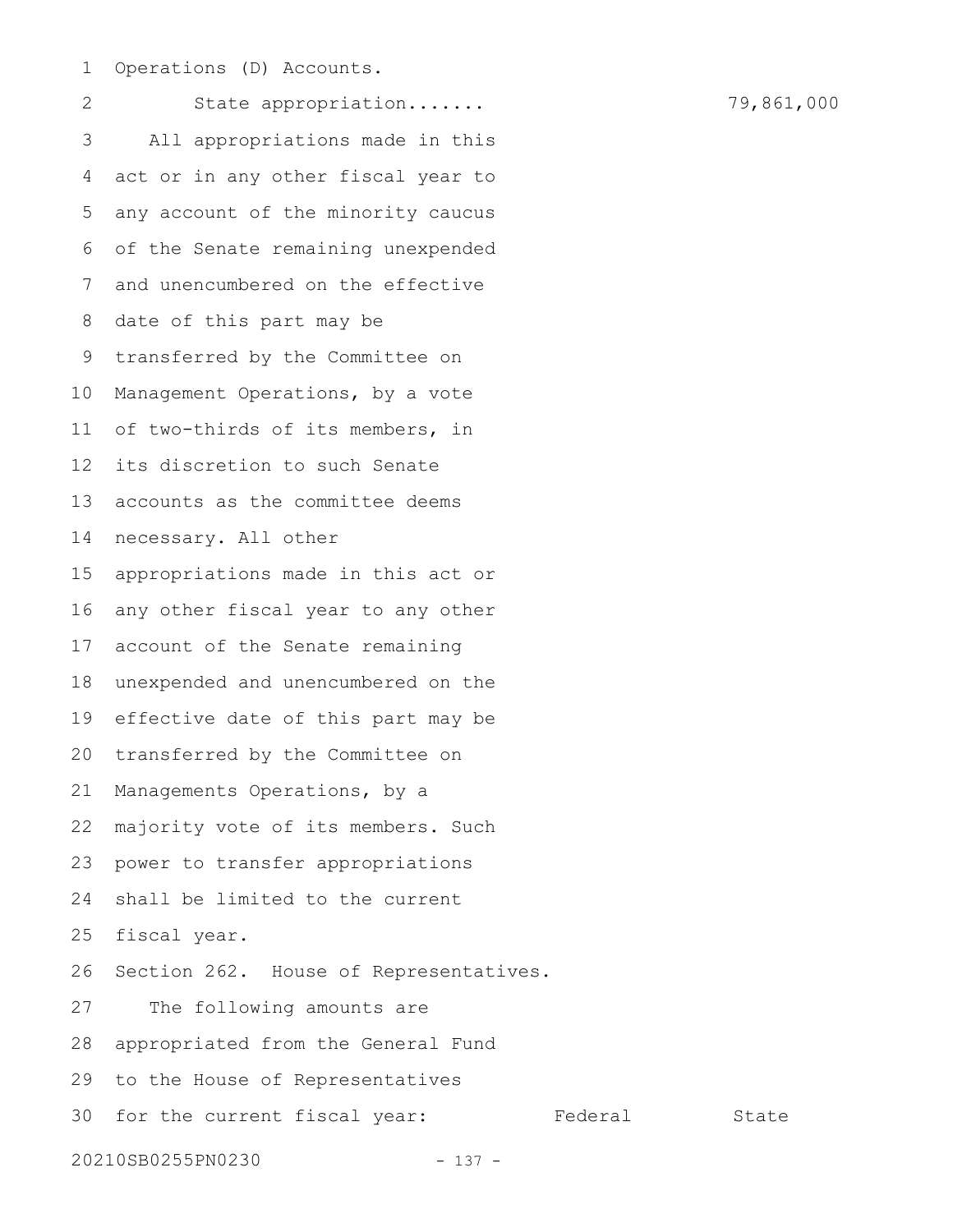Operations (D) Accounts.

State appropriation....... 79,861,000

All appropriations made in this act or in any other fiscal year to any account of the minority caucus of the Senate remaining unexpended and unencumbered on the effective date of this part may be transferred by the Committee on Management Operations, by a vote of two-thirds of its members, in its discretion to such Senate accounts as the committee deems necessary. All other appropriations made in this act or any other fiscal year to any other account of the Senate remaining unexpended and unencumbered on the effective date of this part may be transferred by the Committee on Managements Operations, by a majority vote of its members. Such power to transfer appropriations shall be limited to the current fiscal year.

Section 262. House of Representatives.

The following amounts are appropriated from the General Fund to the House of Representatives for the current fiscal year: Federal State

20210SB0255PN0230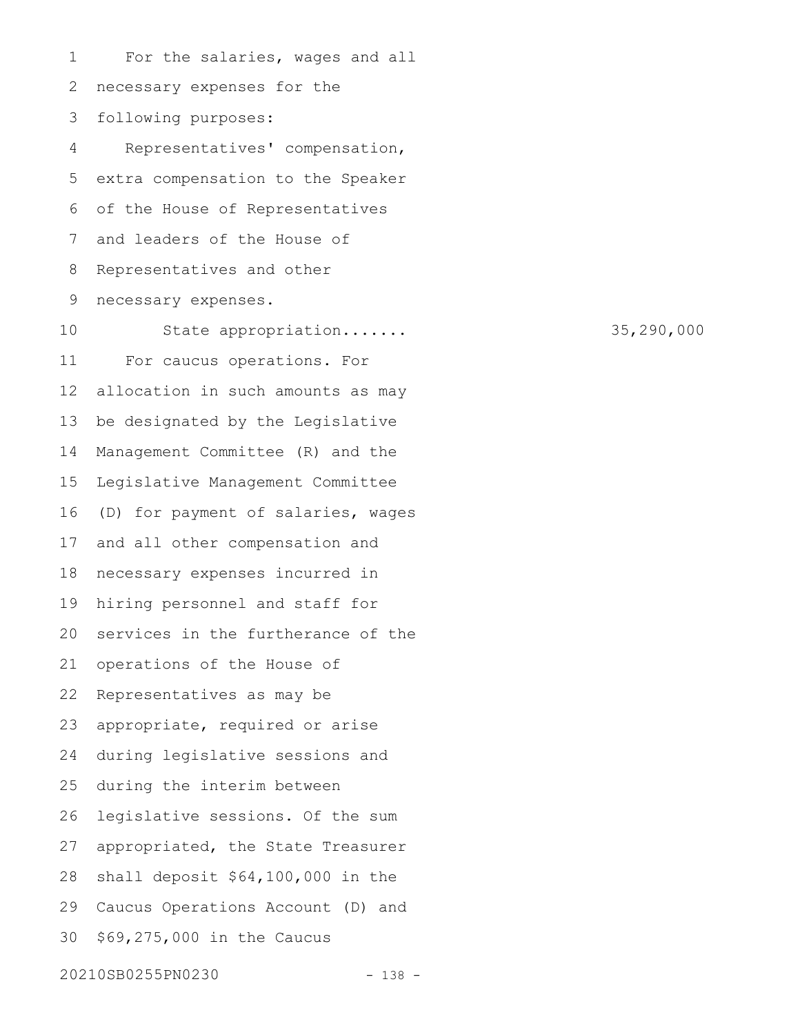For the salaries, wages and all necessary expenses for the following purposes:

Representatives' compensation, extra compensation to the Speaker of the House of Representatives and leaders of the House of Representatives and other necessary expenses.

State appropriation....... 35,290,000

For caucus operations. For allocation in such amounts as may be designated by the Legislative Management Committee (R) and the Legislative Management Committee (D) for payment of salaries, wages and all other compensation and necessary expenses incurred in hiring personnel and staff for services in the furtherance of the operations of the House of Representatives as may be appropriate, required or arise during legislative sessions and during the interim between legislative sessions. Of the sum appropriated, the State Treasurer shall deposit $64,100,000 in the Caucus Operations Account (D) and $69,275,000 in the Caucus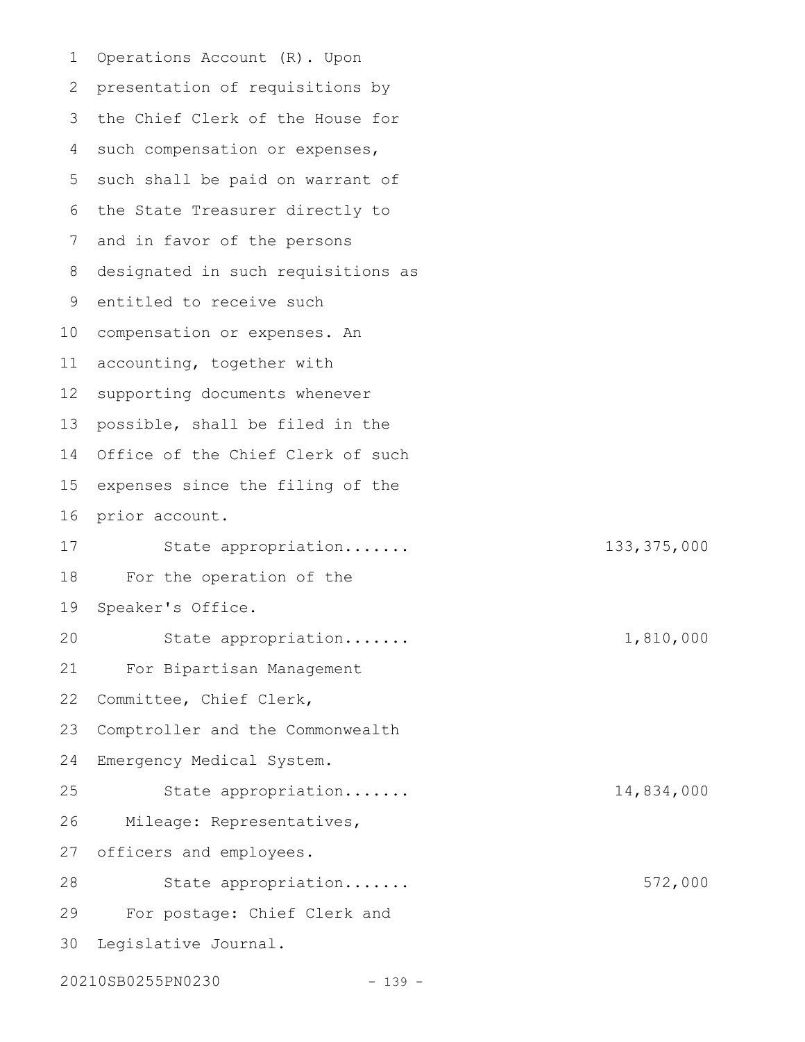Operations Account (R). Upon presentation of requisitions by the Chief Clerk of the House for such compensation or expenses, such shall be paid on warrant of the State Treasurer directly to and in favor of the persons designated in such requisitions as entitled to receive such compensation or expenses. An accounting, together with supporting documents whenever possible, shall be filed in the Office of the Chief Clerk of such expenses since the filing of the prior account.

State appropriation....... 133,375,000

For the operation of the Speaker's Office.

State appropriation....... 1,810,000

For Bipartisan Management Committee, Chief Clerk, Comptroller and the Commonwealth Emergency Medical System.

State appropriation....... 14,834,000

Mileage: Representatives, officers and employees.

State appropriation....... 572,000

For postage: Chief Clerk and Legislative Journal.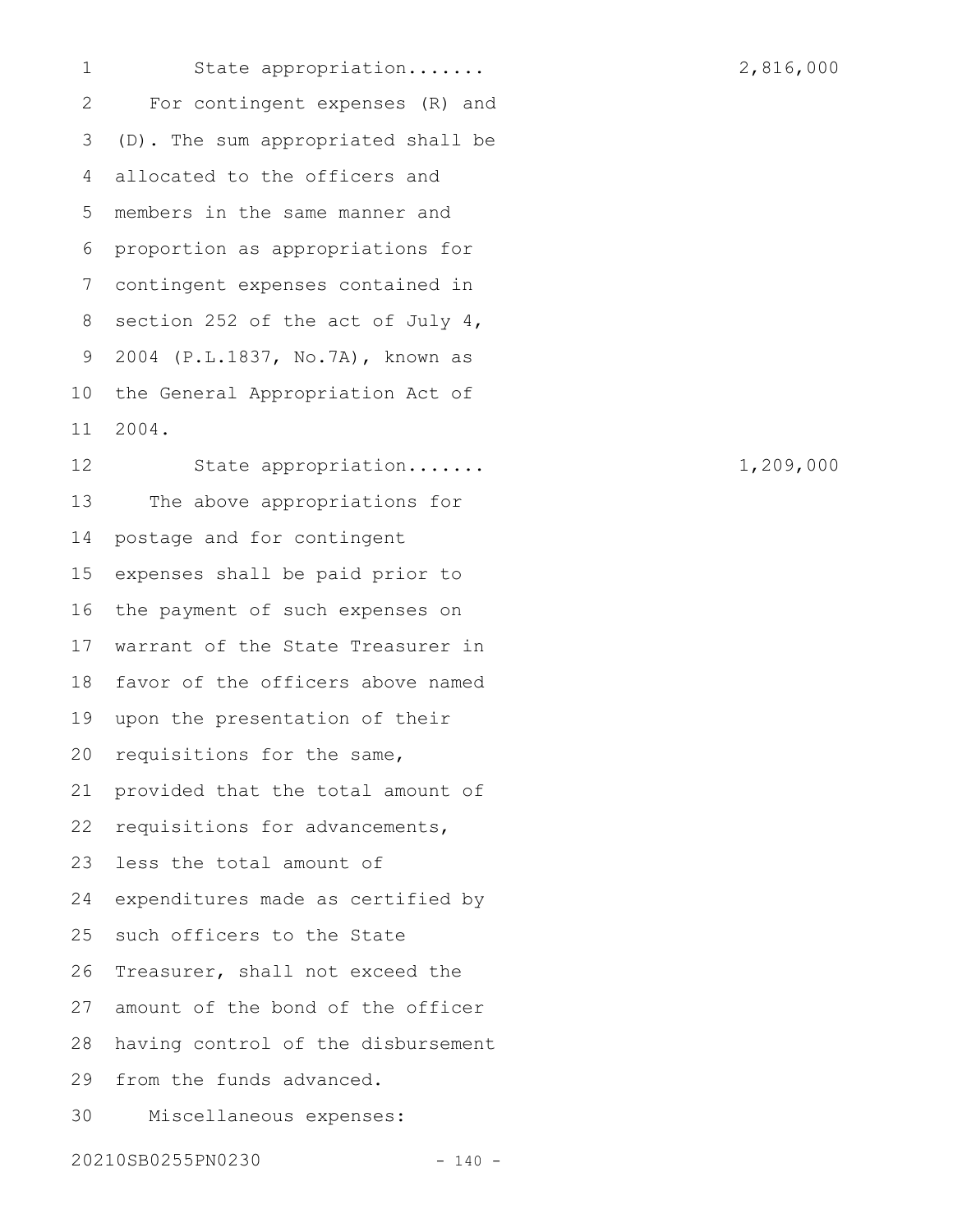State appropriation....... 2,816,000

For contingent expenses (R) and (D). The sum appropriated shall be allocated to the officers and members in the same manner and proportion as appropriations for contingent expenses contained in section 252 of the act of July 4, 2004 (P.L.1837, No.7A), known as the General Appropriation Act of 2004.

State appropriation....... 1,209,000

The above appropriations for postage and for contingent expenses shall be paid prior to the payment of such expenses on warrant of the State Treasurer in favor of the officers above named upon the presentation of their requisitions for the same, provided that the total amount of requisitions for advancements, less the total amount of expenditures made as certified by such officers to the State Treasurer, shall not exceed the amount of the bond of the officer having control of the disbursement from the funds advanced.

Miscellaneous expenses: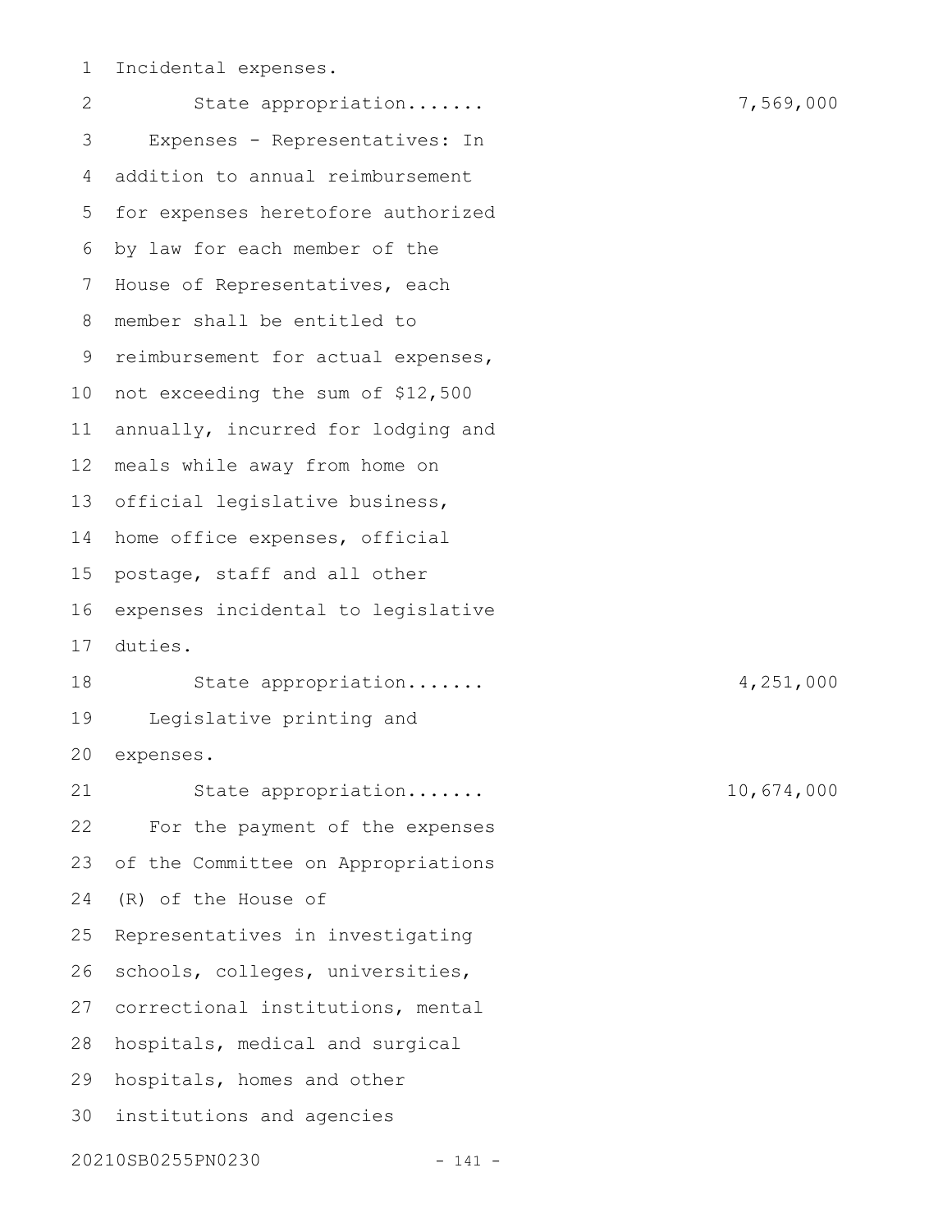Incidental expenses.

State appropriation....... 7,569,000

Expenses - Representatives: In addition to annual reimbursement for expenses heretofore authorized by law for each member of the House of Representatives, each member shall be entitled to reimbursement for actual expenses, not exceeding the sum of $12,500 annually, incurred for lodging and meals while away from home on official legislative business, home office expenses, official postage, staff and all other expenses incidental to legislative duties.

State appropriation....... 4,251,000

Legislative printing and expenses.

State appropriation....... 10,674,000

For the payment of the expenses of the Committee on Appropriations (R) of the House of Representatives in investigating schools, colleges, universities, correctional institutions, mental hospitals, medical and surgical hospitals, homes and other institutions and agencies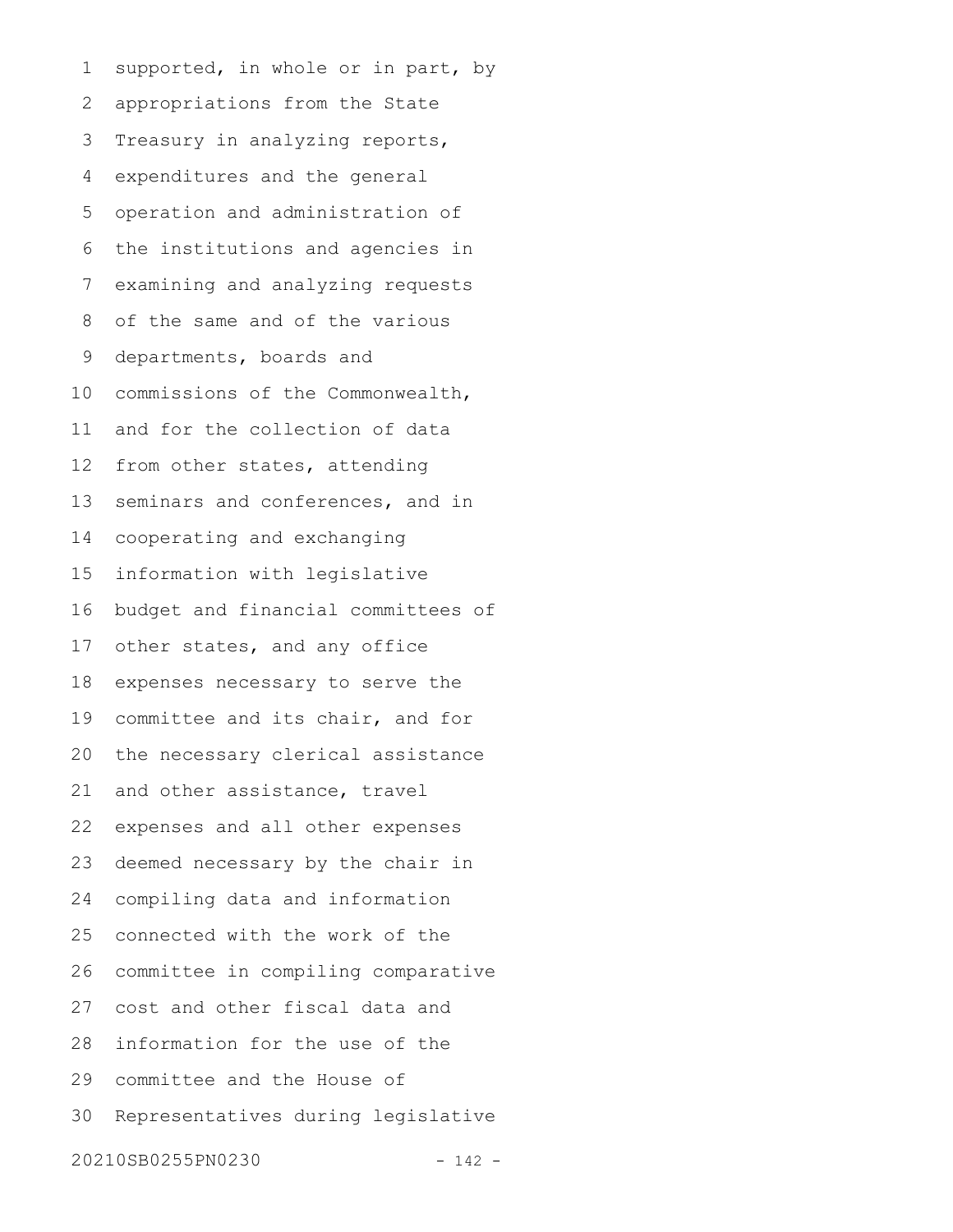supported, in whole or in part, by appropriations from the State Treasury in analyzing reports, expenditures and the general operation and administration of the institutions and agencies in examining and analyzing requests of the same and of the various departments, boards and commissions of the Commonwealth, and for the collection of data from other states, attending seminars and conferences, and in cooperating and exchanging information with legislative budget and financial committees of other states, and any office expenses necessary to serve the committee and its chair, and for the necessary clerical assistance and other assistance, travel expenses and all other expenses deemed necessary by the chair in compiling data and information connected with the work of the committee in compiling comparative cost and other fiscal data and information for the use of the committee and the House of Representatives during legislative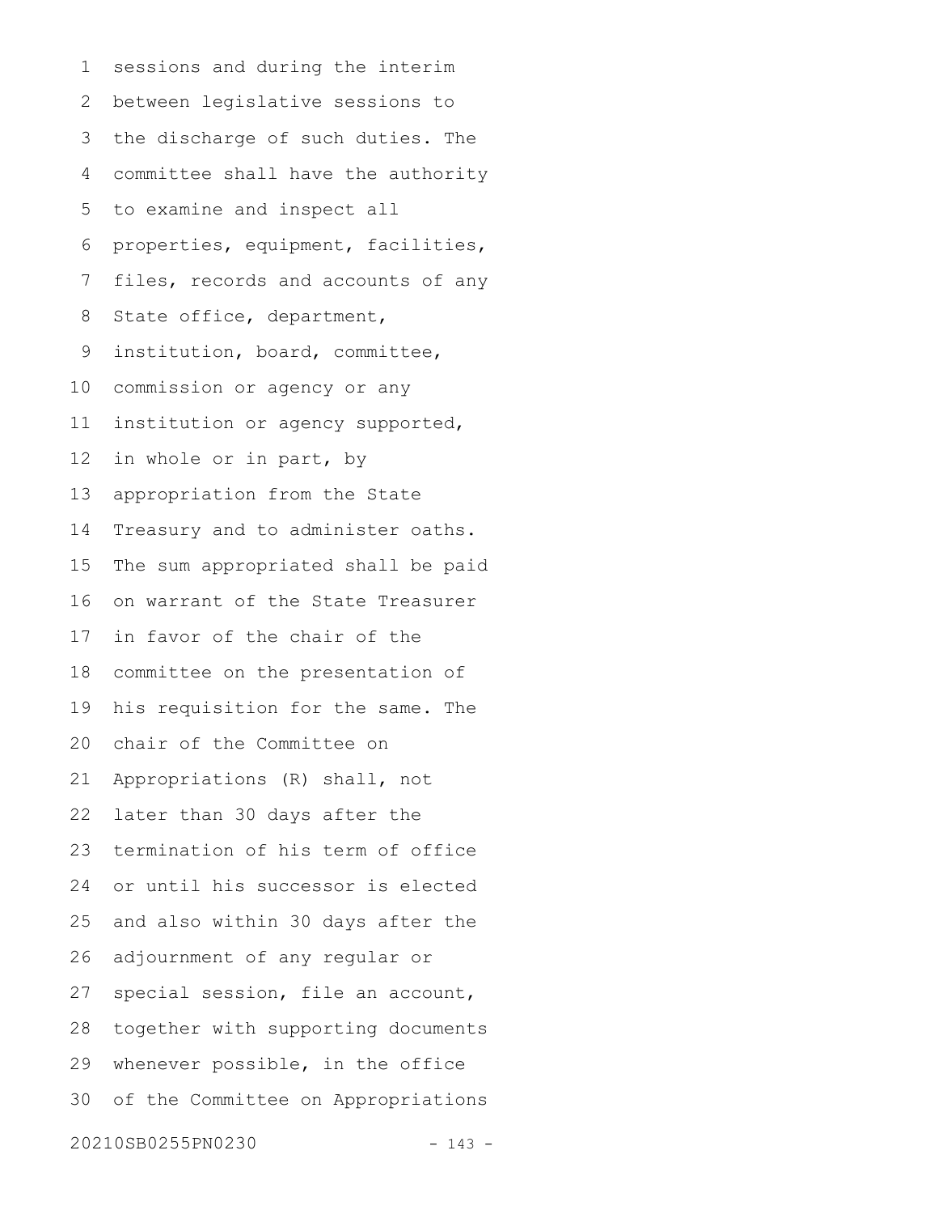sessions and during the interim between legislative sessions to the discharge of such duties. The committee shall have the authority to examine and inspect all properties, equipment, facilities, files, records and accounts of any State office, department, institution, board, committee, commission or agency or any institution or agency supported, in whole or in part, by appropriation from the State Treasury and to administer oaths. The sum appropriated shall be paid on warrant of the State Treasurer in favor of the chair of the committee on the presentation of his requisition for the same. The chair of the Committee on Appropriations (R) shall, not later than 30 days after the termination of his term of office or until his successor is elected and also within 30 days after the adjournment of any regular or special session, file an account, together with supporting documents whenever possible, in the office of the Committee on Appropriations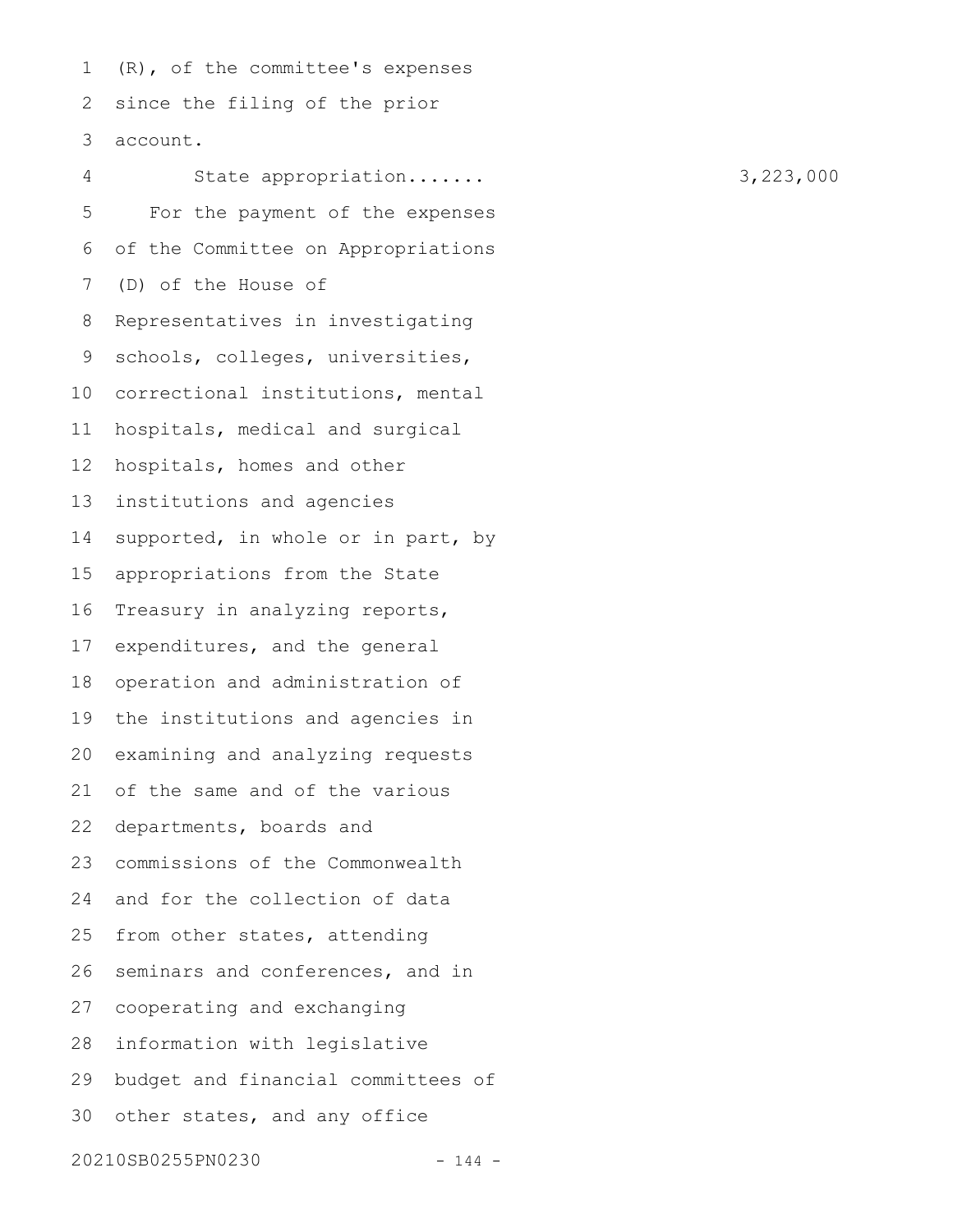(R), of the committee's expenses since the filing of the prior account.

State appropriation....... 3,223,000

For the payment of the expenses of the Committee on Appropriations (D) of the House of Representatives in investigating schools, colleges, universities, correctional institutions, mental hospitals, medical and surgical hospitals, homes and other institutions and agencies supported, in whole or in part, by appropriations from the State Treasury in analyzing reports, expenditures, and the general operation and administration of the institutions and agencies in examining and analyzing requests of the same and of the various departments, boards and commissions of the Commonwealth and for the collection of data from other states, attending seminars and conferences, and in cooperating and exchanging information with legislative budget and financial committees of other states, and any office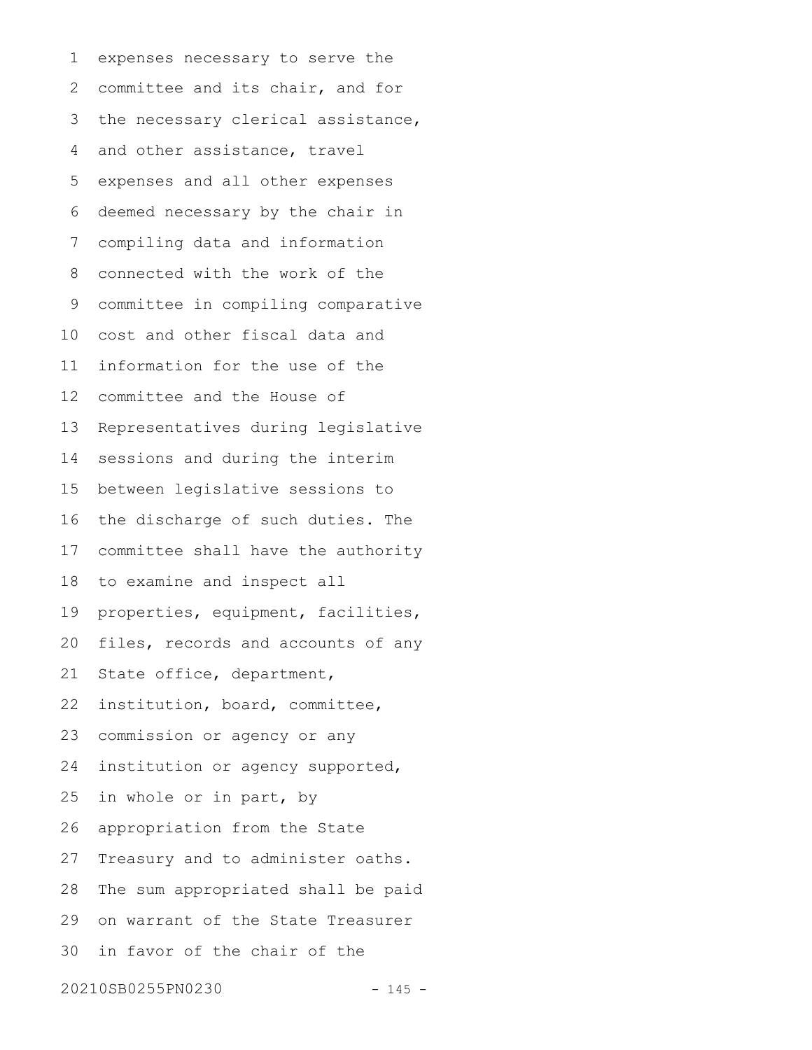expenses necessary to serve the committee and its chair, and for the necessary clerical assistance, and other assistance, travel expenses and all other expenses deemed necessary by the chair in compiling data and information connected with the work of the committee in compiling comparative cost and other fiscal data and information for the use of the committee and the House of Representatives during legislative sessions and during the interim between legislative sessions to the discharge of such duties. The committee shall have the authority to examine and inspect all properties, equipment, facilities, files, records and accounts of any State office, department, institution, board, committee, commission or agency or any institution or agency supported, in whole or in part, by appropriation from the State Treasury and to administer oaths. The sum appropriated shall be paid on warrant of the State Treasurer in favor of the chair of the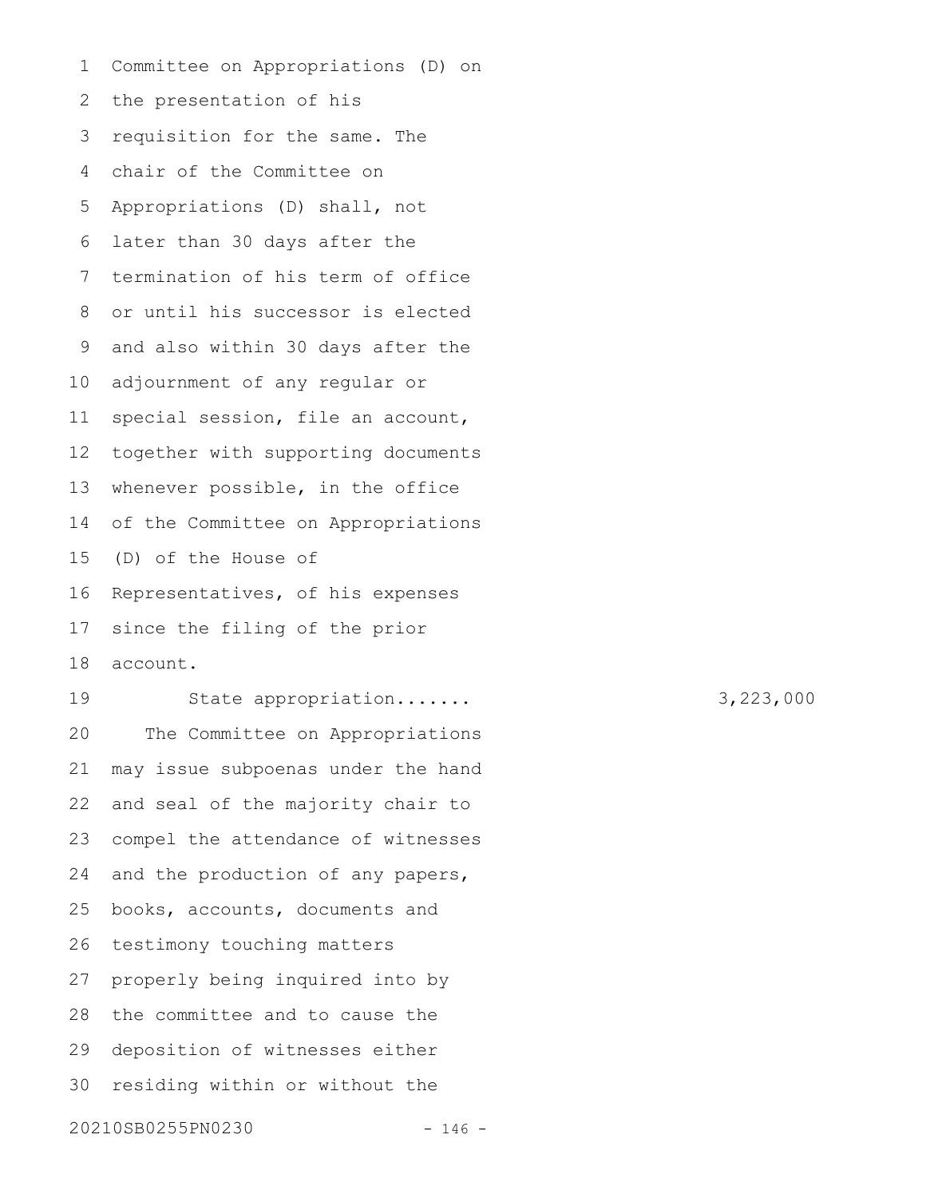Committee on Appropriations (D) on the presentation of his requisition for the same. The chair of the Committee on Appropriations (D) shall, not later than 30 days after the termination of his term of office or until his successor is elected and also within 30 days after the adjournment of any regular or special session, file an account, together with supporting documents whenever possible, in the office of the Committee on Appropriations (D) of the House of Representatives, of his expenses since the filing of the prior account.

State appropriation....... 3,223,000

The Committee on Appropriations may issue subpoenas under the hand and seal of the majority chair to compel the attendance of witnesses and the production of any papers, books, accounts, documents and testimony touching matters properly being inquired into by the committee and to cause the deposition of witnesses either residing within or without the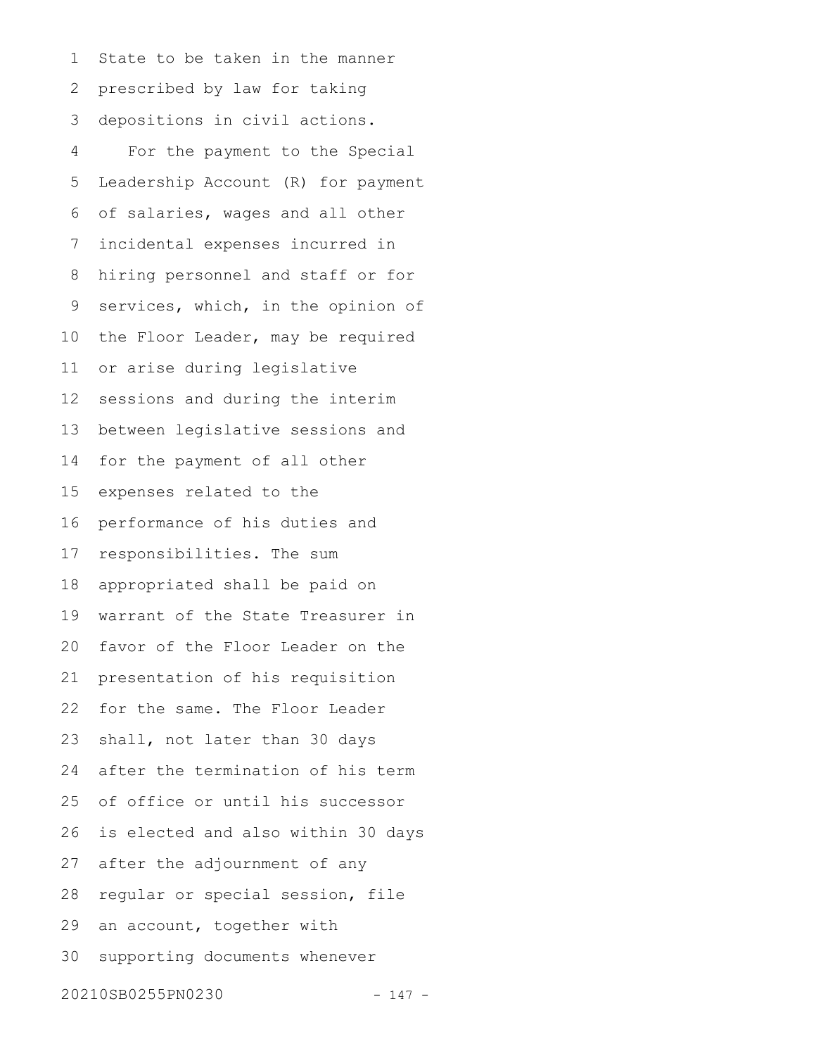State to be taken in the manner prescribed by law for taking depositions in civil actions.

For the payment to the Special Leadership Account (R) for payment of salaries, wages and all other incidental expenses incurred in hiring personnel and staff or for services, which, in the opinion of the Floor Leader, may be required or arise during legislative sessions and during the interim between legislative sessions and for the payment of all other expenses related to the performance of his duties and responsibilities. The sum appropriated shall be paid on warrant of the State Treasurer in favor of the Floor Leader on the presentation of his requisition for the same. The Floor Leader shall, not later than 30 days after the termination of his term of office or until his successor is elected and also within 30 days after the adjournment of any regular or special session, file an account, together with supporting documents whenever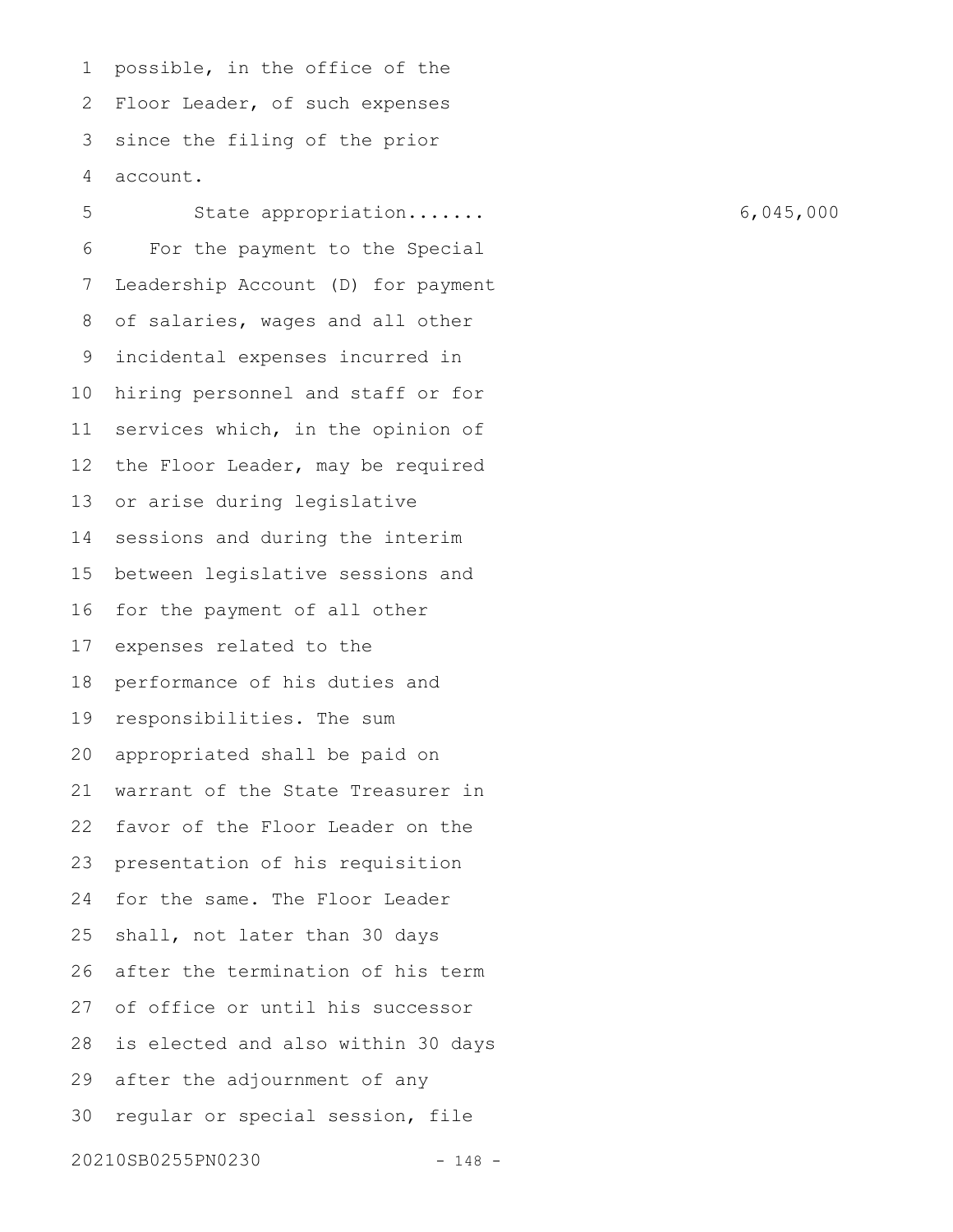possible, in the office of the Floor Leader, of such expenses since the filing of the prior account.

State appropriation....... 6,045,000

For the payment to the Special Leadership Account (D) for payment of salaries, wages and all other incidental expenses incurred in hiring personnel and staff or for services which, in the opinion of the Floor Leader, may be required or arise during legislative sessions and during the interim between legislative sessions and for the payment of all other expenses related to the performance of his duties and responsibilities. The sum appropriated shall be paid on warrant of the State Treasurer in favor of the Floor Leader on the presentation of his requisition for the same. The Floor Leader shall, not later than 30 days after the termination of his term of office or until his successor is elected and also within 30 days after the adjournment of any regular or special session, file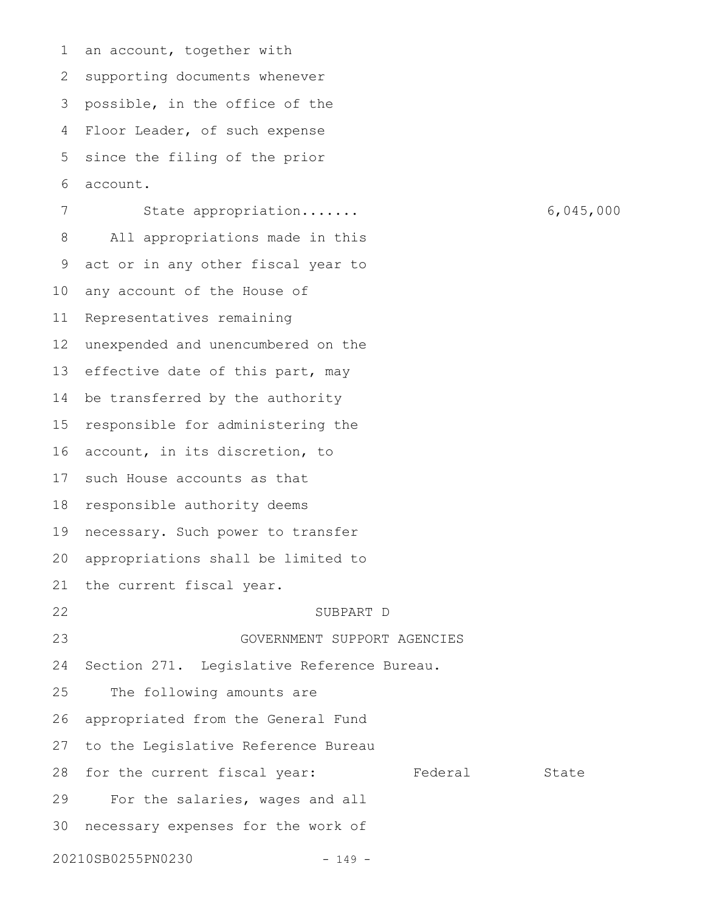an account, together with supporting documents whenever possible, in the office of the Floor Leader, of such expense since the filing of the prior account.

State appropriation....... 6,045,000

All appropriations made in this act or in any other fiscal year to any account of the House of Representatives remaining unexpended and unencumbered on the effective date of this part, may be transferred by the authority responsible for administering the account, in its discretion, to such House accounts as that responsible authority deems necessary. Such power to transfer appropriations shall be limited to the current fiscal year.

SUBPART D

GOVERNMENT SUPPORT AGENCIES

Section 271. Legislative Reference Bureau.

The following amounts are appropriated from the General Fund to the Legislative Reference Bureau for the current fiscal year: Federal State

For the salaries, wages and all necessary expenses for the work of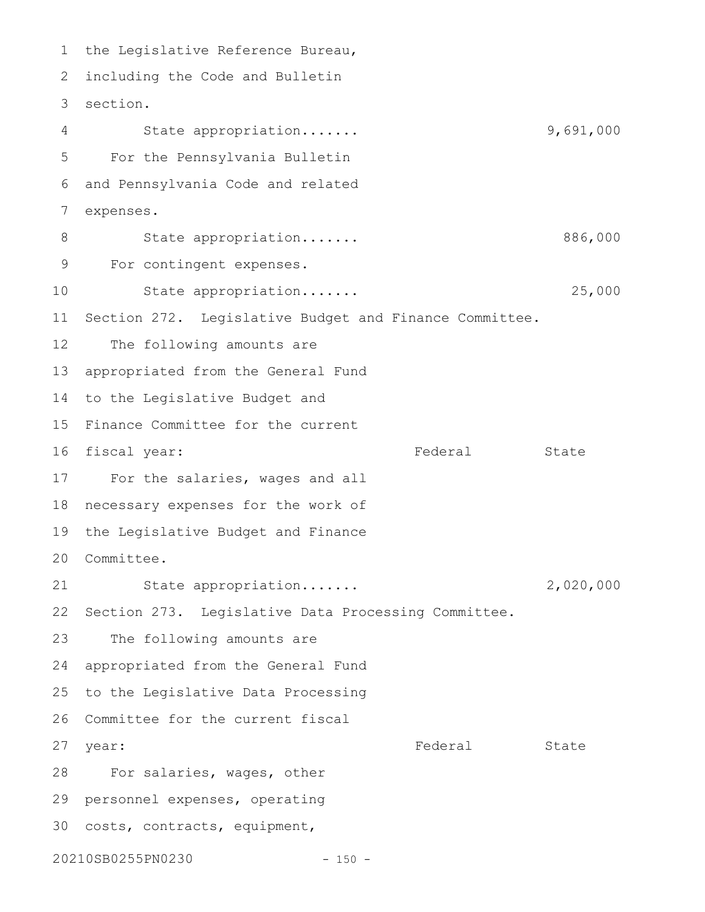the Legislative Reference Bureau, including the Code and Bulletin section.

| | Federal | State |
|---|---|---|
| State appropriation....... | | 9,691,000 |

For the Pennsylvania Bulletin and Pennsylvania Code and related expenses.

| | Federal | State |
|---|---|---|
| State appropriation....... | | 886,000 |

For contingent expenses.

| | Federal | State |
|---|---|---|
| State appropriation....... | | 25,000 |

Section 272. Legislative Budget and Finance Committee.

The following amounts are appropriated from the General Fund to the Legislative Budget and Finance Committee for the current fiscal year:

| | Federal | State |
|---|---|---|

For the salaries, wages and all necessary expenses for the work of the Legislative Budget and Finance Committee.

| | Federal | State |
|---|---|---|
| State appropriation....... | | 2,020,000 |

Section 273. Legislative Data Processing Committee.

The following amounts are appropriated from the General Fund to the Legislative Data Processing Committee for the current fiscal year:

| | Federal | State |
|---|---|---|

For salaries, wages, other personnel expenses, operating costs, contracts, equipment,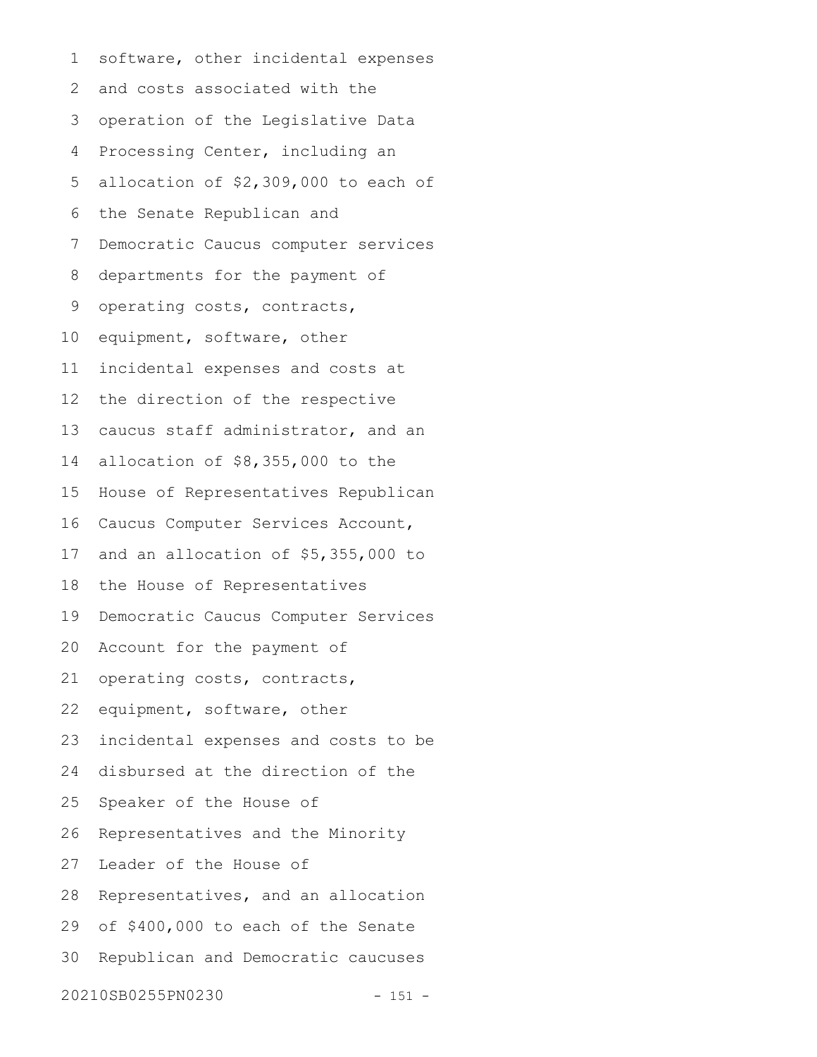software, other incidental expenses and costs associated with the operation of the Legislative Data Processing Center, including an allocation of $2,309,000 to each of the Senate Republican and Democratic Caucus computer services departments for the payment of operating costs, contracts, equipment, software, other incidental expenses and costs at the direction of the respective caucus staff administrator, and an allocation of $8,355,000 to the House of Representatives Republican Caucus Computer Services Account, and an allocation of $5,355,000 to the House of Representatives Democratic Caucus Computer Services Account for the payment of operating costs, contracts, equipment, software, other incidental expenses and costs to be disbursed at the direction of the Speaker of the House of Representatives and the Minority Leader of the House of Representatives, and an allocation of $400,000 to each of the Senate Republican and Democratic caucuses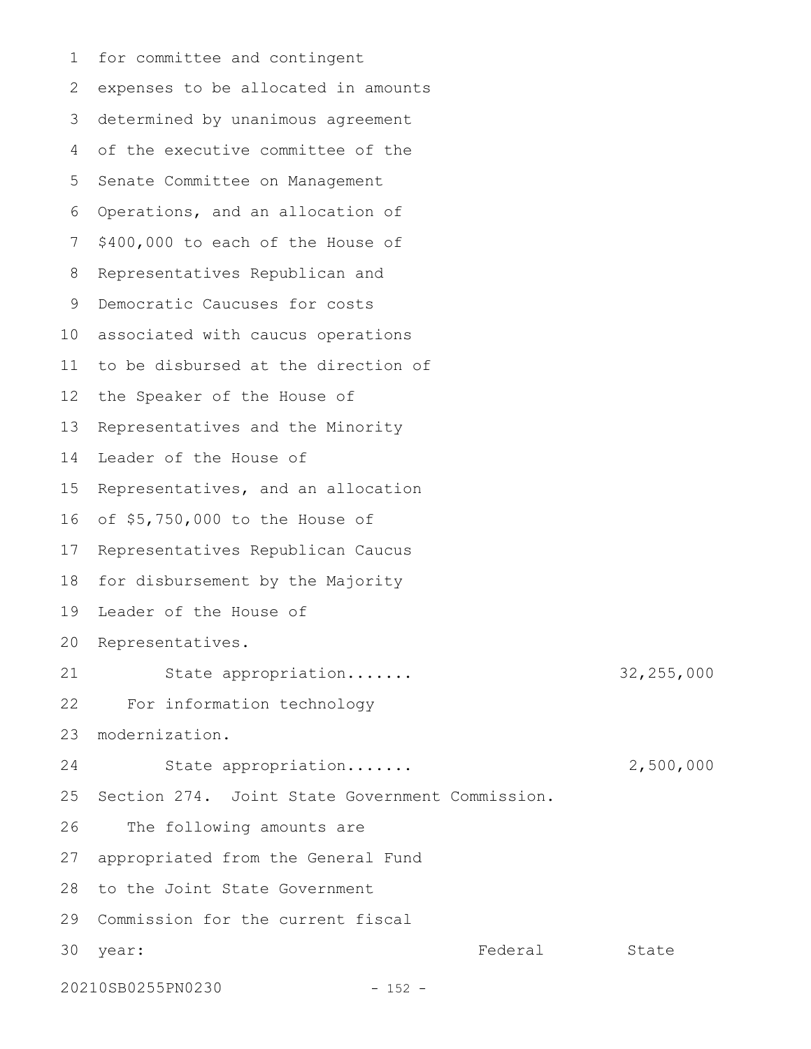for committee and contingent expenses to be allocated in amounts determined by unanimous agreement of the executive committee of the Senate Committee on Management Operations, and an allocation of $400,000 to each of the House of Representatives Republican and Democratic Caucuses for costs associated with caucus operations to be disbursed at the direction of the Speaker of the House of Representatives and the Minority Leader of the House of Representatives, and an allocation of $5,750,000 to the House of Representatives Republican Caucus for disbursement by the Majority Leader of the House of Representatives.

State appropriation....... 32,255,000

For information technology modernization.

State appropriation....... 2,500,000

Section 274. Joint State Government Commission.

The following amounts are appropriated from the General Fund to the Joint State Government Commission for the current fiscal year:

| | Federal | State |
|---|---|---|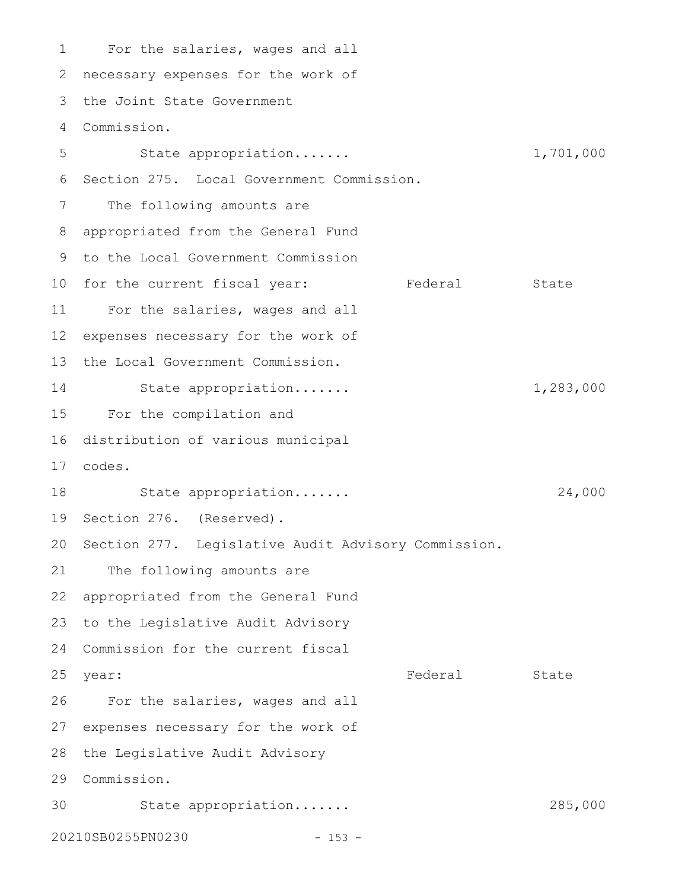For the salaries, wages and all necessary expenses for the work of the Joint State Government Commission.

| | Federal | State |
|---|---|---|
| State appropriation....... | | 1,701,000 |

Section 275. Local Government Commission.

The following amounts are appropriated from the General Fund to the Local Government Commission for the current fiscal year:

| | Federal | State |
|---|---|---|
| For the salaries, wages and all expenses necessary for the work of the Local Government Commission. | | |
| State appropriation....... | | 1,283,000 |
| For the compilation and distribution of various municipal codes. | | |
| State appropriation....... | | 24,000 |

Section 276. (Reserved).

Section 277. Legislative Audit Advisory Commission.

The following amounts are appropriated from the General Fund to the Legislative Audit Advisory Commission for the current fiscal year:

| | Federal | State |
|---|---|---|
| For the salaries, wages and all expenses necessary for the work of the Legislative Audit Advisory Commission. | | |
| State appropriation....... | | 285,000 |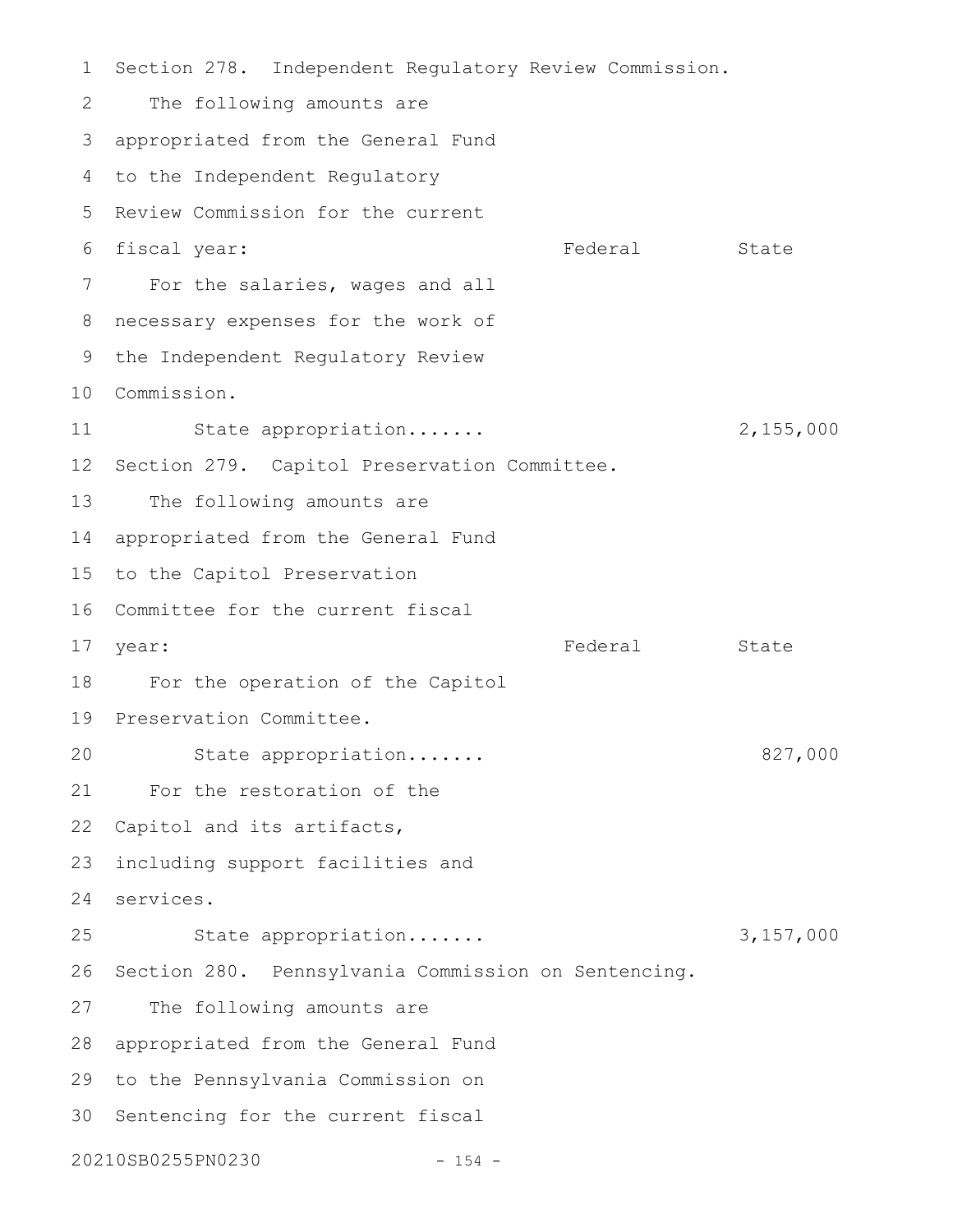Section 278. Independent Regulatory Review Commission.

The following amounts are appropriated from the General Fund to the Independent Regulatory Review Commission for the current fiscal year:

| | Federal | State |
|---|---|---|
| For the salaries, wages and all necessary expenses for the work of the Independent Regulatory Review Commission. | | |
| State appropriation....... | | 2,155,000 |

Section 279. Capitol Preservation Committee.

The following amounts are appropriated from the General Fund to the Capitol Preservation Committee for the current fiscal year:

| | Federal | State |
|---|---|---|
| For the operation of the Capitol Preservation Committee. | | |
| State appropriation....... | | 827,000 |
| For the restoration of the Capitol and its artifacts, including support facilities and services. | | |
| State appropriation....... | | 3,157,000 |

Section 280. Pennsylvania Commission on Sentencing.

The following amounts are appropriated from the General Fund to the Pennsylvania Commission on Sentencing for the current fiscal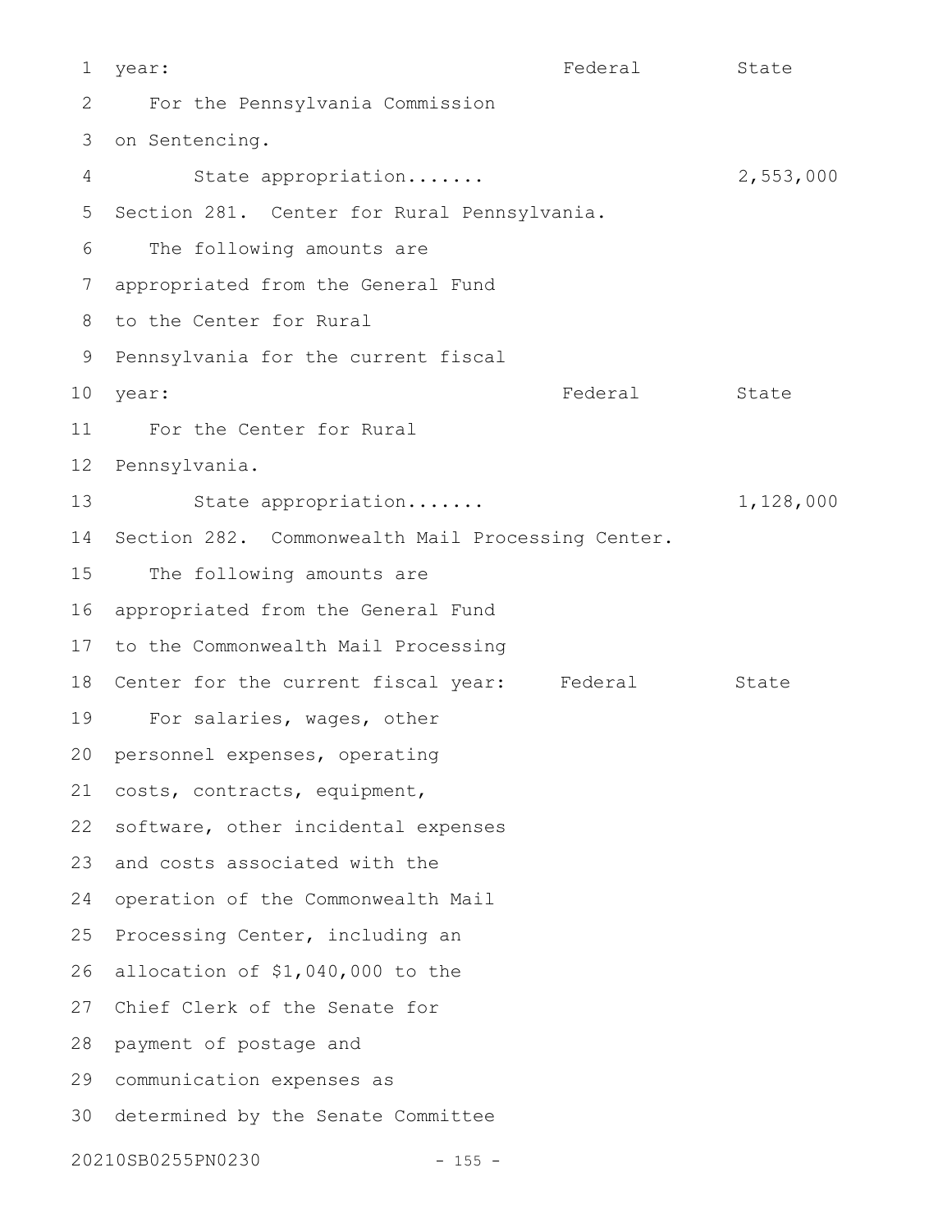year: Federal State

For the Pennsylvania Commission on Sentencing.

State appropriation....... 2,553,000

Section 281. Center for Rural Pennsylvania.

The following amounts are appropriated from the General Fund to the Center for Rural Pennsylvania for the current fiscal year: Federal State

For the Center for Rural Pennsylvania.

State appropriation....... 1,128,000

Section 282. Commonwealth Mail Processing Center.

The following amounts are appropriated from the General Fund to the Commonwealth Mail Processing Center for the current fiscal year: Federal State

For salaries, wages, other personnel expenses, operating costs, contracts, equipment, software, other incidental expenses and costs associated with the operation of the Commonwealth Mail Processing Center, including an allocation of $1,040,000 to the Chief Clerk of the Senate for payment of postage and communication expenses as determined by the Senate Committee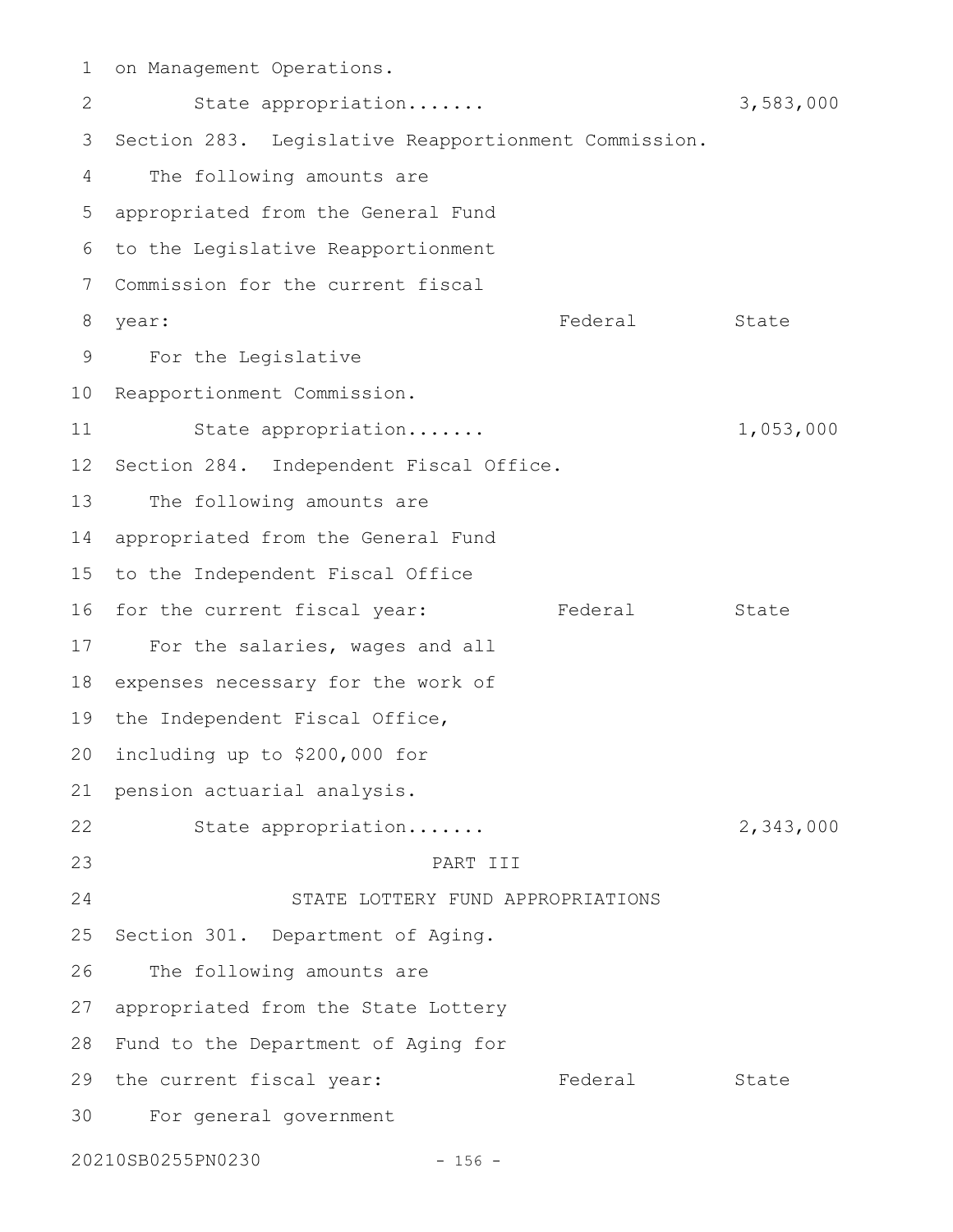on Management Operations.

| | Federal | State |
|---|---|---|
| State appropriation....... | | 3,583,000 |

Section 283. Legislative Reapportionment Commission.

| The following amounts are appropriated from the General Fund to the Legislative Reapportionment Commission for the current fiscal year: | Federal | State |
|---|---|---|
| For the Legislative Reapportionment Commission. | | |
| State appropriation....... | | 1,053,000 |

Section 284. Independent Fiscal Office.

| The following amounts are appropriated from the General Fund to the Independent Fiscal Office for the current fiscal year: | Federal | State |
|---|---|---|
| For the salaries, wages and all expenses necessary for the work of the Independent Fiscal Office, including up to $200,000 for pension actuarial analysis. | | |
| State appropriation....... | | 2,343,000 |

PART III

STATE LOTTERY FUND APPROPRIATIONS

Section 301. Department of Aging.

| The following amounts are appropriated from the State Lottery Fund to the Department of Aging for the current fiscal year: | Federal | State |
|---|---|---|
| For general government | | |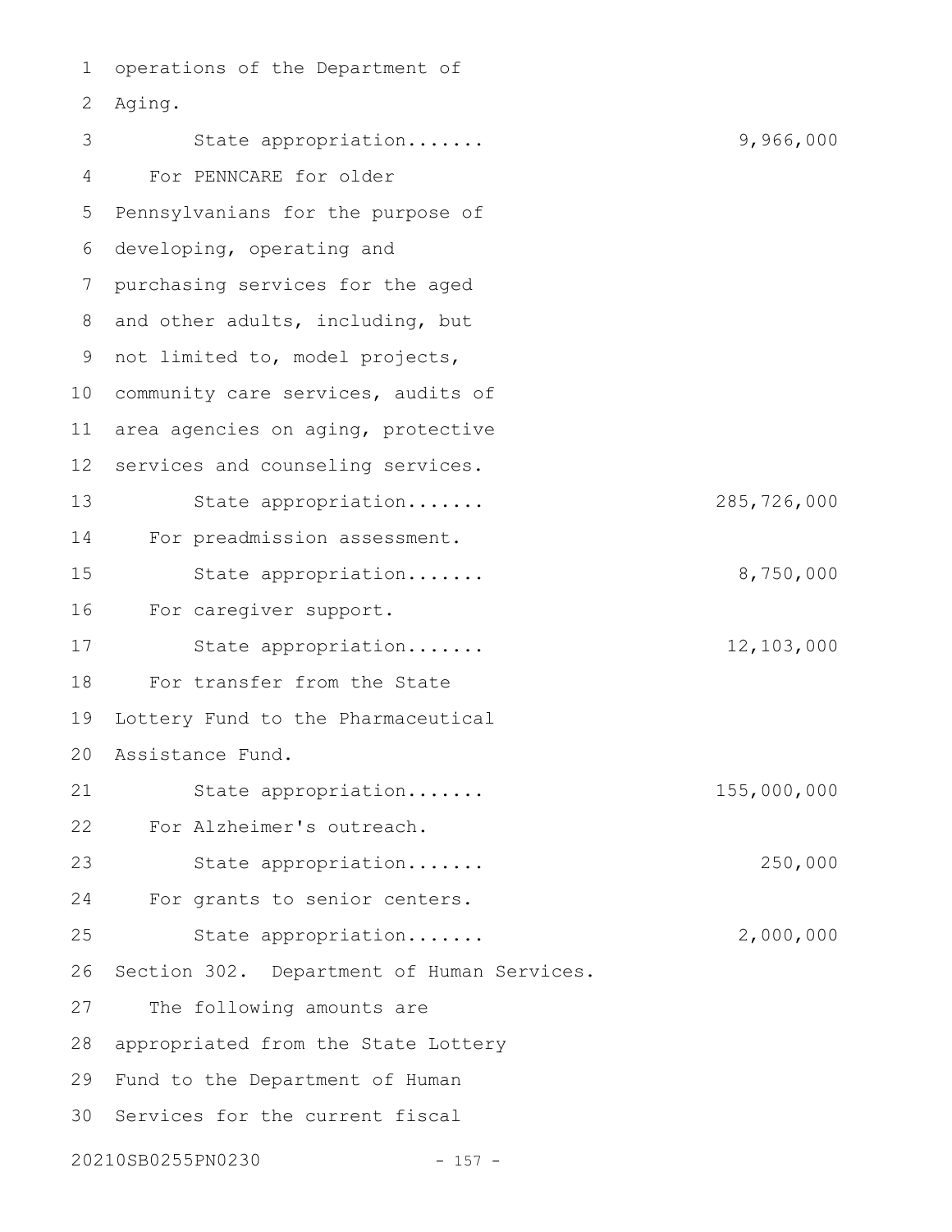operations of the Department of Aging.

State appropriation....... 9,966,000

For PENNCARE for older Pennsylvanians for the purpose of developing, operating and purchasing services for the aged and other adults, including, but not limited to, model projects, community care services, audits of area agencies on aging, protective services and counseling services.

State appropriation....... 285,726,000

For preadmission assessment.

State appropriation....... 8,750,000

For caregiver support.

State appropriation....... 12,103,000

For transfer from the State Lottery Fund to the Pharmaceutical Assistance Fund.

State appropriation....... 155,000,000

For Alzheimer's outreach.

State appropriation....... 250,000

For grants to senior centers.

State appropriation....... 2,000,000

Section 302. Department of Human Services.

The following amounts are appropriated from the State Lottery Fund to the Department of Human Services for the current fiscal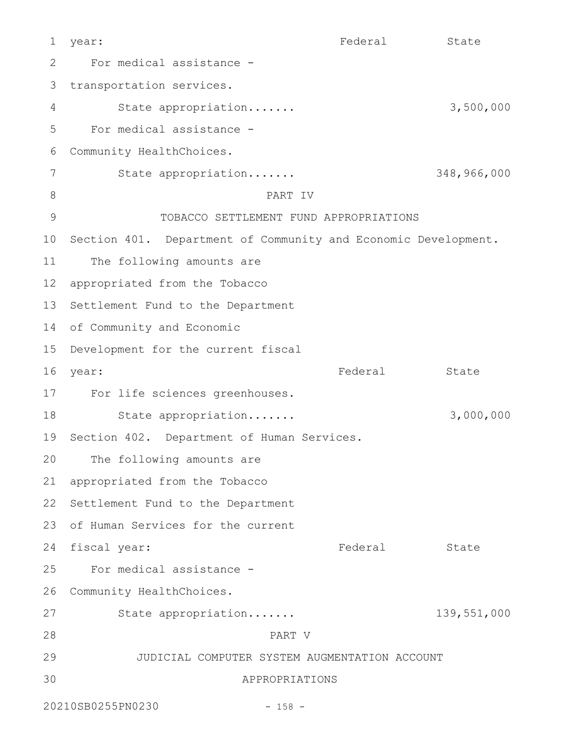year: Federal State

For medical assistance - transportation services.

State appropriation....... 3,500,000

For medical assistance - Community HealthChoices.

State appropriation....... 348,966,000

# PART IV

## TOBACCO SETTLEMENT FUND APPROPRIATIONS

Section 401. Department of Community and Economic Development.

The following amounts are appropriated from the Tobacco Settlement Fund to the Department of Community and Economic Development for the current fiscal year: Federal State

For life sciences greenhouses.

State appropriation....... 3,000,000

Section 402. Department of Human Services.

The following amounts are appropriated from the Tobacco Settlement Fund to the Department of Human Services for the current fiscal year: Federal State

For medical assistance - Community HealthChoices.

State appropriation....... 139,551,000

# PART V

## JUDICIAL COMPUTER SYSTEM AUGMENTATION ACCOUNT APPROPRIATIONS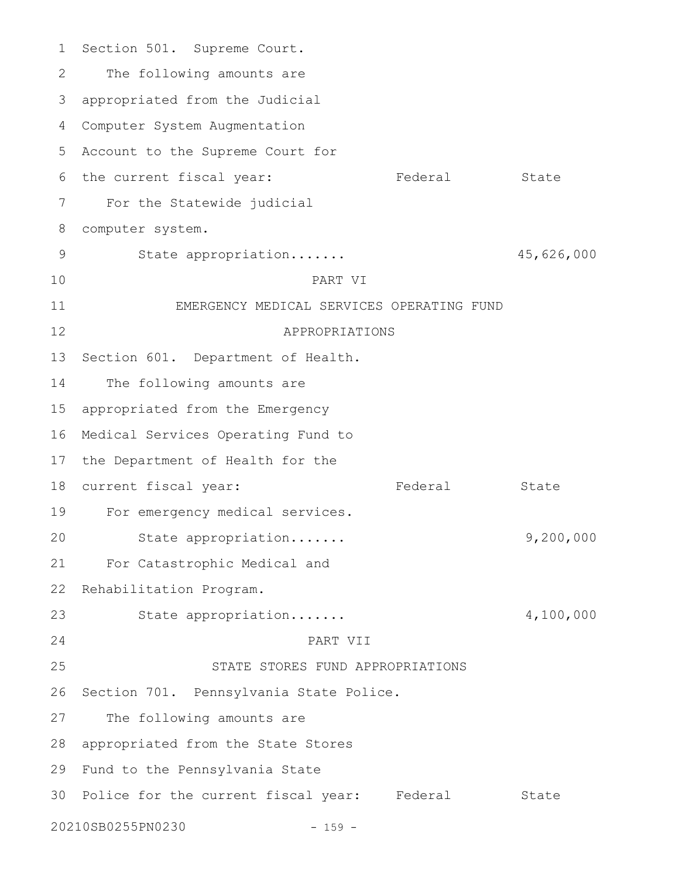Section 501. Supreme Court.

The following amounts are appropriated from the Judicial Computer System Augmentation Account to the Supreme Court for the current fiscal year:

| | Federal | State |
|---|---|---|
| For the Statewide judicial computer system. | | |
| State appropriation....... | | 45,626,000 |

PART VI

EMERGENCY MEDICAL SERVICES OPERATING FUND APPROPRIATIONS

Section 601. Department of Health.

The following amounts are appropriated from the Emergency Medical Services Operating Fund to the Department of Health for the current fiscal year:

| | Federal | State |
|---|---|---|
| For emergency medical services. | | |
| State appropriation....... | | 9,200,000 |
| For Catastrophic Medical and Rehabilitation Program. | | |
| State appropriation....... | | 4,100,000 |

PART VII

STATE STORES FUND APPROPRIATIONS

Section 701. Pennsylvania State Police.

The following amounts are appropriated from the State Stores Fund to the Pennsylvania State Police for the current fiscal year:

| | Federal | State |
|---|---|---|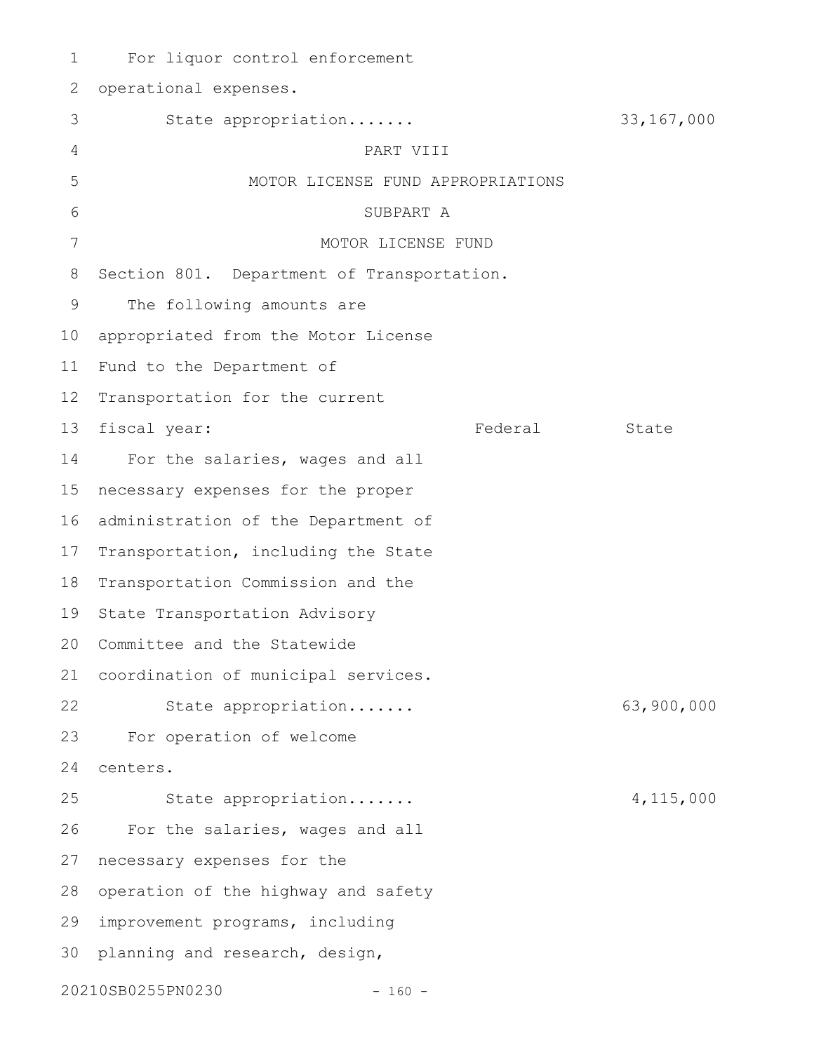For liquor control enforcement operational expenses.

State appropriation....... 33,167,000

PART VIII

MOTOR LICENSE FUND APPROPRIATIONS

SUBPART A

MOTOR LICENSE FUND

Section 801. Department of Transportation.

The following amounts are appropriated from the Motor License Fund to the Department of Transportation for the current fiscal year:

| | Federal | State |
|---|---|---|
| For the salaries, wages and all necessary expenses for the proper administration of the Department of Transportation, including the State Transportation Commission and the State Transportation Advisory Committee and the Statewide coordination of municipal services. | | |
| State appropriation....... | | 63,900,000 |
| For operation of welcome centers. | | |
| State appropriation....... | | 4,115,000 |

For the salaries, wages and all necessary expenses for the operation of the highway and safety improvement programs, including planning and research, design,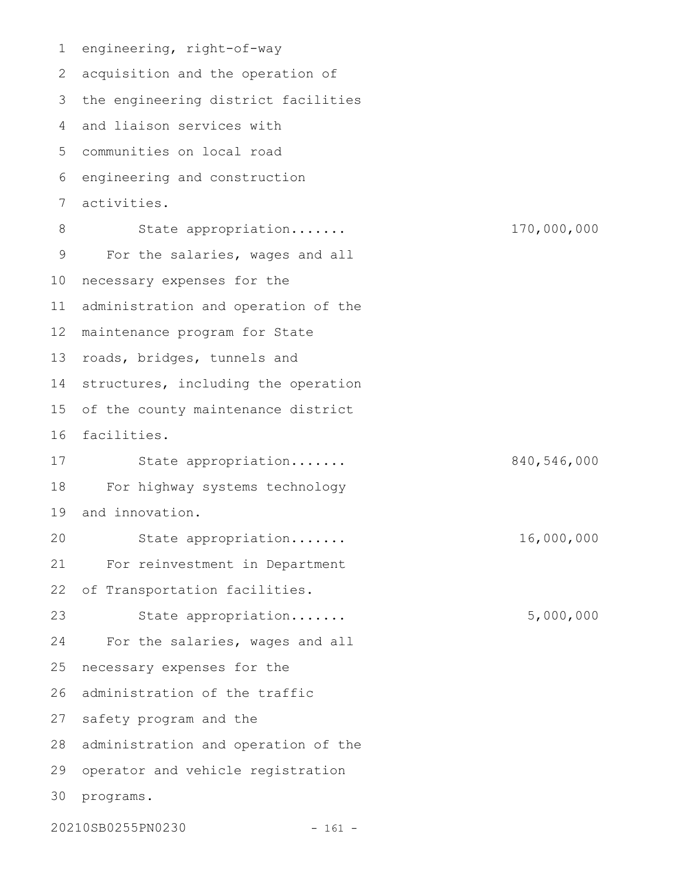engineering, right-of-way acquisition and the operation of the engineering district facilities and liaison services with communities on local road engineering and construction activities.

State appropriation....... 170,000,000

For the salaries, wages and all necessary expenses for the administration and operation of the maintenance program for State roads, bridges, tunnels and structures, including the operation of the county maintenance district facilities.

State appropriation....... 840,546,000

For highway systems technology and innovation.

State appropriation....... 16,000,000

For reinvestment in Department of Transportation facilities.

State appropriation....... 5,000,000

For the salaries, wages and all necessary expenses for the administration of the traffic safety program and the administration and operation of the operator and vehicle registration programs.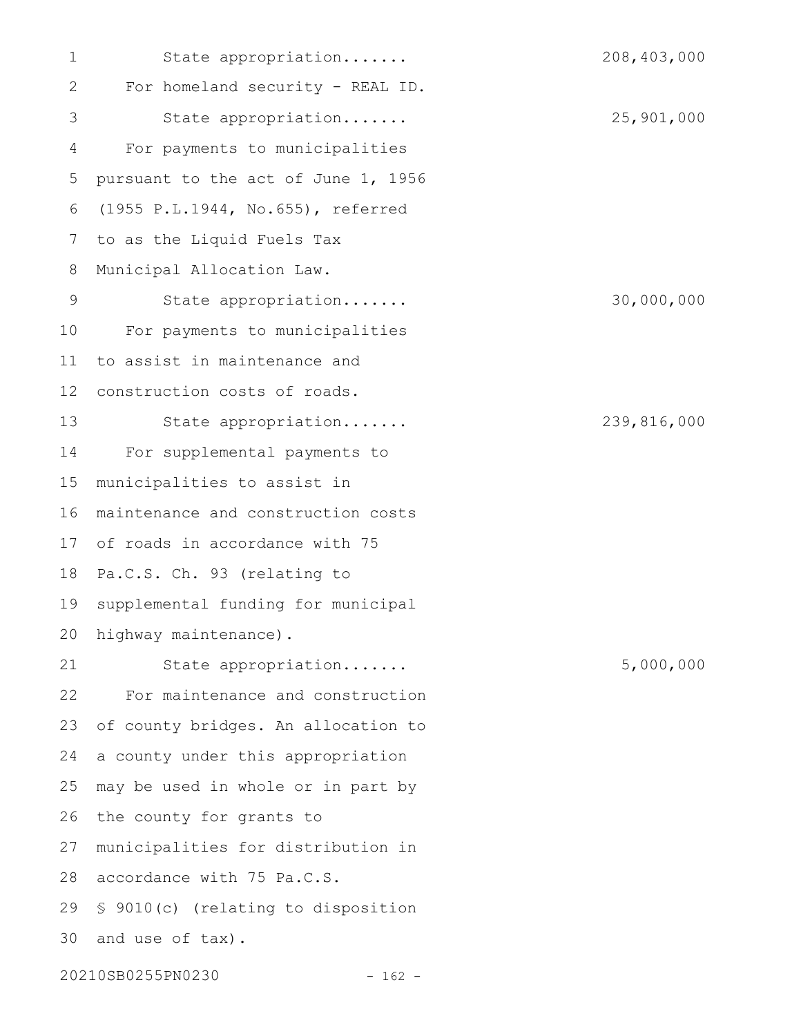State appropriation....... 208,403,000

For homeland security - REAL ID.

State appropriation....... 25,901,000

For payments to municipalities pursuant to the act of June 1, 1956 (1955 P.L.1944, No.655), referred to as the Liquid Fuels Tax Municipal Allocation Law.

State appropriation....... 30,000,000

For payments to municipalities to assist in maintenance and construction costs of roads.

State appropriation....... 239,816,000

For supplemental payments to municipalities to assist in maintenance and construction costs of roads in accordance with 75 Pa.C.S. Ch. 93 (relating to supplemental funding for municipal highway maintenance).

State appropriation....... 5,000,000

For maintenance and construction of county bridges. An allocation to a county under this appropriation may be used in whole or in part by the county for grants to municipalities for distribution in accordance with 75 Pa.C.S. § 9010(c) (relating to disposition and use of tax).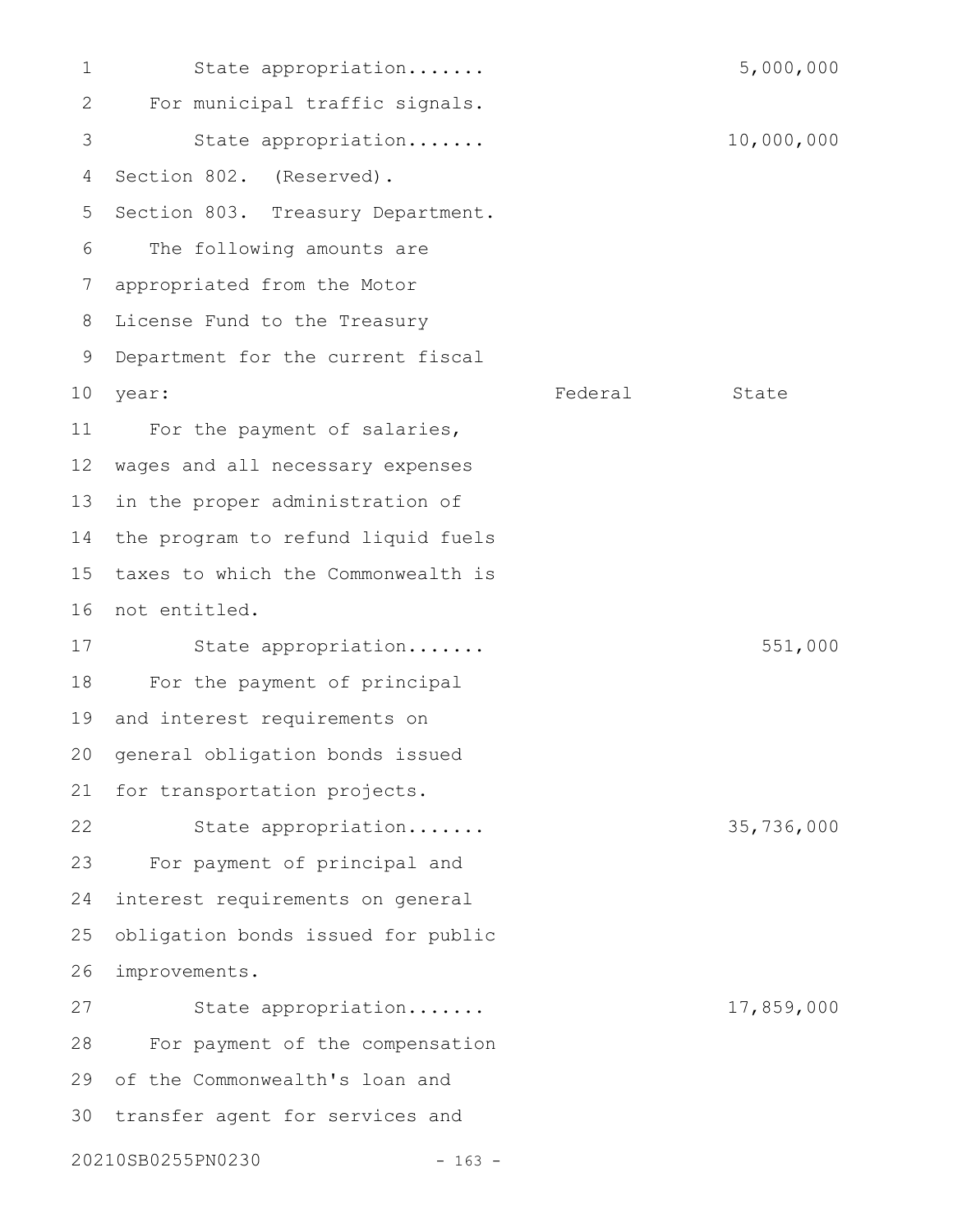State appropriation....... 5,000,000

For municipal traffic signals.

State appropriation....... 10,000,000

Section 802. (Reserved).

Section 803. Treasury Department.

The following amounts are appropriated from the Motor License Fund to the Treasury Department for the current fiscal year:

| | Federal | State |
|---|---|---|
| For the payment of salaries, wages and all necessary expenses in the proper administration of the program to refund liquid fuels taxes to which the Commonwealth is not entitled. | | |
| State appropriation....... | | 551,000 |
| For the payment of principal and interest requirements on general obligation bonds issued for transportation projects. | | |
| State appropriation....... | | 35,736,000 |
| For payment of principal and interest requirements on general obligation bonds issued for public improvements. | | |
| State appropriation....... | | 17,859,000 |

For payment of the compensation of the Commonwealth's loan and transfer agent for services and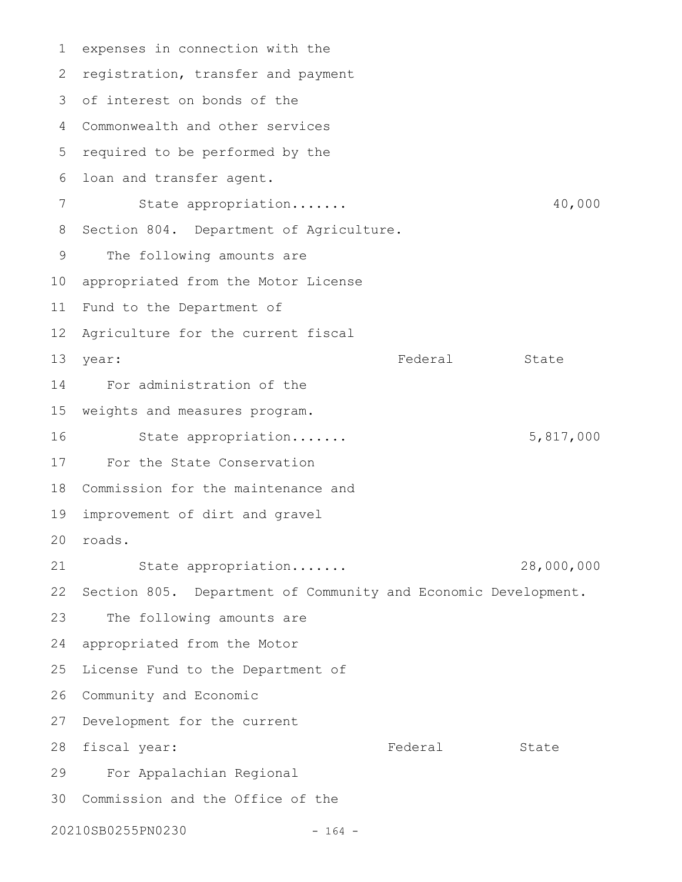expenses in connection with the registration, transfer and payment of interest on bonds of the Commonwealth and other services required to be performed by the loan and transfer agent.

| | Federal | State |
|---|---|---|
| State appropriation....... | | 40,000 |

Section 804. Department of Agriculture.

The following amounts are appropriated from the Motor License Fund to the Department of Agriculture for the current fiscal year:

| | Federal | State |
|---|---|---|
| For administration of the weights and measures program. | | |
| State appropriation....... | | 5,817,000 |
| For the State Conservation Commission for the maintenance and improvement of dirt and gravel roads. | | |
| State appropriation....... | | 28,000,000 |

Section 805. Department of Community and Economic Development.

The following amounts are appropriated from the Motor License Fund to the Department of Community and Economic Development for the current fiscal year:

| | Federal | State |
|---|---|---|
| For Appalachian Regional Commission and the Office of the | | |

20210SB0255PN0230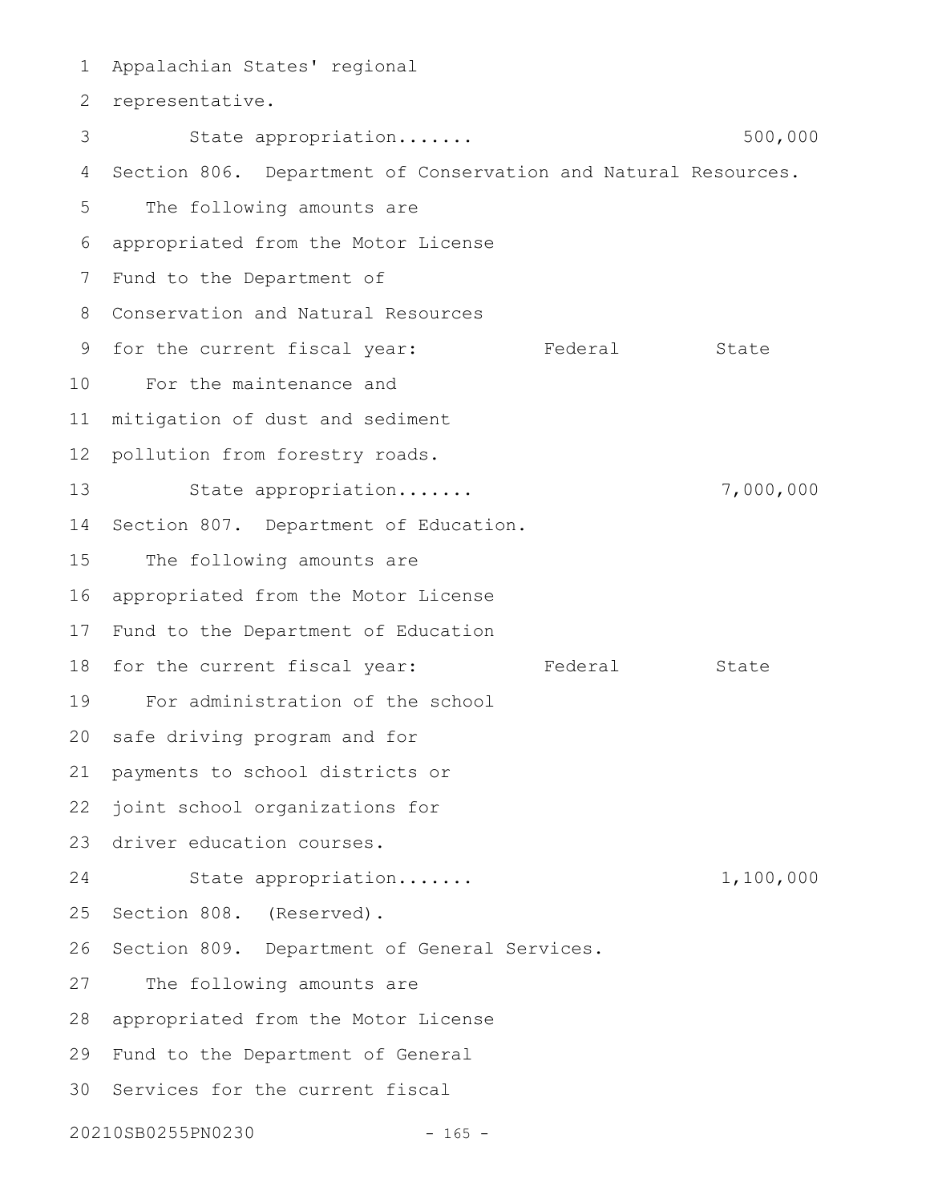Appalachian States' regional representative.

State appropriation....... 500,000

Section 806. Department of Conservation and Natural Resources.

The following amounts are appropriated from the Motor License Fund to the Department of Conservation and Natural Resources for the current fiscal year:

| | Federal | State |
|---|---|---|
| For the maintenance and mitigation of dust and sediment pollution from forestry roads. | | |
| State appropriation....... | | 7,000,000 |

Section 807. Department of Education.

The following amounts are appropriated from the Motor License Fund to the Department of Education for the current fiscal year:

| | Federal | State |
|---|---|---|
| For administration of the school safe driving program and for payments to school districts or joint school organizations for driver education courses. | | |
| State appropriation....... | | 1,100,000 |

Section 808. (Reserved).

Section 809. Department of General Services.

The following amounts are appropriated from the Motor License Fund to the Department of General Services for the current fiscal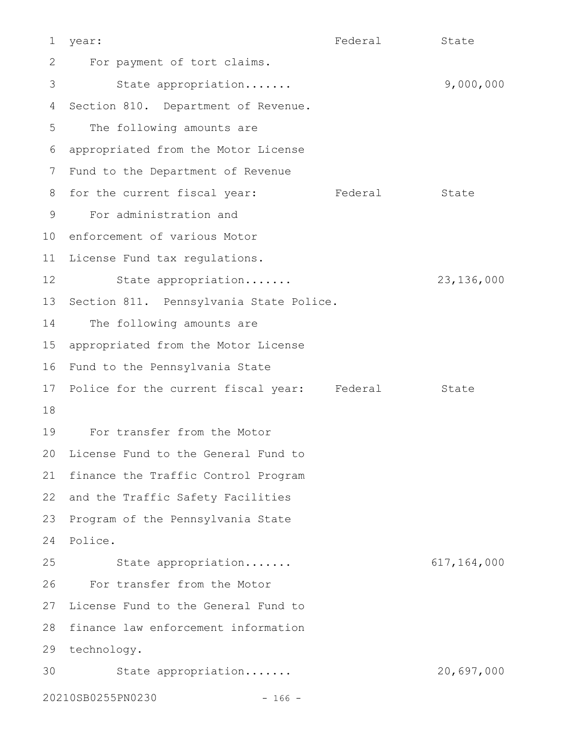year: Federal State

For payment of tort claims.

State appropriation....... 9,000,000

Section 810. Department of Revenue.

The following amounts are appropriated from the Motor License Fund to the Department of Revenue for the current fiscal year: Federal State

For administration and enforcement of various Motor License Fund tax regulations.

State appropriation....... 23,136,000

Section 811. Pennsylvania State Police.

The following amounts are appropriated from the Motor License Fund to the Pennsylvania State Police for the current fiscal year: Federal State

For transfer from the Motor License Fund to the General Fund to finance the Traffic Control Program and the Traffic Safety Facilities Program of the Pennsylvania State Police.

State appropriation....... 617,164,000

For transfer from the Motor License Fund to the General Fund to finance law enforcement information technology.

State appropriation....... 20,697,000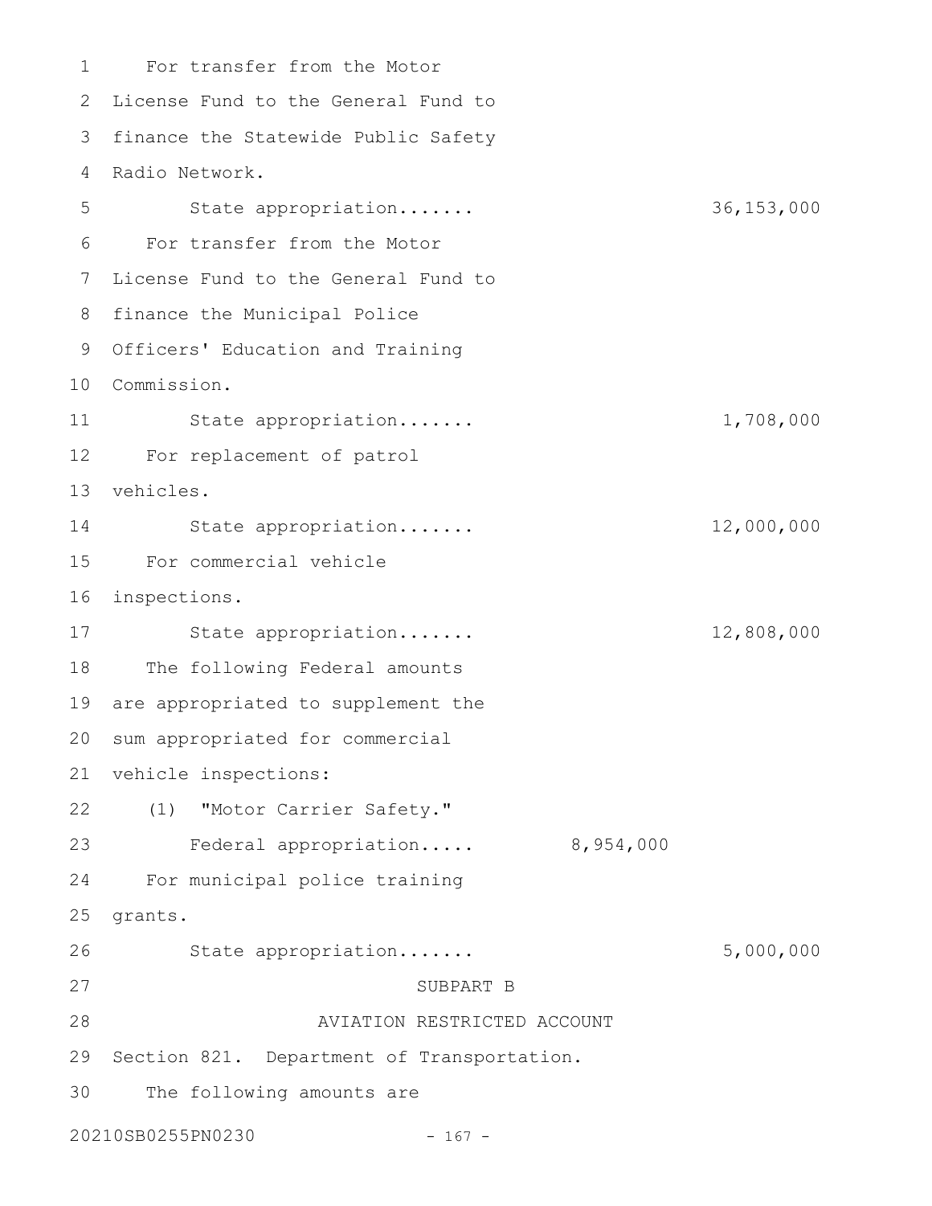For transfer from the Motor License Fund to the General Fund to finance the Statewide Public Safety Radio Network.

| | | |
|---|---|---|
| State appropriation....... | | 36,153,000 |

For transfer from the Motor License Fund to the General Fund to finance the Municipal Police Officers' Education and Training Commission.

| | | |
|---|---|---|
| State appropriation....... | | 1,708,000 |

For replacement of patrol vehicles.

| | | |
|---|---|---|
| State appropriation....... | | 12,000,000 |

For commercial vehicle inspections.

| | | |
|---|---|---|
| State appropriation....... | | 12,808,000 |

The following Federal amounts are appropriated to supplement the sum appropriated for commercial vehicle inspections:

(1) "Motor Carrier Safety."

| | | |
|---|---|---|
| Federal appropriation..... | 8,954,000 | |

For municipal police training grants.

| | | |
|---|---|---|
| State appropriation....... | | 5,000,000 |

SUBPART B

AVIATION RESTRICTED ACCOUNT

Section 821. Department of Transportation.

The following amounts are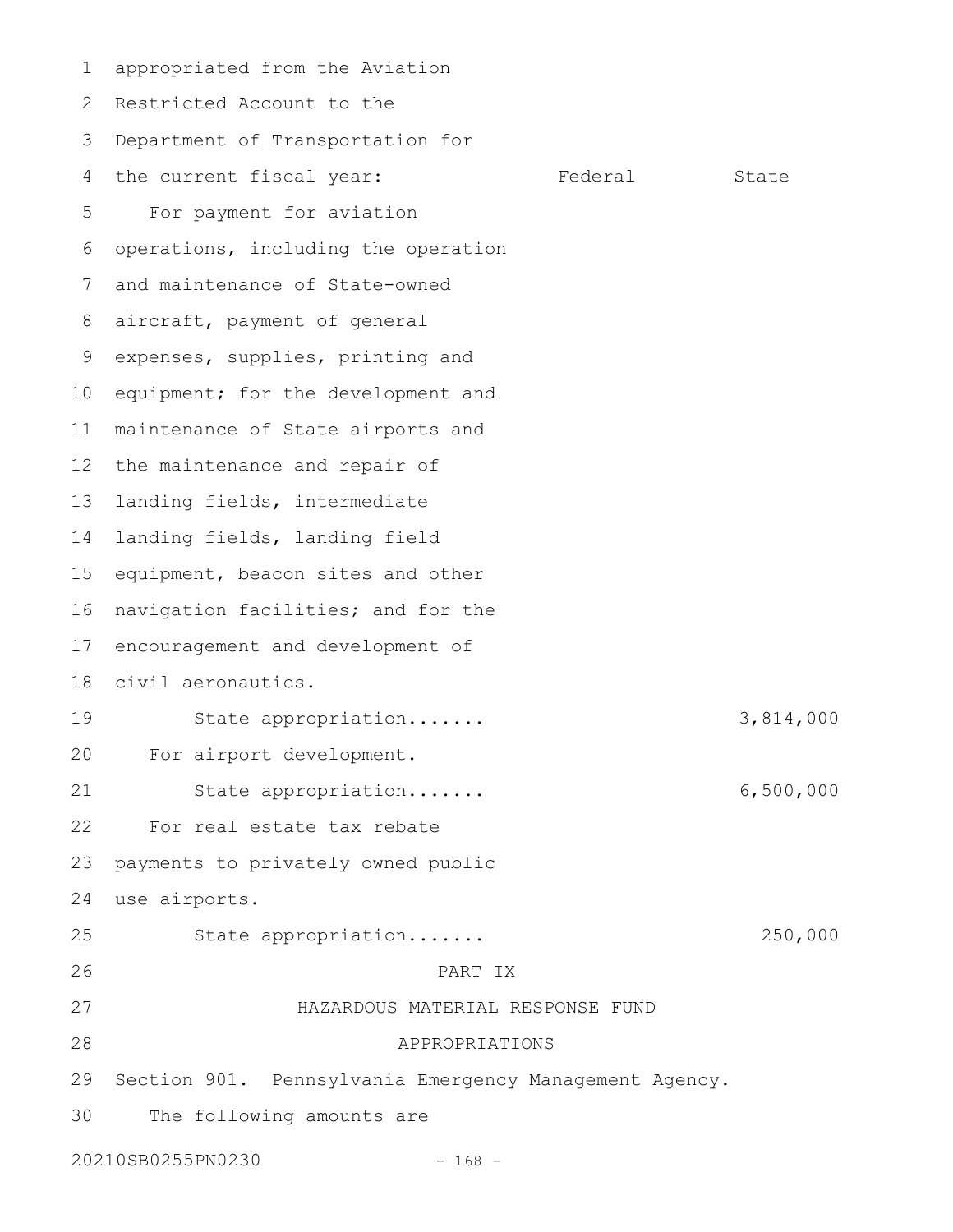appropriated from the Aviation Restricted Account to the Department of Transportation for the current fiscal year:

| | Federal | State |
|---|---|---|
| For payment for aviation operations, including the operation and maintenance of State-owned aircraft, payment of general expenses, supplies, printing and equipment; for the development and maintenance of State airports and the maintenance and repair of landing fields, intermediate landing fields, landing field equipment, beacon sites and other navigation facilities; and for the encouragement and development of civil aeronautics. | | |
| State appropriation....... | | 3,814,000 |
| For airport development. | | |
| State appropriation....... | | 6,500,000 |
| For real estate tax rebate payments to privately owned public use airports. | | |
| State appropriation....... | | 250,000 |

# PART IX
# HAZARDOUS MATERIAL RESPONSE FUND
# APPROPRIATIONS

Section 901. Pennsylvania Emergency Management Agency.

The following amounts are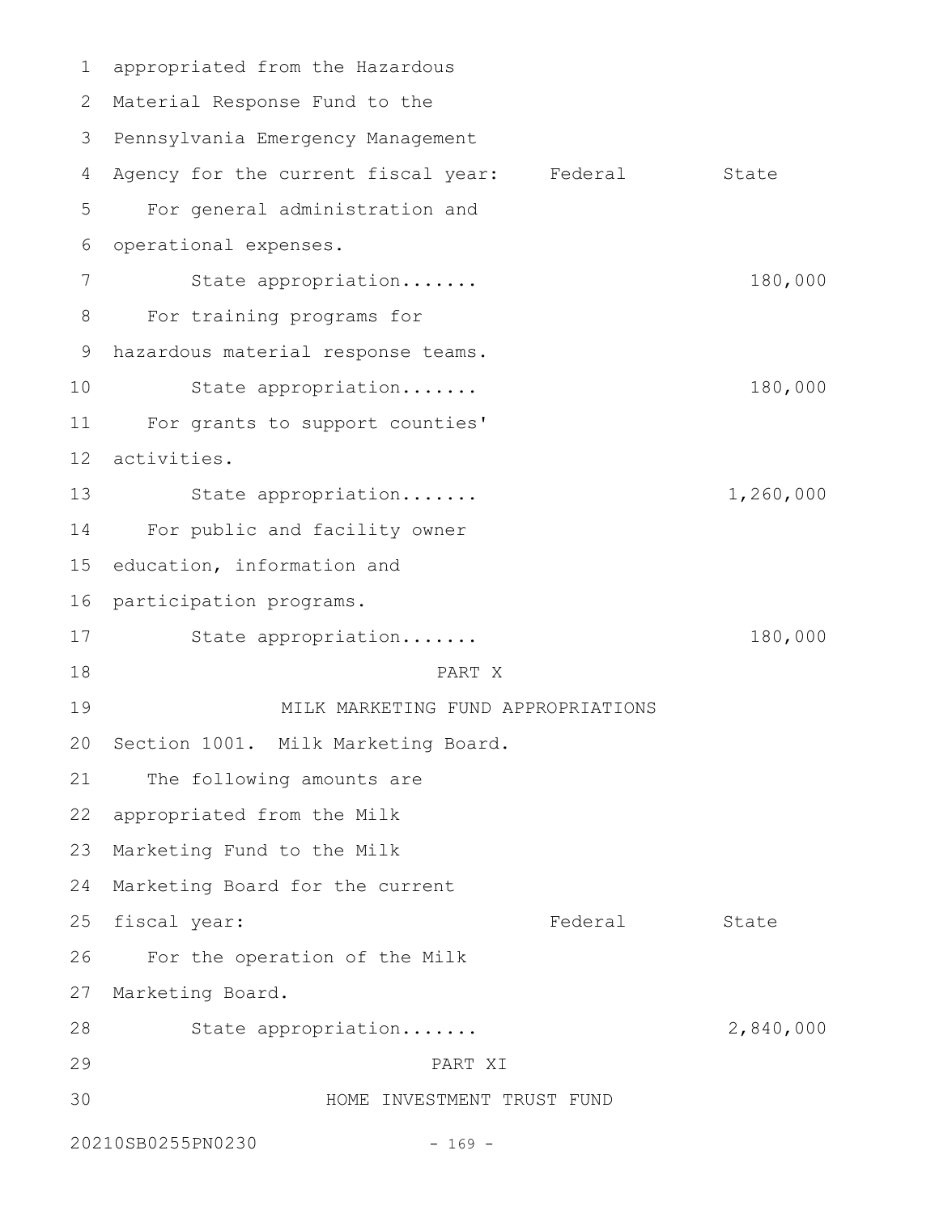appropriated from the Hazardous Material Response Fund to the Pennsylvania Emergency Management Agency for the current fiscal year:

| | Federal | State |
|---|---|---|
| For general administration and operational expenses. | | |
| State appropriation....... | | 180,000 |
| For training programs for hazardous material response teams. | | |
| State appropriation....... | | 180,000 |
| For grants to support counties' activities. | | |
| State appropriation....... | | 1,260,000 |
| For public and facility owner education, information and participation programs. | | |
| State appropriation....... | | 180,000 |

PART X

MILK MARKETING FUND APPROPRIATIONS

Section 1001. Milk Marketing Board.

The following amounts are appropriated from the Milk Marketing Fund to the Milk Marketing Board for the current fiscal year:

| | Federal | State |
|---|---|---|
| For the operation of the Milk Marketing Board. | | |
| State appropriation....... | | 2,840,000 |

PART XI

HOME INVESTMENT TRUST FUND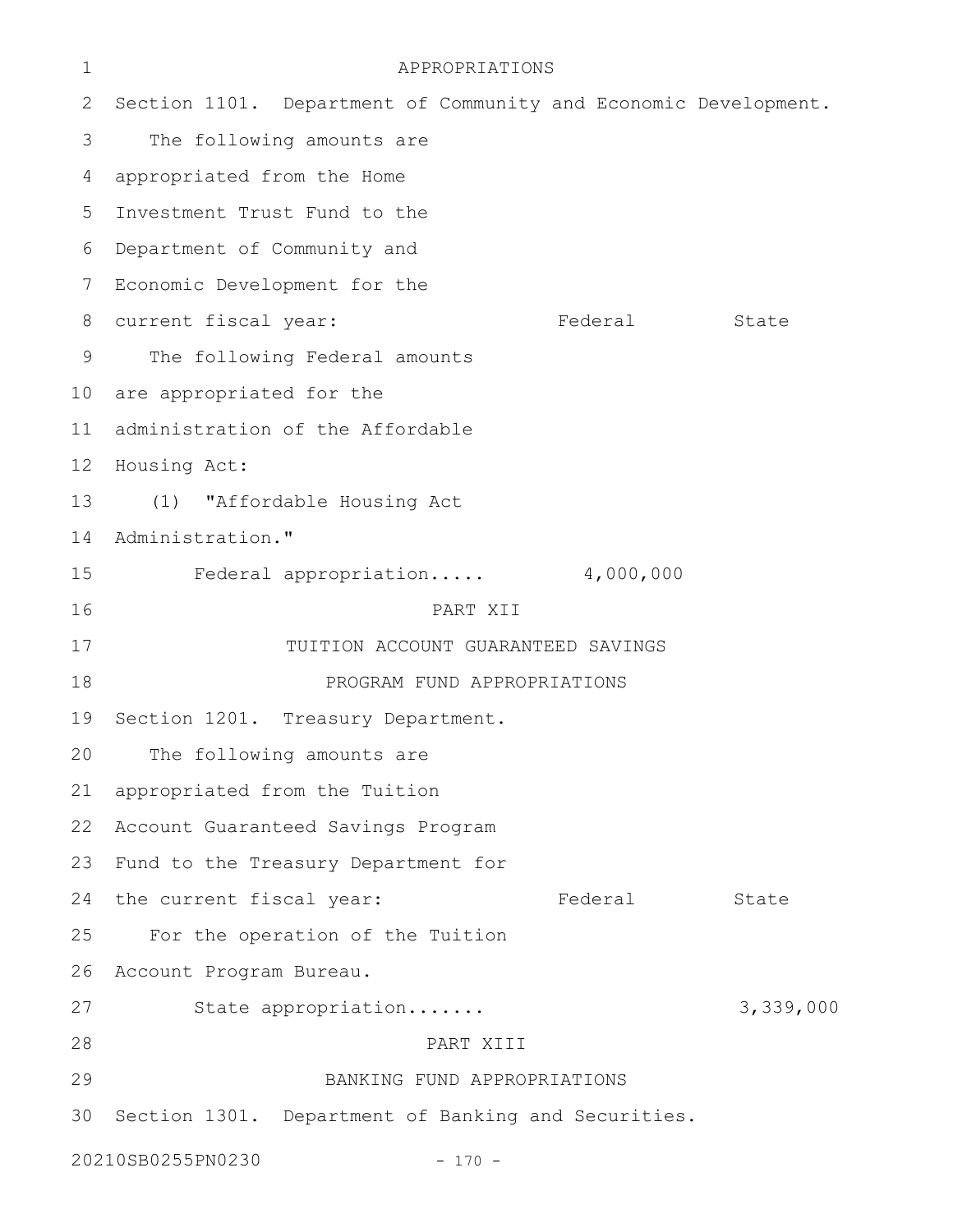APPROPRIATIONS

Section 1101. Department of Community and Economic Development.

The following amounts are appropriated from the Home Investment Trust Fund to the Department of Community and Economic Development for the current fiscal year:

| | Federal | State |
|---|---|---|
| The following Federal amounts are appropriated for the administration of the Affordable Housing Act: | | |
| (1) "Affordable Housing Act Administration." | | |
| Federal appropriation..... | 4,000,000 | |

PART XII

TUITION ACCOUNT GUARANTEED SAVINGS PROGRAM FUND APPROPRIATIONS

Section 1201. Treasury Department.

The following amounts are appropriated from the Tuition Account Guaranteed Savings Program Fund to the Treasury Department for the current fiscal year:

| | Federal | State |
|---|---|---|
| For the operation of the Tuition Account Program Bureau. | | |
| State appropriation....... | | 3,339,000 |

PART XIII

BANKING FUND APPROPRIATIONS

Section 1301. Department of Banking and Securities.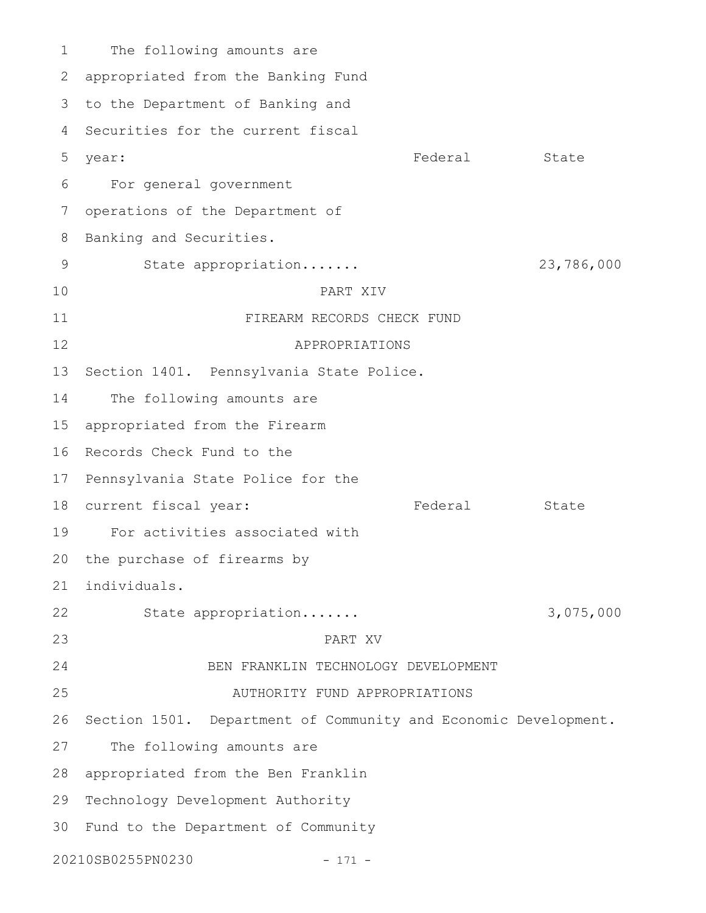The following amounts are appropriated from the Banking Fund to the Department of Banking and Securities for the current fiscal year:

| | Federal | State |
|---|---|---|
| For general government operations of the Department of Banking and Securities. | | |
| State appropriation....... | | 23,786,000 |

## PART XIV
## FIREARM RECORDS CHECK FUND APPROPRIATIONS

Section 1401. Pennsylvania State Police.

The following amounts are appropriated from the Firearm Records Check Fund to the Pennsylvania State Police for the current fiscal year:

| | Federal | State |
|---|---|---|
| For activities associated with the purchase of firearms by individuals. | | |
| State appropriation....... | | 3,075,000 |

## PART XV
## BEN FRANKLIN TECHNOLOGY DEVELOPMENT AUTHORITY FUND APPROPRIATIONS

Section 1501. Department of Community and Economic Development.

The following amounts are appropriated from the Ben Franklin Technology Development Authority Fund to the Department of Community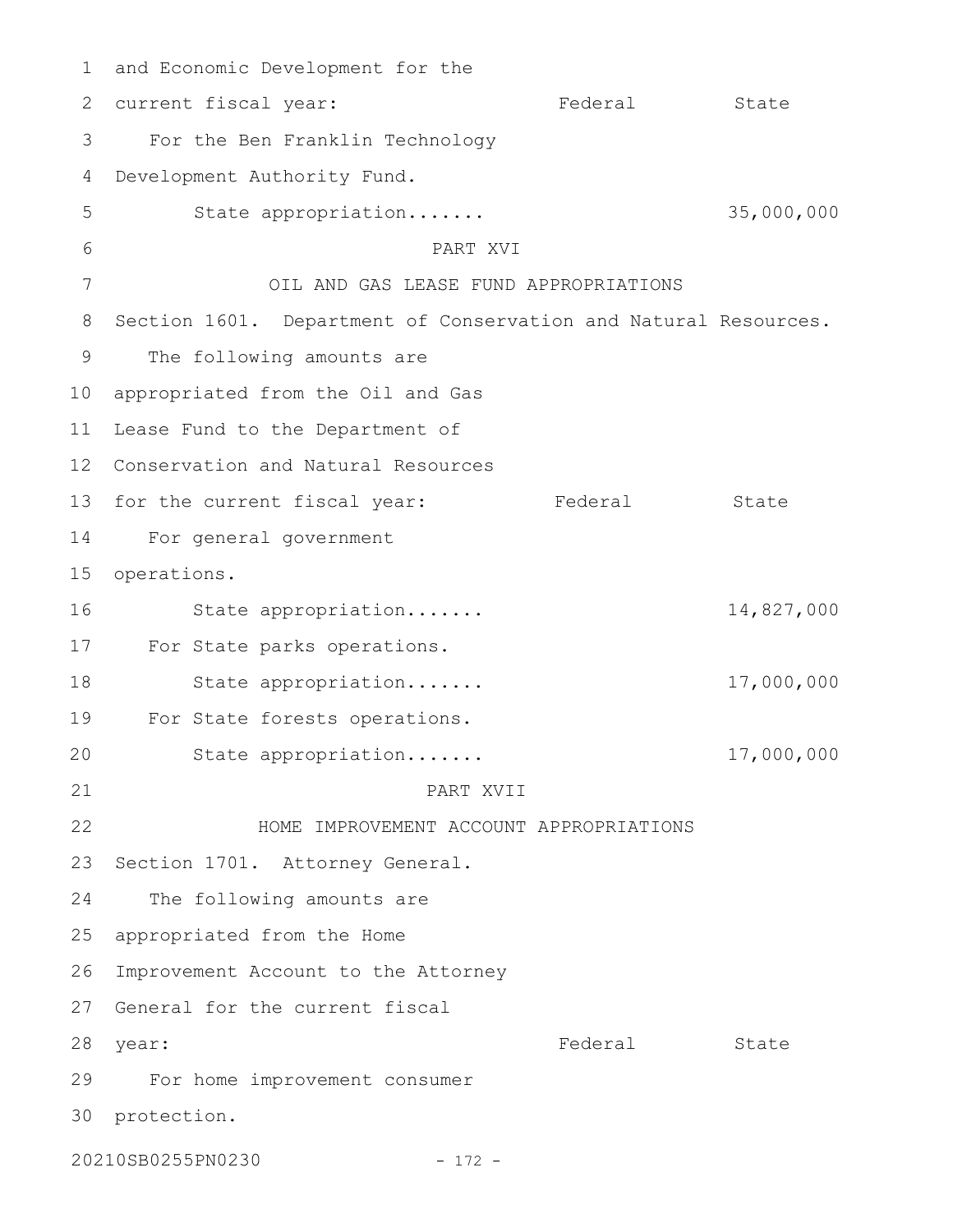and Economic Development for the current fiscal year:

| | Federal | State |
|---|---|---|
| For the Ben Franklin Technology Development Authority Fund. | | |
| State appropriation....... | | 35,000,000 |

PART XVI

OIL AND GAS LEASE FUND APPROPRIATIONS

Section 1601. Department of Conservation and Natural Resources.

The following amounts are appropriated from the Oil and Gas Lease Fund to the Department of Conservation and Natural Resources for the current fiscal year:

| | Federal | State |
|---|---|---|
| For general government operations. | | |
| State appropriation....... | | 14,827,000 |
| For State parks operations. | | |
| State appropriation....... | | 17,000,000 |
| For State forests operations. | | |
| State appropriation....... | | 17,000,000 |

PART XVII

HOME IMPROVEMENT ACCOUNT APPROPRIATIONS

Section 1701. Attorney General.

The following amounts are appropriated from the Home Improvement Account to the Attorney General for the current fiscal year:

| | Federal | State |
|---|---|---|
| For home improvement consumer protection. | | |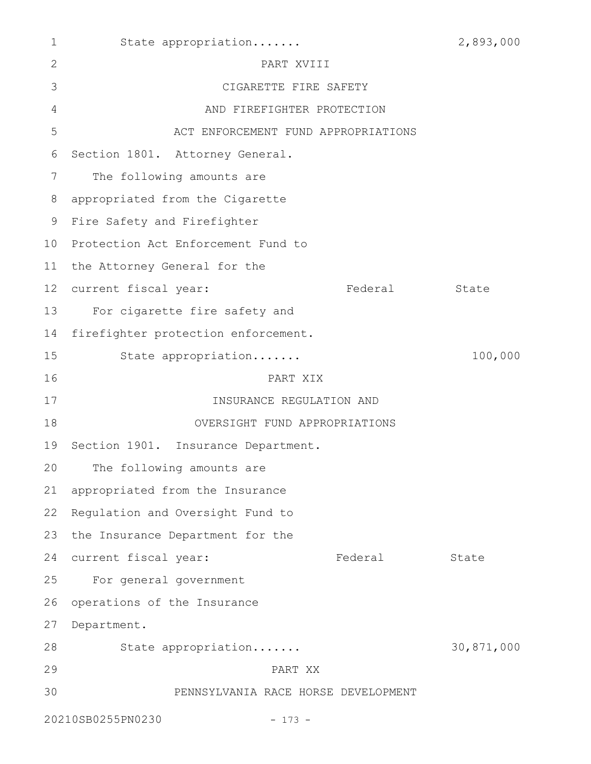State appropriation....... 2,893,000

PART XVIII

CIGARETTE FIRE SAFETY

AND FIREFIGHTER PROTECTION

ACT ENFORCEMENT FUND APPROPRIATIONS

Section 1801. Attorney General.

The following amounts are appropriated from the Cigarette Fire Safety and Firefighter Protection Act Enforcement Fund to the Attorney General for the current fiscal year:

| | Federal | State |
|---|---|---|
| For cigarette fire safety and firefighter protection enforcement. | | |
| State appropriation....... | | 100,000 |

PART XIX

INSURANCE REGULATION AND

OVERSIGHT FUND APPROPRIATIONS

Section 1901. Insurance Department.

The following amounts are appropriated from the Insurance Regulation and Oversight Fund to the Insurance Department for the current fiscal year:

| | Federal | State |
|---|---|---|
| For general government operations of the Insurance Department. | | |
| State appropriation....... | | 30,871,000 |

PART XX

PENNSYLVANIA RACE HORSE DEVELOPMENT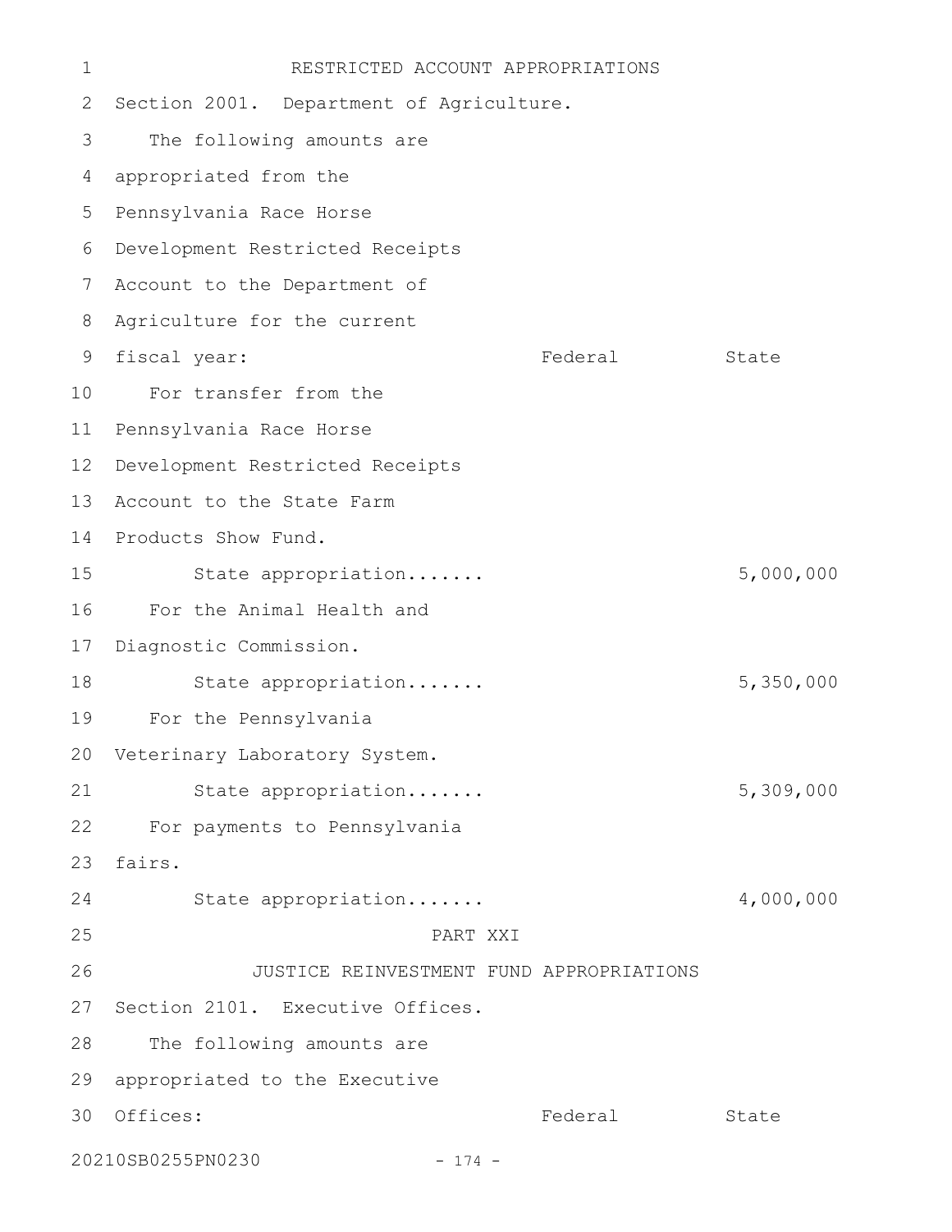RESTRICTED ACCOUNT APPROPRIATIONS

Section 2001. Department of Agriculture.

The following amounts are appropriated from the Pennsylvania Race Horse Development Restricted Receipts Account to the Department of Agriculture for the current fiscal year:

| | Federal | State |
|---|---|---|
| For transfer from the Pennsylvania Race Horse Development Restricted Receipts Account to the State Farm Products Show Fund. | | |
| State appropriation....... | | 5,000,000 |
| For the Animal Health and Diagnostic Commission. | | |
| State appropriation....... | | 5,350,000 |
| For the Pennsylvania Veterinary Laboratory System. | | |
| State appropriation....... | | 5,309,000 |
| For payments to Pennsylvania fairs. | | |
| State appropriation....... | | 4,000,000 |

PART XXI

JUSTICE REINVESTMENT FUND APPROPRIATIONS

Section 2101. Executive Offices.

The following amounts are appropriated to the Executive Offices:

| | Federal | State |
|---|---|---|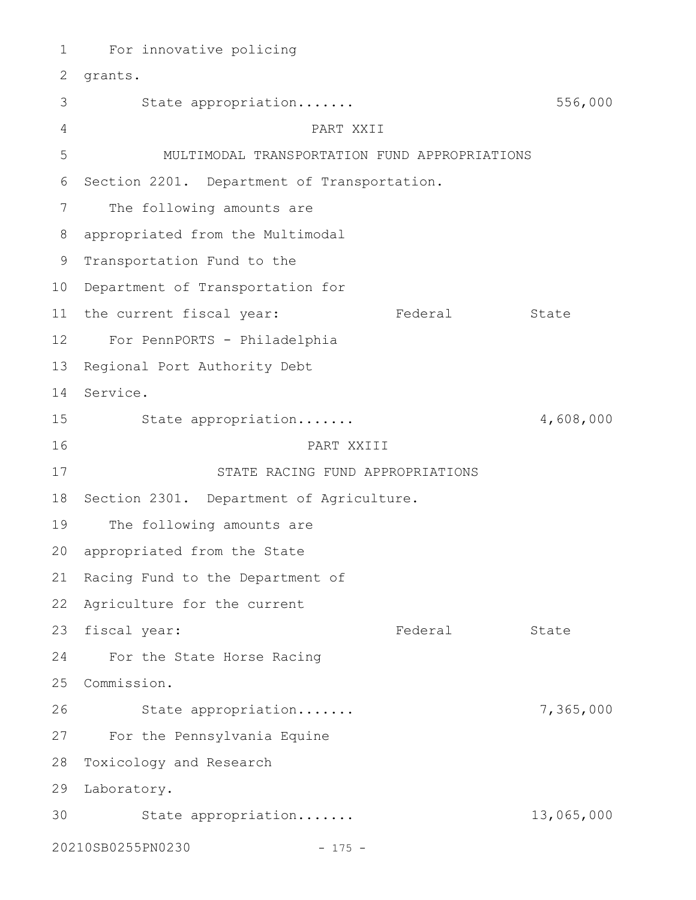For innovative policing grants.

State appropriation....... 556,000

PART XXII

MULTIMODAL TRANSPORTATION FUND APPROPRIATIONS

Section 2201. Department of Transportation.

The following amounts are appropriated from the Multimodal Transportation Fund to the Department of Transportation for the current fiscal year:

| | Federal | State |
|---|---|---|
| For PennPORTS - Philadelphia Regional Port Authority Debt Service. | | |
| State appropriation....... | | 4,608,000 |

PART XXIII

STATE RACING FUND APPROPRIATIONS

Section 2301. Department of Agriculture.

The following amounts are appropriated from the State Racing Fund to the Department of Agriculture for the current fiscal year:

| | Federal | State |
|---|---|---|
| For the State Horse Racing Commission. | | |
| State appropriation....... | | 7,365,000 |
| For the Pennsylvania Equine Toxicology and Research Laboratory. | | |
| State appropriation....... | | 13,065,000 |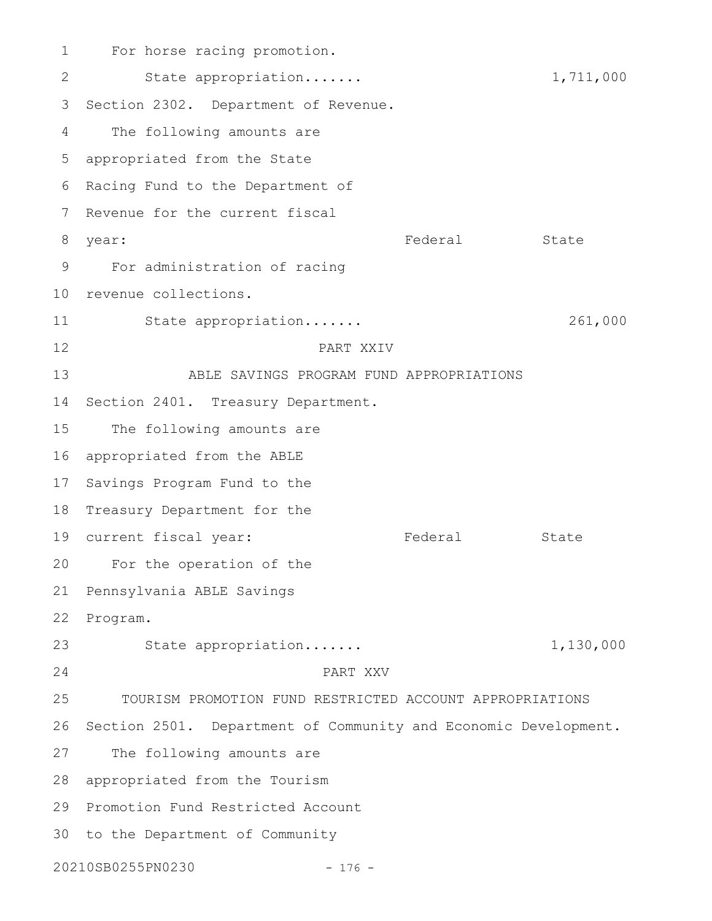For horse racing promotion.

State appropriation....... 1,711,000

Section 2302. Department of Revenue.

The following amounts are appropriated from the State Racing Fund to the Department of Revenue for the current fiscal year:

| | Federal | State |
|---|---|---|
| For administration of racing revenue collections. | | |
| State appropriation....... | | 261,000 |

PART XXIV

ABLE SAVINGS PROGRAM FUND APPROPRIATIONS

Section 2401. Treasury Department.

The following amounts are appropriated from the ABLE Savings Program Fund to the Treasury Department for the current fiscal year:

| | Federal | State |
|---|---|---|
| For the operation of the Pennsylvania ABLE Savings Program. | | |
| State appropriation....... | | 1,130,000 |

PART XXV

TOURISM PROMOTION FUND RESTRICTED ACCOUNT APPROPRIATIONS

Section 2501. Department of Community and Economic Development.

The following amounts are appropriated from the Tourism Promotion Fund Restricted Account to the Department of Community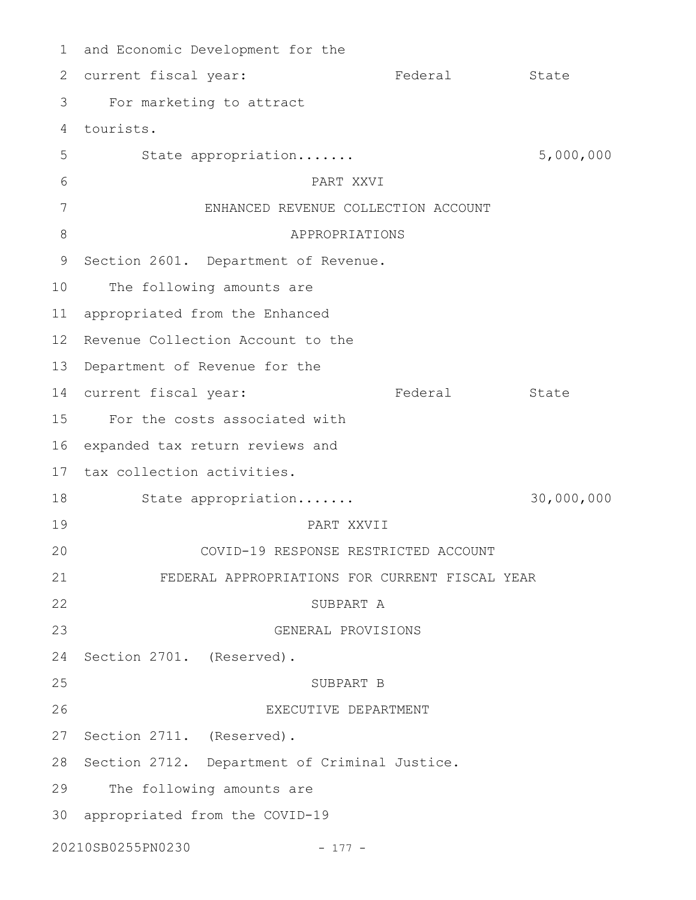and Economic Development for the current fiscal year:

| | Federal | State |
|---|---|---|
| For marketing to attract tourists. | | |
| State appropriation....... | | 5,000,000 |

PART XXVI

ENHANCED REVENUE COLLECTION ACCOUNT

APPROPRIATIONS

Section 2601. Department of Revenue.

The following amounts are appropriated from the Enhanced Revenue Collection Account to the Department of Revenue for the current fiscal year:

| | Federal | State |
|---|---|---|
| For the costs associated with expanded tax return reviews and tax collection activities. | | |
| State appropriation....... | | 30,000,000 |

PART XXVII

COVID-19 RESPONSE RESTRICTED ACCOUNT

FEDERAL APPROPRIATIONS FOR CURRENT FISCAL YEAR

SUBPART A

GENERAL PROVISIONS

Section 2701. (Reserved).

SUBPART B

EXECUTIVE DEPARTMENT

Section 2711. (Reserved).

Section 2712. Department of Criminal Justice.

The following amounts are appropriated from the COVID-19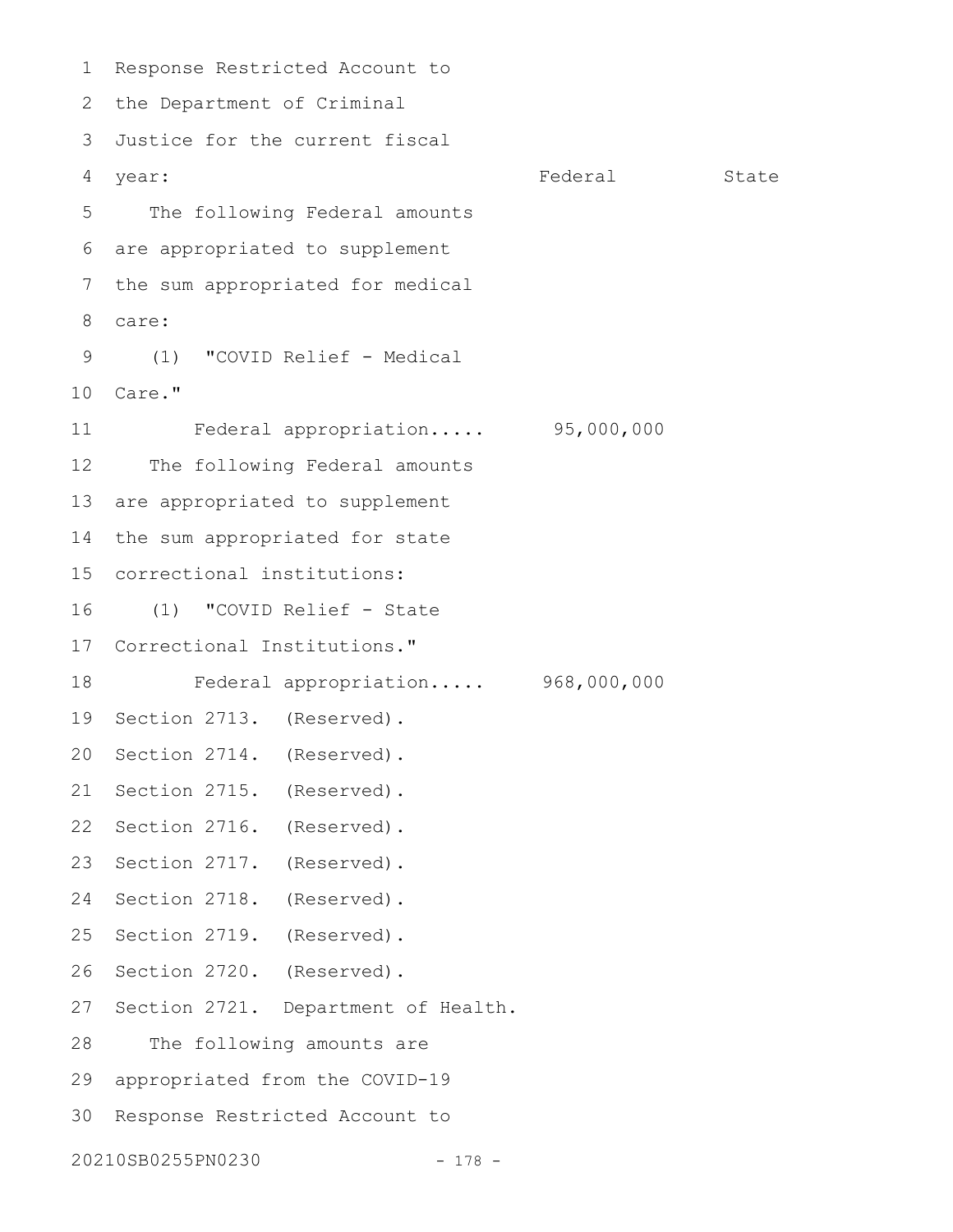Response Restricted Account to the Department of Criminal Justice for the current fiscal year:

| | Federal | State |
|---|---|---|
| The following Federal amounts are appropriated to supplement the sum appropriated for medical care: | | |
| (1) "COVID Relief - Medical Care." | | |
| Federal appropriation..... | 95,000,000 | |
| The following Federal amounts are appropriated to supplement the sum appropriated for state correctional institutions: | | |
| (1) "COVID Relief - State Correctional Institutions." | | |
| Federal appropriation..... | 968,000,000 | |

Section 2713. (Reserved).

Section 2714. (Reserved).

Section 2715. (Reserved).

Section 2716. (Reserved).

Section 2717. (Reserved).

Section 2718. (Reserved).

Section 2719. (Reserved).

Section 2720. (Reserved).

Section 2721. Department of Health.

The following amounts are appropriated from the COVID-19 Response Restricted Account to

20210SB0255PN0230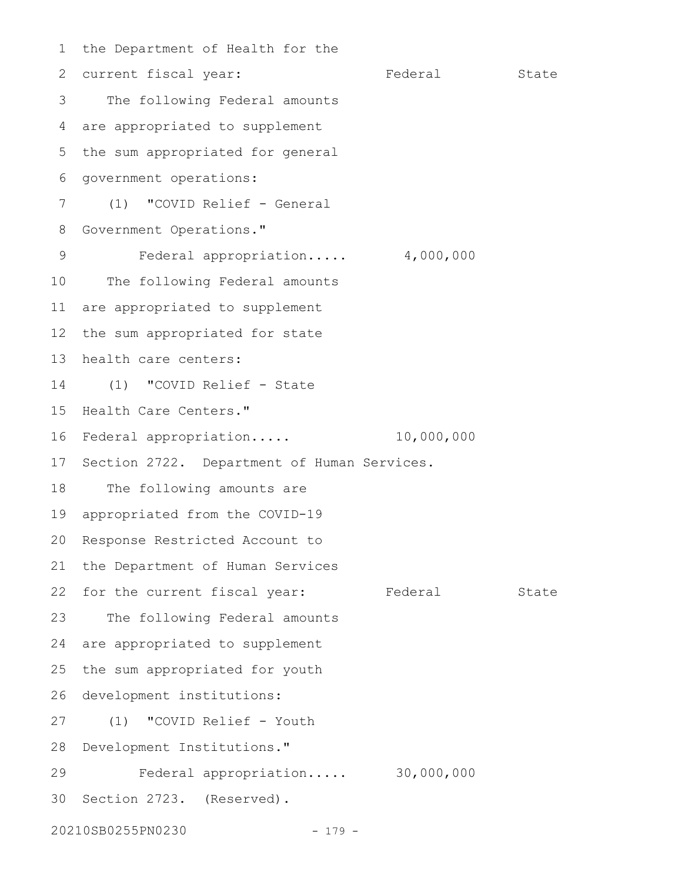the Department of Health for the current fiscal year:

| | Federal | State |
|---|---|---|
| The following Federal amounts are appropriated to supplement the sum appropriated for general government operations: | | |
| (1) "COVID Relief - General Government Operations." | | |
| Federal appropriation..... | 4,000,000 | |
| The following Federal amounts are appropriated to supplement the sum appropriated for state health care centers: | | |
| (1) "COVID Relief - State Health Care Centers." | | |
| Federal appropriation..... | 10,000,000 | |

Section 2722. Department of Human Services.

The following amounts are appropriated from the COVID-19 Response Restricted Account to the Department of Human Services for the current fiscal year:

| | Federal | State |
|---|---|---|
| The following Federal amounts are appropriated to supplement the sum appropriated for youth development institutions: | | |
| (1) "COVID Relief - Youth Development Institutions." | | |
| Federal appropriation..... | 30,000,000 | |

Section 2723. (Reserved).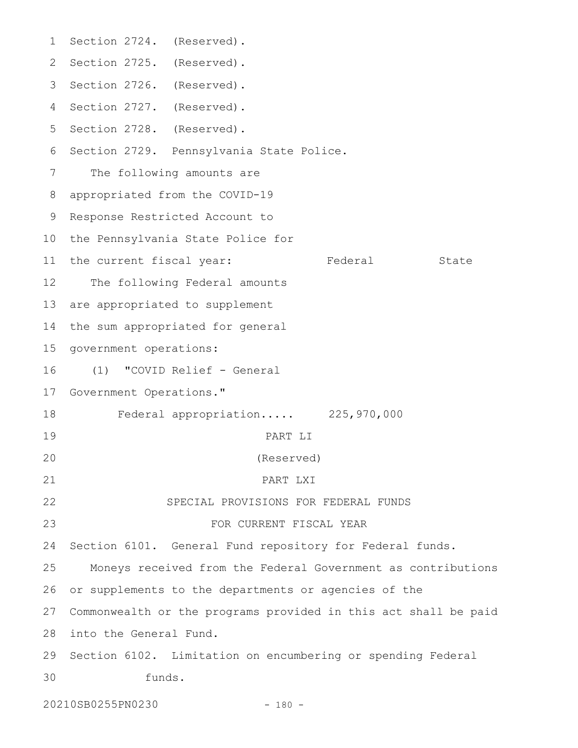Section 2724. (Reserved).

Section 2725. (Reserved).

Section 2726. (Reserved).

Section 2727. (Reserved).

Section 2728. (Reserved).

Section 2729. Pennsylvania State Police.

The following amounts are appropriated from the COVID-19 Response Restricted Account to the Pennsylvania State Police for the current fiscal year:

| | Federal | State |
|---|---|---|
| The following Federal amounts are appropriated to supplement the sum appropriated for general government operations: | | |
| (1) "COVID Relief - General Government Operations." | | |
| Federal appropriation..... | 225,970,000 | |

PART LI

(Reserved)

PART LXI

SPECIAL PROVISIONS FOR FEDERAL FUNDS FOR CURRENT FISCAL YEAR

Section 6101. General Fund repository for Federal funds.

Moneys received from the Federal Government as contributions or supplements to the departments or agencies of the Commonwealth or the programs provided in this act shall be paid into the General Fund.

Section 6102. Limitation on encumbering or spending Federal funds.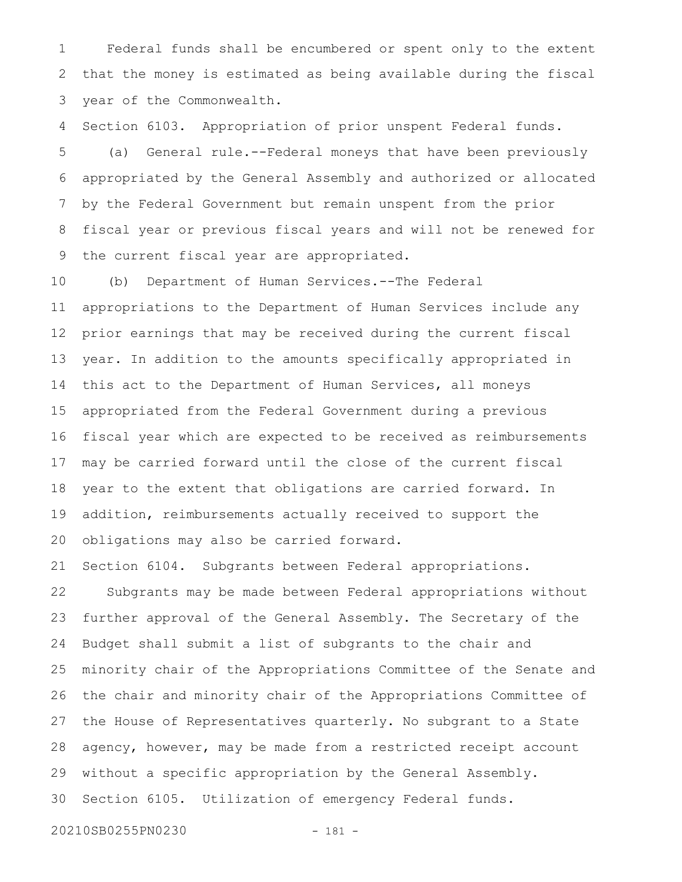Federal funds shall be encumbered or spent only to the extent that the money is estimated as being available during the fiscal year of the Commonwealth.

Section 6103. Appropriation of prior unspent Federal funds.

(a) General rule.--Federal moneys that have been previously appropriated by the General Assembly and authorized or allocated by the Federal Government but remain unspent from the prior fiscal year or previous fiscal years and will not be renewed for the current fiscal year are appropriated.

(b) Department of Human Services.--The Federal appropriations to the Department of Human Services include any prior earnings that may be received during the current fiscal year. In addition to the amounts specifically appropriated in this act to the Department of Human Services, all moneys appropriated from the Federal Government during a previous fiscal year which are expected to be received as reimbursements may be carried forward until the close of the current fiscal year to the extent that obligations are carried forward. In addition, reimbursements actually received to support the obligations may also be carried forward.

Section 6104. Subgrants between Federal appropriations.

Subgrants may be made between Federal appropriations without further approval of the General Assembly. The Secretary of the Budget shall submit a list of subgrants to the chair and minority chair of the Appropriations Committee of the Senate and the chair and minority chair of the Appropriations Committee of the House of Representatives quarterly. No subgrant to a State agency, however, may be made from a restricted receipt account without a specific appropriation by the General Assembly.

Section 6105. Utilization of emergency Federal funds.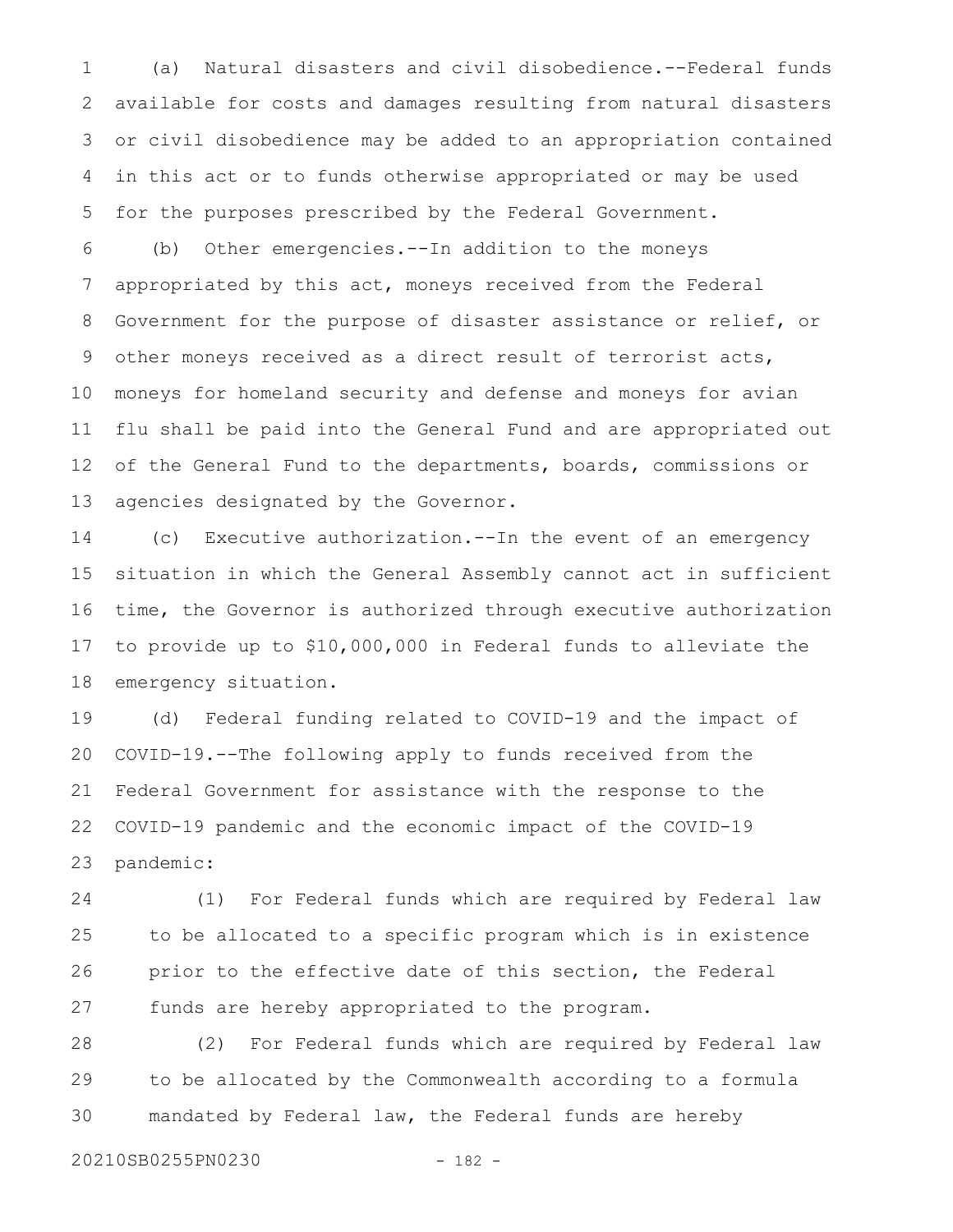(a) Natural disasters and civil disobedience.--Federal funds available for costs and damages resulting from natural disasters or civil disobedience may be added to an appropriation contained in this act or to funds otherwise appropriated or may be used for the purposes prescribed by the Federal Government.

(b) Other emergencies.--In addition to the moneys appropriated by this act, moneys received from the Federal Government for the purpose of disaster assistance or relief, or other moneys received as a direct result of terrorist acts, moneys for homeland security and defense and moneys for avian flu shall be paid into the General Fund and are appropriated out of the General Fund to the departments, boards, commissions or agencies designated by the Governor.

(c) Executive authorization.--In the event of an emergency situation in which the General Assembly cannot act in sufficient time, the Governor is authorized through executive authorization to provide up to $10,000,000 in Federal funds to alleviate the emergency situation.

(d) Federal funding related to COVID-19 and the impact of COVID-19.--The following apply to funds received from the Federal Government for assistance with the response to the COVID-19 pandemic and the economic impact of the COVID-19 pandemic:

(1) For Federal funds which are required by Federal law to be allocated to a specific program which is in existence prior to the effective date of this section, the Federal funds are hereby appropriated to the program.

(2) For Federal funds which are required by Federal law to be allocated by the Commonwealth according to a formula mandated by Federal law, the Federal funds are hereby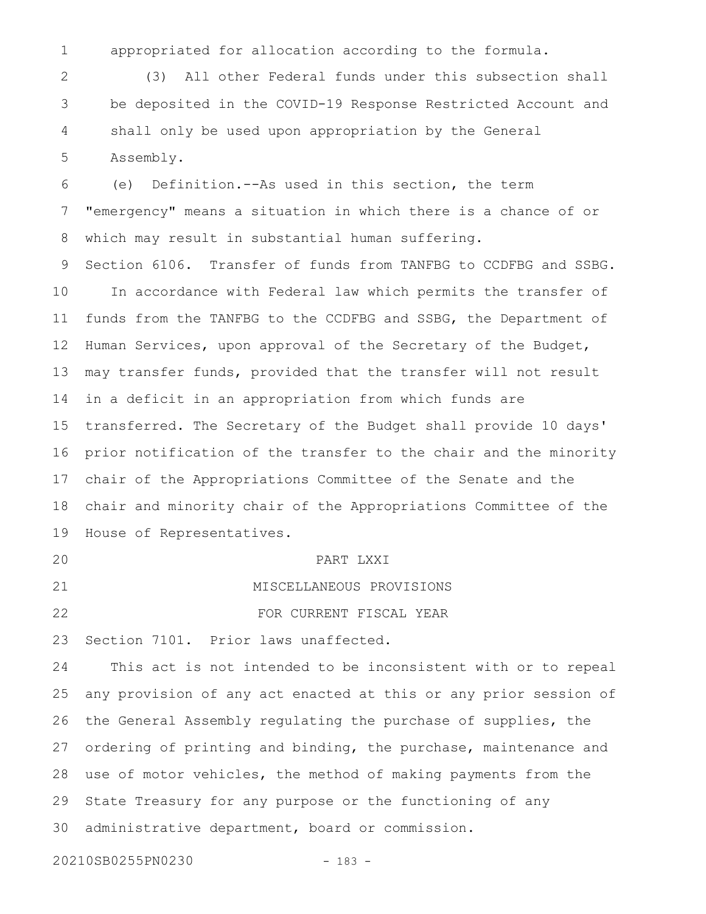appropriated for allocation according to the formula.

(3) All other Federal funds under this subsection shall be deposited in the COVID-19 Response Restricted Account and shall only be used upon appropriation by the General Assembly.

(e) Definition.--As used in this section, the term "emergency" means a situation in which there is a chance of or which may result in substantial human suffering.

Section 6106. Transfer of funds from TANFBG to CCDFBG and SSBG.

In accordance with Federal law which permits the transfer of funds from the TANFBG to the CCDFBG and SSBG, the Department of Human Services, upon approval of the Secretary of the Budget, may transfer funds, provided that the transfer will not result in a deficit in an appropriation from which funds are transferred. The Secretary of the Budget shall provide 10 days' prior notification of the transfer to the chair and the minority chair of the Appropriations Committee of the Senate and the chair and minority chair of the Appropriations Committee of the House of Representatives.

## PART LXXI
## MISCELLANEOUS PROVISIONS
## FOR CURRENT FISCAL YEAR

Section 7101. Prior laws unaffected.

This act is not intended to be inconsistent with or to repeal any provision of any act enacted at this or any prior session of the General Assembly regulating the purchase of supplies, the ordering of printing and binding, the purchase, maintenance and use of motor vehicles, the method of making payments from the State Treasury for any purpose or the functioning of any administrative department, board or commission.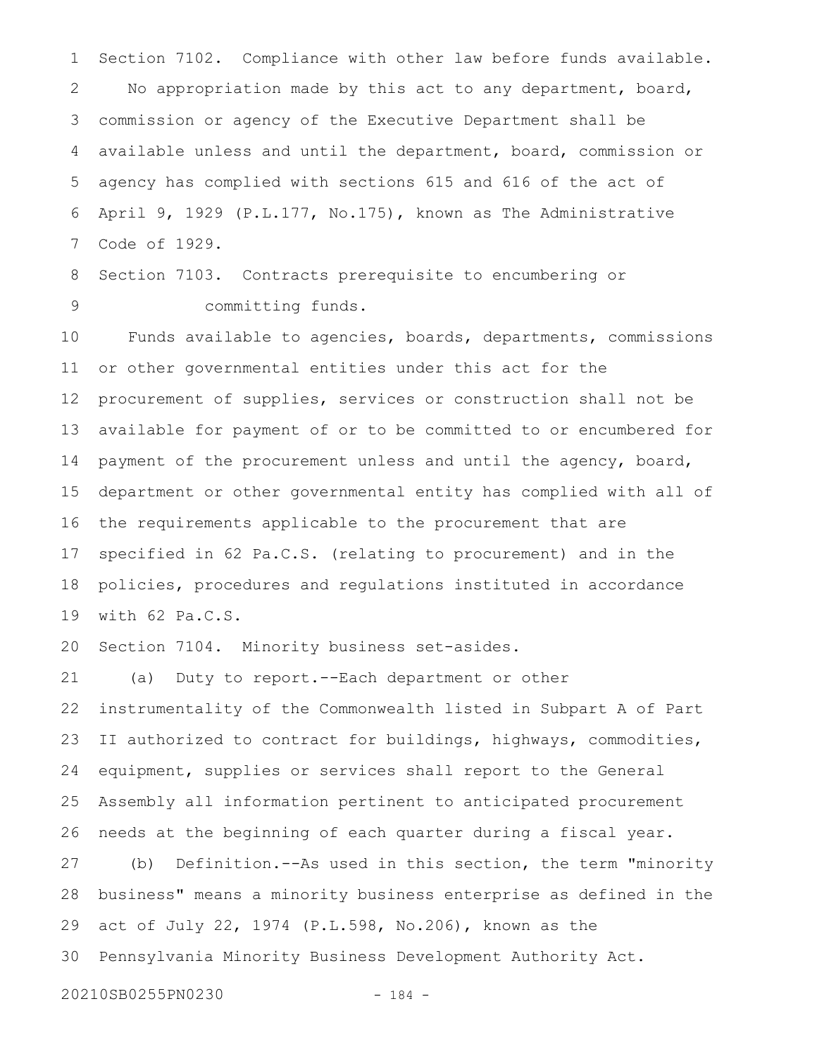Section 7102. Compliance with other law before funds available.

No appropriation made by this act to any department, board, commission or agency of the Executive Department shall be available unless and until the department, board, commission or agency has complied with sections 615 and 616 of the act of April 9, 1929 (P.L.177, No.175), known as The Administrative Code of 1929.

Section 7103. Contracts prerequisite to encumbering or committing funds.

Funds available to agencies, boards, departments, commissions or other governmental entities under this act for the procurement of supplies, services or construction shall not be available for payment of or to be committed to or encumbered for payment of the procurement unless and until the agency, board, department or other governmental entity has complied with all of the requirements applicable to the procurement that are specified in 62 Pa.C.S. (relating to procurement) and in the policies, procedures and regulations instituted in accordance with 62 Pa.C.S.

Section 7104. Minority business set-asides.

(a) Duty to report.--Each department or other instrumentality of the Commonwealth listed in Subpart A of Part II authorized to contract for buildings, highways, commodities, equipment, supplies or services shall report to the General Assembly all information pertinent to anticipated procurement needs at the beginning of each quarter during a fiscal year.

(b) Definition.--As used in this section, the term "minority business" means a minority business enterprise as defined in the act of July 22, 1974 (P.L.598, No.206), known as the Pennsylvania Minority Business Development Authority Act.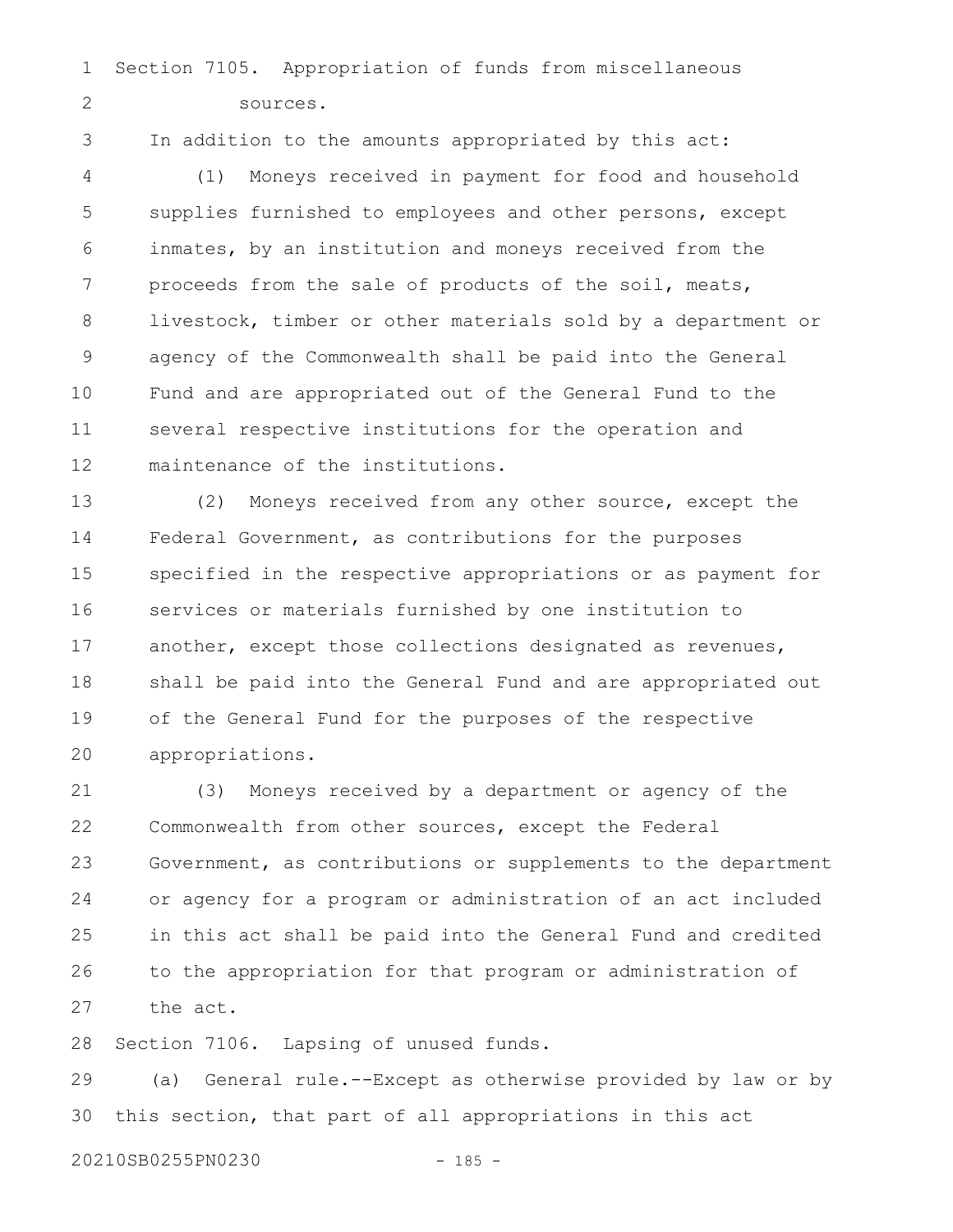Section 7105. Appropriation of funds from miscellaneous sources.

In addition to the amounts appropriated by this act:

(1) Moneys received in payment for food and household supplies furnished to employees and other persons, except inmates, by an institution and moneys received from the proceeds from the sale of products of the soil, meats, livestock, timber or other materials sold by a department or agency of the Commonwealth shall be paid into the General Fund and are appropriated out of the General Fund to the several respective institutions for the operation and maintenance of the institutions.

(2) Moneys received from any other source, except the Federal Government, as contributions for the purposes specified in the respective appropriations or as payment for services or materials furnished by one institution to another, except those collections designated as revenues, shall be paid into the General Fund and are appropriated out of the General Fund for the purposes of the respective appropriations.

(3) Moneys received by a department or agency of the Commonwealth from other sources, except the Federal Government, as contributions or supplements to the department or agency for a program or administration of an act included in this act shall be paid into the General Fund and credited to the appropriation for that program or administration of the act.

Section 7106. Lapsing of unused funds.

(a) General rule.--Except as otherwise provided by law or by this section, that part of all appropriations in this act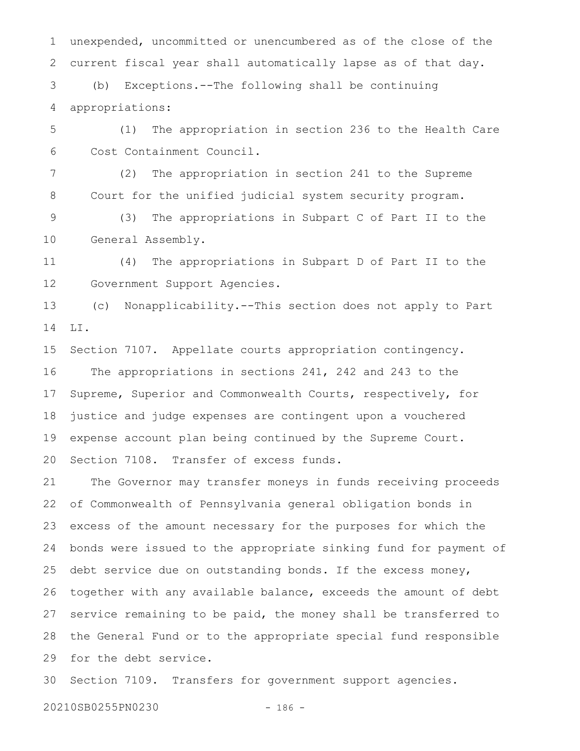unexpended, uncommitted or unencumbered as of the close of the current fiscal year shall automatically lapse as of that day.

(b) Exceptions.--The following shall be continuing appropriations:

(1) The appropriation in section 236 to the Health Care Cost Containment Council.

(2) The appropriation in section 241 to the Supreme Court for the unified judicial system security program.

(3) The appropriations in Subpart C of Part II to the General Assembly.

(4) The appropriations in Subpart D of Part II to the Government Support Agencies.

(c) Nonapplicability.--This section does not apply to Part LI.

Section 7107. Appellate courts appropriation contingency.

The appropriations in sections 241, 242 and 243 to the Supreme, Superior and Commonwealth Courts, respectively, for justice and judge expenses are contingent upon a vouchered expense account plan being continued by the Supreme Court.

Section 7108. Transfer of excess funds.

The Governor may transfer moneys in funds receiving proceeds of Commonwealth of Pennsylvania general obligation bonds in excess of the amount necessary for the purposes for which the bonds were issued to the appropriate sinking fund for payment of debt service due on outstanding bonds. If the excess money, together with any available balance, exceeds the amount of debt service remaining to be paid, the money shall be transferred to the General Fund or to the appropriate special fund responsible for the debt service.

Section 7109. Transfers for government support agencies.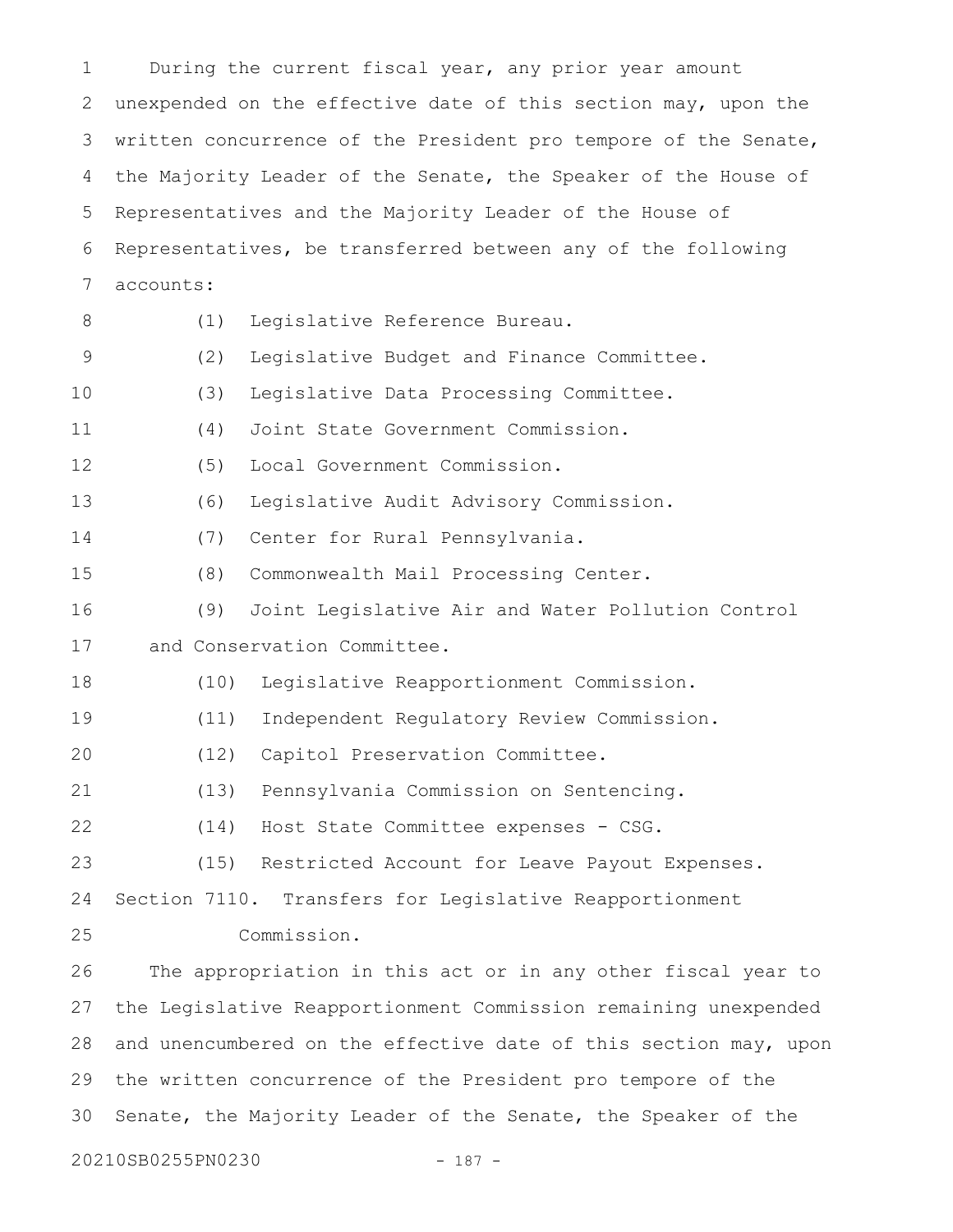During the current fiscal year, any prior year amount unexpended on the effective date of this section may, upon the written concurrence of the President pro tempore of the Senate, the Majority Leader of the Senate, the Speaker of the House of Representatives and the Majority Leader of the House of Representatives, be transferred between any of the following accounts:

(1) Legislative Reference Bureau.

(2) Legislative Budget and Finance Committee.

(3) Legislative Data Processing Committee.

(4) Joint State Government Commission.

(5) Local Government Commission.

(6) Legislative Audit Advisory Commission.

(7) Center for Rural Pennsylvania.

(8) Commonwealth Mail Processing Center.

(9) Joint Legislative Air and Water Pollution Control and Conservation Committee.

(10) Legislative Reapportionment Commission.

(11) Independent Regulatory Review Commission.

(12) Capitol Preservation Committee.

(13) Pennsylvania Commission on Sentencing.

(14) Host State Committee expenses - CSG.

(15) Restricted Account for Leave Payout Expenses.

Section 7110. Transfers for Legislative Reapportionment Commission.

The appropriation in this act or in any other fiscal year to the Legislative Reapportionment Commission remaining unexpended and unencumbered on the effective date of this section may, upon the written concurrence of the President pro tempore of the Senate, the Majority Leader of the Senate, the Speaker of the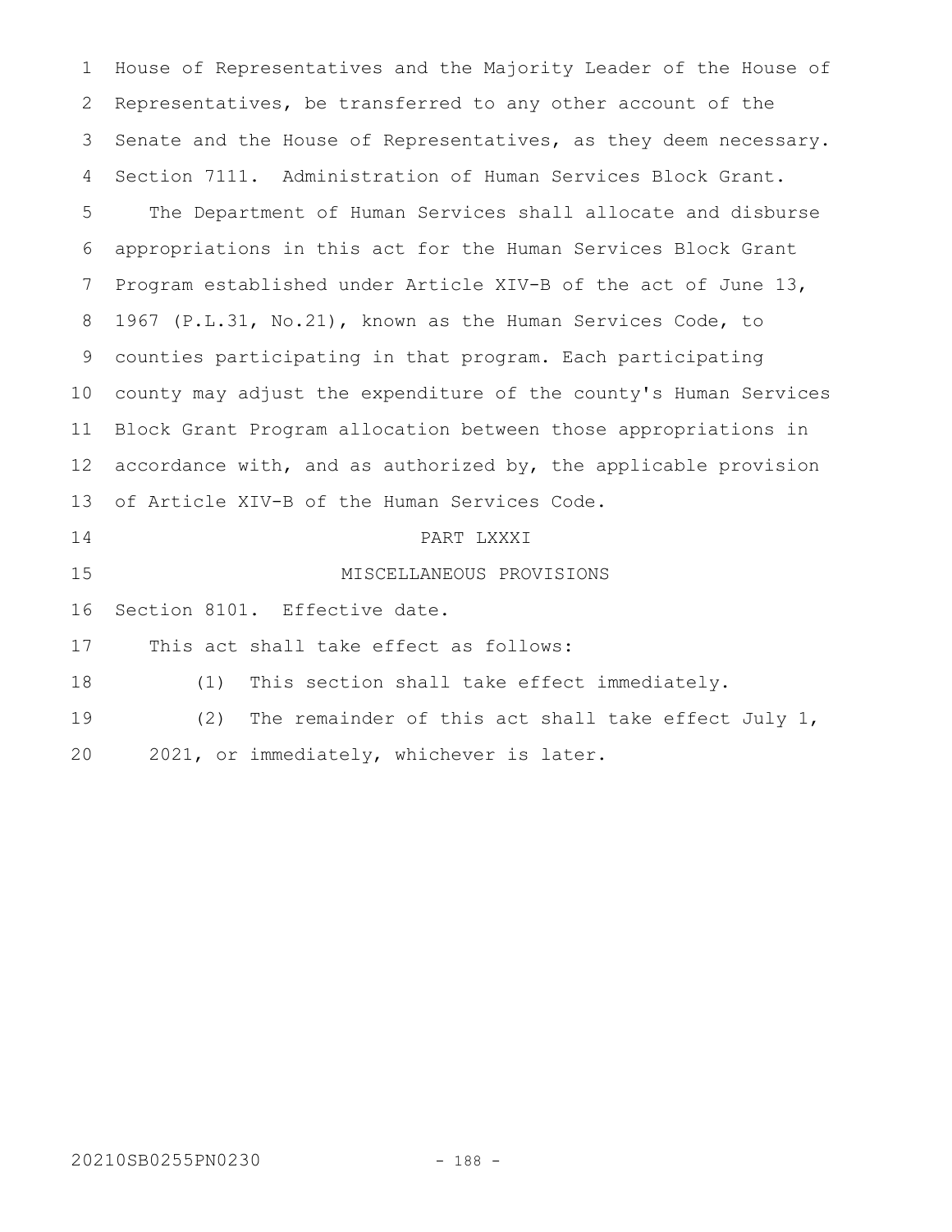House of Representatives and the Majority Leader of the House of Representatives, be transferred to any other account of the Senate and the House of Representatives, as they deem necessary.

Section 7111. Administration of Human Services Block Grant.

The Department of Human Services shall allocate and disburse appropriations in this act for the Human Services Block Grant Program established under Article XIV-B of the act of June 13, 1967 (P.L.31, No.21), known as the Human Services Code, to counties participating in that program. Each participating county may adjust the expenditure of the county's Human Services Block Grant Program allocation between those appropriations in accordance with, and as authorized by, the applicable provision of Article XIV-B of the Human Services Code.

PART LXXXI

MISCELLANEOUS PROVISIONS

Section 8101. Effective date.

This act shall take effect as follows:

(1) This section shall take effect immediately.

(2) The remainder of this act shall take effect July 1, 2021, or immediately, whichever is later.